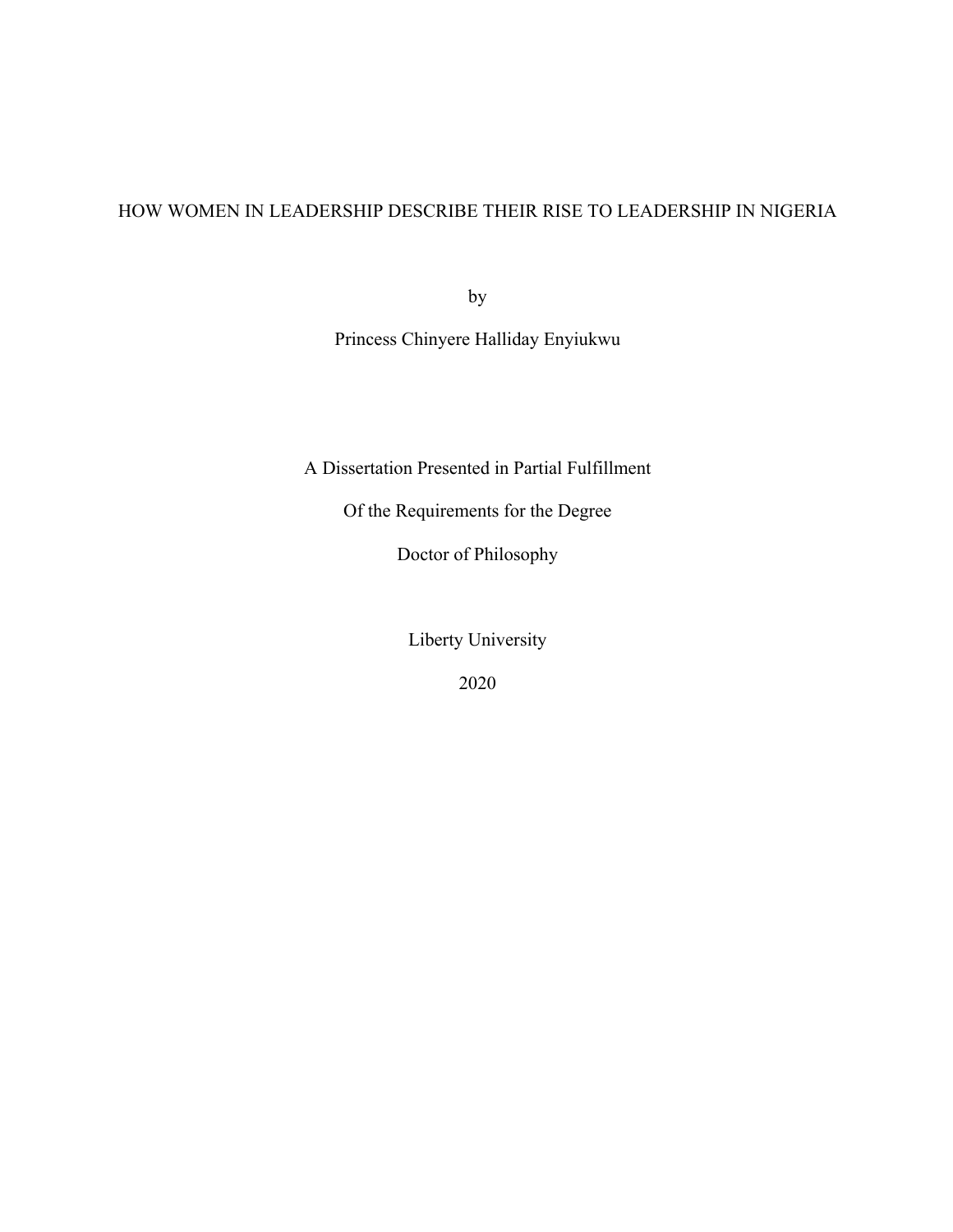# HOW WOMEN IN LEADERSHIP DESCRIBE THEIR RISE TO LEADERSHIP IN NIGERIA

by

Princess Chinyere Halliday Enyiukwu

A Dissertation Presented in Partial Fulfillment

Of the Requirements for the Degree

Doctor of Philosophy

Liberty University

2020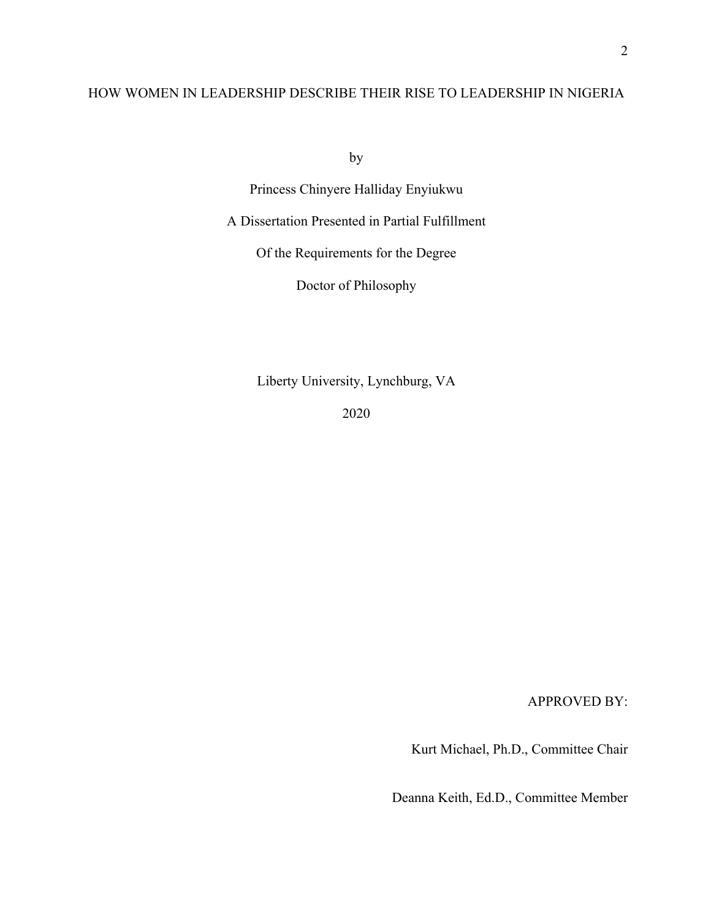HOW WOMEN IN LEADERSHIP DESCRIBE THEIR RISE TO LEADERSHIP IN NIGERIA

by

Princess Chinyere Halliday Enyiukwu

A Dissertation Presented in Partial Fulfillment

Of the Requirements for the Degree

Doctor of Philosophy

Liberty University, Lynchburg, VA

2020

APPROVED BY:

Kurt Michael, Ph.D., Committee Chair

Deanna Keith, Ed.D., Committee Member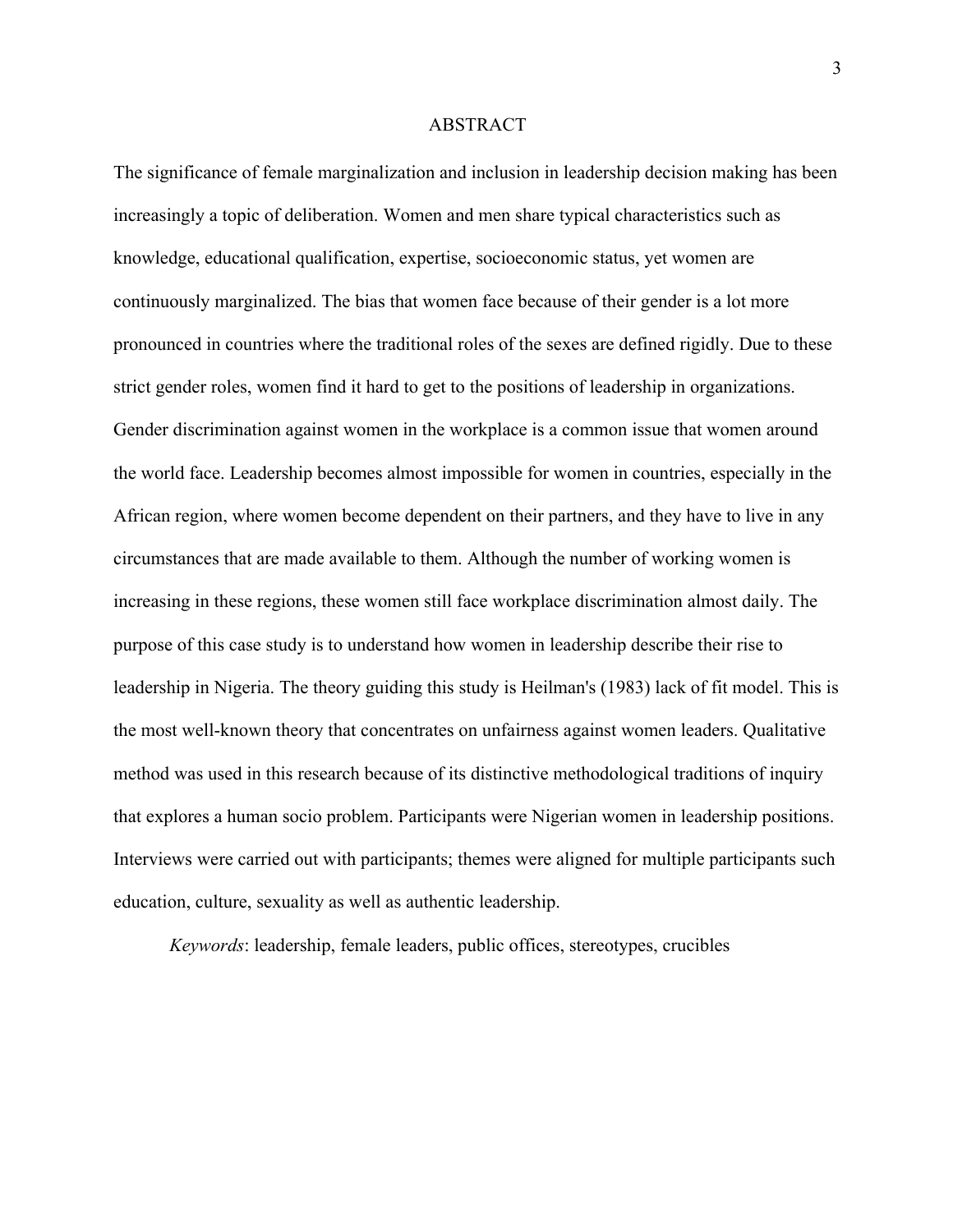# ABSTRACT

The significance of female marginalization and inclusion in leadership decision making has been increasingly a topic of deliberation. Women and men share typical characteristics such as knowledge, educational qualification, expertise, socioeconomic status, yet women are continuously marginalized. The bias that women face because of their gender is a lot more pronounced in countries where the traditional roles of the sexes are defined rigidly. Due to these strict gender roles, women find it hard to get to the positions of leadership in organizations. Gender discrimination against women in the workplace is a common issue that women around the world face. Leadership becomes almost impossible for women in countries, especially in the African region, where women become dependent on their partners, and they have to live in any circumstances that are made available to them. Although the number of working women is increasing in these regions, these women still face workplace discrimination almost daily. The purpose of this case study is to understand how women in leadership describe their rise to leadership in Nigeria. The theory guiding this study is Heilman's (1983) lack of fit model. This is the most well-known theory that concentrates on unfairness against women leaders. Qualitative method was used in this research because of its distinctive methodological traditions of inquiry that explores a human socio problem. Participants were Nigerian women in leadership positions. Interviews were carried out with participants; themes were aligned for multiple participants such education, culture, sexuality as well as authentic leadership.

*Keywords*: leadership, female leaders, public offices, stereotypes, crucibles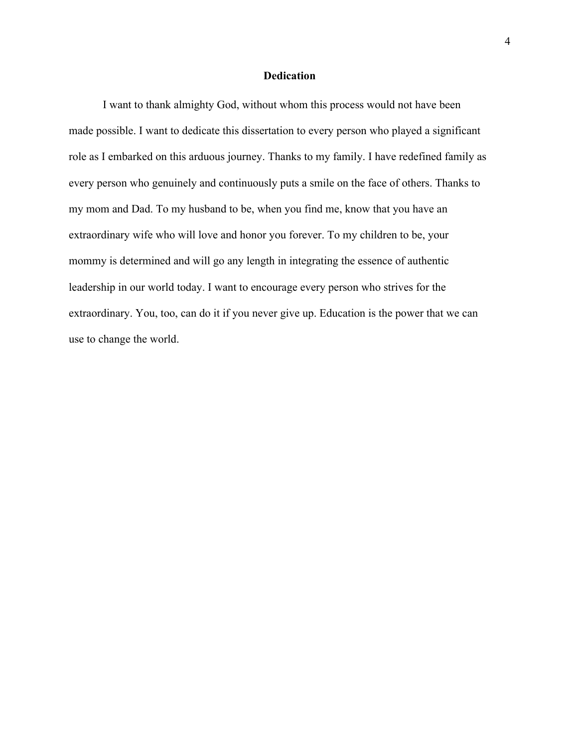# Dedication

I want to thank almighty God, without whom this process would not have been made possible. I want to dedicate this dissertation to every person who played a significant role as I embarked on this arduous journey. Thanks to my family. I have redefined family as every person who genuinely and continuously puts a smile on the face of others. Thanks to my mom and Dad. To my husband to be, when you find me, know that you have an extraordinary wife who will love and honor you forever. To my children to be, your mommy is determined and will go any length in integrating the essence of authentic leadership in our world today. I want to encourage every person who strives for the extraordinary. You, too, can do it if you never give up. Education is the power that we can use to change the world.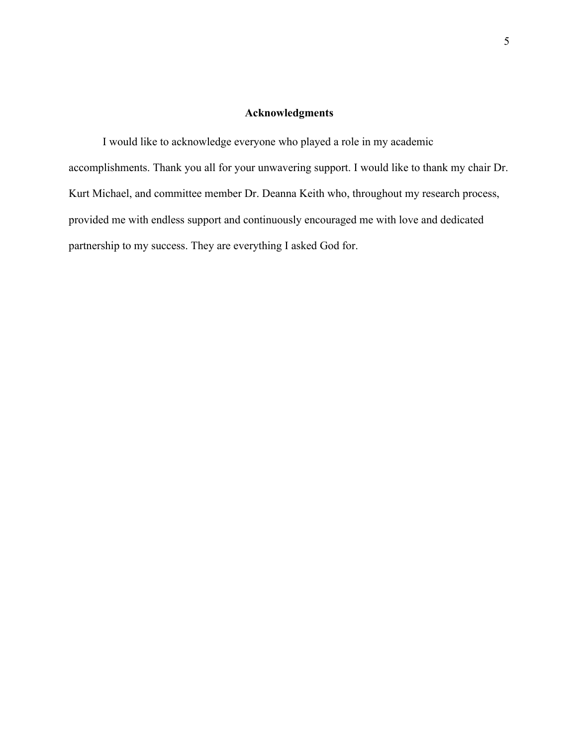## Acknowledgments

I would like to acknowledge everyone who played a role in my academic accomplishments. Thank you all for your unwavering support. I would like to thank my chair Dr. Kurt Michael, and committee member Dr. Deanna Keith who, throughout my research process, provided me with endless support and continuously encouraged me with love and dedicated partnership to my success. They are everything I asked God for.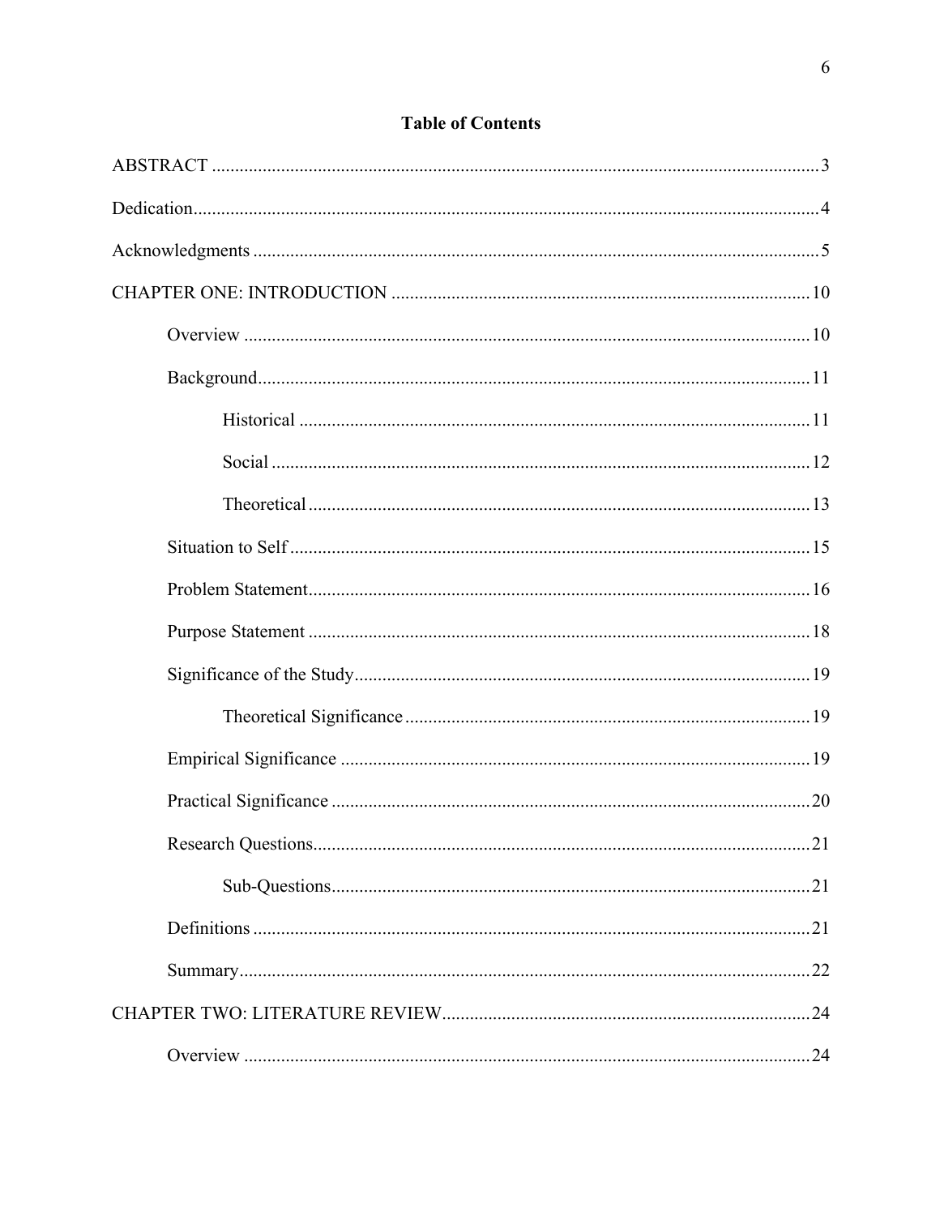# Table of Contents

ABSTRACT ............................................................................................................................3

Dedication..............................................................................................................................4

Acknowledgments .................................................................................................................5

CHAPTER ONE: INTRODUCTION ...................................................................................10

- Overview ......................................................................................................................10
- Background...................................................................................................................11
  - Historical ..............................................................................................................11
  - Social ....................................................................................................................12
  - Theoretical ............................................................................................................13
- Situation to Self ............................................................................................................15
- Problem Statement........................................................................................................16
- Purpose Statement ........................................................................................................18
- Significance of the Study..............................................................................................19
  - Theoretical Significance .......................................................................................19
- Empirical Significance .................................................................................................19
- Practical Significance ...................................................................................................20
- Research Questions.......................................................................................................21
  - Sub-Questions.......................................................................................................21
- Definitions ....................................................................................................................21
- Summary.......................................................................................................................22

CHAPTER TWO: LITERATURE REVIEW.........................................................................24

- Overview ......................................................................................................................24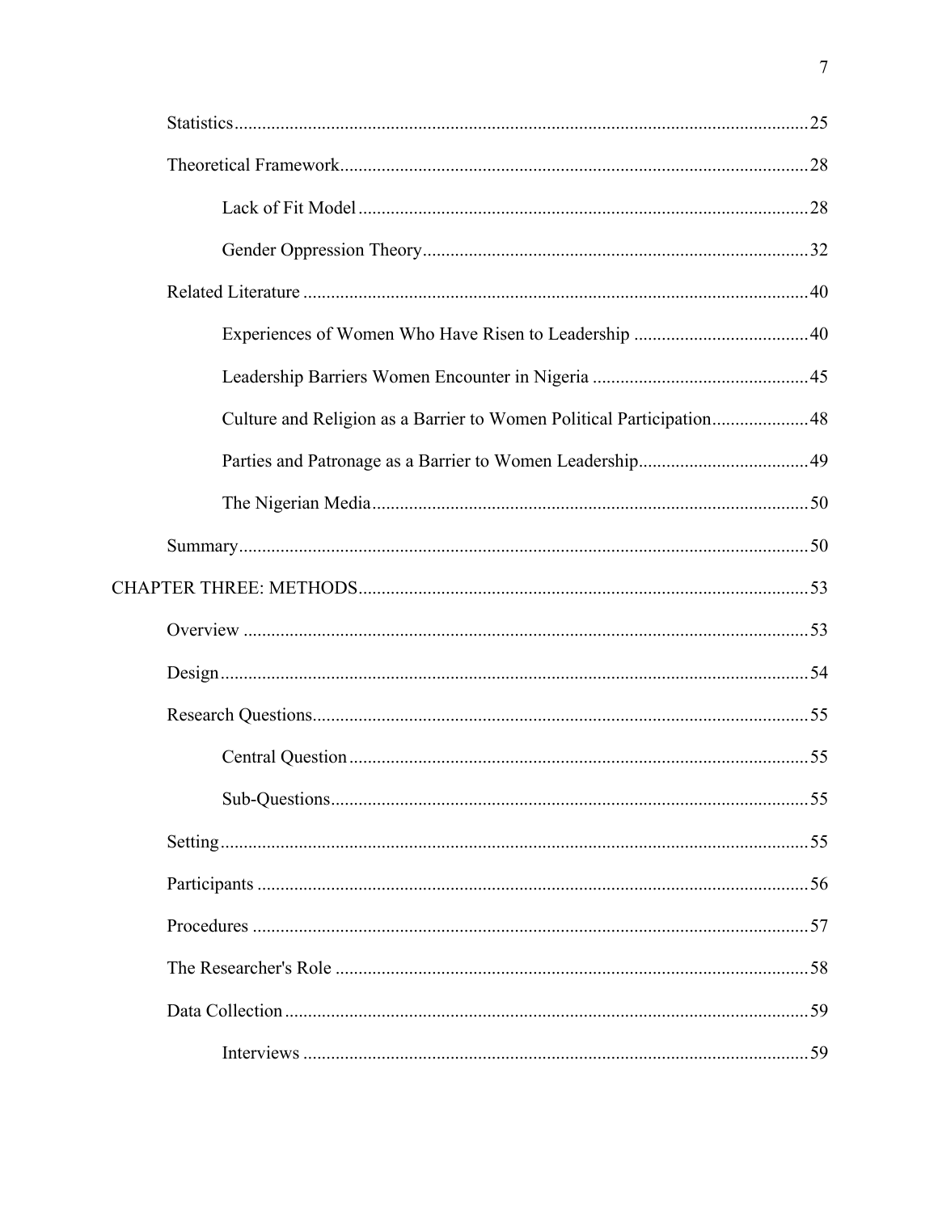Statistics ........................................................................................................................ 25

Theoretical Framework ..................................................................................................... 28

Lack of Fit Model ................................................................................................. 28

Gender Oppression Theory ................................................................................... 32

Related Literature ............................................................................................................. 40

Experiences of Women Who Have Risen to Leadership ...................................... 40

Leadership Barriers Women Encounter in Nigeria ............................................... 45

Culture and Religion as a Barrier to Women Political Participation ..................... 48

Parties and Patronage as a Barrier to Women Leadership ..................................... 49

The Nigerian Media ............................................................................................... 50

Summary ........................................................................................................................... 50

CHAPTER THREE: METHODS ................................................................................................. 53

Overview ........................................................................................................................... 53

Design ............................................................................................................................... 54

Research Questions ........................................................................................................... 55

Central Question .................................................................................................... 55

Sub-Questions ........................................................................................................ 55

Setting ............................................................................................................................... 55

Participants ....................................................................................................................... 56

Procedures ........................................................................................................................ 57

The Researcher's Role ...................................................................................................... 58

Data Collection ................................................................................................................. 59

Interviews ............................................................................................................. 59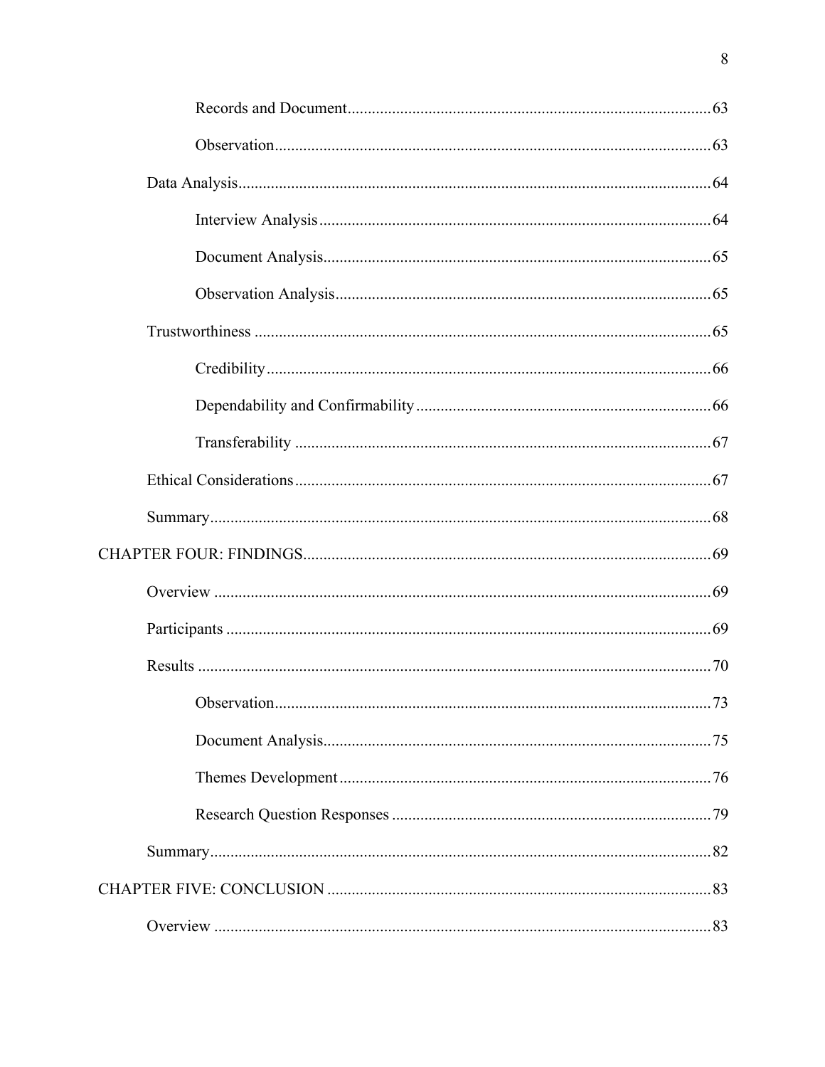Records and Document ........................................................................................63

Observation ........................................................................................63

Data Analysis ........................................................................................64

Interview Analysis ........................................................................................64

Document Analysis ........................................................................................65

Observation Analysis ........................................................................................65

Trustworthiness ........................................................................................65

Credibility ........................................................................................66

Dependability and Confirmability ........................................................................................66

Transferability ........................................................................................67

Ethical Considerations ........................................................................................67

Summary ........................................................................................68

CHAPTER FOUR: FINDINGS ........................................................................................69

Overview ........................................................................................69

Participants ........................................................................................69

Results ........................................................................................70

Observation ........................................................................................73

Document Analysis ........................................................................................75

Themes Development ........................................................................................76

Research Question Responses ........................................................................................79

Summary ........................................................................................82

CHAPTER FIVE: CONCLUSION ........................................................................................83

Overview ........................................................................................83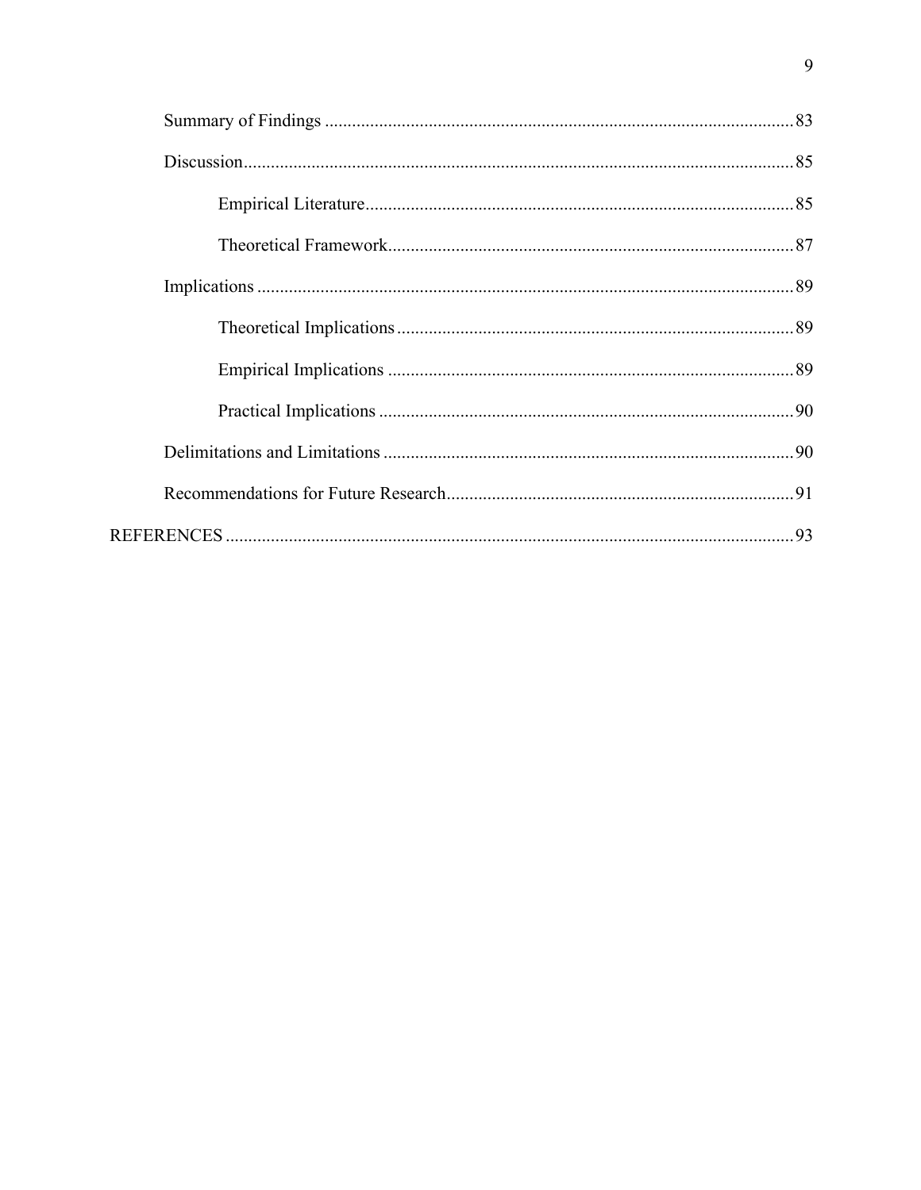Summary of Findings ........................................................................................................83

Discussion...........................................................................................................................85

Empirical Literature...............................................................................................85

Theoretical Framework..........................................................................................87

Implications .......................................................................................................................89

Theoretical Implications........................................................................................89

Empirical Implications ..........................................................................................89

Practical Implications ............................................................................................90

Delimitations and Limitations ...........................................................................................90

Recommendations for Future Research.............................................................................91

REFERENCES ..............................................................................................................................93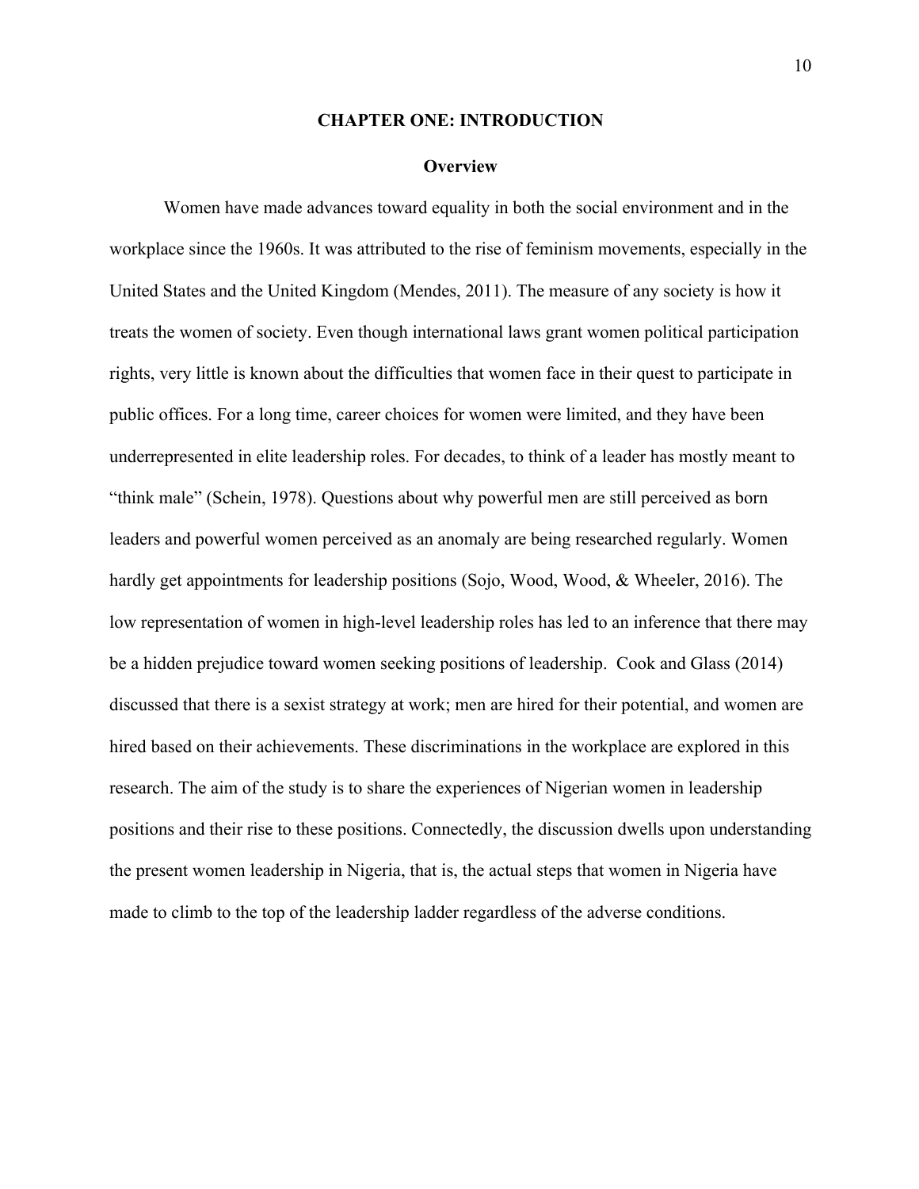# CHAPTER ONE: INTRODUCTION

## Overview

Women have made advances toward equality in both the social environment and in the workplace since the 1960s. It was attributed to the rise of feminism movements, especially in the United States and the United Kingdom (Mendes, 2011). The measure of any society is how it treats the women of society. Even though international laws grant women political participation rights, very little is known about the difficulties that women face in their quest to participate in public offices. For a long time, career choices for women were limited, and they have been underrepresented in elite leadership roles. For decades, to think of a leader has mostly meant to "think male" (Schein, 1978). Questions about why powerful men are still perceived as born leaders and powerful women perceived as an anomaly are being researched regularly. Women hardly get appointments for leadership positions (Sojo, Wood, Wood, & Wheeler, 2016). The low representation of women in high-level leadership roles has led to an inference that there may be a hidden prejudice toward women seeking positions of leadership. Cook and Glass (2014) discussed that there is a sexist strategy at work; men are hired for their potential, and women are hired based on their achievements. These discriminations in the workplace are explored in this research. The aim of the study is to share the experiences of Nigerian women in leadership positions and their rise to these positions. Connectedly, the discussion dwells upon understanding the present women leadership in Nigeria, that is, the actual steps that women in Nigeria have made to climb to the top of the leadership ladder regardless of the adverse conditions.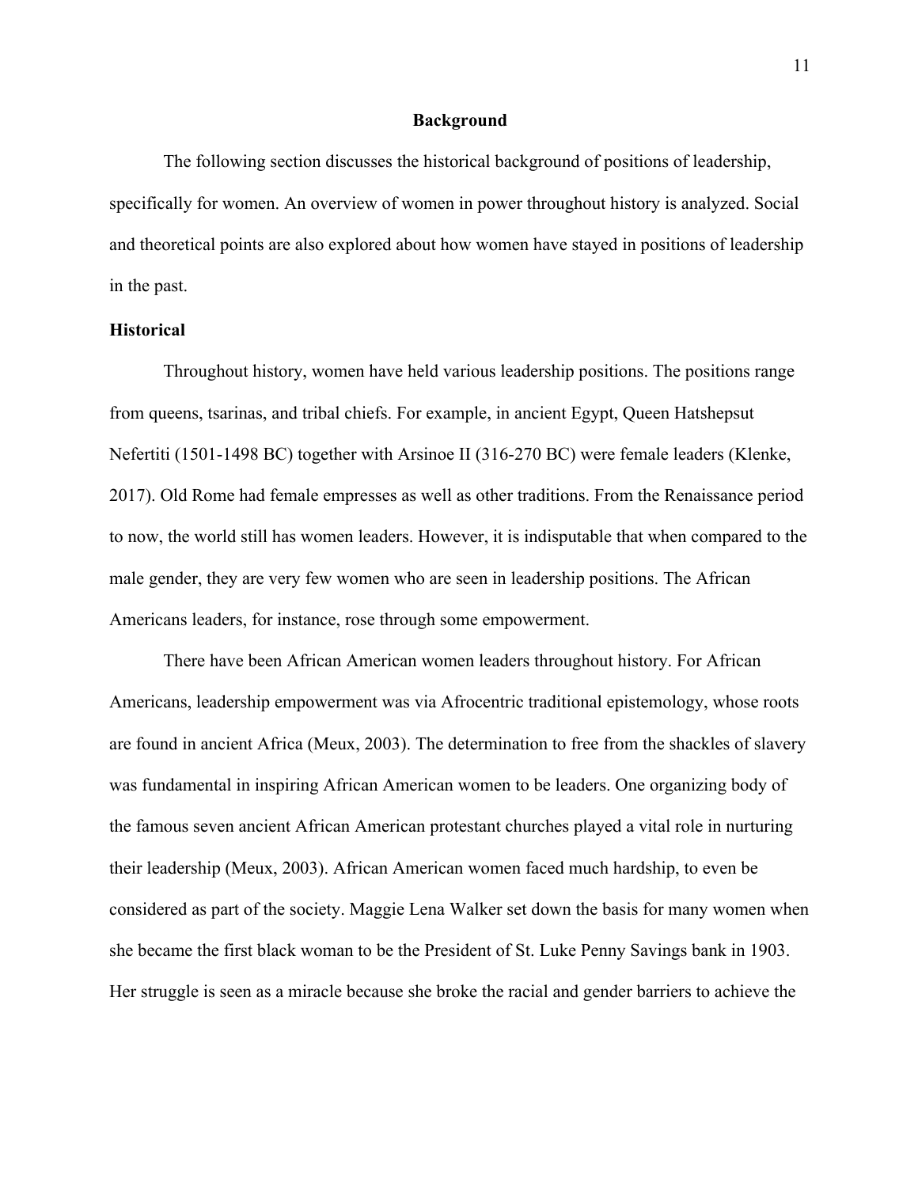## Background

The following section discusses the historical background of positions of leadership, specifically for women. An overview of women in power throughout history is analyzed. Social and theoretical points are also explored about how women have stayed in positions of leadership in the past.

### Historical

Throughout history, women have held various leadership positions. The positions range from queens, tsarinas, and tribal chiefs. For example, in ancient Egypt, Queen Hatshepsut Nefertiti (1501-1498 BC) together with Arsinoe II (316-270 BC) were female leaders (Klenke, 2017). Old Rome had female empresses as well as other traditions. From the Renaissance period to now, the world still has women leaders. However, it is indisputable that when compared to the male gender, they are very few women who are seen in leadership positions. The African Americans leaders, for instance, rose through some empowerment.

There have been African American women leaders throughout history. For African Americans, leadership empowerment was via Afrocentric traditional epistemology, whose roots are found in ancient Africa (Meux, 2003). The determination to free from the shackles of slavery was fundamental in inspiring African American women to be leaders. One organizing body of the famous seven ancient African American protestant churches played a vital role in nurturing their leadership (Meux, 2003). African American women faced much hardship, to even be considered as part of the society. Maggie Lena Walker set down the basis for many women when she became the first black woman to be the President of St. Luke Penny Savings bank in 1903. Her struggle is seen as a miracle because she broke the racial and gender barriers to achieve the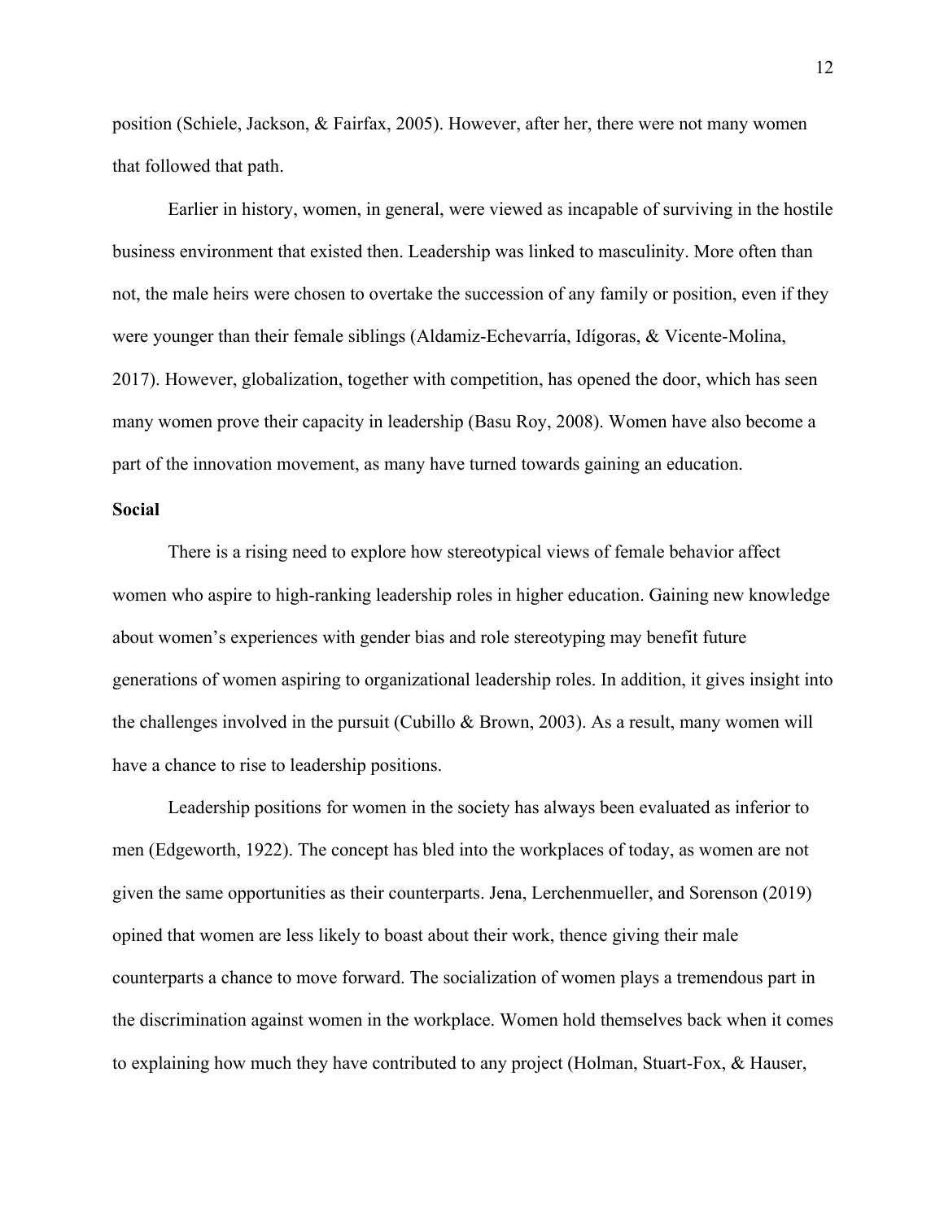position (Schiele, Jackson, & Fairfax, 2005). However, after her, there were not many women that followed that path.

Earlier in history, women, in general, were viewed as incapable of surviving in the hostile business environment that existed then. Leadership was linked to masculinity. More often than not, the male heirs were chosen to overtake the succession of any family or position, even if they were younger than their female siblings (Aldamiz-Echevarría, Idígoras, & Vicente-Molina, 2017). However, globalization, together with competition, has opened the door, which has seen many women prove their capacity in leadership (Basu Roy, 2008). Women have also become a part of the innovation movement, as many have turned towards gaining an education.

**Social**

There is a rising need to explore how stereotypical views of female behavior affect women who aspire to high-ranking leadership roles in higher education. Gaining new knowledge about women's experiences with gender bias and role stereotyping may benefit future generations of women aspiring to organizational leadership roles. In addition, it gives insight into the challenges involved in the pursuit (Cubillo & Brown, 2003). As a result, many women will have a chance to rise to leadership positions.

Leadership positions for women in the society has always been evaluated as inferior to men (Edgeworth, 1922). The concept has bled into the workplaces of today, as women are not given the same opportunities as their counterparts. Jena, Lerchenmueller, and Sorenson (2019) opined that women are less likely to boast about their work, thence giving their male counterparts a chance to move forward. The socialization of women plays a tremendous part in the discrimination against women in the workplace. Women hold themselves back when it comes to explaining how much they have contributed to any project (Holman, Stuart-Fox, & Hauser,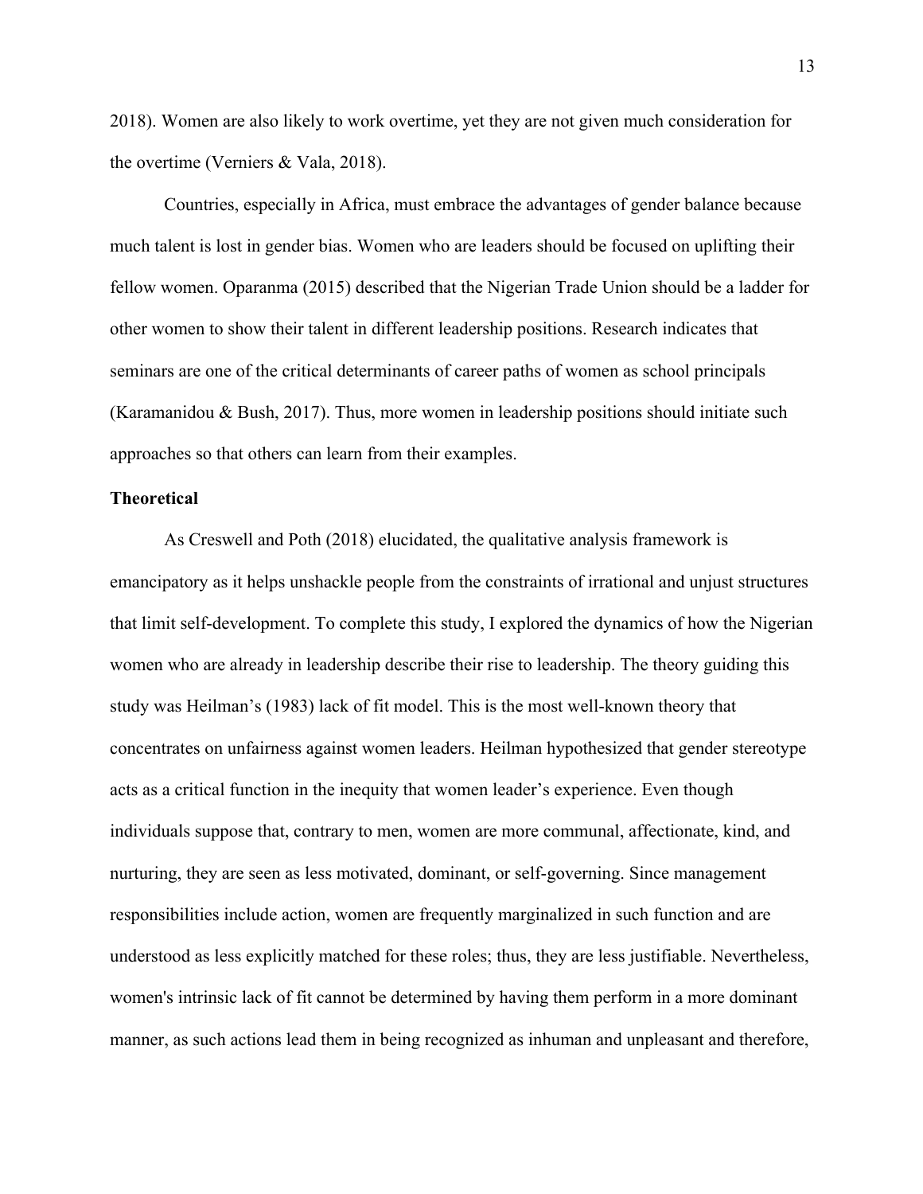2018). Women are also likely to work overtime, yet they are not given much consideration for the overtime (Verniers & Vala, 2018).

Countries, especially in Africa, must embrace the advantages of gender balance because much talent is lost in gender bias. Women who are leaders should be focused on uplifting their fellow women. Oparanma (2015) described that the Nigerian Trade Union should be a ladder for other women to show their talent in different leadership positions. Research indicates that seminars are one of the critical determinants of career paths of women as school principals (Karamanidou & Bush, 2017). Thus, more women in leadership positions should initiate such approaches so that others can learn from their examples.

**Theoretical**

As Creswell and Poth (2018) elucidated, the qualitative analysis framework is emancipatory as it helps unshackle people from the constraints of irrational and unjust structures that limit self-development. To complete this study, I explored the dynamics of how the Nigerian women who are already in leadership describe their rise to leadership. The theory guiding this study was Heilman's (1983) lack of fit model. This is the most well-known theory that concentrates on unfairness against women leaders. Heilman hypothesized that gender stereotype acts as a critical function in the inequity that women leader's experience. Even though individuals suppose that, contrary to men, women are more communal, affectionate, kind, and nurturing, they are seen as less motivated, dominant, or self-governing. Since management responsibilities include action, women are frequently marginalized in such function and are understood as less explicitly matched for these roles; thus, they are less justifiable. Nevertheless, women's intrinsic lack of fit cannot be determined by having them perform in a more dominant manner, as such actions lead them in being recognized as inhuman and unpleasant and therefore,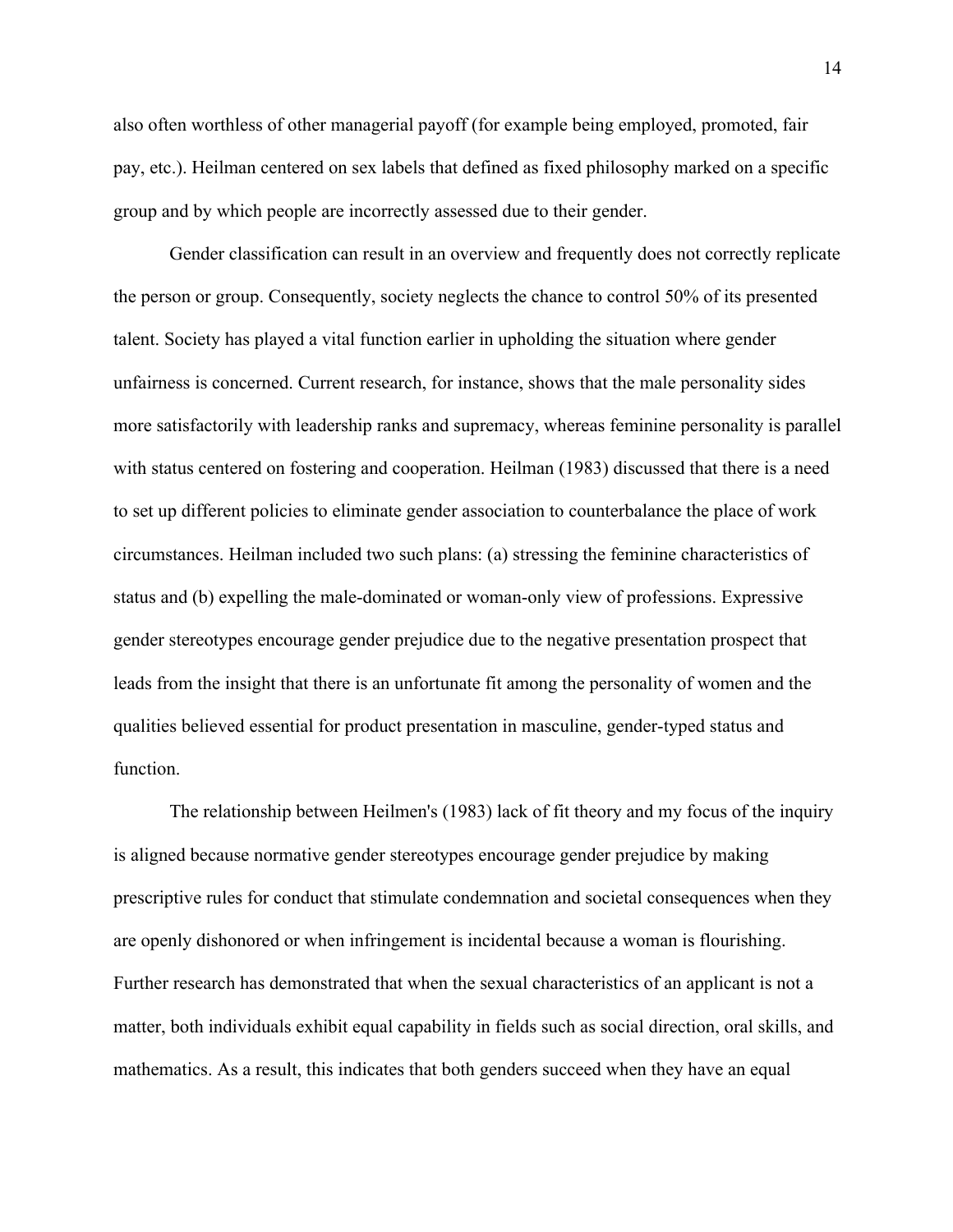also often worthless of other managerial payoff (for example being employed, promoted, fair pay, etc.). Heilman centered on sex labels that defined as fixed philosophy marked on a specific group and by which people are incorrectly assessed due to their gender.

Gender classification can result in an overview and frequently does not correctly replicate the person or group. Consequently, society neglects the chance to control 50% of its presented talent. Society has played a vital function earlier in upholding the situation where gender unfairness is concerned. Current research, for instance, shows that the male personality sides more satisfactorily with leadership ranks and supremacy, whereas feminine personality is parallel with status centered on fostering and cooperation. Heilman (1983) discussed that there is a need to set up different policies to eliminate gender association to counterbalance the place of work circumstances. Heilman included two such plans: (a) stressing the feminine characteristics of status and (b) expelling the male-dominated or woman-only view of professions. Expressive gender stereotypes encourage gender prejudice due to the negative presentation prospect that leads from the insight that there is an unfortunate fit among the personality of women and the qualities believed essential for product presentation in masculine, gender-typed status and function.

The relationship between Heilmen's (1983) lack of fit theory and my focus of the inquiry is aligned because normative gender stereotypes encourage gender prejudice by making prescriptive rules for conduct that stimulate condemnation and societal consequences when they are openly dishonored or when infringement is incidental because a woman is flourishing. Further research has demonstrated that when the sexual characteristics of an applicant is not a matter, both individuals exhibit equal capability in fields such as social direction, oral skills, and mathematics. As a result, this indicates that both genders succeed when they have an equal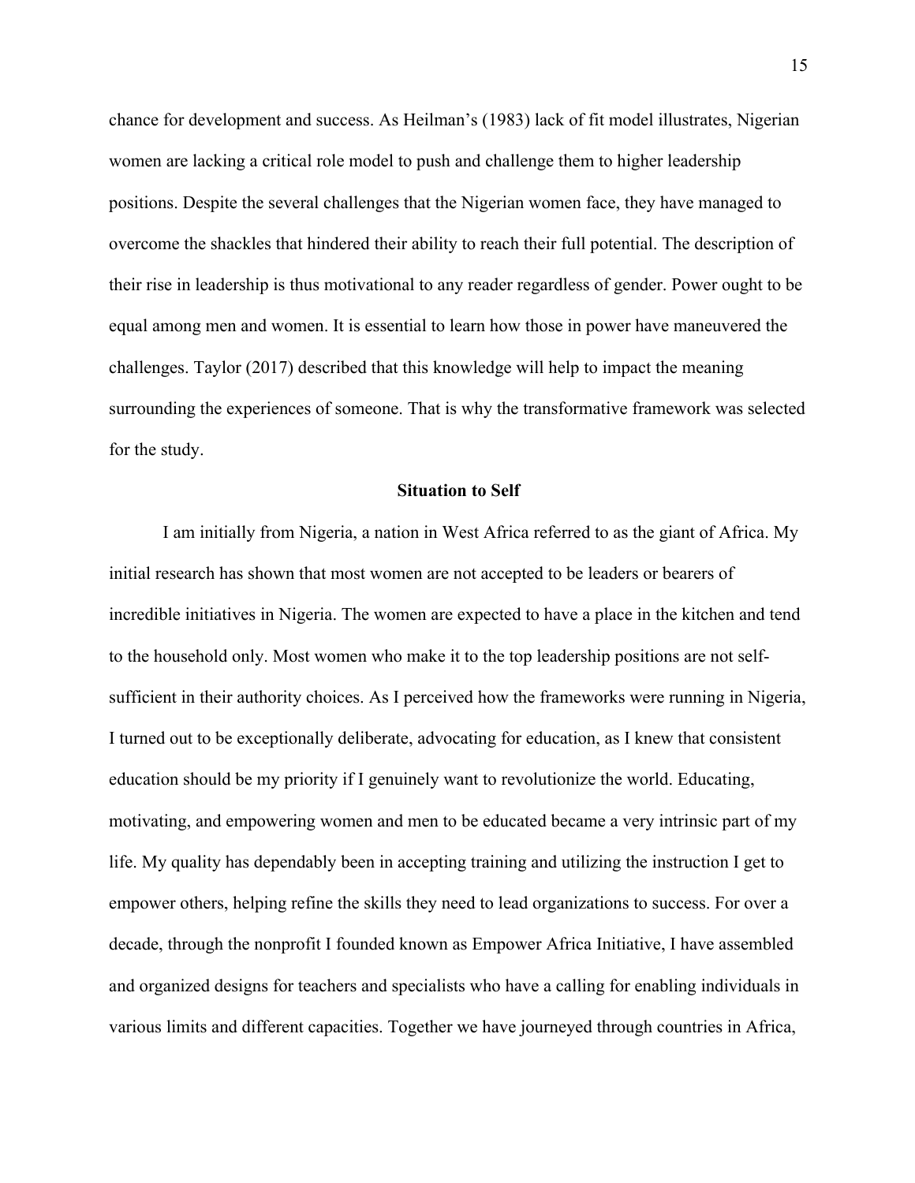chance for development and success. As Heilman's (1983) lack of fit model illustrates, Nigerian women are lacking a critical role model to push and challenge them to higher leadership positions. Despite the several challenges that the Nigerian women face, they have managed to overcome the shackles that hindered their ability to reach their full potential. The description of their rise in leadership is thus motivational to any reader regardless of gender. Power ought to be equal among men and women. It is essential to learn how those in power have maneuvered the challenges. Taylor (2017) described that this knowledge will help to impact the meaning surrounding the experiences of someone. That is why the transformative framework was selected for the study.

## Situation to Self

I am initially from Nigeria, a nation in West Africa referred to as the giant of Africa. My initial research has shown that most women are not accepted to be leaders or bearers of incredible initiatives in Nigeria. The women are expected to have a place in the kitchen and tend to the household only. Most women who make it to the top leadership positions are not self-sufficient in their authority choices. As I perceived how the frameworks were running in Nigeria, I turned out to be exceptionally deliberate, advocating for education, as I knew that consistent education should be my priority if I genuinely want to revolutionize the world. Educating, motivating, and empowering women and men to be educated became a very intrinsic part of my life. My quality has dependably been in accepting training and utilizing the instruction I get to empower others, helping refine the skills they need to lead organizations to success. For over a decade, through the nonprofit I founded known as Empower Africa Initiative, I have assembled and organized designs for teachers and specialists who have a calling for enabling individuals in various limits and different capacities. Together we have journeyed through countries in Africa,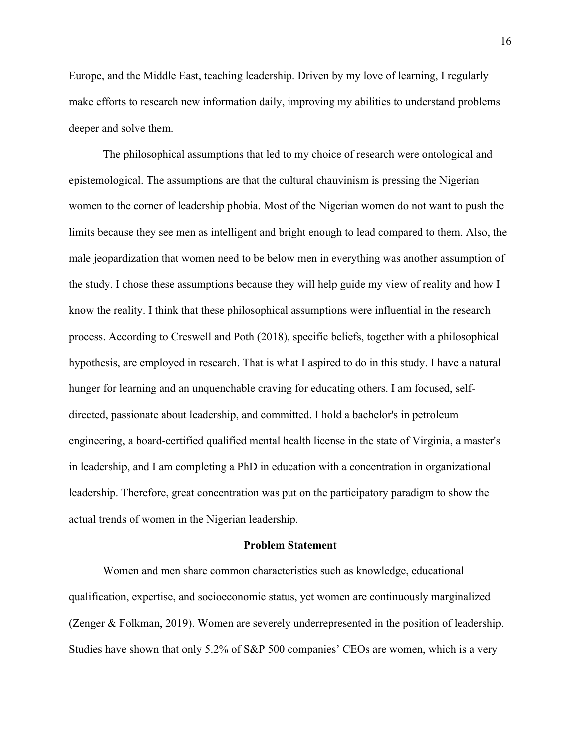Europe, and the Middle East, teaching leadership. Driven by my love of learning, I regularly make efforts to research new information daily, improving my abilities to understand problems deeper and solve them.

The philosophical assumptions that led to my choice of research were ontological and epistemological. The assumptions are that the cultural chauvinism is pressing the Nigerian women to the corner of leadership phobia. Most of the Nigerian women do not want to push the limits because they see men as intelligent and bright enough to lead compared to them. Also, the male jeopardization that women need to be below men in everything was another assumption of the study. I chose these assumptions because they will help guide my view of reality and how I know the reality. I think that these philosophical assumptions were influential in the research process. According to Creswell and Poth (2018), specific beliefs, together with a philosophical hypothesis, are employed in research. That is what I aspired to do in this study. I have a natural hunger for learning and an unquenchable craving for educating others. I am focused, self-directed, passionate about leadership, and committed. I hold a bachelor's in petroleum engineering, a board-certified qualified mental health license in the state of Virginia, a master's in leadership, and I am completing a PhD in education with a concentration in organizational leadership. Therefore, great concentration was put on the participatory paradigm to show the actual trends of women in the Nigerian leadership.

## Problem Statement

Women and men share common characteristics such as knowledge, educational qualification, expertise, and socioeconomic status, yet women are continuously marginalized (Zenger & Folkman, 2019). Women are severely underrepresented in the position of leadership. Studies have shown that only 5.2% of S&P 500 companies' CEOs are women, which is a very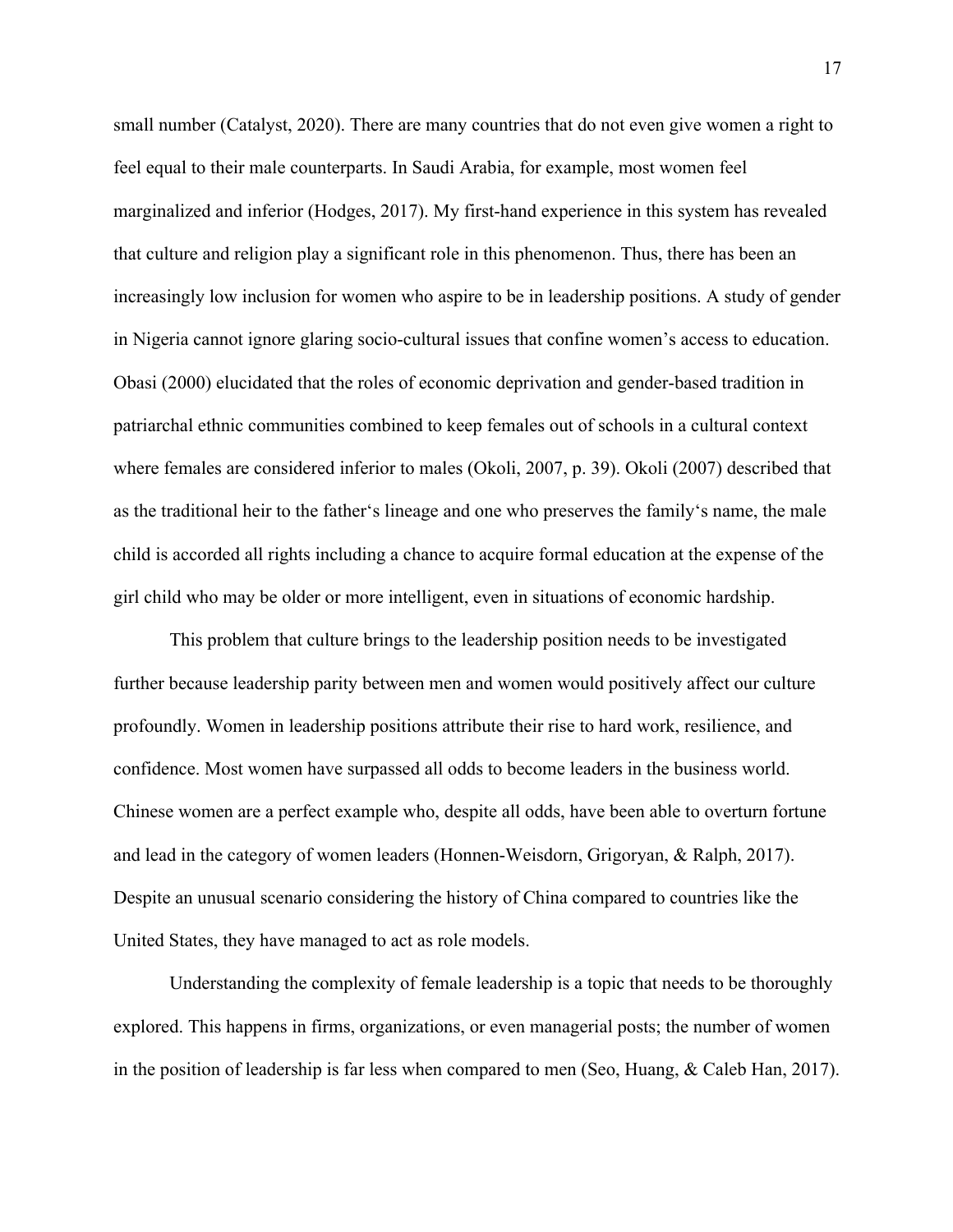small number (Catalyst, 2020). There are many countries that do not even give women a right to feel equal to their male counterparts. In Saudi Arabia, for example, most women feel marginalized and inferior (Hodges, 2017). My first-hand experience in this system has revealed that culture and religion play a significant role in this phenomenon. Thus, there has been an increasingly low inclusion for women who aspire to be in leadership positions. A study of gender in Nigeria cannot ignore glaring socio-cultural issues that confine women's access to education. Obasi (2000) elucidated that the roles of economic deprivation and gender-based tradition in patriarchal ethnic communities combined to keep females out of schools in a cultural context where females are considered inferior to males (Okoli, 2007, p. 39). Okoli (2007) described that as the traditional heir to the father's lineage and one who preserves the family's name, the male child is accorded all rights including a chance to acquire formal education at the expense of the girl child who may be older or more intelligent, even in situations of economic hardship.

This problem that culture brings to the leadership position needs to be investigated further because leadership parity between men and women would positively affect our culture profoundly. Women in leadership positions attribute their rise to hard work, resilience, and confidence. Most women have surpassed all odds to become leaders in the business world. Chinese women are a perfect example who, despite all odds, have been able to overturn fortune and lead in the category of women leaders (Honnen-Weisdorn, Grigoryan, & Ralph, 2017). Despite an unusual scenario considering the history of China compared to countries like the United States, they have managed to act as role models.

Understanding the complexity of female leadership is a topic that needs to be thoroughly explored. This happens in firms, organizations, or even managerial posts; the number of women in the position of leadership is far less when compared to men (Seo, Huang, & Caleb Han, 2017).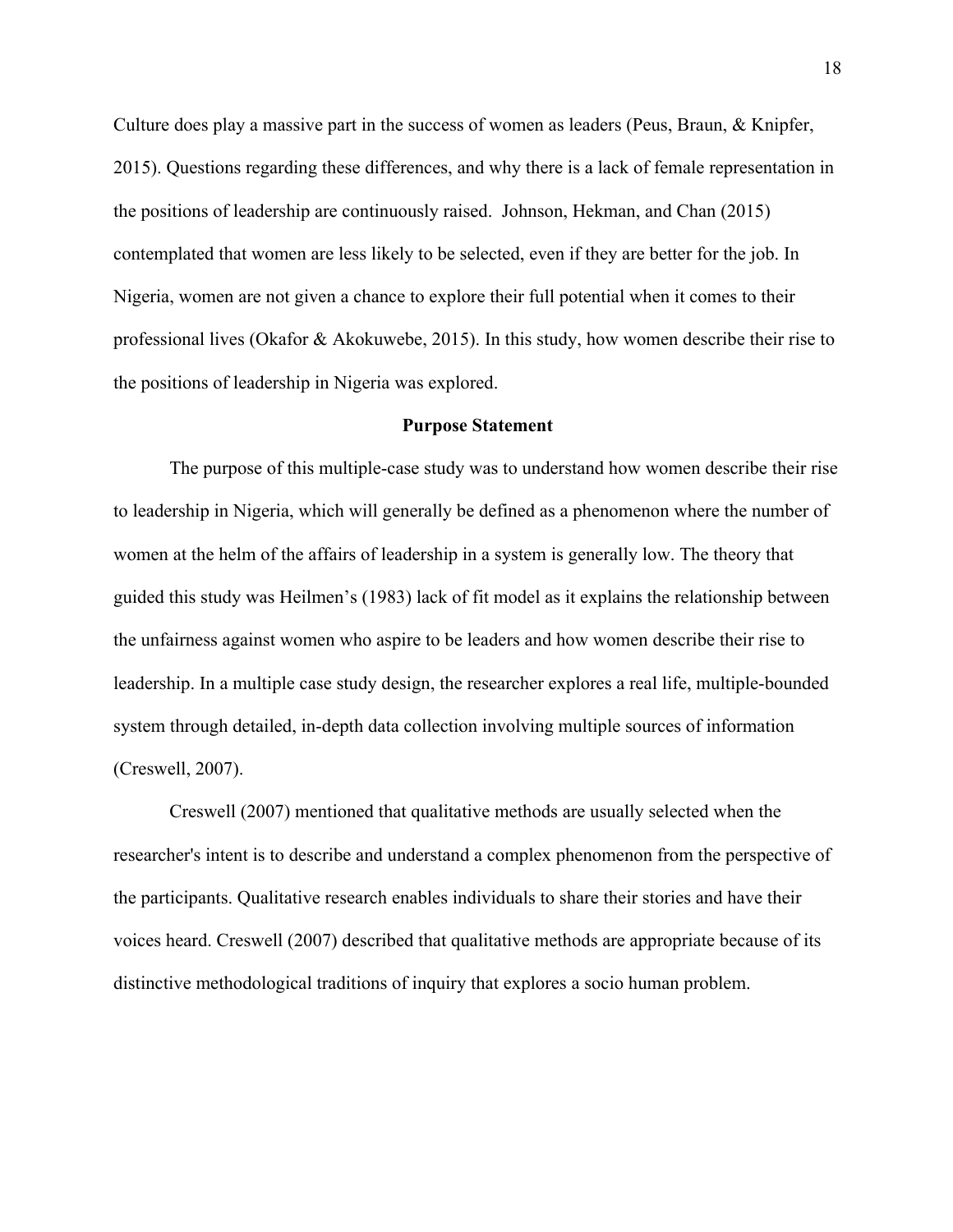Culture does play a massive part in the success of women as leaders (Peus, Braun, & Knipfer, 2015). Questions regarding these differences, and why there is a lack of female representation in the positions of leadership are continuously raised. Johnson, Hekman, and Chan (2015) contemplated that women are less likely to be selected, even if they are better for the job. In Nigeria, women are not given a chance to explore their full potential when it comes to their professional lives (Okafor & Akokuwebe, 2015). In this study, how women describe their rise to the positions of leadership in Nigeria was explored.

## Purpose Statement

The purpose of this multiple-case study was to understand how women describe their rise to leadership in Nigeria, which will generally be defined as a phenomenon where the number of women at the helm of the affairs of leadership in a system is generally low. The theory that guided this study was Heilmen's (1983) lack of fit model as it explains the relationship between the unfairness against women who aspire to be leaders and how women describe their rise to leadership. In a multiple case study design, the researcher explores a real life, multiple-bounded system through detailed, in-depth data collection involving multiple sources of information (Creswell, 2007).

Creswell (2007) mentioned that qualitative methods are usually selected when the researcher's intent is to describe and understand a complex phenomenon from the perspective of the participants. Qualitative research enables individuals to share their stories and have their voices heard. Creswell (2007) described that qualitative methods are appropriate because of its distinctive methodological traditions of inquiry that explores a socio human problem.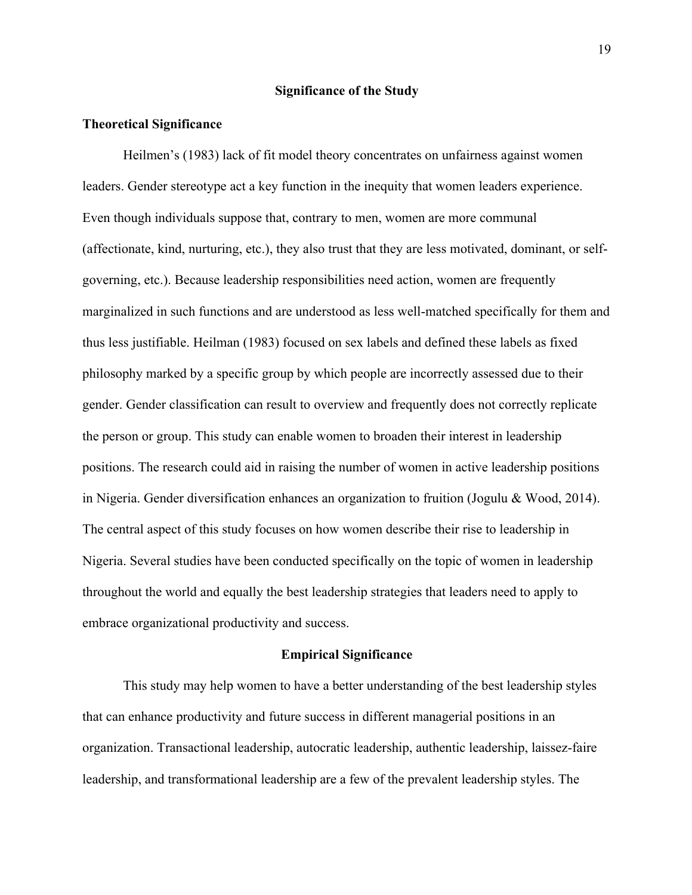## Significance of the Study

### Theoretical Significance

Heilmen's (1983) lack of fit model theory concentrates on unfairness against women leaders. Gender stereotype act a key function in the inequity that women leaders experience. Even though individuals suppose that, contrary to men, women are more communal (affectionate, kind, nurturing, etc.), they also trust that they are less motivated, dominant, or self-governing, etc.). Because leadership responsibilities need action, women are frequently marginalized in such functions and are understood as less well-matched specifically for them and thus less justifiable. Heilman (1983) focused on sex labels and defined these labels as fixed philosophy marked by a specific group by which people are incorrectly assessed due to their gender. Gender classification can result to overview and frequently does not correctly replicate the person or group. This study can enable women to broaden their interest in leadership positions. The research could aid in raising the number of women in active leadership positions in Nigeria. Gender diversification enhances an organization to fruition (Jogulu & Wood, 2014). The central aspect of this study focuses on how women describe their rise to leadership in Nigeria. Several studies have been conducted specifically on the topic of women in leadership throughout the world and equally the best leadership strategies that leaders need to apply to embrace organizational productivity and success.

### Empirical Significance

This study may help women to have a better understanding of the best leadership styles that can enhance productivity and future success in different managerial positions in an organization. Transactional leadership, autocratic leadership, authentic leadership, laissez-faire leadership, and transformational leadership are a few of the prevalent leadership styles. The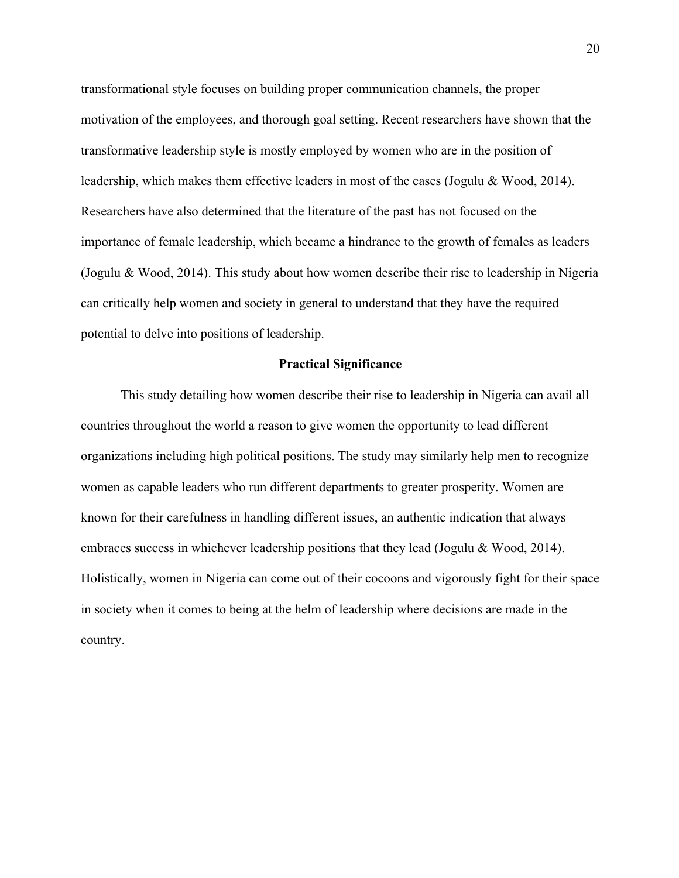transformational style focuses on building proper communication channels, the proper motivation of the employees, and thorough goal setting. Recent researchers have shown that the transformative leadership style is mostly employed by women who are in the position of leadership, which makes them effective leaders in most of the cases (Jogulu & Wood, 2014). Researchers have also determined that the literature of the past has not focused on the importance of female leadership, which became a hindrance to the growth of females as leaders (Jogulu & Wood, 2014). This study about how women describe their rise to leadership in Nigeria can critically help women and society in general to understand that they have the required potential to delve into positions of leadership.

## Practical Significance

This study detailing how women describe their rise to leadership in Nigeria can avail all countries throughout the world a reason to give women the opportunity to lead different organizations including high political positions. The study may similarly help men to recognize women as capable leaders who run different departments to greater prosperity. Women are known for their carefulness in handling different issues, an authentic indication that always embraces success in whichever leadership positions that they lead (Jogulu & Wood, 2014). Holistically, women in Nigeria can come out of their cocoons and vigorously fight for their space in society when it comes to being at the helm of leadership where decisions are made in the country.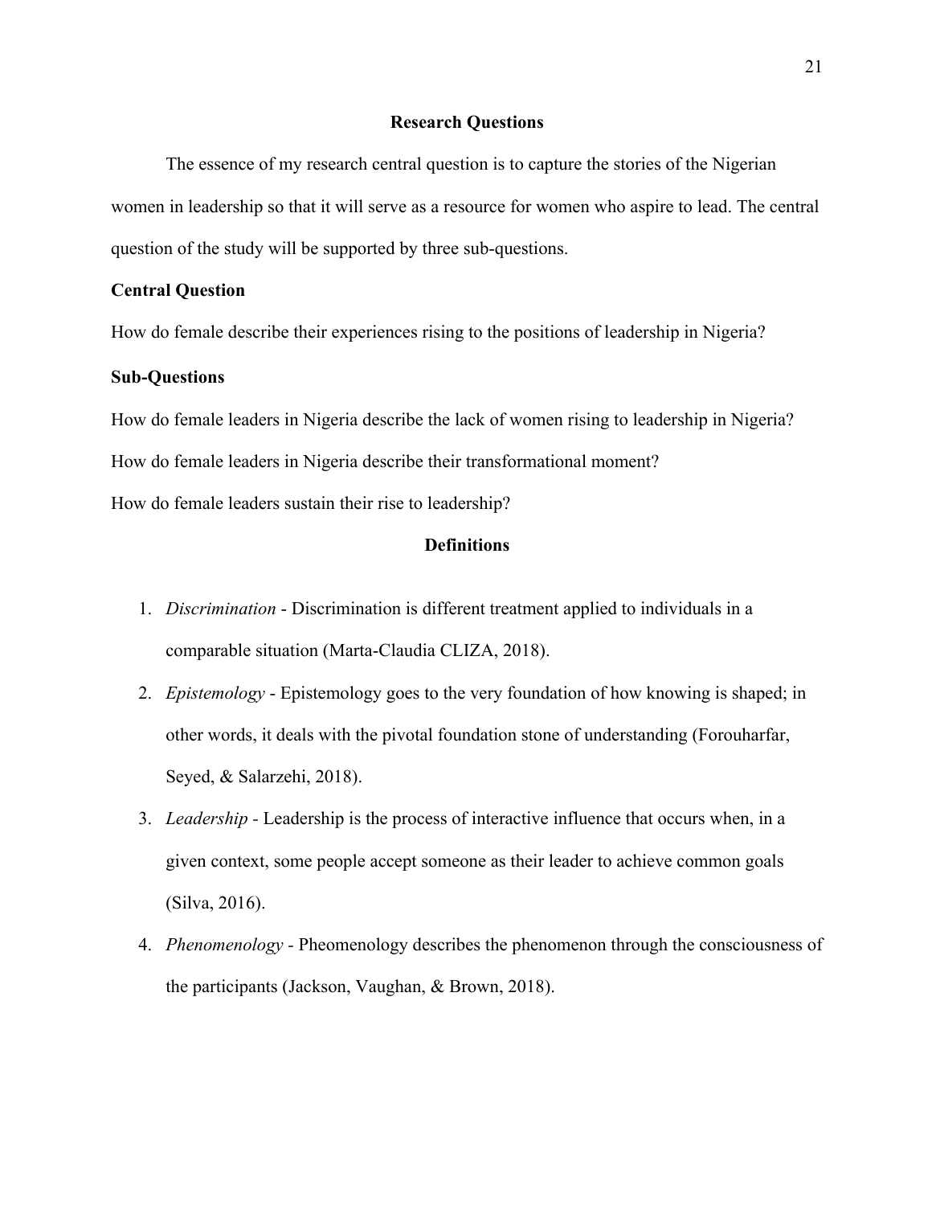## Research Questions

The essence of my research central question is to capture the stories of the Nigerian women in leadership so that it will serve as a resource for women who aspire to lead. The central question of the study will be supported by three sub-questions.

### Central Question

How do female describe their experiences rising to the positions of leadership in Nigeria?

### Sub-Questions

How do female leaders in Nigeria describe the lack of women rising to leadership in Nigeria?

How do female leaders in Nigeria describe their transformational moment?

How do female leaders sustain their rise to leadership?

## Definitions

1. *Discrimination* - Discrimination is different treatment applied to individuals in a comparable situation (Marta-Claudia CLIZA, 2018).
2. *Epistemology* - Epistemology goes to the very foundation of how knowing is shaped; in other words, it deals with the pivotal foundation stone of understanding (Forouharfar, Seyed, & Salarzehi, 2018).
3. *Leadership* - Leadership is the process of interactive influence that occurs when, in a given context, some people accept someone as their leader to achieve common goals (Silva, 2016).
4. *Phenomenology* - Pheomenology describes the phenomenon through the consciousness of the participants (Jackson, Vaughan, & Brown, 2018).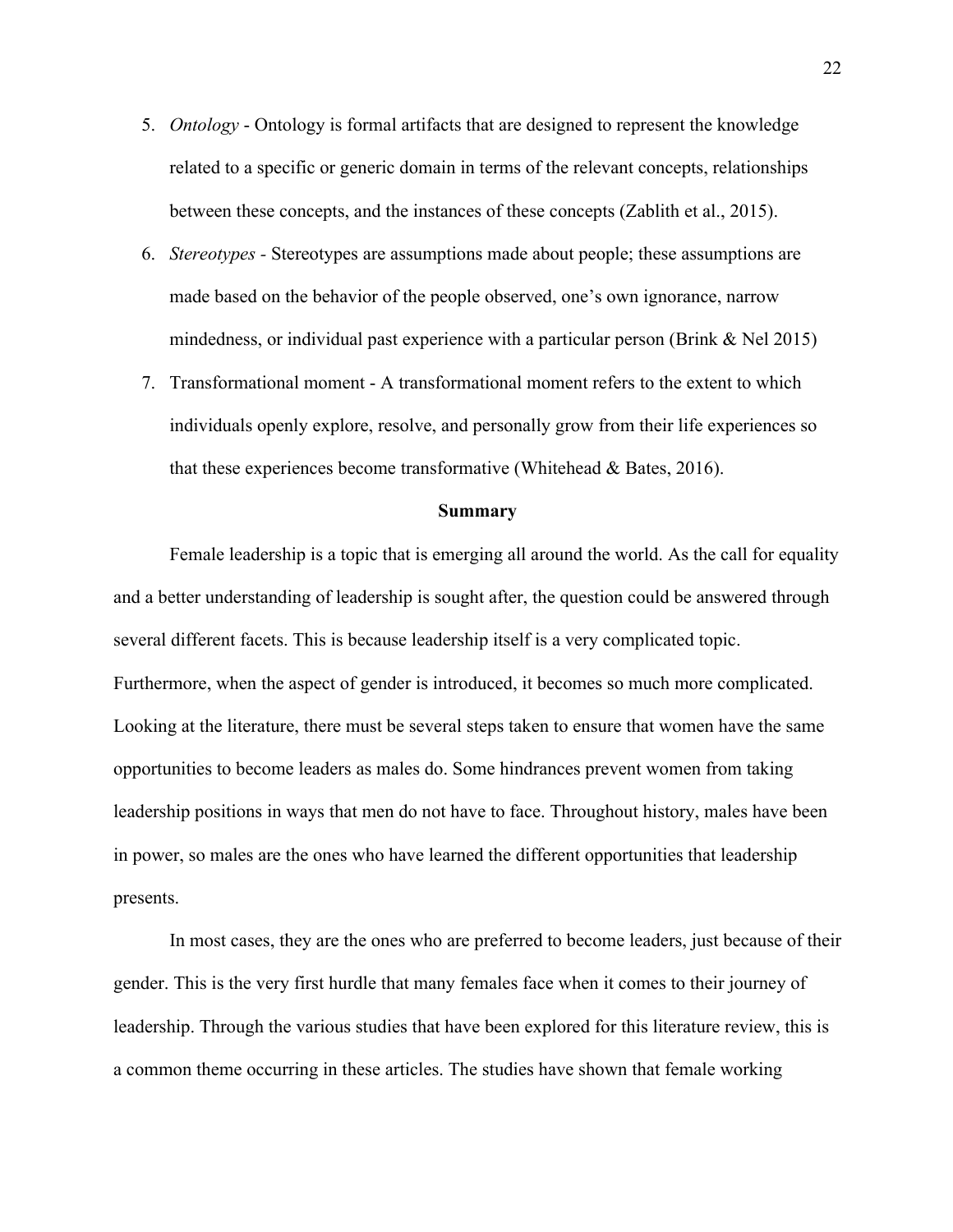5. *Ontology* - Ontology is formal artifacts that are designed to represent the knowledge related to a specific or generic domain in terms of the relevant concepts, relationships between these concepts, and the instances of these concepts (Zablith et al., 2015).
6. *Stereotypes* - Stereotypes are assumptions made about people; these assumptions are made based on the behavior of the people observed, one's own ignorance, narrow mindedness, or individual past experience with a particular person (Brink & Nel 2015)
7. Transformational moment - A transformational moment refers to the extent to which individuals openly explore, resolve, and personally grow from their life experiences so that these experiences become transformative (Whitehead & Bates, 2016).

## Summary

Female leadership is a topic that is emerging all around the world. As the call for equality and a better understanding of leadership is sought after, the question could be answered through several different facets. This is because leadership itself is a very complicated topic. Furthermore, when the aspect of gender is introduced, it becomes so much more complicated. Looking at the literature, there must be several steps taken to ensure that women have the same opportunities to become leaders as males do. Some hindrances prevent women from taking leadership positions in ways that men do not have to face. Throughout history, males have been in power, so males are the ones who have learned the different opportunities that leadership presents.

In most cases, they are the ones who are preferred to become leaders, just because of their gender. This is the very first hurdle that many females face when it comes to their journey of leadership. Through the various studies that have been explored for this literature review, this is a common theme occurring in these articles. The studies have shown that female working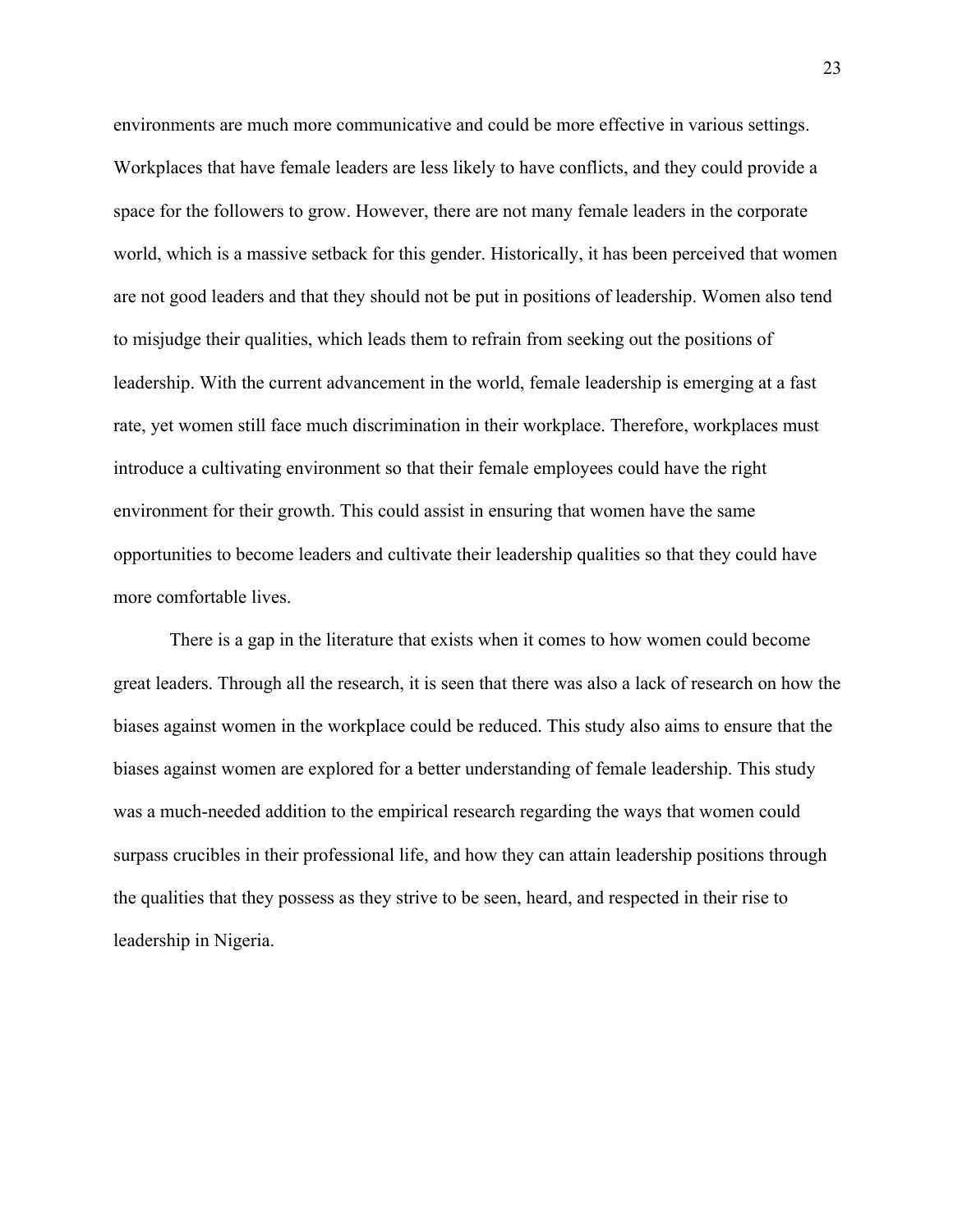environments are much more communicative and could be more effective in various settings. Workplaces that have female leaders are less likely to have conflicts, and they could provide a space for the followers to grow. However, there are not many female leaders in the corporate world, which is a massive setback for this gender. Historically, it has been perceived that women are not good leaders and that they should not be put in positions of leadership. Women also tend to misjudge their qualities, which leads them to refrain from seeking out the positions of leadership. With the current advancement in the world, female leadership is emerging at a fast rate, yet women still face much discrimination in their workplace. Therefore, workplaces must introduce a cultivating environment so that their female employees could have the right environment for their growth. This could assist in ensuring that women have the same opportunities to become leaders and cultivate their leadership qualities so that they could have more comfortable lives.

There is a gap in the literature that exists when it comes to how women could become great leaders. Through all the research, it is seen that there was also a lack of research on how the biases against women in the workplace could be reduced. This study also aims to ensure that the biases against women are explored for a better understanding of female leadership. This study was a much-needed addition to the empirical research regarding the ways that women could surpass crucibles in their professional life, and how they can attain leadership positions through the qualities that they possess as they strive to be seen, heard, and respected in their rise to leadership in Nigeria.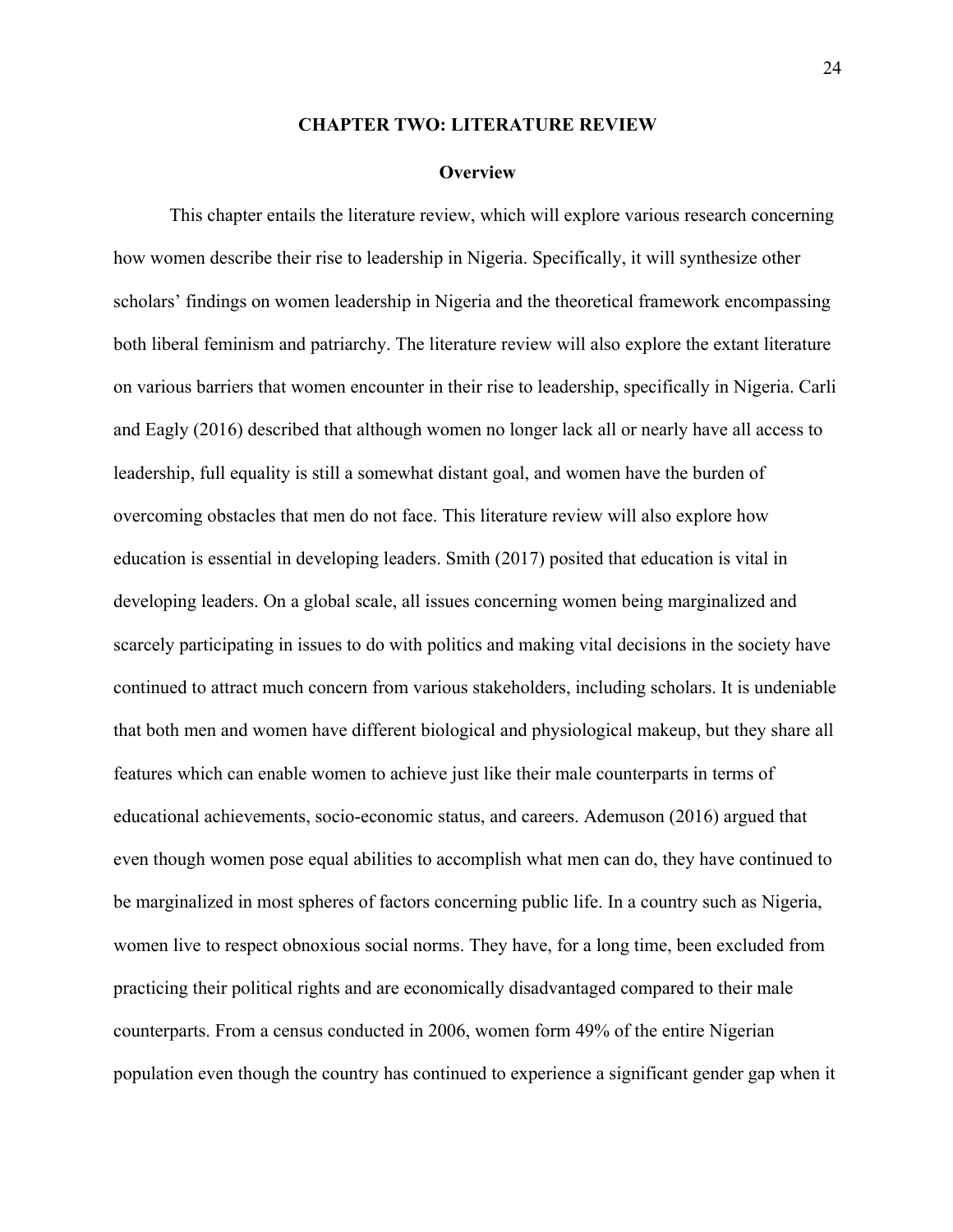# CHAPTER TWO: LITERATURE REVIEW

## Overview

This chapter entails the literature review, which will explore various research concerning how women describe their rise to leadership in Nigeria. Specifically, it will synthesize other scholars' findings on women leadership in Nigeria and the theoretical framework encompassing both liberal feminism and patriarchy. The literature review will also explore the extant literature on various barriers that women encounter in their rise to leadership, specifically in Nigeria. Carli and Eagly (2016) described that although women no longer lack all or nearly have all access to leadership, full equality is still a somewhat distant goal, and women have the burden of overcoming obstacles that men do not face. This literature review will also explore how education is essential in developing leaders. Smith (2017) posited that education is vital in developing leaders. On a global scale, all issues concerning women being marginalized and scarcely participating in issues to do with politics and making vital decisions in the society have continued to attract much concern from various stakeholders, including scholars. It is undeniable that both men and women have different biological and physiological makeup, but they share all features which can enable women to achieve just like their male counterparts in terms of educational achievements, socio-economic status, and careers. Ademuson (2016) argued that even though women pose equal abilities to accomplish what men can do, they have continued to be marginalized in most spheres of factors concerning public life. In a country such as Nigeria, women live to respect obnoxious social norms. They have, for a long time, been excluded from practicing their political rights and are economically disadvantaged compared to their male counterparts. From a census conducted in 2006, women form 49% of the entire Nigerian population even though the country has continued to experience a significant gender gap when it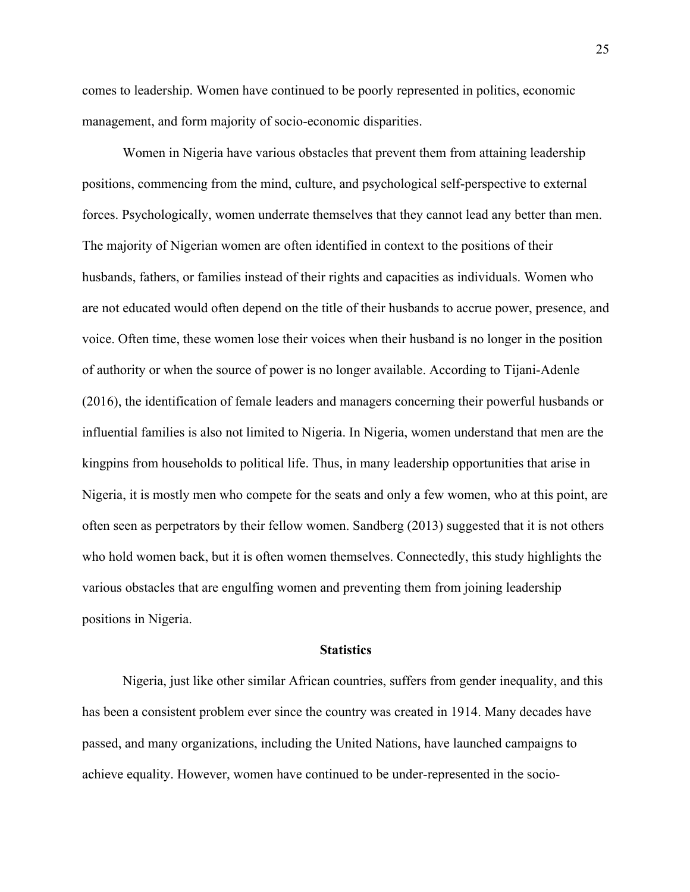comes to leadership. Women have continued to be poorly represented in politics, economic management, and form majority of socio-economic disparities.

Women in Nigeria have various obstacles that prevent them from attaining leadership positions, commencing from the mind, culture, and psychological self-perspective to external forces. Psychologically, women underrate themselves that they cannot lead any better than men. The majority of Nigerian women are often identified in context to the positions of their husbands, fathers, or families instead of their rights and capacities as individuals. Women who are not educated would often depend on the title of their husbands to accrue power, presence, and voice. Often time, these women lose their voices when their husband is no longer in the position of authority or when the source of power is no longer available. According to Tijani-Adenle (2016), the identification of female leaders and managers concerning their powerful husbands or influential families is also not limited to Nigeria. In Nigeria, women understand that men are the kingpins from households to political life. Thus, in many leadership opportunities that arise in Nigeria, it is mostly men who compete for the seats and only a few women, who at this point, are often seen as perpetrators by their fellow women. Sandberg (2013) suggested that it is not others who hold women back, but it is often women themselves. Connectedly, this study highlights the various obstacles that are engulfing women and preventing them from joining leadership positions in Nigeria.

## Statistics

Nigeria, just like other similar African countries, suffers from gender inequality, and this has been a consistent problem ever since the country was created in 1914. Many decades have passed, and many organizations, including the United Nations, have launched campaigns to achieve equality. However, women have continued to be under-represented in the socio-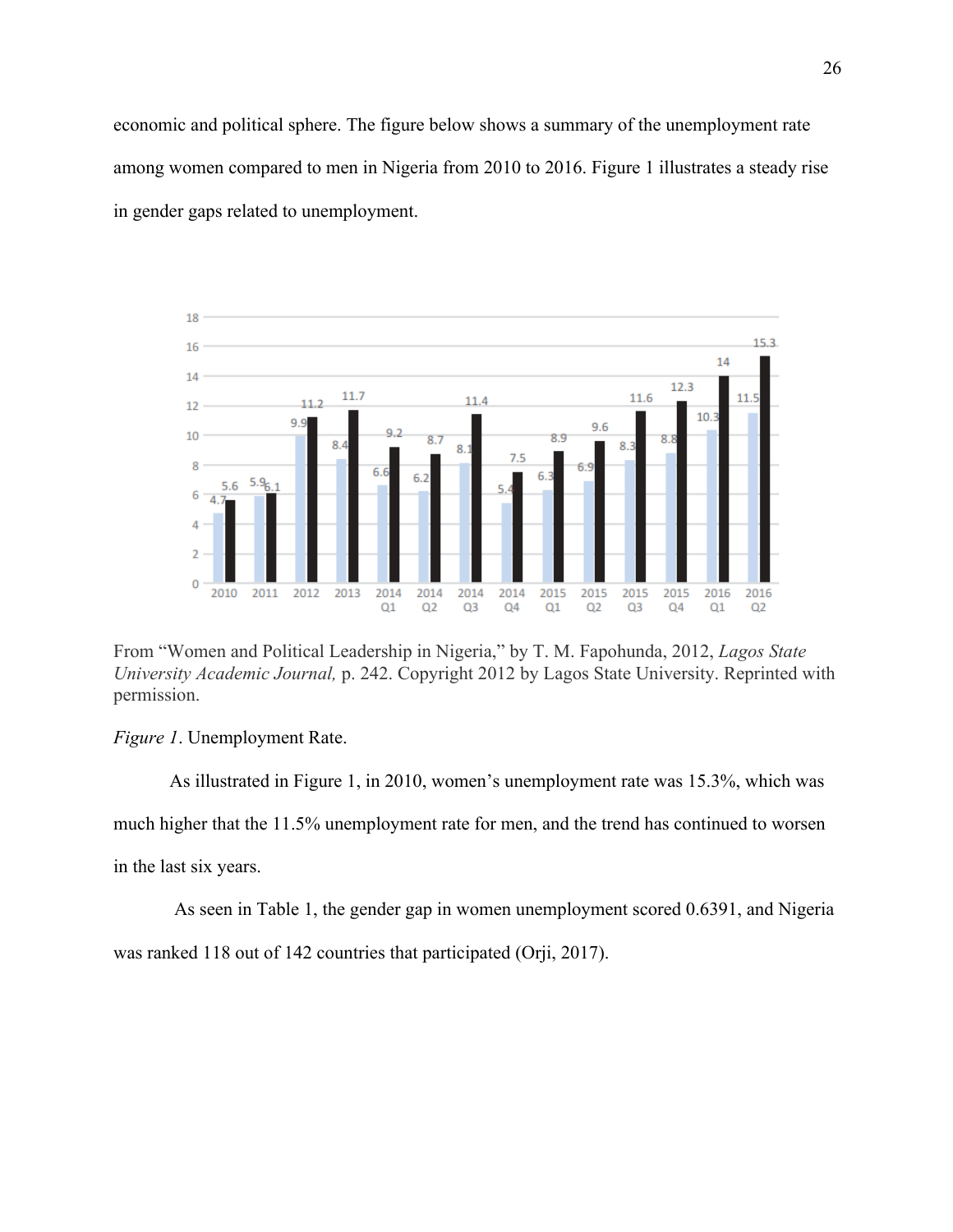economic and political sphere. The figure below shows a summary of the unemployment rate among women compared to men in Nigeria from 2010 to 2016. Figure 1 illustrates a steady rise in gender gaps related to unemployment.

From "Women and Political Leadership in Nigeria," by T. M. Fapohunda, 2012, *Lagos State University Academic Journal,* p. 242. Copyright 2012 by Lagos State University. Reprinted with permission.

*Figure 1*. Unemployment Rate.

As illustrated in Figure 1, in 2010, women's unemployment rate was 15.3%, which was much higher that the 11.5% unemployment rate for men, and the trend has continued to worsen in the last six years.

As seen in Table 1, the gender gap in women unemployment scored 0.6391, and Nigeria was ranked 118 out of 142 countries that participated (Orji, 2017).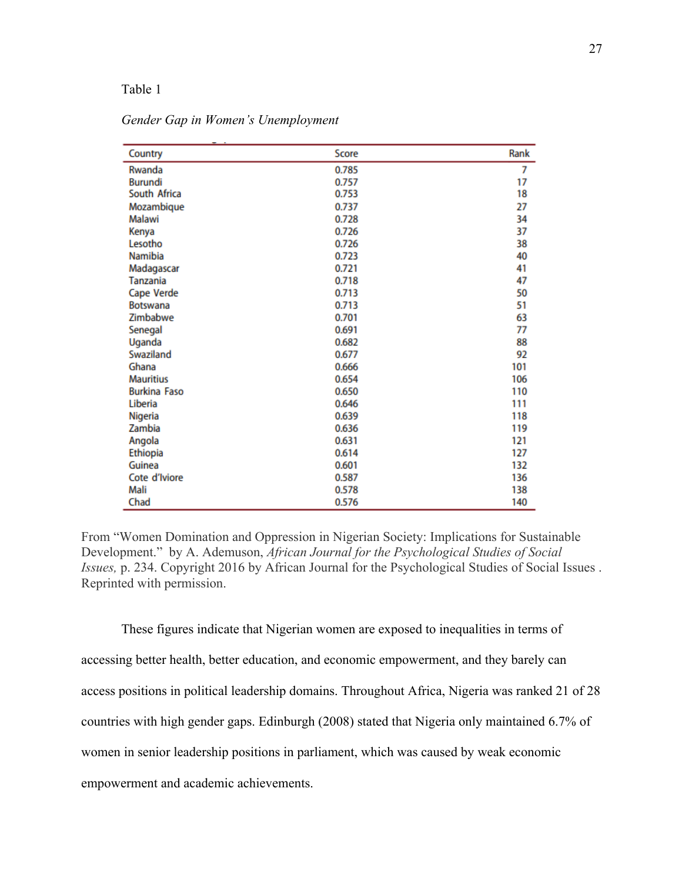Table 1

*Gender Gap in Women's Unemployment*

| Country | Score | Rank |
|---|---|---|
| Rwanda | 0.785 | 7 |
| Burundi | 0.757 | 17 |
| South Africa | 0.753 | 18 |
| Mozambique | 0.737 | 27 |
| Malawi | 0.728 | 34 |
| Kenya | 0.726 | 37 |
| Lesotho | 0.726 | 38 |
| Namibia | 0.723 | 40 |
| Madagascar | 0.721 | 41 |
| Tanzania | 0.718 | 47 |
| Cape Verde | 0.713 | 50 |
| Botswana | 0.713 | 51 |
| Zimbabwe | 0.701 | 63 |
| Senegal | 0.691 | 77 |
| Uganda | 0.682 | 88 |
| Swaziland | 0.677 | 92 |
| Ghana | 0.666 | 101 |
| Mauritius | 0.654 | 106 |
| Burkina Faso | 0.650 | 110 |
| Liberia | 0.646 | 111 |
| Nigeria | 0.639 | 118 |
| Zambia | 0.636 | 119 |
| Angola | 0.631 | 121 |
| Ethiopia | 0.614 | 127 |
| Guinea | 0.601 | 132 |
| Cote d'Iviore | 0.587 | 136 |
| Mali | 0.578 | 138 |
| Chad | 0.576 | 140 |

From "Women Domination and Oppression in Nigerian Society: Implications for Sustainable Development." by A. Ademuson, *African Journal for the Psychological Studies of Social Issues,* p. 234. Copyright 2016 by African Journal for the Psychological Studies of Social Issues . Reprinted with permission.

These figures indicate that Nigerian women are exposed to inequalities in terms of accessing better health, better education, and economic empowerment, and they barely can access positions in political leadership domains. Throughout Africa, Nigeria was ranked 21 of 28 countries with high gender gaps. Edinburgh (2008) stated that Nigeria only maintained 6.7% of women in senior leadership positions in parliament, which was caused by weak economic empowerment and academic achievements.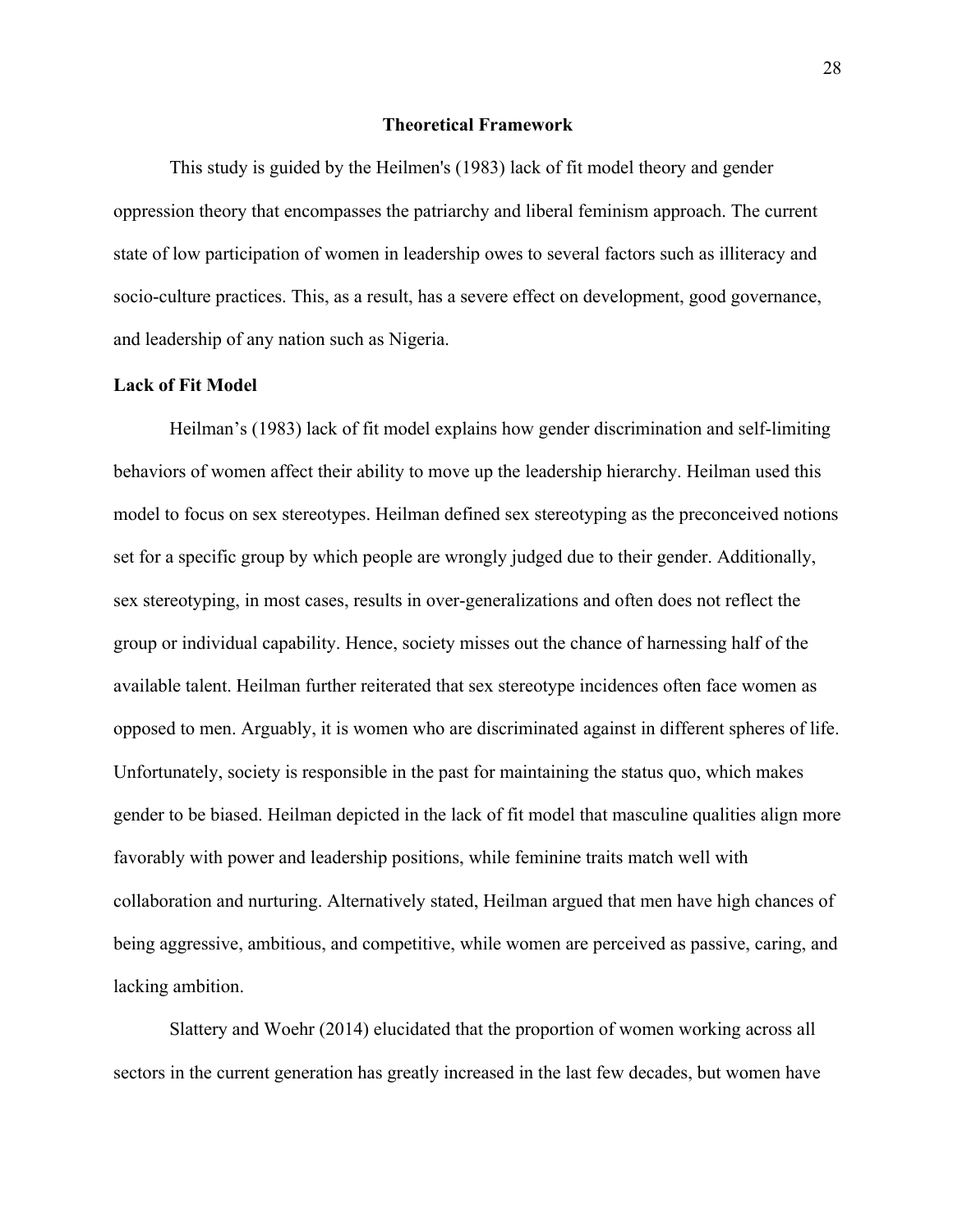## Theoretical Framework

This study is guided by the Heilmen's (1983) lack of fit model theory and gender oppression theory that encompasses the patriarchy and liberal feminism approach. The current state of low participation of women in leadership owes to several factors such as illiteracy and socio-culture practices. This, as a result, has a severe effect on development, good governance, and leadership of any nation such as Nigeria.

### Lack of Fit Model

Heilman's (1983) lack of fit model explains how gender discrimination and self-limiting behaviors of women affect their ability to move up the leadership hierarchy. Heilman used this model to focus on sex stereotypes. Heilman defined sex stereotyping as the preconceived notions set for a specific group by which people are wrongly judged due to their gender. Additionally, sex stereotyping, in most cases, results in over-generalizations and often does not reflect the group or individual capability. Hence, society misses out the chance of harnessing half of the available talent. Heilman further reiterated that sex stereotype incidences often face women as opposed to men. Arguably, it is women who are discriminated against in different spheres of life. Unfortunately, society is responsible in the past for maintaining the status quo, which makes gender to be biased. Heilman depicted in the lack of fit model that masculine qualities align more favorably with power and leadership positions, while feminine traits match well with collaboration and nurturing. Alternatively stated, Heilman argued that men have high chances of being aggressive, ambitious, and competitive, while women are perceived as passive, caring, and lacking ambition.

Slattery and Woehr (2014) elucidated that the proportion of women working across all sectors in the current generation has greatly increased in the last few decades, but women have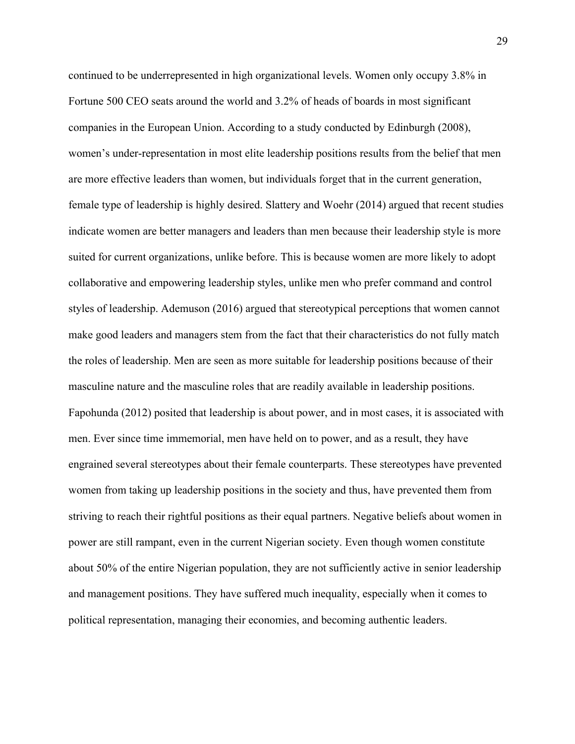continued to be underrepresented in high organizational levels. Women only occupy 3.8% in Fortune 500 CEO seats around the world and 3.2% of heads of boards in most significant companies in the European Union. According to a study conducted by Edinburgh (2008), women's under-representation in most elite leadership positions results from the belief that men are more effective leaders than women, but individuals forget that in the current generation, female type of leadership is highly desired. Slattery and Woehr (2014) argued that recent studies indicate women are better managers and leaders than men because their leadership style is more suited for current organizations, unlike before. This is because women are more likely to adopt collaborative and empowering leadership styles, unlike men who prefer command and control styles of leadership. Ademuson (2016) argued that stereotypical perceptions that women cannot make good leaders and managers stem from the fact that their characteristics do not fully match the roles of leadership. Men are seen as more suitable for leadership positions because of their masculine nature and the masculine roles that are readily available in leadership positions. Fapohunda (2012) posited that leadership is about power, and in most cases, it is associated with men. Ever since time immemorial, men have held on to power, and as a result, they have engrained several stereotypes about their female counterparts. These stereotypes have prevented women from taking up leadership positions in the society and thus, have prevented them from striving to reach their rightful positions as their equal partners. Negative beliefs about women in power are still rampant, even in the current Nigerian society. Even though women constitute about 50% of the entire Nigerian population, they are not sufficiently active in senior leadership and management positions. They have suffered much inequality, especially when it comes to political representation, managing their economies, and becoming authentic leaders.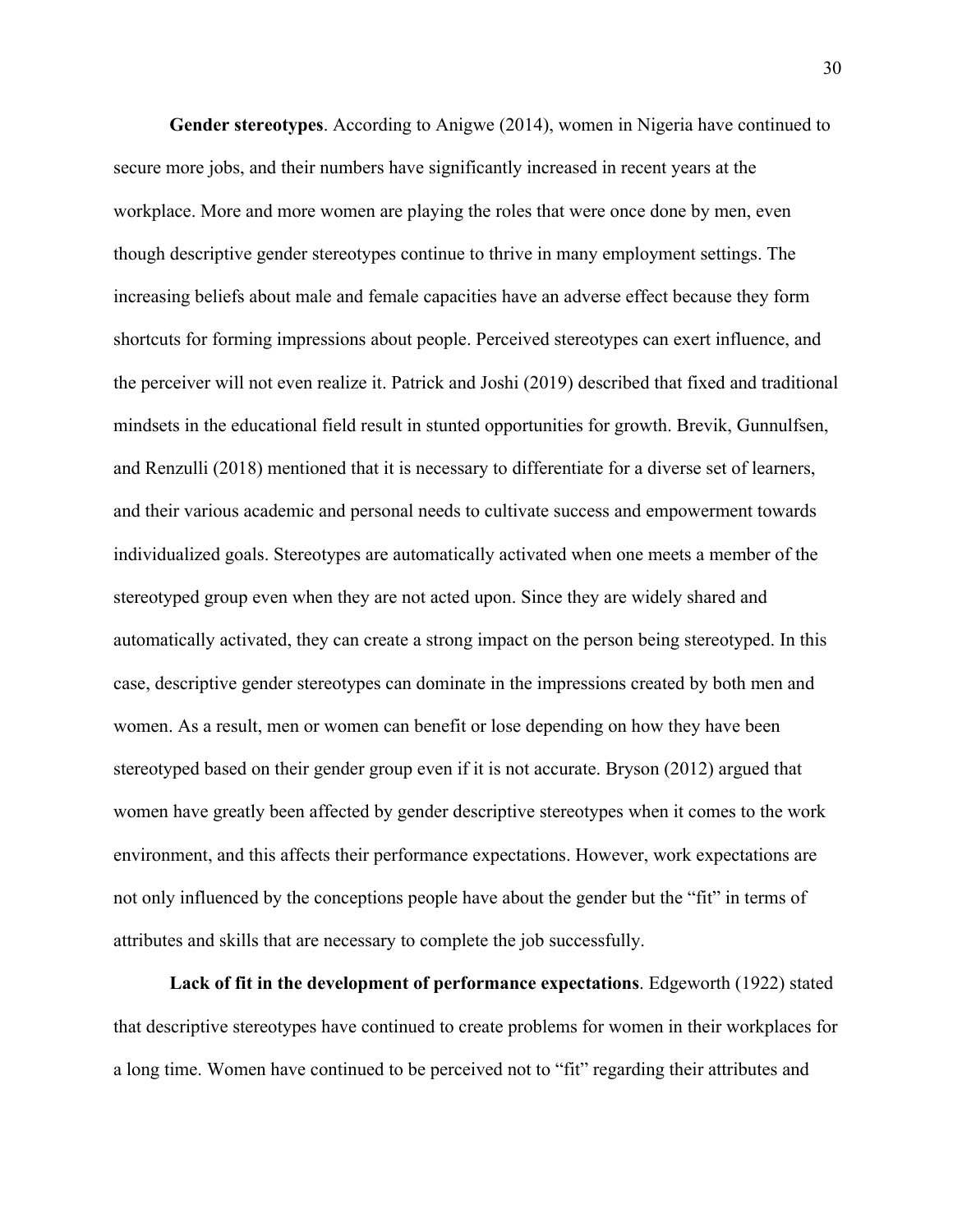**Gender stereotypes**. According to Anigwe (2014), women in Nigeria have continued to secure more jobs, and their numbers have significantly increased in recent years at the workplace. More and more women are playing the roles that were once done by men, even though descriptive gender stereotypes continue to thrive in many employment settings. The increasing beliefs about male and female capacities have an adverse effect because they form shortcuts for forming impressions about people. Perceived stereotypes can exert influence, and the perceiver will not even realize it. Patrick and Joshi (2019) described that fixed and traditional mindsets in the educational field result in stunted opportunities for growth. Brevik, Gunnulfsen, and Renzulli (2018) mentioned that it is necessary to differentiate for a diverse set of learners, and their various academic and personal needs to cultivate success and empowerment towards individualized goals. Stereotypes are automatically activated when one meets a member of the stereotyped group even when they are not acted upon. Since they are widely shared and automatically activated, they can create a strong impact on the person being stereotyped. In this case, descriptive gender stereotypes can dominate in the impressions created by both men and women. As a result, men or women can benefit or lose depending on how they have been stereotyped based on their gender group even if it is not accurate. Bryson (2012) argued that women have greatly been affected by gender descriptive stereotypes when it comes to the work environment, and this affects their performance expectations. However, work expectations are not only influenced by the conceptions people have about the gender but the "fit" in terms of attributes and skills that are necessary to complete the job successfully.

**Lack of fit in the development of performance expectations**. Edgeworth (1922) stated that descriptive stereotypes have continued to create problems for women in their workplaces for a long time. Women have continued to be perceived not to "fit" regarding their attributes and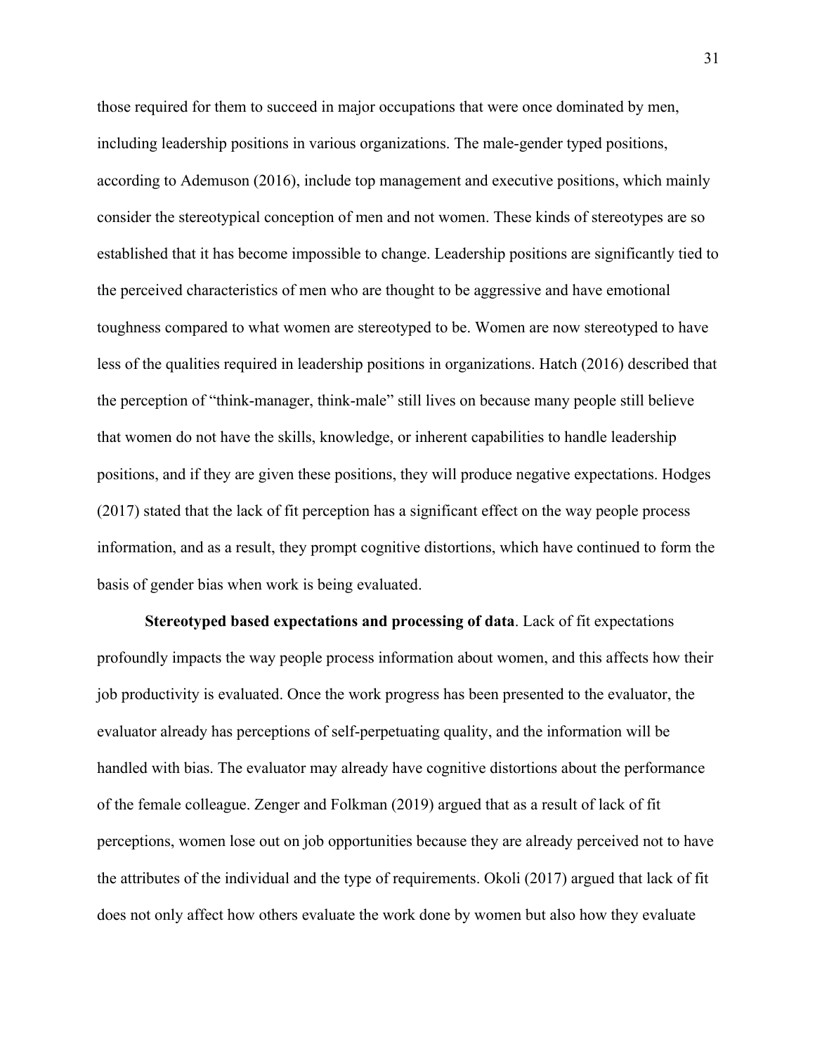those required for them to succeed in major occupations that were once dominated by men, including leadership positions in various organizations. The male-gender typed positions, according to Ademuson (2016), include top management and executive positions, which mainly consider the stereotypical conception of men and not women. These kinds of stereotypes are so established that it has become impossible to change. Leadership positions are significantly tied to the perceived characteristics of men who are thought to be aggressive and have emotional toughness compared to what women are stereotyped to be. Women are now stereotyped to have less of the qualities required in leadership positions in organizations. Hatch (2016) described that the perception of "think-manager, think-male" still lives on because many people still believe that women do not have the skills, knowledge, or inherent capabilities to handle leadership positions, and if they are given these positions, they will produce negative expectations. Hodges (2017) stated that the lack of fit perception has a significant effect on the way people process information, and as a result, they prompt cognitive distortions, which have continued to form the basis of gender bias when work is being evaluated.

**Stereotyped based expectations and processing of data**. Lack of fit expectations profoundly impacts the way people process information about women, and this affects how their job productivity is evaluated. Once the work progress has been presented to the evaluator, the evaluator already has perceptions of self-perpetuating quality, and the information will be handled with bias. The evaluator may already have cognitive distortions about the performance of the female colleague. Zenger and Folkman (2019) argued that as a result of lack of fit perceptions, women lose out on job opportunities because they are already perceived not to have the attributes of the individual and the type of requirements. Okoli (2017) argued that lack of fit does not only affect how others evaluate the work done by women but also how they evaluate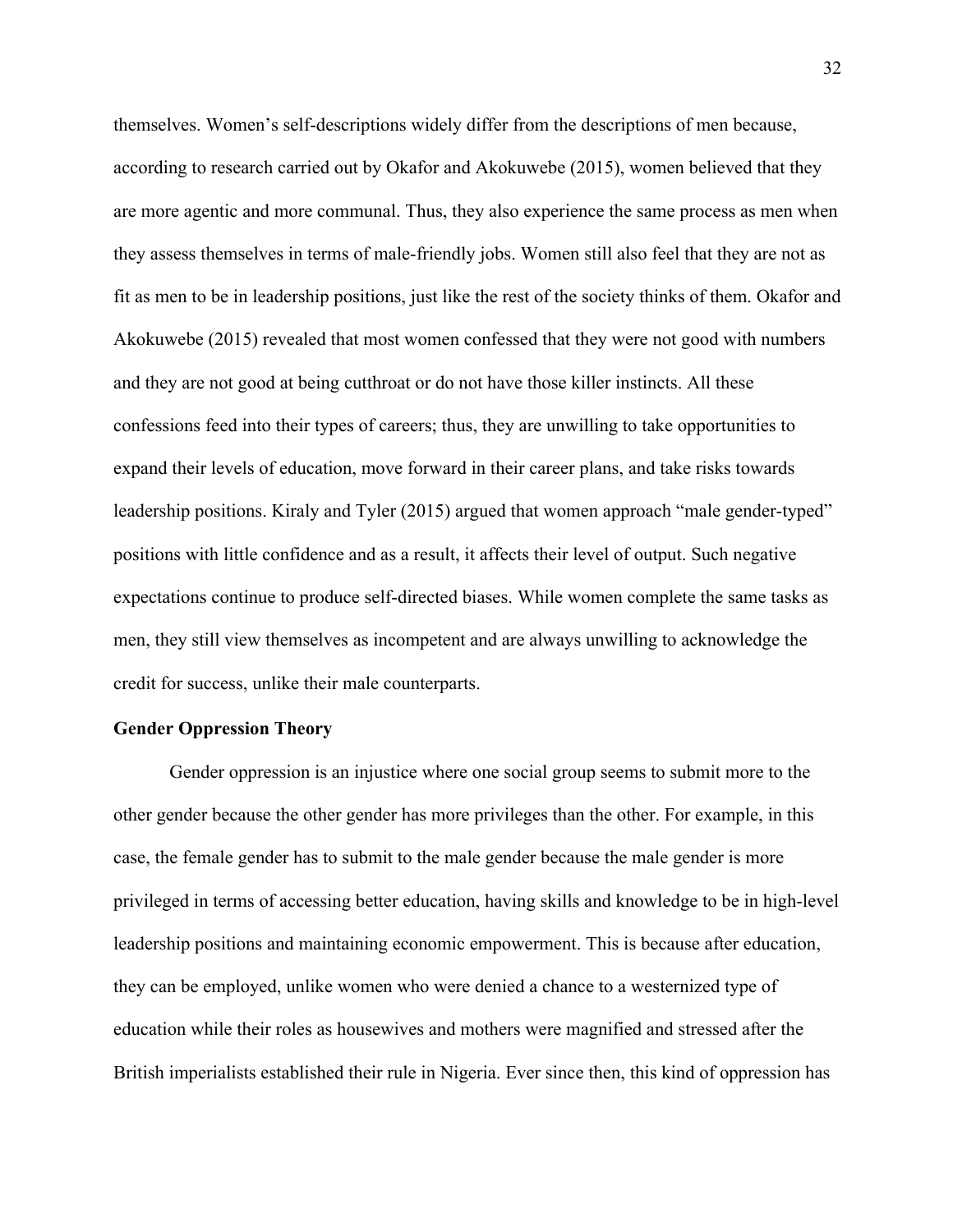themselves. Women's self-descriptions widely differ from the descriptions of men because, according to research carried out by Okafor and Akokuwebe (2015), women believed that they are more agentic and more communal. Thus, they also experience the same process as men when they assess themselves in terms of male-friendly jobs. Women still also feel that they are not as fit as men to be in leadership positions, just like the rest of the society thinks of them. Okafor and Akokuwebe (2015) revealed that most women confessed that they were not good with numbers and they are not good at being cutthroat or do not have those killer instincts. All these confessions feed into their types of careers; thus, they are unwilling to take opportunities to expand their levels of education, move forward in their career plans, and take risks towards leadership positions. Kiraly and Tyler (2015) argued that women approach "male gender-typed" positions with little confidence and as a result, it affects their level of output. Such negative expectations continue to produce self-directed biases. While women complete the same tasks as men, they still view themselves as incompetent and are always unwilling to acknowledge the credit for success, unlike their male counterparts.

**Gender Oppression Theory**

Gender oppression is an injustice where one social group seems to submit more to the other gender because the other gender has more privileges than the other. For example, in this case, the female gender has to submit to the male gender because the male gender is more privileged in terms of accessing better education, having skills and knowledge to be in high-level leadership positions and maintaining economic empowerment. This is because after education, they can be employed, unlike women who were denied a chance to a westernized type of education while their roles as housewives and mothers were magnified and stressed after the British imperialists established their rule in Nigeria. Ever since then, this kind of oppression has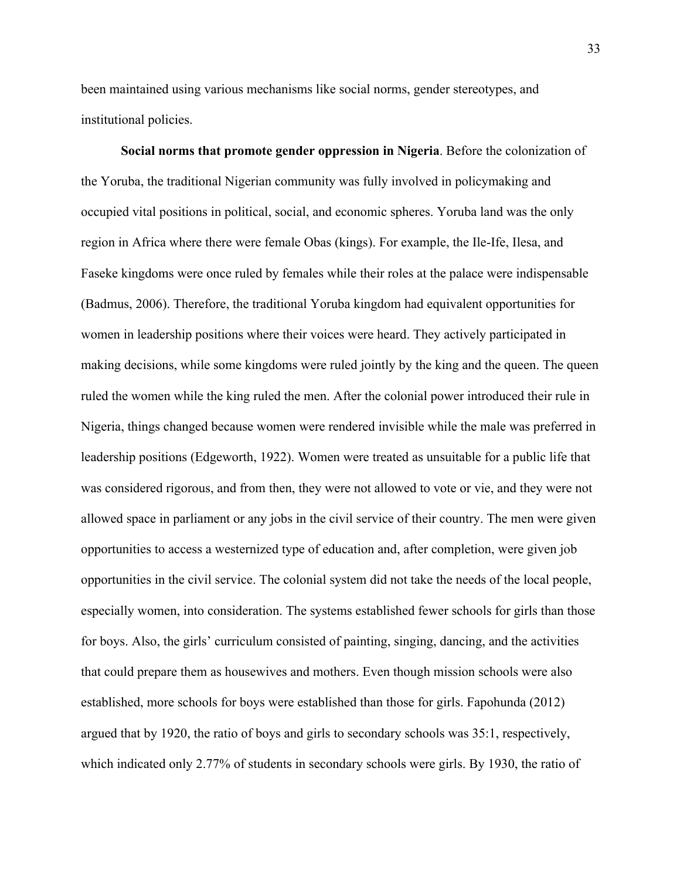been maintained using various mechanisms like social norms, gender stereotypes, and institutional policies.

**Social norms that promote gender oppression in Nigeria**. Before the colonization of the Yoruba, the traditional Nigerian community was fully involved in policymaking and occupied vital positions in political, social, and economic spheres. Yoruba land was the only region in Africa where there were female Obas (kings). For example, the Ile-Ife, Ilesa, and Faseke kingdoms were once ruled by females while their roles at the palace were indispensable (Badmus, 2006). Therefore, the traditional Yoruba kingdom had equivalent opportunities for women in leadership positions where their voices were heard. They actively participated in making decisions, while some kingdoms were ruled jointly by the king and the queen. The queen ruled the women while the king ruled the men. After the colonial power introduced their rule in Nigeria, things changed because women were rendered invisible while the male was preferred in leadership positions (Edgeworth, 1922). Women were treated as unsuitable for a public life that was considered rigorous, and from then, they were not allowed to vote or vie, and they were not allowed space in parliament or any jobs in the civil service of their country. The men were given opportunities to access a westernized type of education and, after completion, were given job opportunities in the civil service. The colonial system did not take the needs of the local people, especially women, into consideration. The systems established fewer schools for girls than those for boys. Also, the girls' curriculum consisted of painting, singing, dancing, and the activities that could prepare them as housewives and mothers. Even though mission schools were also established, more schools for boys were established than those for girls. Fapohunda (2012) argued that by 1920, the ratio of boys and girls to secondary schools was 35:1, respectively, which indicated only 2.77% of students in secondary schools were girls. By 1930, the ratio of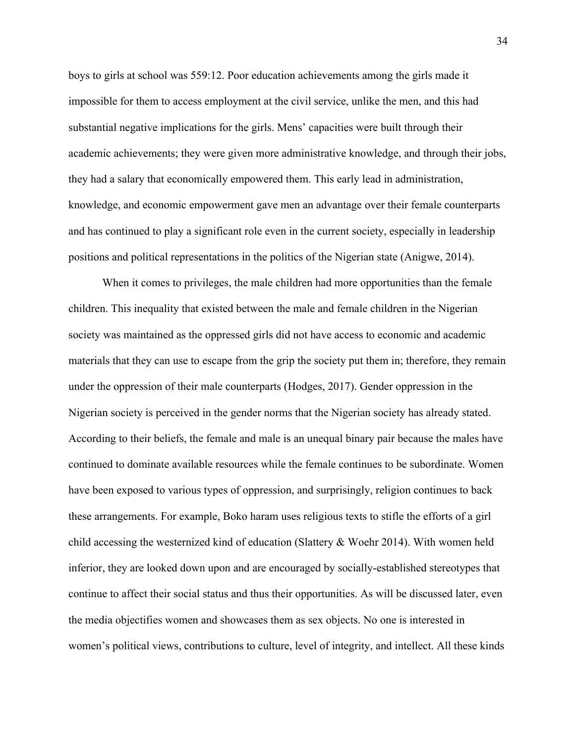boys to girls at school was 559:12. Poor education achievements among the girls made it impossible for them to access employment at the civil service, unlike the men, and this had substantial negative implications for the girls. Mens' capacities were built through their academic achievements; they were given more administrative knowledge, and through their jobs, they had a salary that economically empowered them. This early lead in administration, knowledge, and economic empowerment gave men an advantage over their female counterparts and has continued to play a significant role even in the current society, especially in leadership positions and political representations in the politics of the Nigerian state (Anigwe, 2014).

When it comes to privileges, the male children had more opportunities than the female children. This inequality that existed between the male and female children in the Nigerian society was maintained as the oppressed girls did not have access to economic and academic materials that they can use to escape from the grip the society put them in; therefore, they remain under the oppression of their male counterparts (Hodges, 2017). Gender oppression in the Nigerian society is perceived in the gender norms that the Nigerian society has already stated. According to their beliefs, the female and male is an unequal binary pair because the males have continued to dominate available resources while the female continues to be subordinate. Women have been exposed to various types of oppression, and surprisingly, religion continues to back these arrangements. For example, Boko haram uses religious texts to stifle the efforts of a girl child accessing the westernized kind of education (Slattery & Woehr 2014). With women held inferior, they are looked down upon and are encouraged by socially-established stereotypes that continue to affect their social status and thus their opportunities. As will be discussed later, even the media objectifies women and showcases them as sex objects. No one is interested in women's political views, contributions to culture, level of integrity, and intellect. All these kinds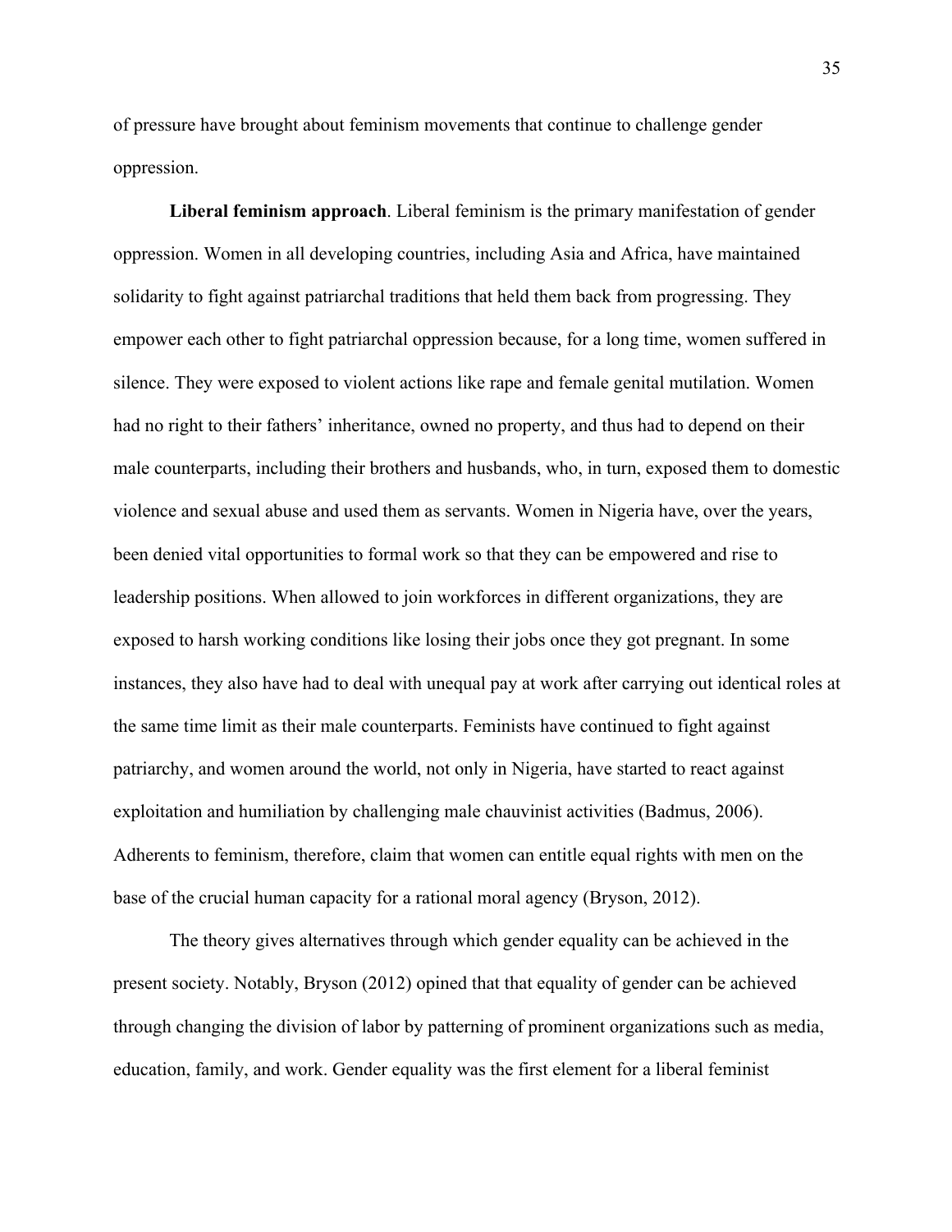of pressure have brought about feminism movements that continue to challenge gender oppression.

**Liberal feminism approach**. Liberal feminism is the primary manifestation of gender oppression. Women in all developing countries, including Asia and Africa, have maintained solidarity to fight against patriarchal traditions that held them back from progressing. They empower each other to fight patriarchal oppression because, for a long time, women suffered in silence. They were exposed to violent actions like rape and female genital mutilation. Women had no right to their fathers' inheritance, owned no property, and thus had to depend on their male counterparts, including their brothers and husbands, who, in turn, exposed them to domestic violence and sexual abuse and used them as servants. Women in Nigeria have, over the years, been denied vital opportunities to formal work so that they can be empowered and rise to leadership positions. When allowed to join workforces in different organizations, they are exposed to harsh working conditions like losing their jobs once they got pregnant. In some instances, they also have had to deal with unequal pay at work after carrying out identical roles at the same time limit as their male counterparts. Feminists have continued to fight against patriarchy, and women around the world, not only in Nigeria, have started to react against exploitation and humiliation by challenging male chauvinist activities (Badmus, 2006). Adherents to feminism, therefore, claim that women can entitle equal rights with men on the base of the crucial human capacity for a rational moral agency (Bryson, 2012).

The theory gives alternatives through which gender equality can be achieved in the present society. Notably, Bryson (2012) opined that that equality of gender can be achieved through changing the division of labor by patterning of prominent organizations such as media, education, family, and work. Gender equality was the first element for a liberal feminist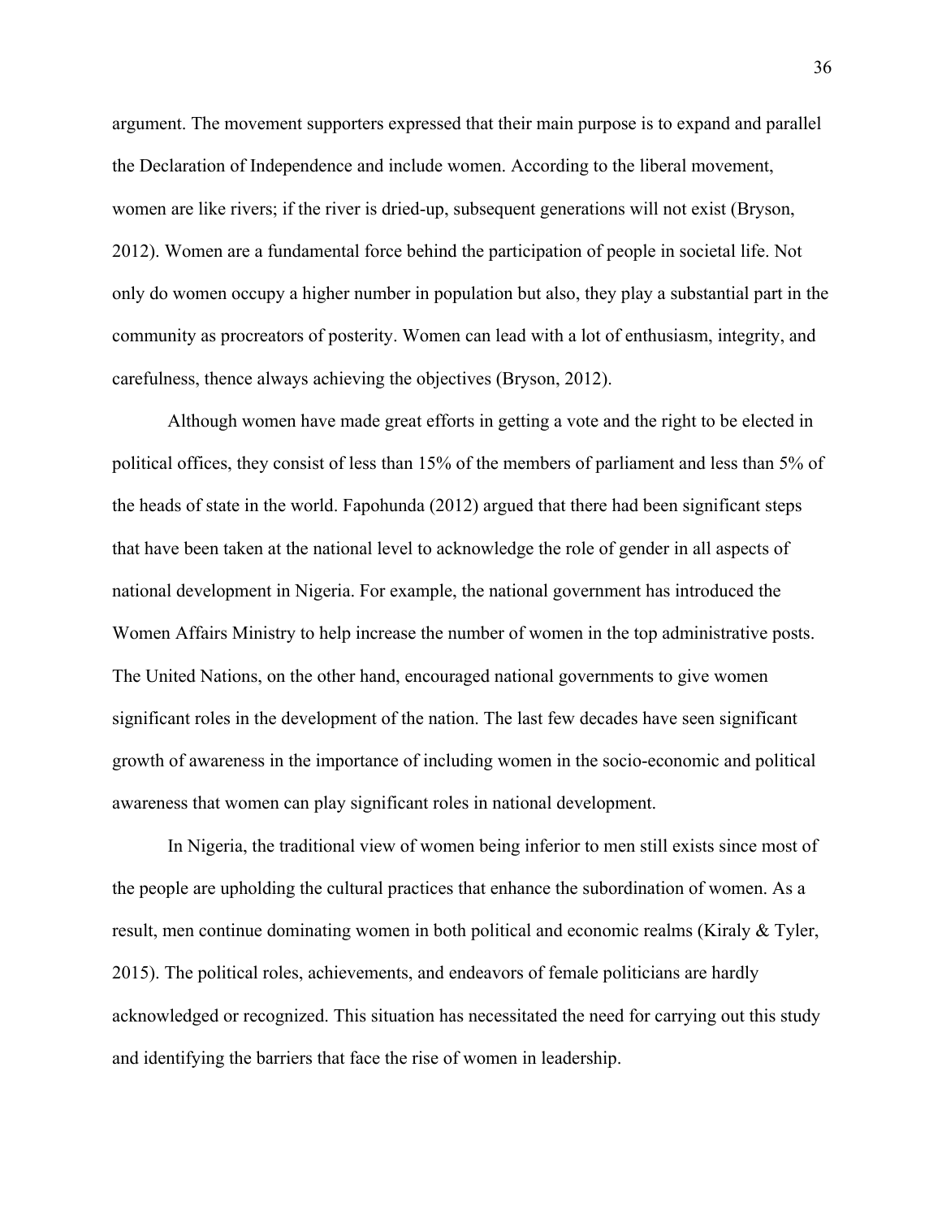argument. The movement supporters expressed that their main purpose is to expand and parallel the Declaration of Independence and include women. According to the liberal movement, women are like rivers; if the river is dried-up, subsequent generations will not exist (Bryson, 2012). Women are a fundamental force behind the participation of people in societal life. Not only do women occupy a higher number in population but also, they play a substantial part in the community as procreators of posterity. Women can lead with a lot of enthusiasm, integrity, and carefulness, thence always achieving the objectives (Bryson, 2012).

Although women have made great efforts in getting a vote and the right to be elected in political offices, they consist of less than 15% of the members of parliament and less than 5% of the heads of state in the world. Fapohunda (2012) argued that there had been significant steps that have been taken at the national level to acknowledge the role of gender in all aspects of national development in Nigeria. For example, the national government has introduced the Women Affairs Ministry to help increase the number of women in the top administrative posts. The United Nations, on the other hand, encouraged national governments to give women significant roles in the development of the nation. The last few decades have seen significant growth of awareness in the importance of including women in the socio-economic and political awareness that women can play significant roles in national development.

In Nigeria, the traditional view of women being inferior to men still exists since most of the people are upholding the cultural practices that enhance the subordination of women. As a result, men continue dominating women in both political and economic realms (Kiraly & Tyler, 2015). The political roles, achievements, and endeavors of female politicians are hardly acknowledged or recognized. This situation has necessitated the need for carrying out this study and identifying the barriers that face the rise of women in leadership.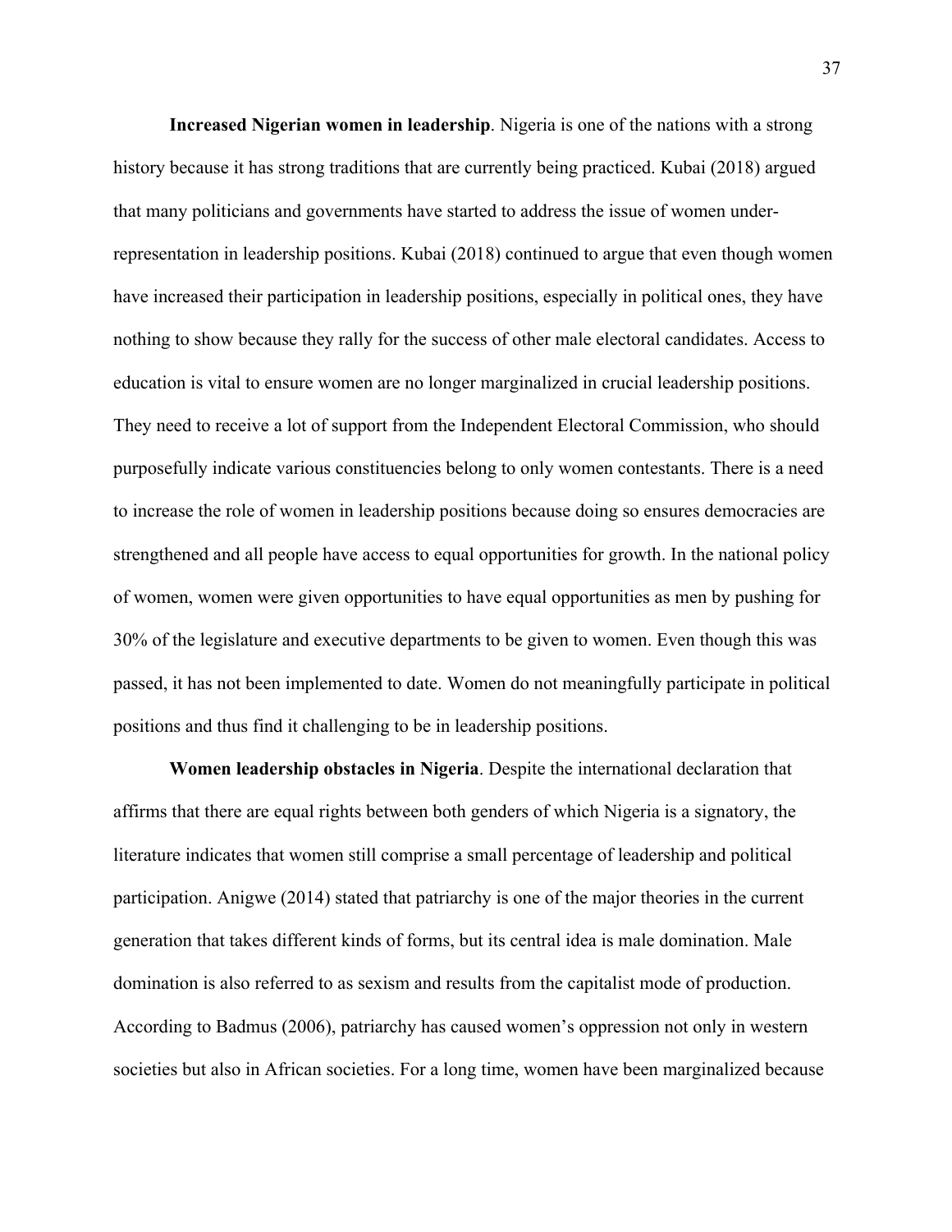**Increased Nigerian women in leadership**. Nigeria is one of the nations with a strong history because it has strong traditions that are currently being practiced. Kubai (2018) argued that many politicians and governments have started to address the issue of women under-representation in leadership positions. Kubai (2018) continued to argue that even though women have increased their participation in leadership positions, especially in political ones, they have nothing to show because they rally for the success of other male electoral candidates. Access to education is vital to ensure women are no longer marginalized in crucial leadership positions. They need to receive a lot of support from the Independent Electoral Commission, who should purposefully indicate various constituencies belong to only women contestants. There is a need to increase the role of women in leadership positions because doing so ensures democracies are strengthened and all people have access to equal opportunities for growth. In the national policy of women, women were given opportunities to have equal opportunities as men by pushing for 30% of the legislature and executive departments to be given to women. Even though this was passed, it has not been implemented to date. Women do not meaningfully participate in political positions and thus find it challenging to be in leadership positions.

**Women leadership obstacles in Nigeria**. Despite the international declaration that affirms that there are equal rights between both genders of which Nigeria is a signatory, the literature indicates that women still comprise a small percentage of leadership and political participation. Anigwe (2014) stated that patriarchy is one of the major theories in the current generation that takes different kinds of forms, but its central idea is male domination. Male domination is also referred to as sexism and results from the capitalist mode of production. According to Badmus (2006), patriarchy has caused women's oppression not only in western societies but also in African societies. For a long time, women have been marginalized because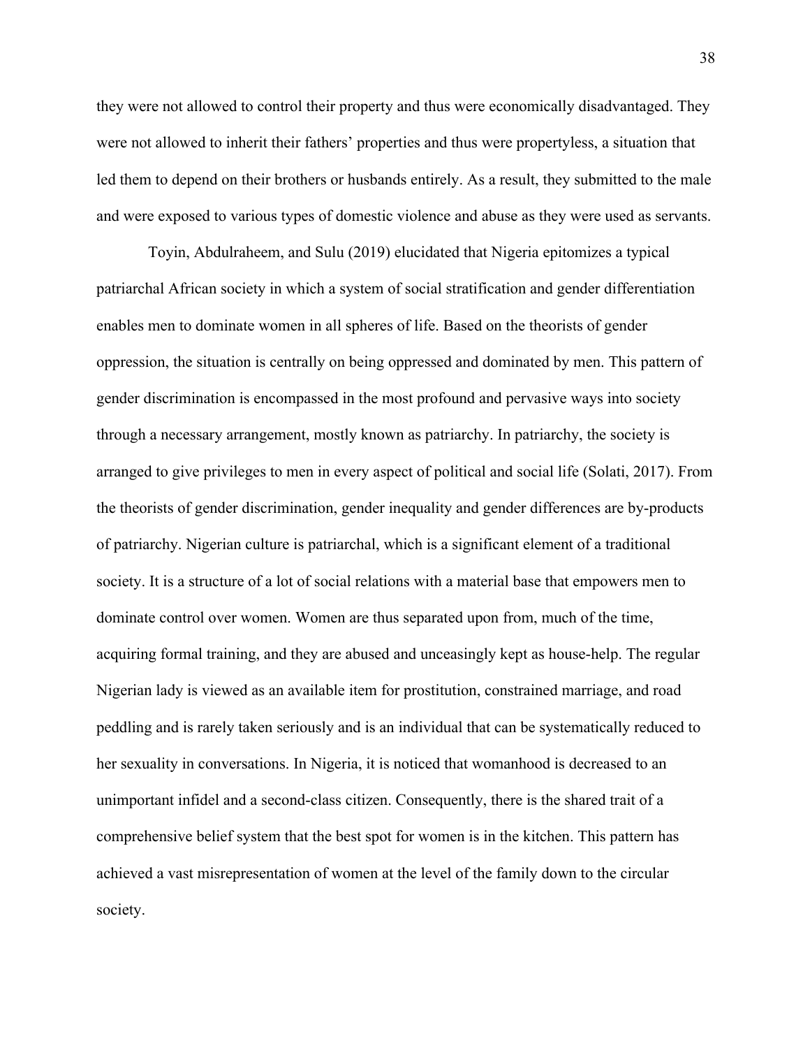they were not allowed to control their property and thus were economically disadvantaged. They were not allowed to inherit their fathers' properties and thus were propertyless, a situation that led them to depend on their brothers or husbands entirely. As a result, they submitted to the male and were exposed to various types of domestic violence and abuse as they were used as servants.

Toyin, Abdulraheem, and Sulu (2019) elucidated that Nigeria epitomizes a typical patriarchal African society in which a system of social stratification and gender differentiation enables men to dominate women in all spheres of life. Based on the theorists of gender oppression, the situation is centrally on being oppressed and dominated by men. This pattern of gender discrimination is encompassed in the most profound and pervasive ways into society through a necessary arrangement, mostly known as patriarchy. In patriarchy, the society is arranged to give privileges to men in every aspect of political and social life (Solati, 2017). From the theorists of gender discrimination, gender inequality and gender differences are by-products of patriarchy. Nigerian culture is patriarchal, which is a significant element of a traditional society. It is a structure of a lot of social relations with a material base that empowers men to dominate control over women. Women are thus separated upon from, much of the time, acquiring formal training, and they are abused and unceasingly kept as house-help. The regular Nigerian lady is viewed as an available item for prostitution, constrained marriage, and road peddling and is rarely taken seriously and is an individual that can be systematically reduced to her sexuality in conversations. In Nigeria, it is noticed that womanhood is decreased to an unimportant infidel and a second-class citizen. Consequently, there is the shared trait of a comprehensive belief system that the best spot for women is in the kitchen. This pattern has achieved a vast misrepresentation of women at the level of the family down to the circular society.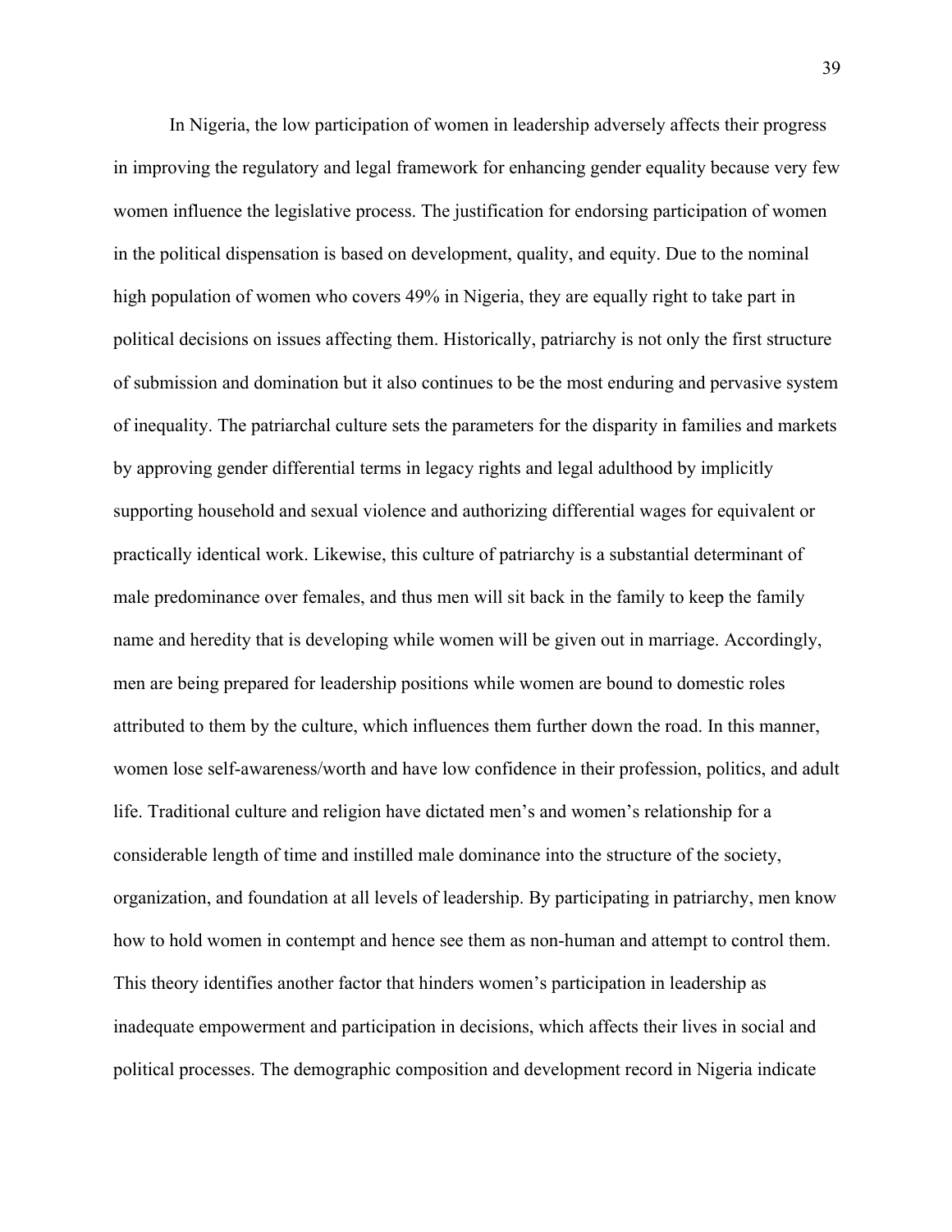In Nigeria, the low participation of women in leadership adversely affects their progress in improving the regulatory and legal framework for enhancing gender equality because very few women influence the legislative process. The justification for endorsing participation of women in the political dispensation is based on development, quality, and equity. Due to the nominal high population of women who covers 49% in Nigeria, they are equally right to take part in political decisions on issues affecting them. Historically, patriarchy is not only the first structure of submission and domination but it also continues to be the most enduring and pervasive system of inequality. The patriarchal culture sets the parameters for the disparity in families and markets by approving gender differential terms in legacy rights and legal adulthood by implicitly supporting household and sexual violence and authorizing differential wages for equivalent or practically identical work. Likewise, this culture of patriarchy is a substantial determinant of male predominance over females, and thus men will sit back in the family to keep the family name and heredity that is developing while women will be given out in marriage. Accordingly, men are being prepared for leadership positions while women are bound to domestic roles attributed to them by the culture, which influences them further down the road. In this manner, women lose self-awareness/worth and have low confidence in their profession, politics, and adult life. Traditional culture and religion have dictated men's and women's relationship for a considerable length of time and instilled male dominance into the structure of the society, organization, and foundation at all levels of leadership. By participating in patriarchy, men know how to hold women in contempt and hence see them as non-human and attempt to control them. This theory identifies another factor that hinders women's participation in leadership as inadequate empowerment and participation in decisions, which affects their lives in social and political processes. The demographic composition and development record in Nigeria indicate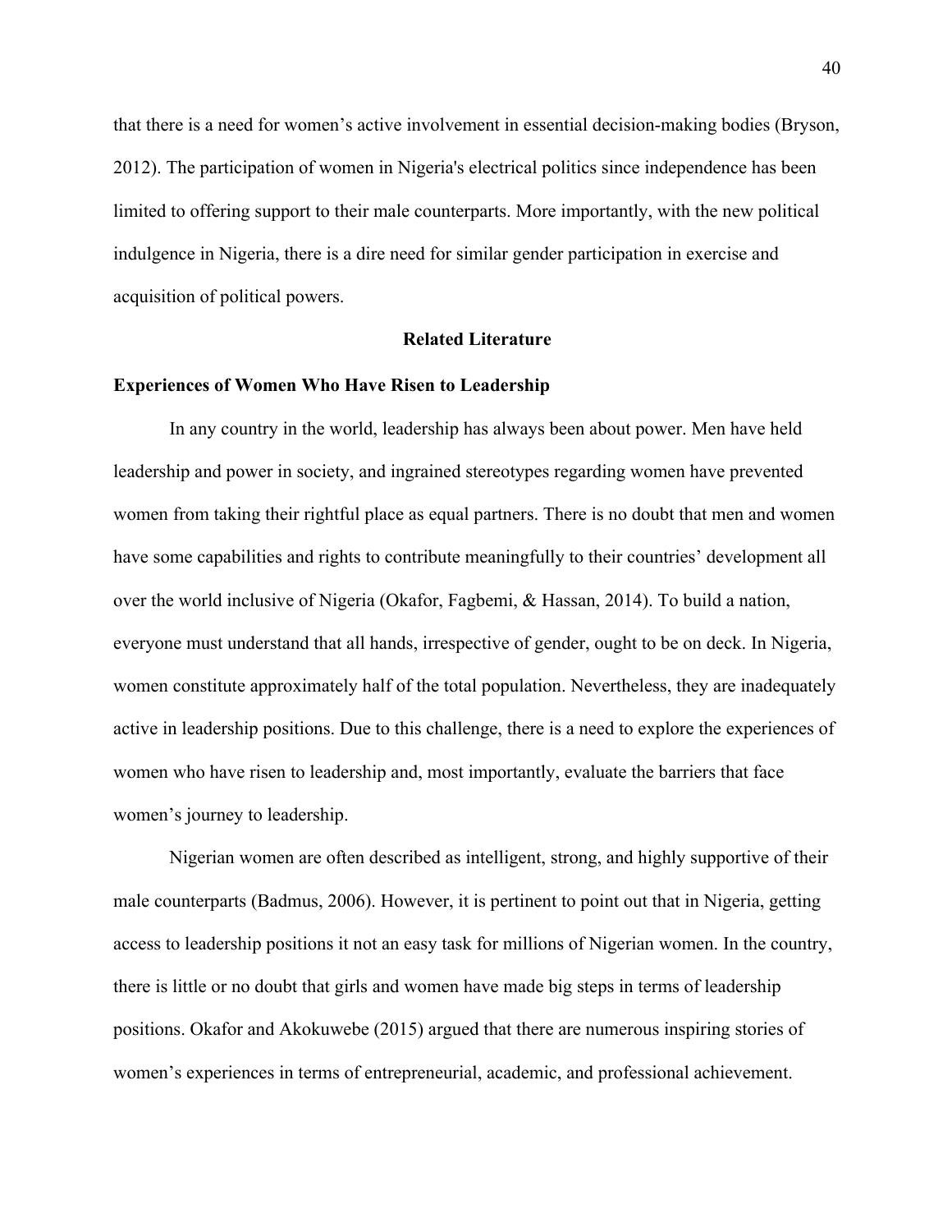that there is a need for women's active involvement in essential decision-making bodies (Bryson, 2012). The participation of women in Nigeria's electrical politics since independence has been limited to offering support to their male counterparts. More importantly, with the new political indulgence in Nigeria, there is a dire need for similar gender participation in exercise and acquisition of political powers.

## Related Literature

### Experiences of Women Who Have Risen to Leadership

In any country in the world, leadership has always been about power. Men have held leadership and power in society, and ingrained stereotypes regarding women have prevented women from taking their rightful place as equal partners. There is no doubt that men and women have some capabilities and rights to contribute meaningfully to their countries' development all over the world inclusive of Nigeria (Okafor, Fagbemi, & Hassan, 2014). To build a nation, everyone must understand that all hands, irrespective of gender, ought to be on deck. In Nigeria, women constitute approximately half of the total population. Nevertheless, they are inadequately active in leadership positions. Due to this challenge, there is a need to explore the experiences of women who have risen to leadership and, most importantly, evaluate the barriers that face women's journey to leadership.

Nigerian women are often described as intelligent, strong, and highly supportive of their male counterparts (Badmus, 2006). However, it is pertinent to point out that in Nigeria, getting access to leadership positions it not an easy task for millions of Nigerian women. In the country, there is little or no doubt that girls and women have made big steps in terms of leadership positions. Okafor and Akokuwebe (2015) argued that there are numerous inspiring stories of women's experiences in terms of entrepreneurial, academic, and professional achievement.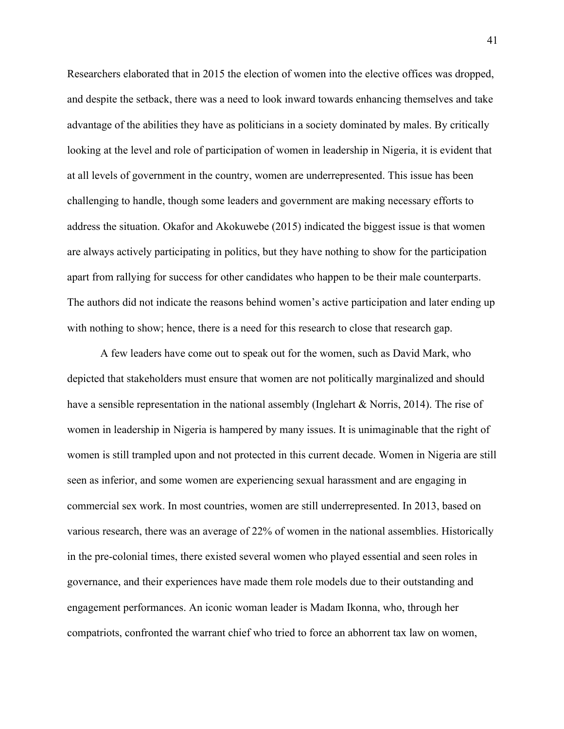Researchers elaborated that in 2015 the election of women into the elective offices was dropped, and despite the setback, there was a need to look inward towards enhancing themselves and take advantage of the abilities they have as politicians in a society dominated by males. By critically looking at the level and role of participation of women in leadership in Nigeria, it is evident that at all levels of government in the country, women are underrepresented. This issue has been challenging to handle, though some leaders and government are making necessary efforts to address the situation. Okafor and Akokuwebe (2015) indicated the biggest issue is that women are always actively participating in politics, but they have nothing to show for the participation apart from rallying for success for other candidates who happen to be their male counterparts. The authors did not indicate the reasons behind women's active participation and later ending up with nothing to show; hence, there is a need for this research to close that research gap.

A few leaders have come out to speak out for the women, such as David Mark, who depicted that stakeholders must ensure that women are not politically marginalized and should have a sensible representation in the national assembly (Inglehart & Norris, 2014). The rise of women in leadership in Nigeria is hampered by many issues. It is unimaginable that the right of women is still trampled upon and not protected in this current decade. Women in Nigeria are still seen as inferior, and some women are experiencing sexual harassment and are engaging in commercial sex work. In most countries, women are still underrepresented. In 2013, based on various research, there was an average of 22% of women in the national assemblies. Historically in the pre-colonial times, there existed several women who played essential and seen roles in governance, and their experiences have made them role models due to their outstanding and engagement performances. An iconic woman leader is Madam Ikonna, who, through her compatriots, confronted the warrant chief who tried to force an abhorrent tax law on women,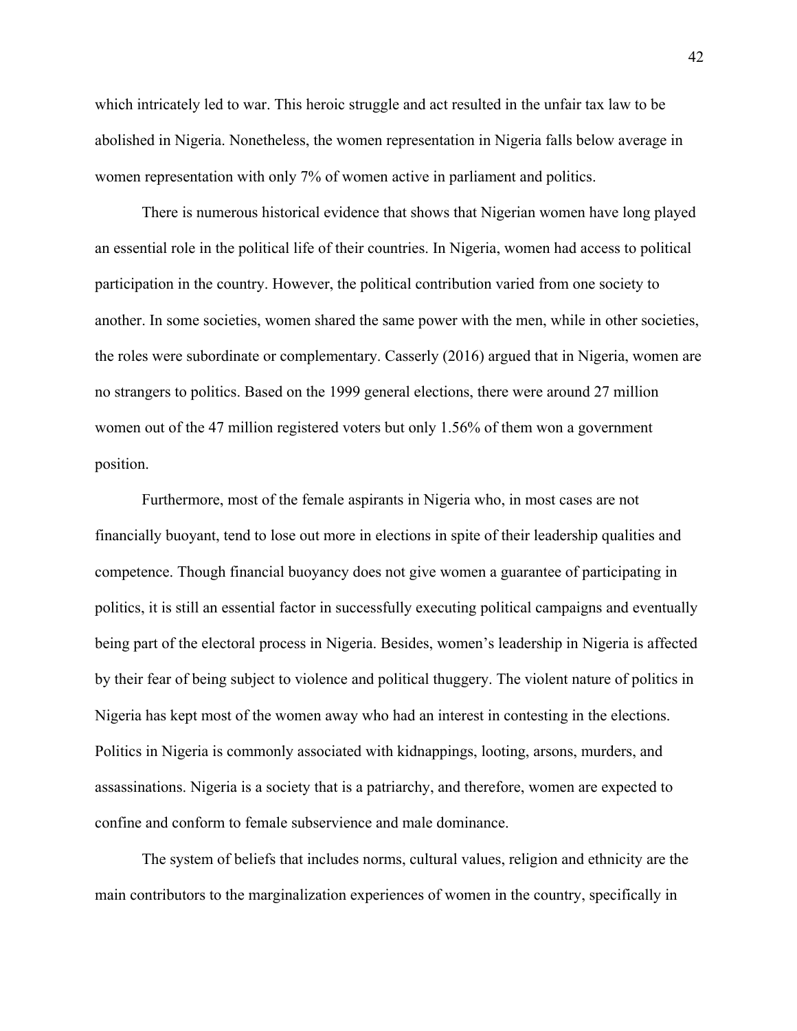which intricately led to war. This heroic struggle and act resulted in the unfair tax law to be abolished in Nigeria. Nonetheless, the women representation in Nigeria falls below average in women representation with only 7% of women active in parliament and politics.

There is numerous historical evidence that shows that Nigerian women have long played an essential role in the political life of their countries. In Nigeria, women had access to political participation in the country. However, the political contribution varied from one society to another. In some societies, women shared the same power with the men, while in other societies, the roles were subordinate or complementary. Casserly (2016) argued that in Nigeria, women are no strangers to politics. Based on the 1999 general elections, there were around 27 million women out of the 47 million registered voters but only 1.56% of them won a government position.

Furthermore, most of the female aspirants in Nigeria who, in most cases are not financially buoyant, tend to lose out more in elections in spite of their leadership qualities and competence. Though financial buoyancy does not give women a guarantee of participating in politics, it is still an essential factor in successfully executing political campaigns and eventually being part of the electoral process in Nigeria. Besides, women's leadership in Nigeria is affected by their fear of being subject to violence and political thuggery. The violent nature of politics in Nigeria has kept most of the women away who had an interest in contesting in the elections. Politics in Nigeria is commonly associated with kidnappings, looting, arsons, murders, and assassinations. Nigeria is a society that is a patriarchy, and therefore, women are expected to confine and conform to female subservience and male dominance.

The system of beliefs that includes norms, cultural values, religion and ethnicity are the main contributors to the marginalization experiences of women in the country, specifically in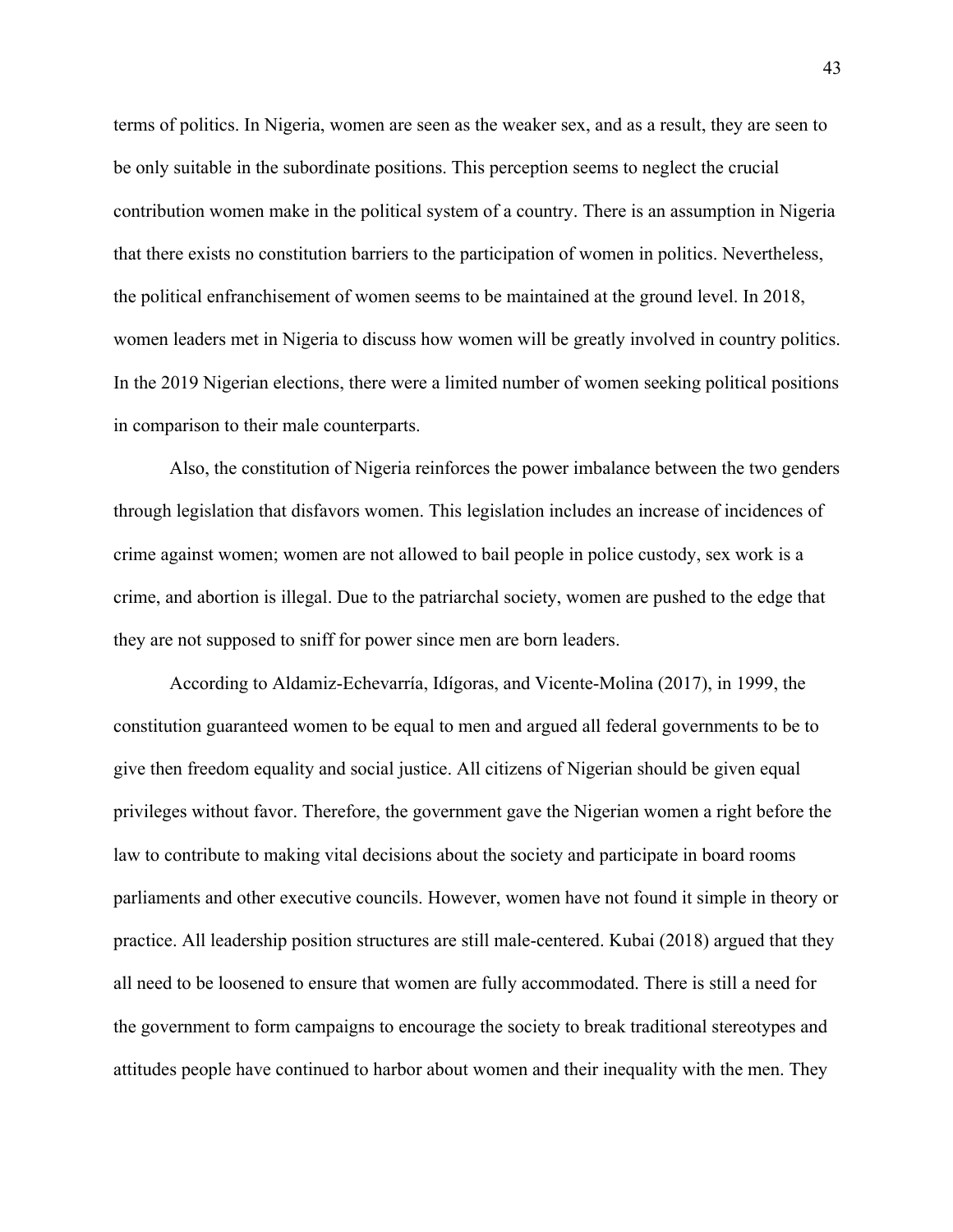terms of politics. In Nigeria, women are seen as the weaker sex, and as a result, they are seen to be only suitable in the subordinate positions. This perception seems to neglect the crucial contribution women make in the political system of a country. There is an assumption in Nigeria that there exists no constitution barriers to the participation of women in politics. Nevertheless, the political enfranchisement of women seems to be maintained at the ground level. In 2018, women leaders met in Nigeria to discuss how women will be greatly involved in country politics. In the 2019 Nigerian elections, there were a limited number of women seeking political positions in comparison to their male counterparts.

Also, the constitution of Nigeria reinforces the power imbalance between the two genders through legislation that disfavors women. This legislation includes an increase of incidences of crime against women; women are not allowed to bail people in police custody, sex work is a crime, and abortion is illegal. Due to the patriarchal society, women are pushed to the edge that they are not supposed to sniff for power since men are born leaders.

According to Aldamiz-Echevarría, Idígoras, and Vicente-Molina (2017), in 1999, the constitution guaranteed women to be equal to men and argued all federal governments to be to give then freedom equality and social justice. All citizens of Nigerian should be given equal privileges without favor. Therefore, the government gave the Nigerian women a right before the law to contribute to making vital decisions about the society and participate in board rooms parliaments and other executive councils. However, women have not found it simple in theory or practice. All leadership position structures are still male-centered. Kubai (2018) argued that they all need to be loosened to ensure that women are fully accommodated. There is still a need for the government to form campaigns to encourage the society to break traditional stereotypes and attitudes people have continued to harbor about women and their inequality with the men. They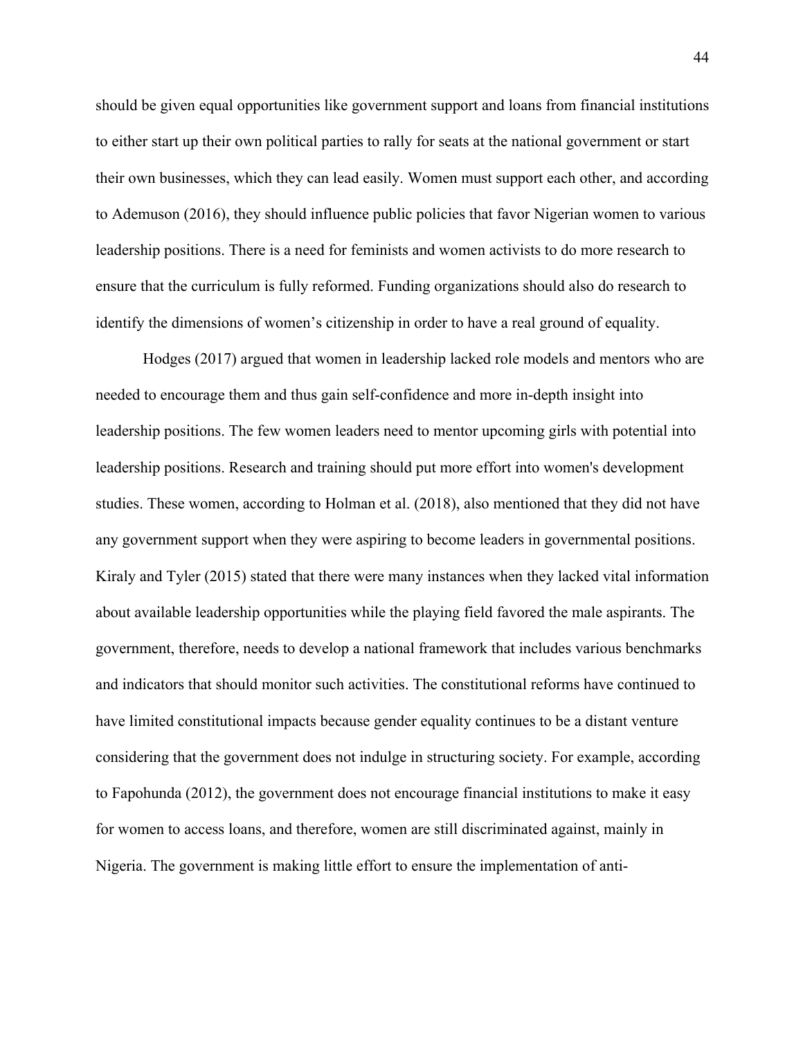should be given equal opportunities like government support and loans from financial institutions to either start up their own political parties to rally for seats at the national government or start their own businesses, which they can lead easily. Women must support each other, and according to Ademuson (2016), they should influence public policies that favor Nigerian women to various leadership positions. There is a need for feminists and women activists to do more research to ensure that the curriculum is fully reformed. Funding organizations should also do research to identify the dimensions of women's citizenship in order to have a real ground of equality.

Hodges (2017) argued that women in leadership lacked role models and mentors who are needed to encourage them and thus gain self-confidence and more in-depth insight into leadership positions. The few women leaders need to mentor upcoming girls with potential into leadership positions. Research and training should put more effort into women's development studies. These women, according to Holman et al. (2018), also mentioned that they did not have any government support when they were aspiring to become leaders in governmental positions. Kiraly and Tyler (2015) stated that there were many instances when they lacked vital information about available leadership opportunities while the playing field favored the male aspirants. The government, therefore, needs to develop a national framework that includes various benchmarks and indicators that should monitor such activities. The constitutional reforms have continued to have limited constitutional impacts because gender equality continues to be a distant venture considering that the government does not indulge in structuring society. For example, according to Fapohunda (2012), the government does not encourage financial institutions to make it easy for women to access loans, and therefore, women are still discriminated against, mainly in Nigeria. The government is making little effort to ensure the implementation of anti-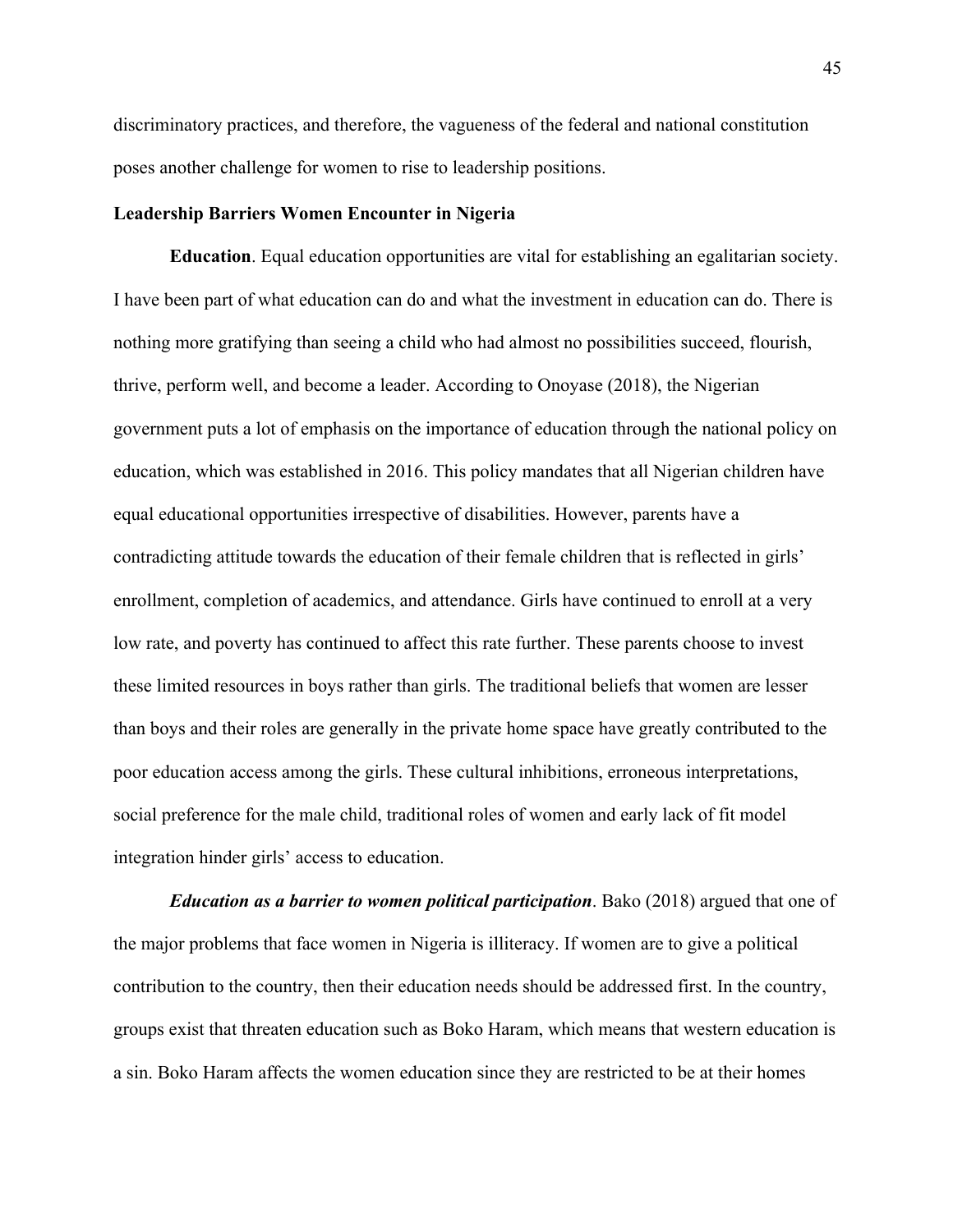discriminatory practices, and therefore, the vagueness of the federal and national constitution poses another challenge for women to rise to leadership positions.

## Leadership Barriers Women Encounter in Nigeria

**Education**. Equal education opportunities are vital for establishing an egalitarian society. I have been part of what education can do and what the investment in education can do. There is nothing more gratifying than seeing a child who had almost no possibilities succeed, flourish, thrive, perform well, and become a leader. According to Onoyase (2018), the Nigerian government puts a lot of emphasis on the importance of education through the national policy on education, which was established in 2016. This policy mandates that all Nigerian children have equal educational opportunities irrespective of disabilities. However, parents have a contradicting attitude towards the education of their female children that is reflected in girls' enrollment, completion of academics, and attendance. Girls have continued to enroll at a very low rate, and poverty has continued to affect this rate further. These parents choose to invest these limited resources in boys rather than girls. The traditional beliefs that women are lesser than boys and their roles are generally in the private home space have greatly contributed to the poor education access among the girls. These cultural inhibitions, erroneous interpretations, social preference for the male child, traditional roles of women and early lack of fit model integration hinder girls' access to education.

***Education as a barrier to women political participation***. Bako (2018) argued that one of the major problems that face women in Nigeria is illiteracy. If women are to give a political contribution to the country, then their education needs should be addressed first. In the country, groups exist that threaten education such as Boko Haram, which means that western education is a sin. Boko Haram affects the women education since they are restricted to be at their homes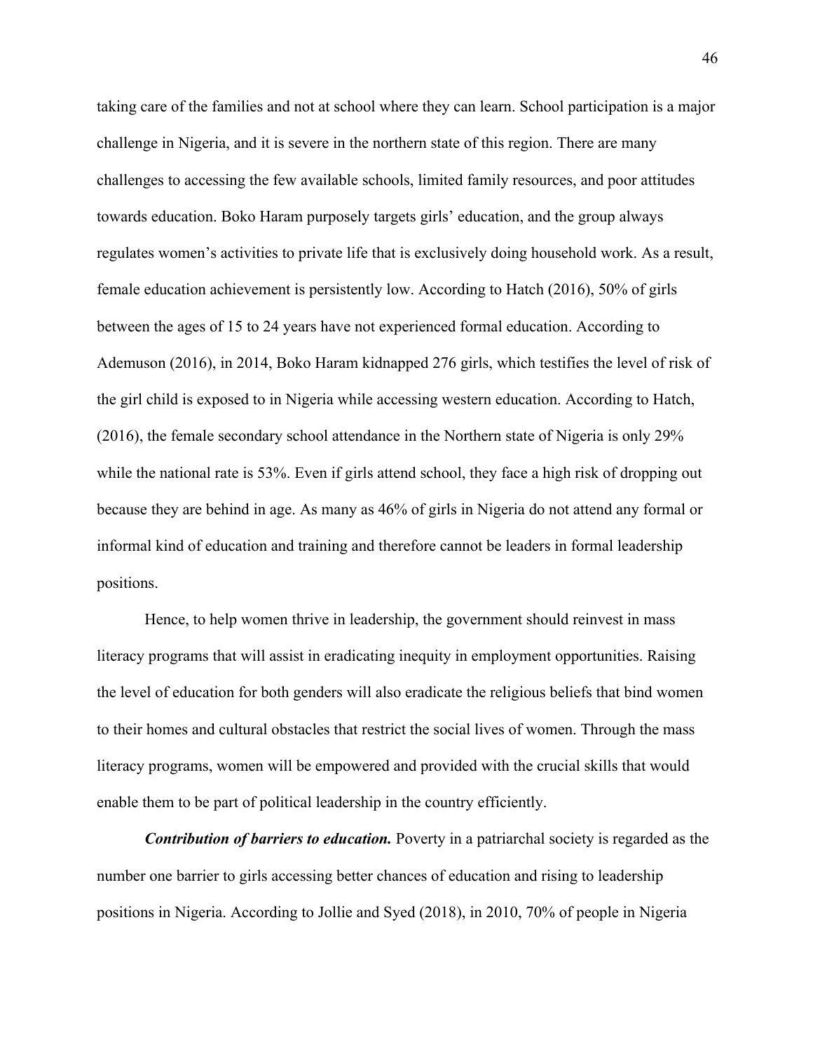taking care of the families and not at school where they can learn. School participation is a major challenge in Nigeria, and it is severe in the northern state of this region. There are many challenges to accessing the few available schools, limited family resources, and poor attitudes towards education. Boko Haram purposely targets girls' education, and the group always regulates women's activities to private life that is exclusively doing household work. As a result, female education achievement is persistently low. According to Hatch (2016), 50% of girls between the ages of 15 to 24 years have not experienced formal education. According to Ademuson (2016), in 2014, Boko Haram kidnapped 276 girls, which testifies the level of risk of the girl child is exposed to in Nigeria while accessing western education. According to Hatch, (2016), the female secondary school attendance in the Northern state of Nigeria is only 29% while the national rate is 53%. Even if girls attend school, they face a high risk of dropping out because they are behind in age. As many as 46% of girls in Nigeria do not attend any formal or informal kind of education and training and therefore cannot be leaders in formal leadership positions.

Hence, to help women thrive in leadership, the government should reinvest in mass literacy programs that will assist in eradicating inequity in employment opportunities. Raising the level of education for both genders will also eradicate the religious beliefs that bind women to their homes and cultural obstacles that restrict the social lives of women. Through the mass literacy programs, women will be empowered and provided with the crucial skills that would enable them to be part of political leadership in the country efficiently.

***Contribution of barriers to education.*** Poverty in a patriarchal society is regarded as the number one barrier to girls accessing better chances of education and rising to leadership positions in Nigeria. According to Jollie and Syed (2018), in 2010, 70% of people in Nigeria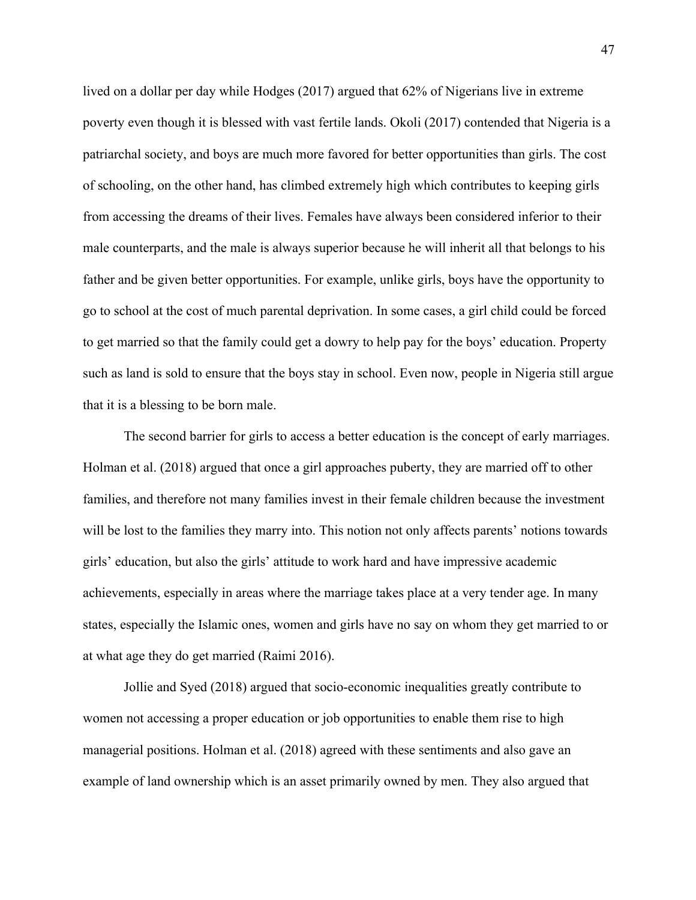lived on a dollar per day while Hodges (2017) argued that 62% of Nigerians live in extreme poverty even though it is blessed with vast fertile lands. Okoli (2017) contended that Nigeria is a patriarchal society, and boys are much more favored for better opportunities than girls. The cost of schooling, on the other hand, has climbed extremely high which contributes to keeping girls from accessing the dreams of their lives. Females have always been considered inferior to their male counterparts, and the male is always superior because he will inherit all that belongs to his father and be given better opportunities. For example, unlike girls, boys have the opportunity to go to school at the cost of much parental deprivation. In some cases, a girl child could be forced to get married so that the family could get a dowry to help pay for the boys' education. Property such as land is sold to ensure that the boys stay in school. Even now, people in Nigeria still argue that it is a blessing to be born male.

The second barrier for girls to access a better education is the concept of early marriages. Holman et al. (2018) argued that once a girl approaches puberty, they are married off to other families, and therefore not many families invest in their female children because the investment will be lost to the families they marry into. This notion not only affects parents' notions towards girls' education, but also the girls' attitude to work hard and have impressive academic achievements, especially in areas where the marriage takes place at a very tender age. In many states, especially the Islamic ones, women and girls have no say on whom they get married to or at what age they do get married (Raimi 2016).

Jollie and Syed (2018) argued that socio-economic inequalities greatly contribute to women not accessing a proper education or job opportunities to enable them rise to high managerial positions. Holman et al. (2018) agreed with these sentiments and also gave an example of land ownership which is an asset primarily owned by men. They also argued that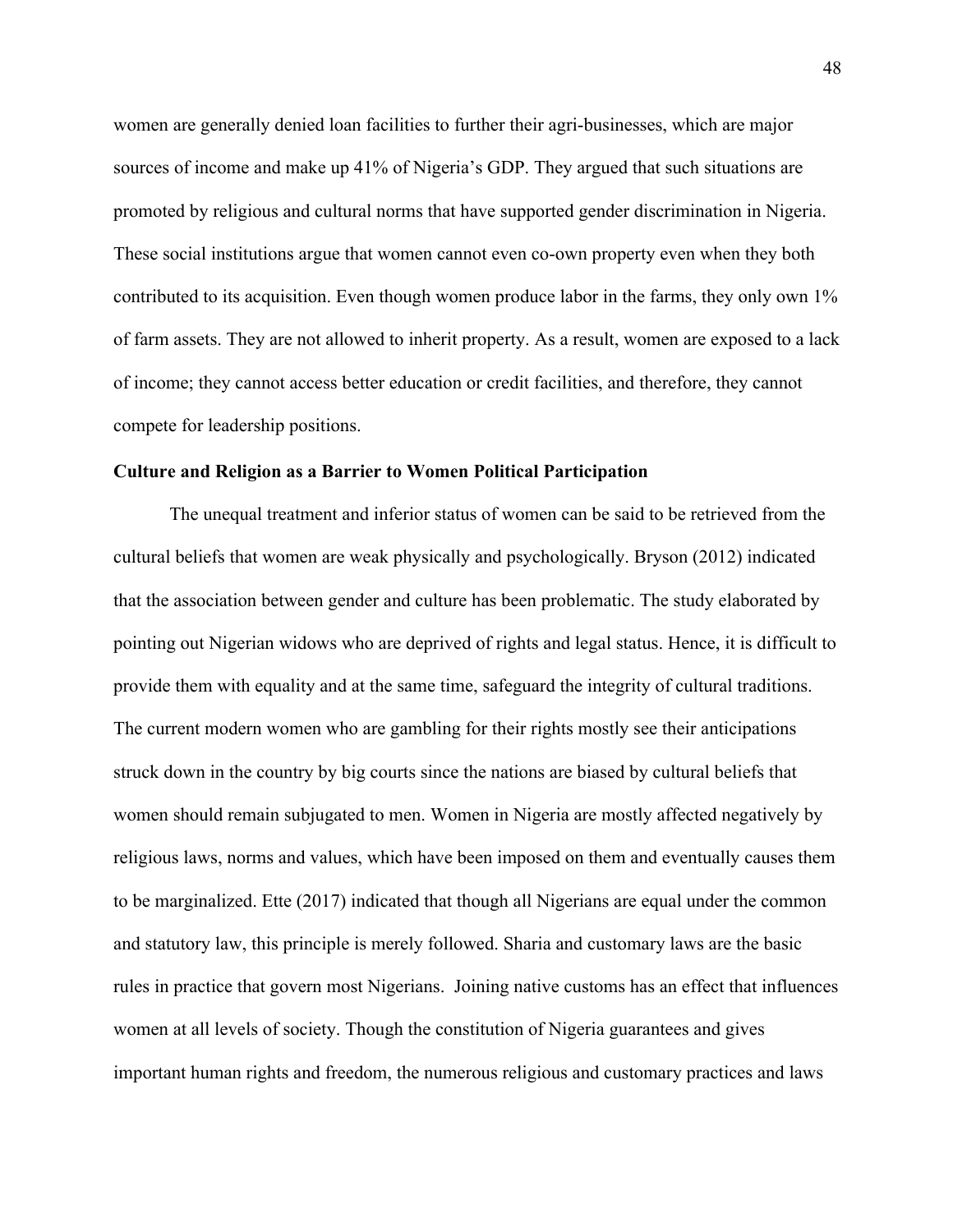women are generally denied loan facilities to further their agri-businesses, which are major sources of income and make up 41% of Nigeria's GDP. They argued that such situations are promoted by religious and cultural norms that have supported gender discrimination in Nigeria. These social institutions argue that women cannot even co-own property even when they both contributed to its acquisition. Even though women produce labor in the farms, they only own 1% of farm assets. They are not allowed to inherit property. As a result, women are exposed to a lack of income; they cannot access better education or credit facilities, and therefore, they cannot compete for leadership positions.

**Culture and Religion as a Barrier to Women Political Participation**

The unequal treatment and inferior status of women can be said to be retrieved from the cultural beliefs that women are weak physically and psychologically. Bryson (2012) indicated that the association between gender and culture has been problematic. The study elaborated by pointing out Nigerian widows who are deprived of rights and legal status. Hence, it is difficult to provide them with equality and at the same time, safeguard the integrity of cultural traditions. The current modern women who are gambling for their rights mostly see their anticipations struck down in the country by big courts since the nations are biased by cultural beliefs that women should remain subjugated to men. Women in Nigeria are mostly affected negatively by religious laws, norms and values, which have been imposed on them and eventually causes them to be marginalized. Ette (2017) indicated that though all Nigerians are equal under the common and statutory law, this principle is merely followed. Sharia and customary laws are the basic rules in practice that govern most Nigerians. Joining native customs has an effect that influences women at all levels of society. Though the constitution of Nigeria guarantees and gives important human rights and freedom, the numerous religious and customary practices and laws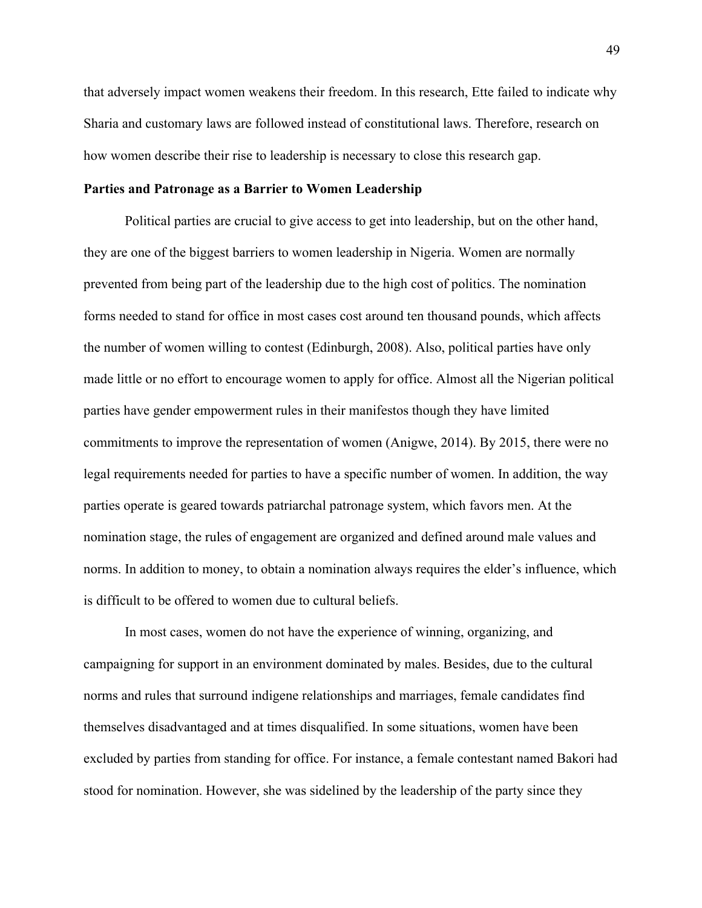that adversely impact women weakens their freedom. In this research, Ette failed to indicate why Sharia and customary laws are followed instead of constitutional laws. Therefore, research on how women describe their rise to leadership is necessary to close this research gap.

### Parties and Patronage as a Barrier to Women Leadership

Political parties are crucial to give access to get into leadership, but on the other hand, they are one of the biggest barriers to women leadership in Nigeria. Women are normally prevented from being part of the leadership due to the high cost of politics. The nomination forms needed to stand for office in most cases cost around ten thousand pounds, which affects the number of women willing to contest (Edinburgh, 2008). Also, political parties have only made little or no effort to encourage women to apply for office. Almost all the Nigerian political parties have gender empowerment rules in their manifestos though they have limited commitments to improve the representation of women (Anigwe, 2014). By 2015, there were no legal requirements needed for parties to have a specific number of women. In addition, the way parties operate is geared towards patriarchal patronage system, which favors men. At the nomination stage, the rules of engagement are organized and defined around male values and norms. In addition to money, to obtain a nomination always requires the elder's influence, which is difficult to be offered to women due to cultural beliefs.

In most cases, women do not have the experience of winning, organizing, and campaigning for support in an environment dominated by males. Besides, due to the cultural norms and rules that surround indigene relationships and marriages, female candidates find themselves disadvantaged and at times disqualified. In some situations, women have been excluded by parties from standing for office. For instance, a female contestant named Bakori had stood for nomination. However, she was sidelined by the leadership of the party since they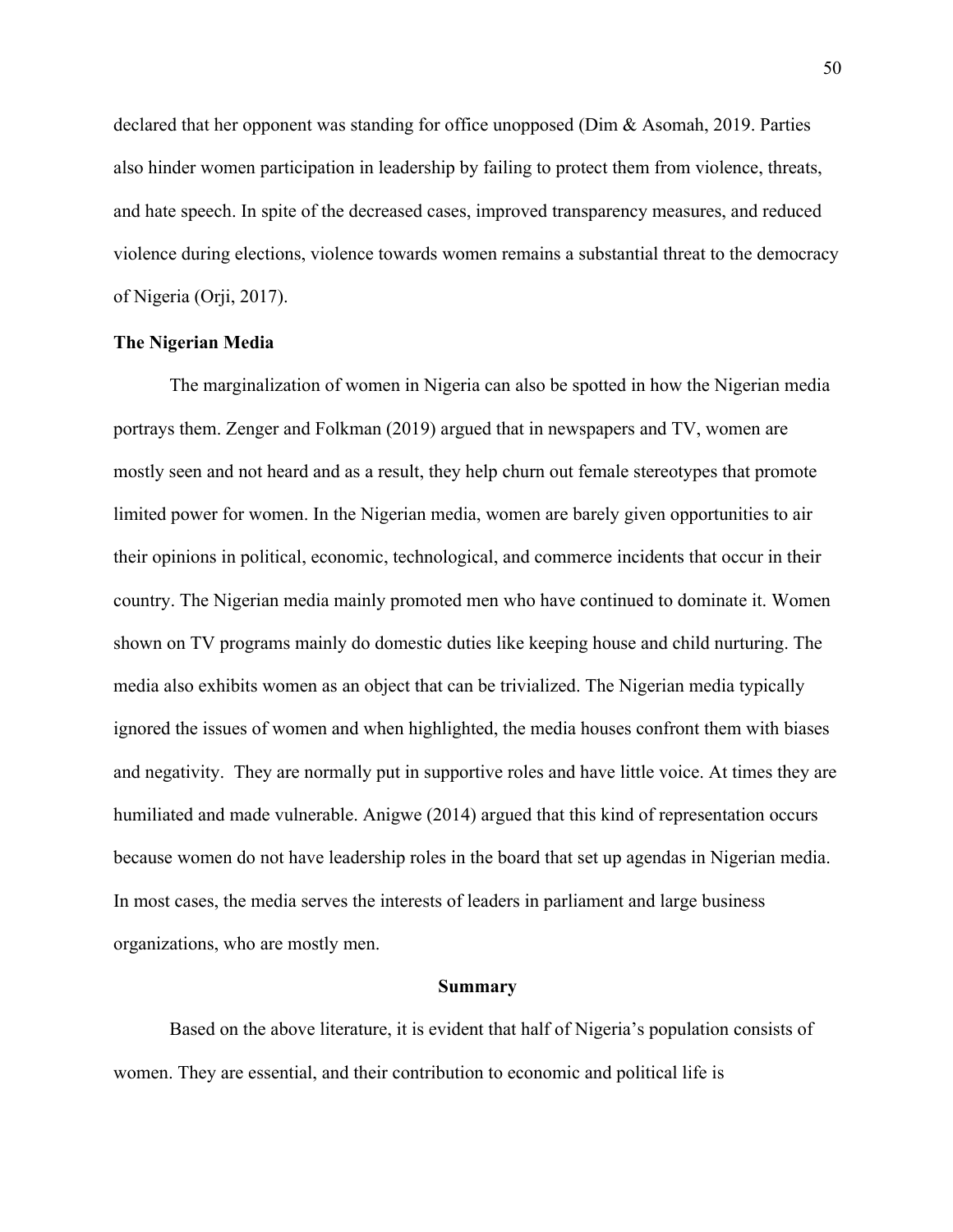declared that her opponent was standing for office unopposed (Dim & Asomah, 2019. Parties also hinder women participation in leadership by failing to protect them from violence, threats, and hate speech. In spite of the decreased cases, improved transparency measures, and reduced violence during elections, violence towards women remains a substantial threat to the democracy of Nigeria (Orji, 2017).

### The Nigerian Media

The marginalization of women in Nigeria can also be spotted in how the Nigerian media portrays them. Zenger and Folkman (2019) argued that in newspapers and TV, women are mostly seen and not heard and as a result, they help churn out female stereotypes that promote limited power for women. In the Nigerian media, women are barely given opportunities to air their opinions in political, economic, technological, and commerce incidents that occur in their country. The Nigerian media mainly promoted men who have continued to dominate it. Women shown on TV programs mainly do domestic duties like keeping house and child nurturing. The media also exhibits women as an object that can be trivialized. The Nigerian media typically ignored the issues of women and when highlighted, the media houses confront them with biases and negativity. They are normally put in supportive roles and have little voice. At times they are humiliated and made vulnerable. Anigwe (2014) argued that this kind of representation occurs because women do not have leadership roles in the board that set up agendas in Nigerian media. In most cases, the media serves the interests of leaders in parliament and large business organizations, who are mostly men.

## Summary

Based on the above literature, it is evident that half of Nigeria's population consists of women. They are essential, and their contribution to economic and political life is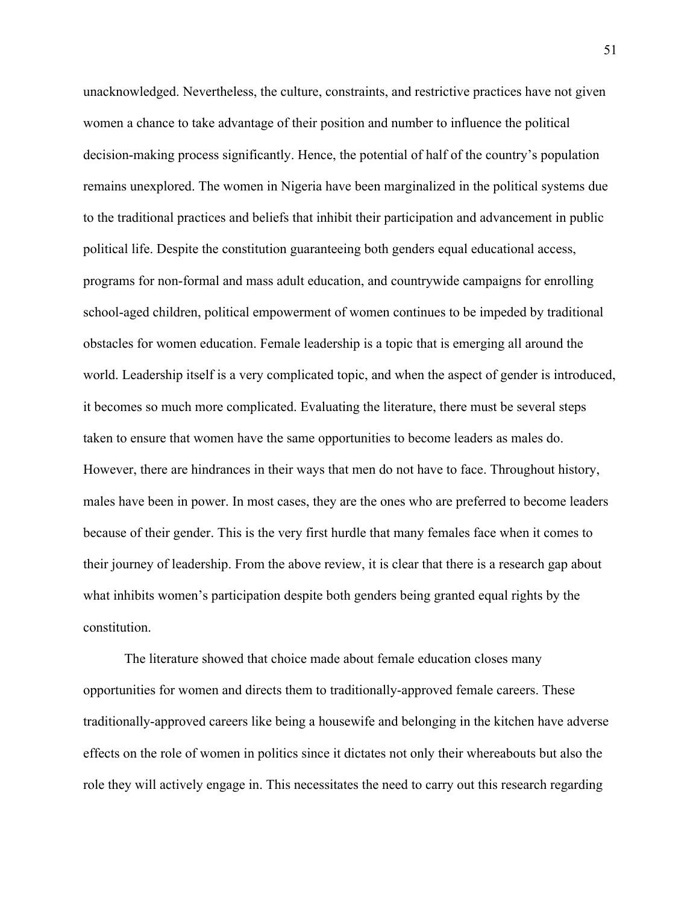unacknowledged. Nevertheless, the culture, constraints, and restrictive practices have not given women a chance to take advantage of their position and number to influence the political decision-making process significantly. Hence, the potential of half of the country's population remains unexplored. The women in Nigeria have been marginalized in the political systems due to the traditional practices and beliefs that inhibit their participation and advancement in public political life. Despite the constitution guaranteeing both genders equal educational access, programs for non-formal and mass adult education, and countrywide campaigns for enrolling school-aged children, political empowerment of women continues to be impeded by traditional obstacles for women education. Female leadership is a topic that is emerging all around the world. Leadership itself is a very complicated topic, and when the aspect of gender is introduced, it becomes so much more complicated. Evaluating the literature, there must be several steps taken to ensure that women have the same opportunities to become leaders as males do. However, there are hindrances in their ways that men do not have to face. Throughout history, males have been in power. In most cases, they are the ones who are preferred to become leaders because of their gender. This is the very first hurdle that many females face when it comes to their journey of leadership. From the above review, it is clear that there is a research gap about what inhibits women's participation despite both genders being granted equal rights by the constitution.

The literature showed that choice made about female education closes many opportunities for women and directs them to traditionally-approved female careers. These traditionally-approved careers like being a housewife and belonging in the kitchen have adverse effects on the role of women in politics since it dictates not only their whereabouts but also the role they will actively engage in. This necessitates the need to carry out this research regarding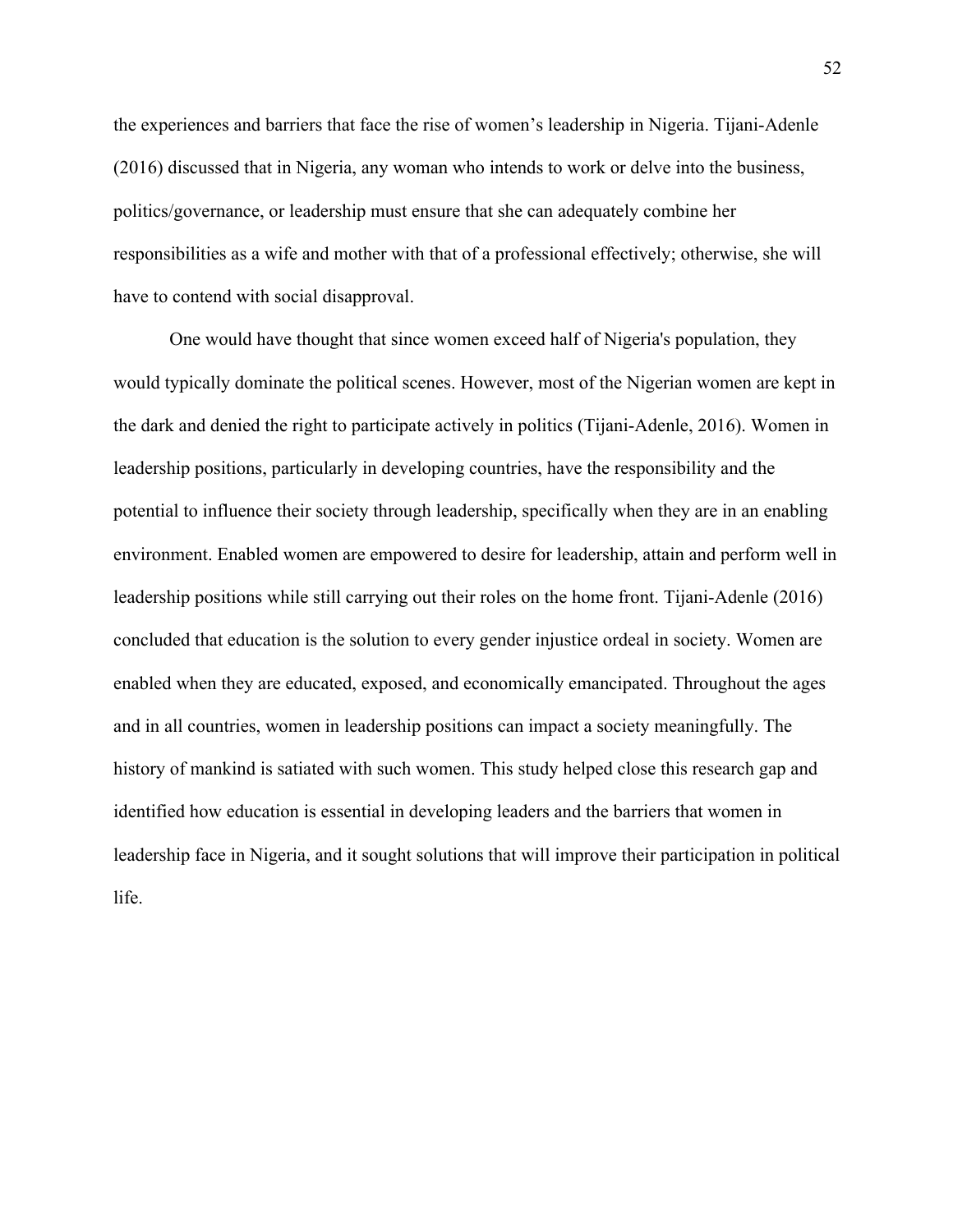the experiences and barriers that face the rise of women's leadership in Nigeria. Tijani-Adenle (2016) discussed that in Nigeria, any woman who intends to work or delve into the business, politics/governance, or leadership must ensure that she can adequately combine her responsibilities as a wife and mother with that of a professional effectively; otherwise, she will have to contend with social disapproval.

One would have thought that since women exceed half of Nigeria's population, they would typically dominate the political scenes. However, most of the Nigerian women are kept in the dark and denied the right to participate actively in politics (Tijani-Adenle, 2016). Women in leadership positions, particularly in developing countries, have the responsibility and the potential to influence their society through leadership, specifically when they are in an enabling environment. Enabled women are empowered to desire for leadership, attain and perform well in leadership positions while still carrying out their roles on the home front. Tijani-Adenle (2016) concluded that education is the solution to every gender injustice ordeal in society. Women are enabled when they are educated, exposed, and economically emancipated. Throughout the ages and in all countries, women in leadership positions can impact a society meaningfully. The history of mankind is satiated with such women. This study helped close this research gap and identified how education is essential in developing leaders and the barriers that women in leadership face in Nigeria, and it sought solutions that will improve their participation in political life.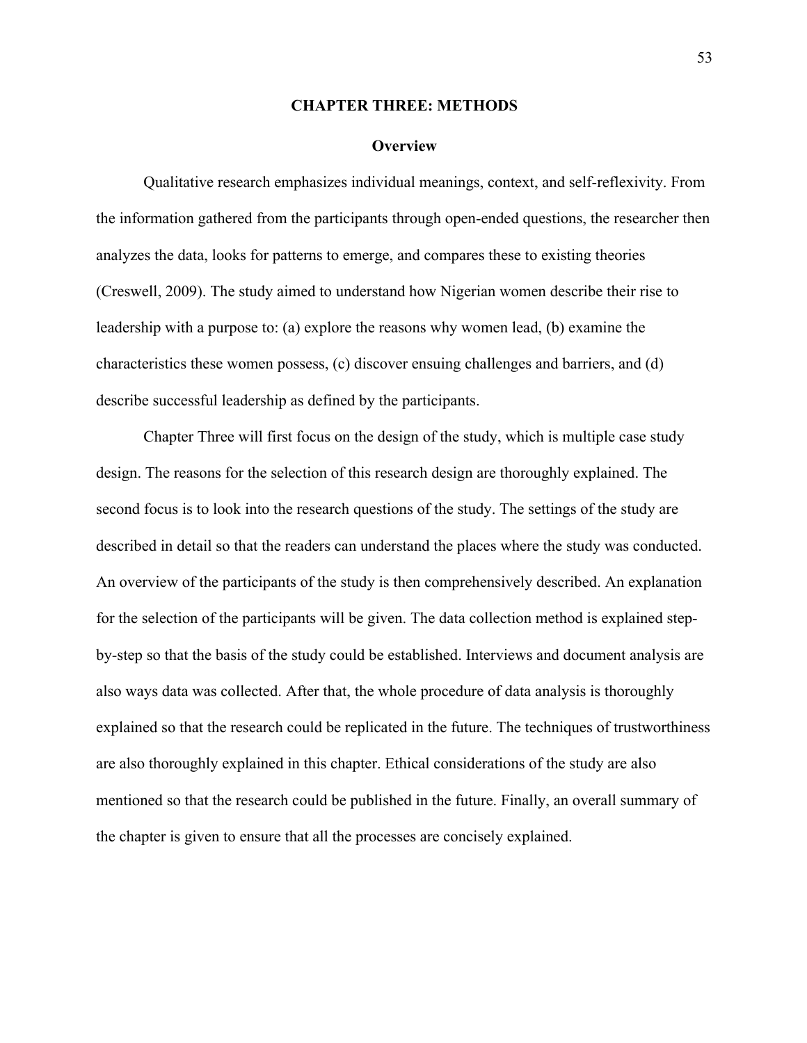# CHAPTER THREE: METHODS

## Overview

Qualitative research emphasizes individual meanings, context, and self-reflexivity. From the information gathered from the participants through open-ended questions, the researcher then analyzes the data, looks for patterns to emerge, and compares these to existing theories (Creswell, 2009). The study aimed to understand how Nigerian women describe their rise to leadership with a purpose to: (a) explore the reasons why women lead, (b) examine the characteristics these women possess, (c) discover ensuing challenges and barriers, and (d) describe successful leadership as defined by the participants.

Chapter Three will first focus on the design of the study, which is multiple case study design. The reasons for the selection of this research design are thoroughly explained. The second focus is to look into the research questions of the study. The settings of the study are described in detail so that the readers can understand the places where the study was conducted. An overview of the participants of the study is then comprehensively described. An explanation for the selection of the participants will be given. The data collection method is explained step-by-step so that the basis of the study could be established. Interviews and document analysis are also ways data was collected. After that, the whole procedure of data analysis is thoroughly explained so that the research could be replicated in the future. The techniques of trustworthiness are also thoroughly explained in this chapter. Ethical considerations of the study are also mentioned so that the research could be published in the future. Finally, an overall summary of the chapter is given to ensure that all the processes are concisely explained.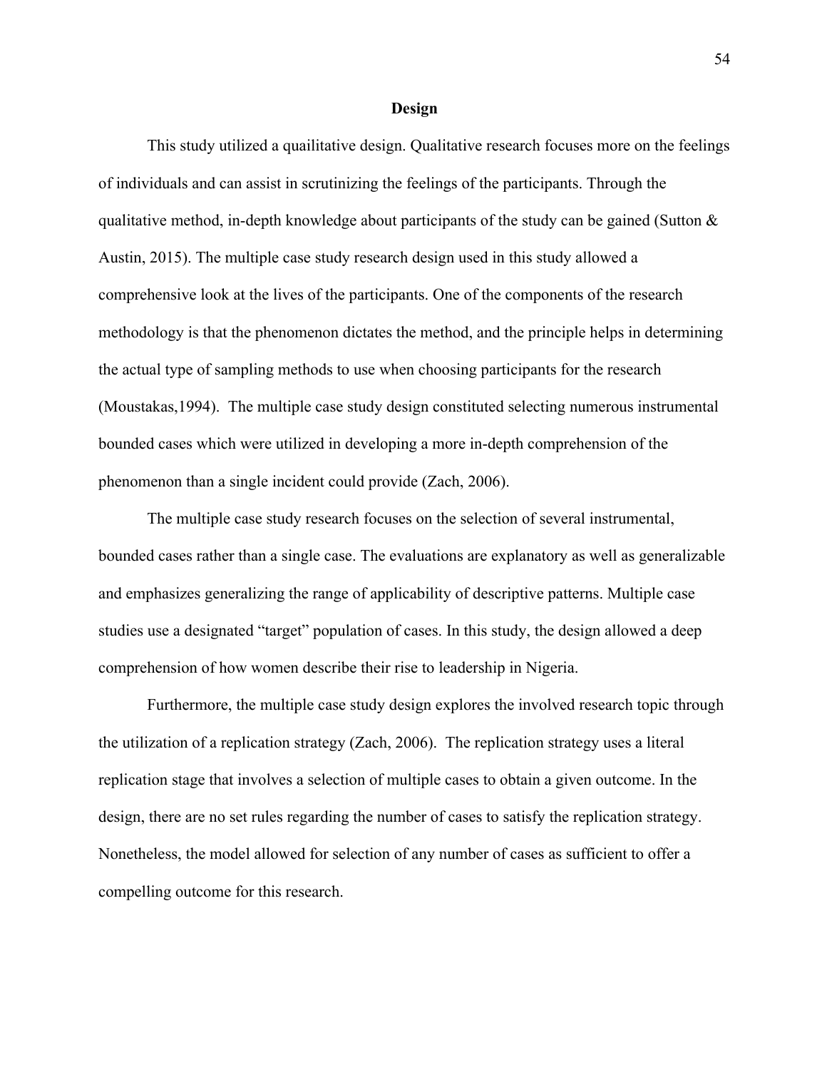## Design

This study utilized a quailitative design. Qualitative research focuses more on the feelings of individuals and can assist in scrutinizing the feelings of the participants. Through the qualitative method, in-depth knowledge about participants of the study can be gained (Sutton & Austin, 2015). The multiple case study research design used in this study allowed a comprehensive look at the lives of the participants. One of the components of the research methodology is that the phenomenon dictates the method, and the principle helps in determining the actual type of sampling methods to use when choosing participants for the research (Moustakas,1994). The multiple case study design constituted selecting numerous instrumental bounded cases which were utilized in developing a more in-depth comprehension of the phenomenon than a single incident could provide (Zach, 2006).

The multiple case study research focuses on the selection of several instrumental, bounded cases rather than a single case. The evaluations are explanatory as well as generalizable and emphasizes generalizing the range of applicability of descriptive patterns. Multiple case studies use a designated "target" population of cases. In this study, the design allowed a deep comprehension of how women describe their rise to leadership in Nigeria.

Furthermore, the multiple case study design explores the involved research topic through the utilization of a replication strategy (Zach, 2006). The replication strategy uses a literal replication stage that involves a selection of multiple cases to obtain a given outcome. In the design, there are no set rules regarding the number of cases to satisfy the replication strategy. Nonetheless, the model allowed for selection of any number of cases as sufficient to offer a compelling outcome for this research.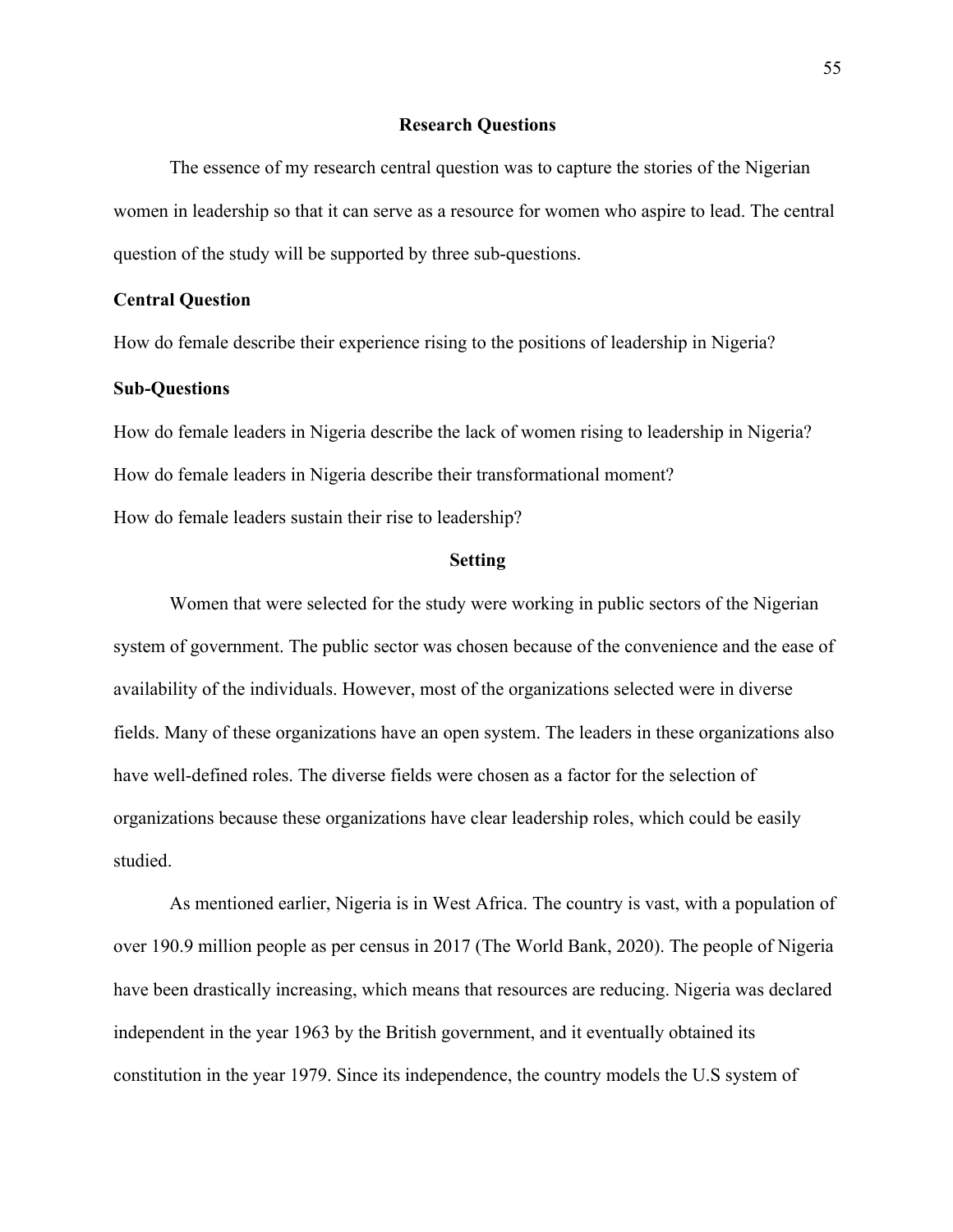## Research Questions

The essence of my research central question was to capture the stories of the Nigerian women in leadership so that it can serve as a resource for women who aspire to lead. The central question of the study will be supported by three sub-questions.

### Central Question

How do female describe their experience rising to the positions of leadership in Nigeria?

### Sub-Questions

How do female leaders in Nigeria describe the lack of women rising to leadership in Nigeria?

How do female leaders in Nigeria describe their transformational moment?

How do female leaders sustain their rise to leadership?

## Setting

Women that were selected for the study were working in public sectors of the Nigerian system of government. The public sector was chosen because of the convenience and the ease of availability of the individuals. However, most of the organizations selected were in diverse fields. Many of these organizations have an open system. The leaders in these organizations also have well-defined roles. The diverse fields were chosen as a factor for the selection of organizations because these organizations have clear leadership roles, which could be easily studied.

As mentioned earlier, Nigeria is in West Africa. The country is vast, with a population of over 190.9 million people as per census in 2017 (The World Bank, 2020). The people of Nigeria have been drastically increasing, which means that resources are reducing. Nigeria was declared independent in the year 1963 by the British government, and it eventually obtained its constitution in the year 1979. Since its independence, the country models the U.S system of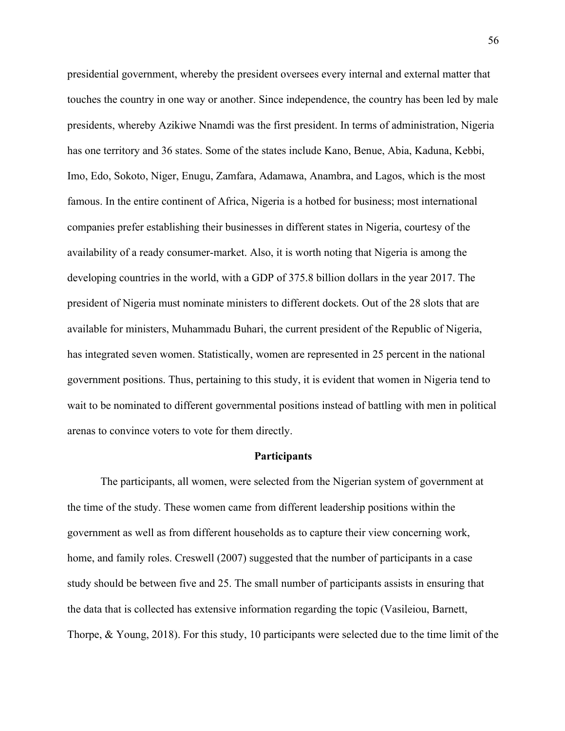presidential government, whereby the president oversees every internal and external matter that touches the country in one way or another. Since independence, the country has been led by male presidents, whereby Azikiwe Nnamdi was the first president. In terms of administration, Nigeria has one territory and 36 states. Some of the states include Kano, Benue, Abia, Kaduna, Kebbi, Imo, Edo, Sokoto, Niger, Enugu, Zamfara, Adamawa, Anambra, and Lagos, which is the most famous. In the entire continent of Africa, Nigeria is a hotbed for business; most international companies prefer establishing their businesses in different states in Nigeria, courtesy of the availability of a ready consumer-market. Also, it is worth noting that Nigeria is among the developing countries in the world, with a GDP of 375.8 billion dollars in the year 2017. The president of Nigeria must nominate ministers to different dockets. Out of the 28 slots that are available for ministers, Muhammadu Buhari, the current president of the Republic of Nigeria, has integrated seven women. Statistically, women are represented in 25 percent in the national government positions. Thus, pertaining to this study, it is evident that women in Nigeria tend to wait to be nominated to different governmental positions instead of battling with men in political arenas to convince voters to vote for them directly.

## Participants

The participants, all women, were selected from the Nigerian system of government at the time of the study. These women came from different leadership positions within the government as well as from different households as to capture their view concerning work, home, and family roles. Creswell (2007) suggested that the number of participants in a case study should be between five and 25. The small number of participants assists in ensuring that the data that is collected has extensive information regarding the topic (Vasileiou, Barnett, Thorpe, & Young, 2018). For this study, 10 participants were selected due to the time limit of the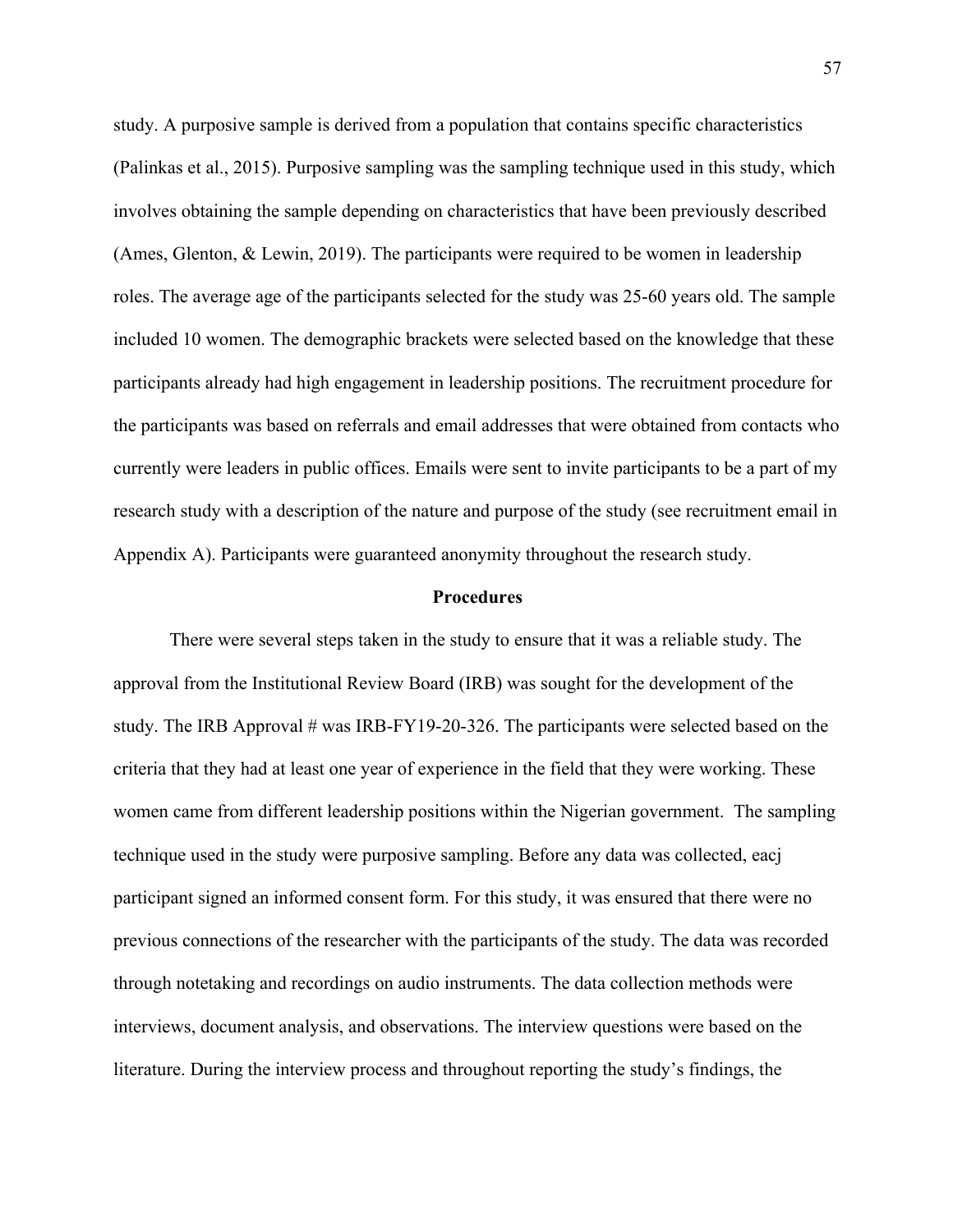study. A purposive sample is derived from a population that contains specific characteristics (Palinkas et al., 2015). Purposive sampling was the sampling technique used in this study, which involves obtaining the sample depending on characteristics that have been previously described (Ames, Glenton, & Lewin, 2019). The participants were required to be women in leadership roles. The average age of the participants selected for the study was 25-60 years old. The sample included 10 women. The demographic brackets were selected based on the knowledge that these participants already had high engagement in leadership positions. The recruitment procedure for the participants was based on referrals and email addresses that were obtained from contacts who currently were leaders in public offices. Emails were sent to invite participants to be a part of my research study with a description of the nature and purpose of the study (see recruitment email in Appendix A). Participants were guaranteed anonymity throughout the research study.

## Procedures

There were several steps taken in the study to ensure that it was a reliable study. The approval from the Institutional Review Board (IRB) was sought for the development of the study. The IRB Approval # was IRB-FY19-20-326. The participants were selected based on the criteria that they had at least one year of experience in the field that they were working. These women came from different leadership positions within the Nigerian government. The sampling technique used in the study were purposive sampling. Before any data was collected, eacj participant signed an informed consent form. For this study, it was ensured that there were no previous connections of the researcher with the participants of the study. The data was recorded through notetaking and recordings on audio instruments. The data collection methods were interviews, document analysis, and observations. The interview questions were based on the literature. During the interview process and throughout reporting the study's findings, the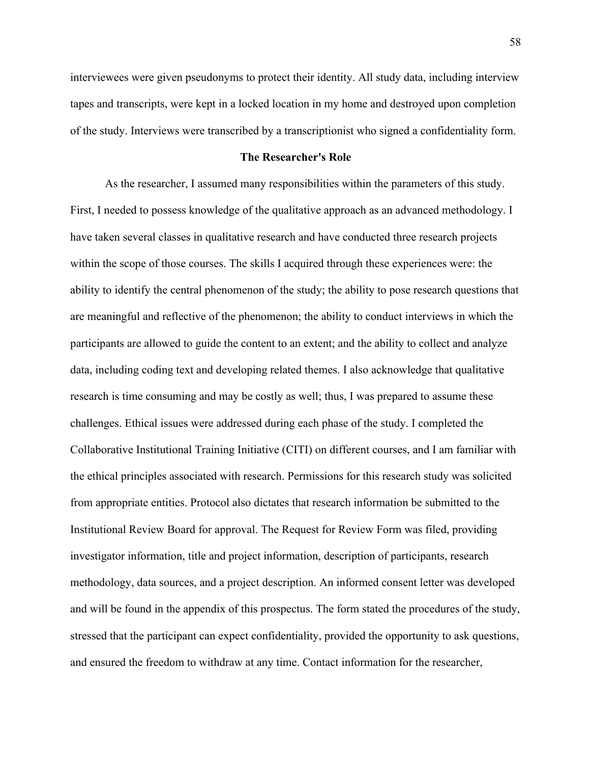interviewees were given pseudonyms to protect their identity. All study data, including interview tapes and transcripts, were kept in a locked location in my home and destroyed upon completion of the study. Interviews were transcribed by a transcriptionist who signed a confidentiality form.

## The Researcher's Role

As the researcher, I assumed many responsibilities within the parameters of this study. First, I needed to possess knowledge of the qualitative approach as an advanced methodology. I have taken several classes in qualitative research and have conducted three research projects within the scope of those courses. The skills I acquired through these experiences were: the ability to identify the central phenomenon of the study; the ability to pose research questions that are meaningful and reflective of the phenomenon; the ability to conduct interviews in which the participants are allowed to guide the content to an extent; and the ability to collect and analyze data, including coding text and developing related themes. I also acknowledge that qualitative research is time consuming and may be costly as well; thus, I was prepared to assume these challenges. Ethical issues were addressed during each phase of the study. I completed the Collaborative Institutional Training Initiative (CITI) on different courses, and I am familiar with the ethical principles associated with research. Permissions for this research study was solicited from appropriate entities. Protocol also dictates that research information be submitted to the Institutional Review Board for approval. The Request for Review Form was filed, providing investigator information, title and project information, description of participants, research methodology, data sources, and a project description. An informed consent letter was developed and will be found in the appendix of this prospectus. The form stated the procedures of the study, stressed that the participant can expect confidentiality, provided the opportunity to ask questions, and ensured the freedom to withdraw at any time. Contact information for the researcher,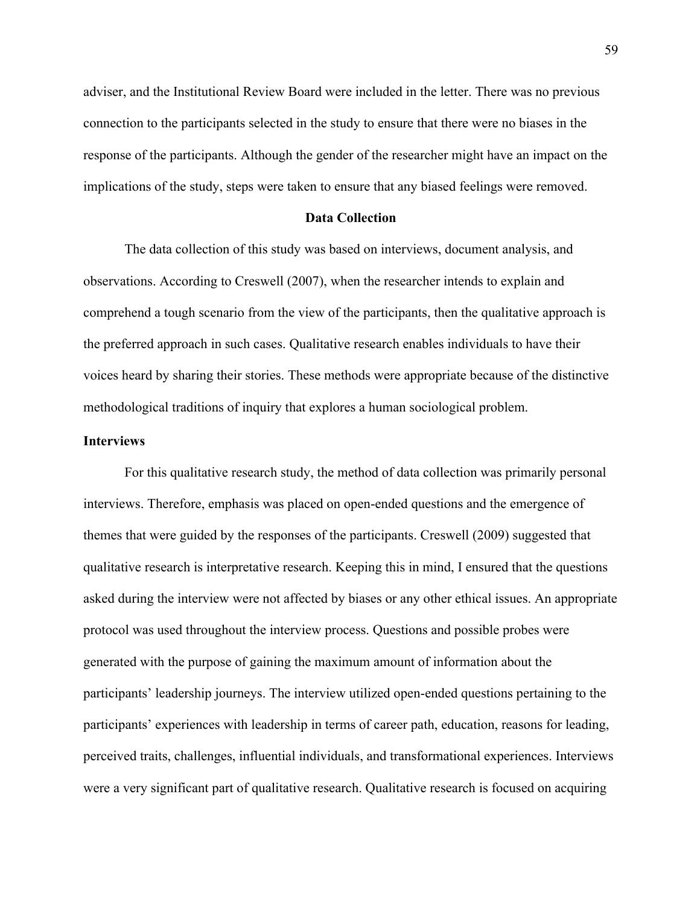adviser, and the Institutional Review Board were included in the letter. There was no previous connection to the participants selected in the study to ensure that there were no biases in the response of the participants. Although the gender of the researcher might have an impact on the implications of the study, steps were taken to ensure that any biased feelings were removed.

## Data Collection

The data collection of this study was based on interviews, document analysis, and observations. According to Creswell (2007), when the researcher intends to explain and comprehend a tough scenario from the view of the participants, then the qualitative approach is the preferred approach in such cases. Qualitative research enables individuals to have their voices heard by sharing their stories. These methods were appropriate because of the distinctive methodological traditions of inquiry that explores a human sociological problem.

### Interviews

For this qualitative research study, the method of data collection was primarily personal interviews. Therefore, emphasis was placed on open-ended questions and the emergence of themes that were guided by the responses of the participants. Creswell (2009) suggested that qualitative research is interpretative research. Keeping this in mind, I ensured that the questions asked during the interview were not affected by biases or any other ethical issues. An appropriate protocol was used throughout the interview process. Questions and possible probes were generated with the purpose of gaining the maximum amount of information about the participants' leadership journeys. The interview utilized open-ended questions pertaining to the participants' experiences with leadership in terms of career path, education, reasons for leading, perceived traits, challenges, influential individuals, and transformational experiences. Interviews were a very significant part of qualitative research. Qualitative research is focused on acquiring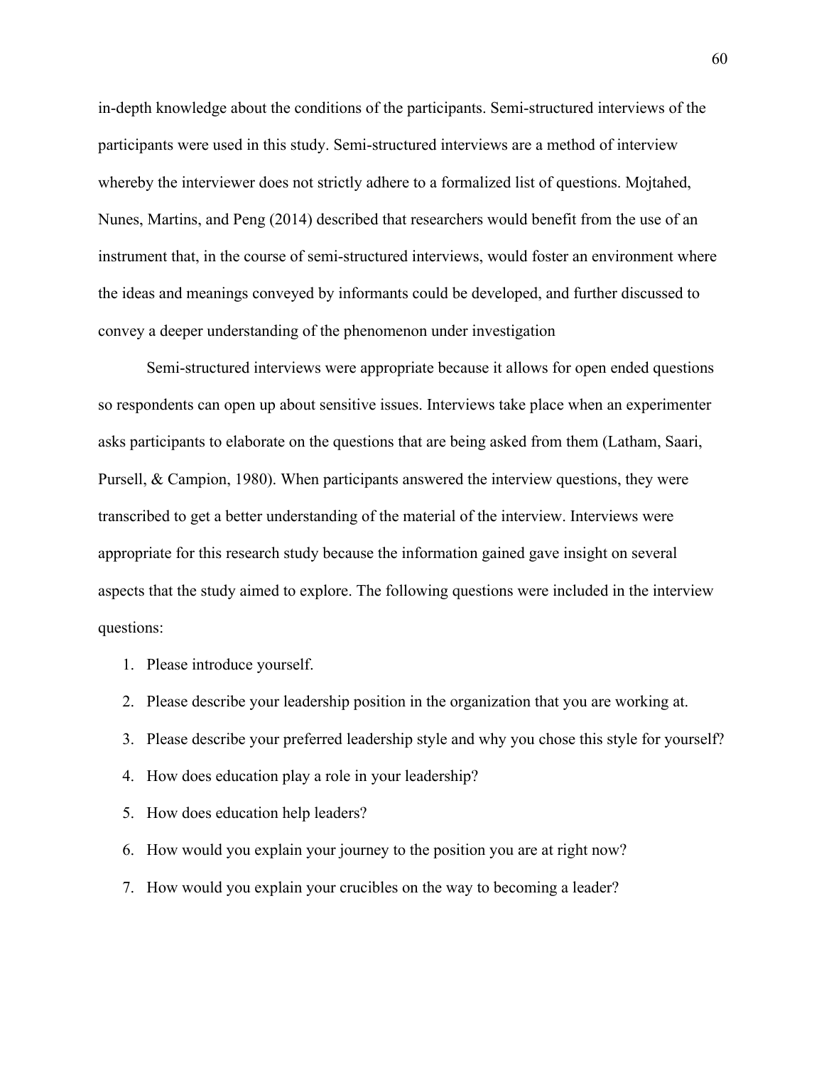in-depth knowledge about the conditions of the participants. Semi-structured interviews of the participants were used in this study. Semi-structured interviews are a method of interview whereby the interviewer does not strictly adhere to a formalized list of questions. Mojtahed, Nunes, Martins, and Peng (2014) described that researchers would benefit from the use of an instrument that, in the course of semi-structured interviews, would foster an environment where the ideas and meanings conveyed by informants could be developed, and further discussed to convey a deeper understanding of the phenomenon under investigation

Semi-structured interviews were appropriate because it allows for open ended questions so respondents can open up about sensitive issues. Interviews take place when an experimenter asks participants to elaborate on the questions that are being asked from them (Latham, Saari, Pursell, & Campion, 1980). When participants answered the interview questions, they were transcribed to get a better understanding of the material of the interview. Interviews were appropriate for this research study because the information gained gave insight on several aspects that the study aimed to explore. The following questions were included in the interview questions:

1. Please introduce yourself.
2. Please describe your leadership position in the organization that you are working at.
3. Please describe your preferred leadership style and why you chose this style for yourself?
4. How does education play a role in your leadership?
5. How does education help leaders?
6. How would you explain your journey to the position you are at right now?
7. How would you explain your crucibles on the way to becoming a leader?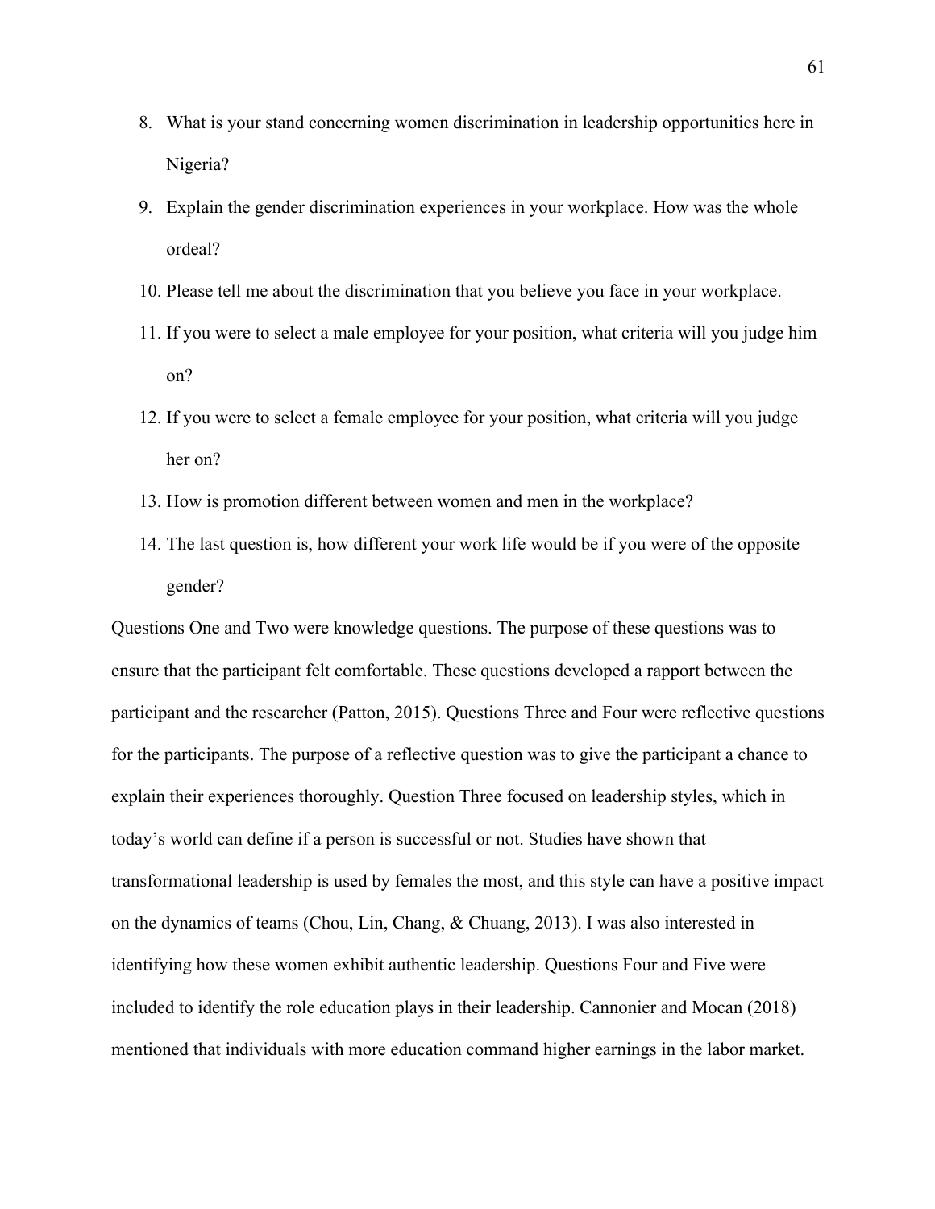8. What is your stand concerning women discrimination in leadership opportunities here in Nigeria?
9. Explain the gender discrimination experiences in your workplace. How was the whole ordeal?
10. Please tell me about the discrimination that you believe you face in your workplace.
11. If you were to select a male employee for your position, what criteria will you judge him on?
12. If you were to select a female employee for your position, what criteria will you judge her on?
13. How is promotion different between women and men in the workplace?
14. The last question is, how different your work life would be if you were of the opposite gender?

Questions One and Two were knowledge questions. The purpose of these questions was to ensure that the participant felt comfortable. These questions developed a rapport between the participant and the researcher (Patton, 2015). Questions Three and Four were reflective questions for the participants. The purpose of a reflective question was to give the participant a chance to explain their experiences thoroughly. Question Three focused on leadership styles, which in today's world can define if a person is successful or not. Studies have shown that transformational leadership is used by females the most, and this style can have a positive impact on the dynamics of teams (Chou, Lin, Chang, & Chuang, 2013). I was also interested in identifying how these women exhibit authentic leadership. Questions Four and Five were included to identify the role education plays in their leadership. Cannonier and Mocan (2018) mentioned that individuals with more education command higher earnings in the labor market.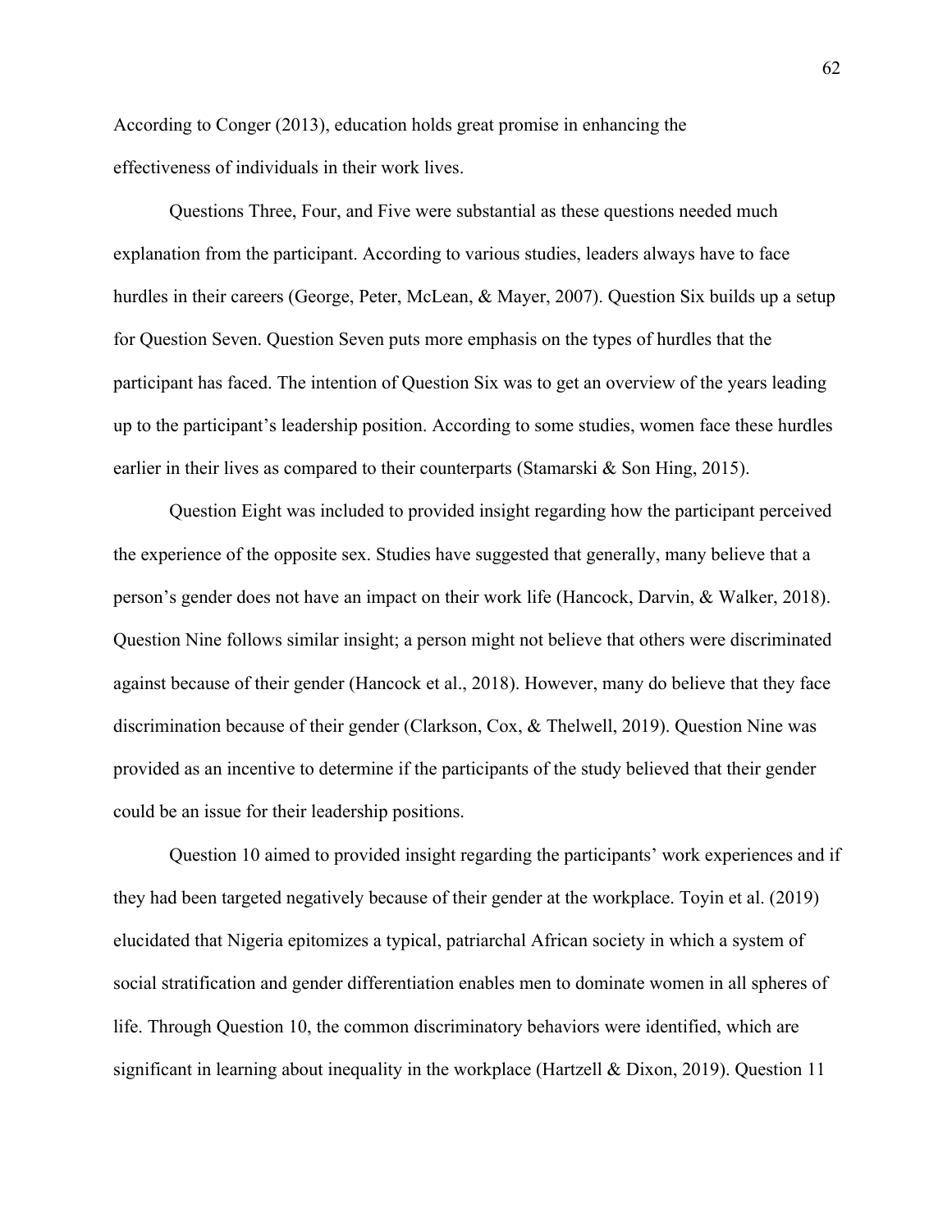According to Conger (2013), education holds great promise in enhancing the effectiveness of individuals in their work lives.

Questions Three, Four, and Five were substantial as these questions needed much explanation from the participant. According to various studies, leaders always have to face hurdles in their careers (George, Peter, McLean, & Mayer, 2007). Question Six builds up a setup for Question Seven. Question Seven puts more emphasis on the types of hurdles that the participant has faced. The intention of Question Six was to get an overview of the years leading up to the participant's leadership position. According to some studies, women face these hurdles earlier in their lives as compared to their counterparts (Stamarski & Son Hing, 2015).

Question Eight was included to provided insight regarding how the participant perceived the experience of the opposite sex. Studies have suggested that generally, many believe that a person's gender does not have an impact on their work life (Hancock, Darvin, & Walker, 2018). Question Nine follows similar insight; a person might not believe that others were discriminated against because of their gender (Hancock et al., 2018). However, many do believe that they face discrimination because of their gender (Clarkson, Cox, & Thelwell, 2019). Question Nine was provided as an incentive to determine if the participants of the study believed that their gender could be an issue for their leadership positions.

Question 10 aimed to provided insight regarding the participants' work experiences and if they had been targeted negatively because of their gender at the workplace. Toyin et al. (2019) elucidated that Nigeria epitomizes a typical, patriarchal African society in which a system of social stratification and gender differentiation enables men to dominate women in all spheres of life. Through Question 10, the common discriminatory behaviors were identified, which are significant in learning about inequality in the workplace (Hartzell & Dixon, 2019). Question 11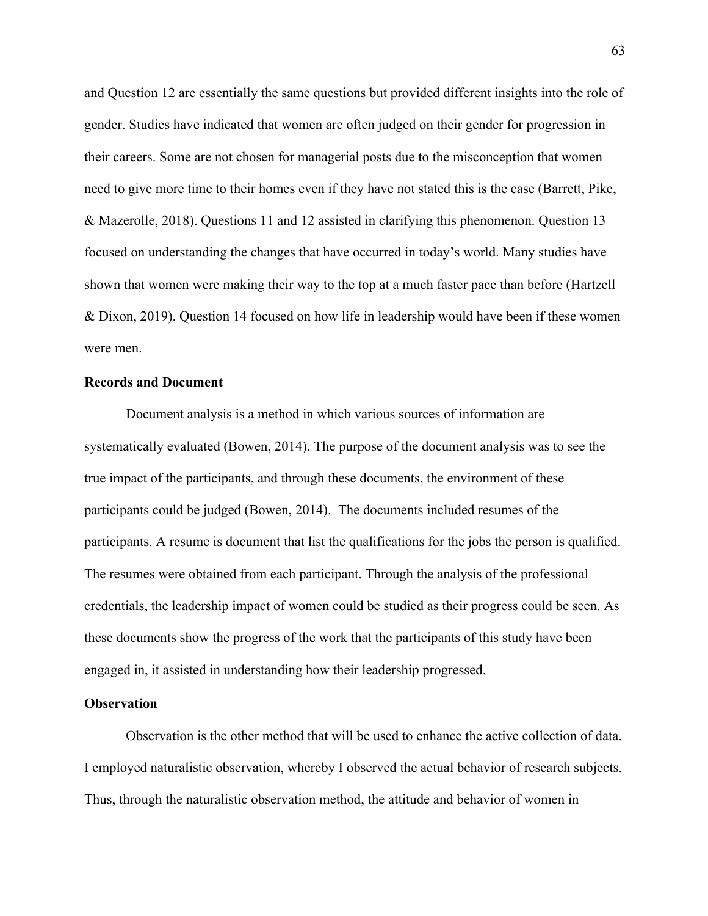and Question 12 are essentially the same questions but provided different insights into the role of gender. Studies have indicated that women are often judged on their gender for progression in their careers. Some are not chosen for managerial posts due to the misconception that women need to give more time to their homes even if they have not stated this is the case (Barrett, Pike, & Mazerolle, 2018). Questions 11 and 12 assisted in clarifying this phenomenon. Question 13 focused on understanding the changes that have occurred in today's world. Many studies have shown that women were making their way to the top at a much faster pace than before (Hartzell & Dixon, 2019). Question 14 focused on how life in leadership would have been if these women were men.

### Records and Document

Document analysis is a method in which various sources of information are systematically evaluated (Bowen, 2014). The purpose of the document analysis was to see the true impact of the participants, and through these documents, the environment of these participants could be judged (Bowen, 2014). The documents included resumes of the participants. A resume is document that list the qualifications for the jobs the person is qualified. The resumes were obtained from each participant. Through the analysis of the professional credentials, the leadership impact of women could be studied as their progress could be seen. As these documents show the progress of the work that the participants of this study have been engaged in, it assisted in understanding how their leadership progressed.

### Observation

Observation is the other method that will be used to enhance the active collection of data. I employed naturalistic observation, whereby I observed the actual behavior of research subjects. Thus, through the naturalistic observation method, the attitude and behavior of women in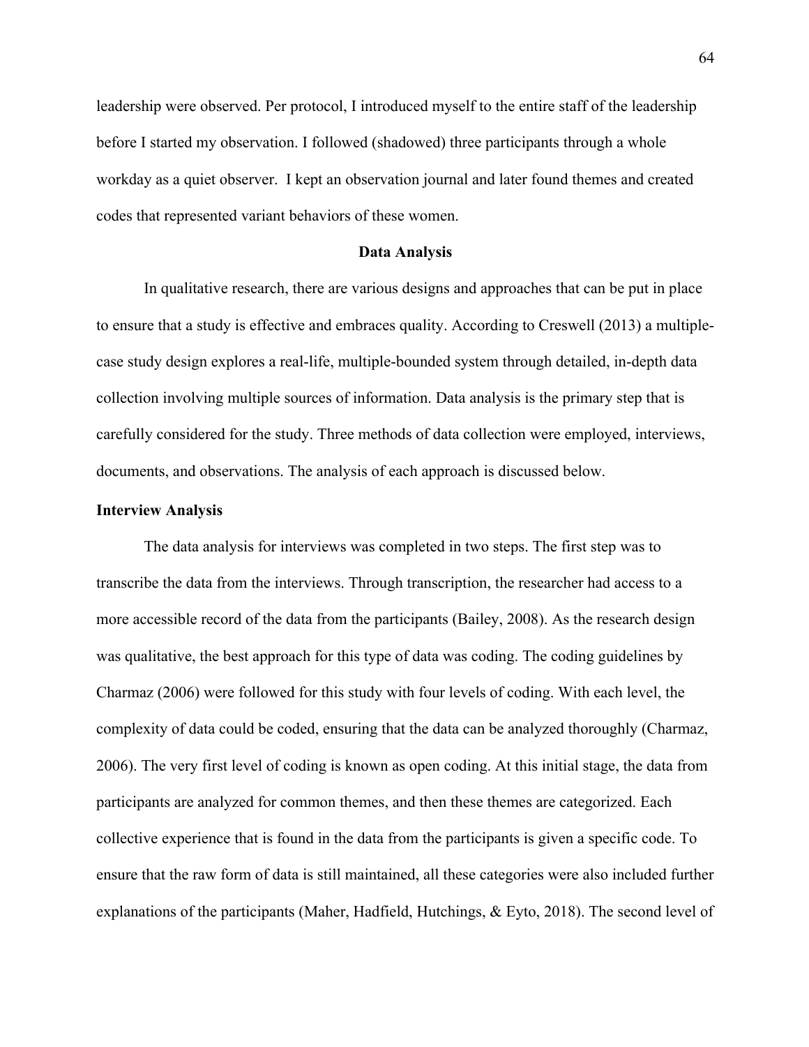leadership were observed. Per protocol, I introduced myself to the entire staff of the leadership before I started my observation. I followed (shadowed) three participants through a whole workday as a quiet observer. I kept an observation journal and later found themes and created codes that represented variant behaviors of these women.

## Data Analysis

In qualitative research, there are various designs and approaches that can be put in place to ensure that a study is effective and embraces quality. According to Creswell (2013) a multiple-case study design explores a real-life, multiple-bounded system through detailed, in-depth data collection involving multiple sources of information. Data analysis is the primary step that is carefully considered for the study. Three methods of data collection were employed, interviews, documents, and observations. The analysis of each approach is discussed below.

### Interview Analysis

The data analysis for interviews was completed in two steps. The first step was to transcribe the data from the interviews. Through transcription, the researcher had access to a more accessible record of the data from the participants (Bailey, 2008). As the research design was qualitative, the best approach for this type of data was coding. The coding guidelines by Charmaz (2006) were followed for this study with four levels of coding. With each level, the complexity of data could be coded, ensuring that the data can be analyzed thoroughly (Charmaz, 2006). The very first level of coding is known as open coding. At this initial stage, the data from participants are analyzed for common themes, and then these themes are categorized. Each collective experience that is found in the data from the participants is given a specific code. To ensure that the raw form of data is still maintained, all these categories were also included further explanations of the participants (Maher, Hadfield, Hutchings, & Eyto, 2018). The second level of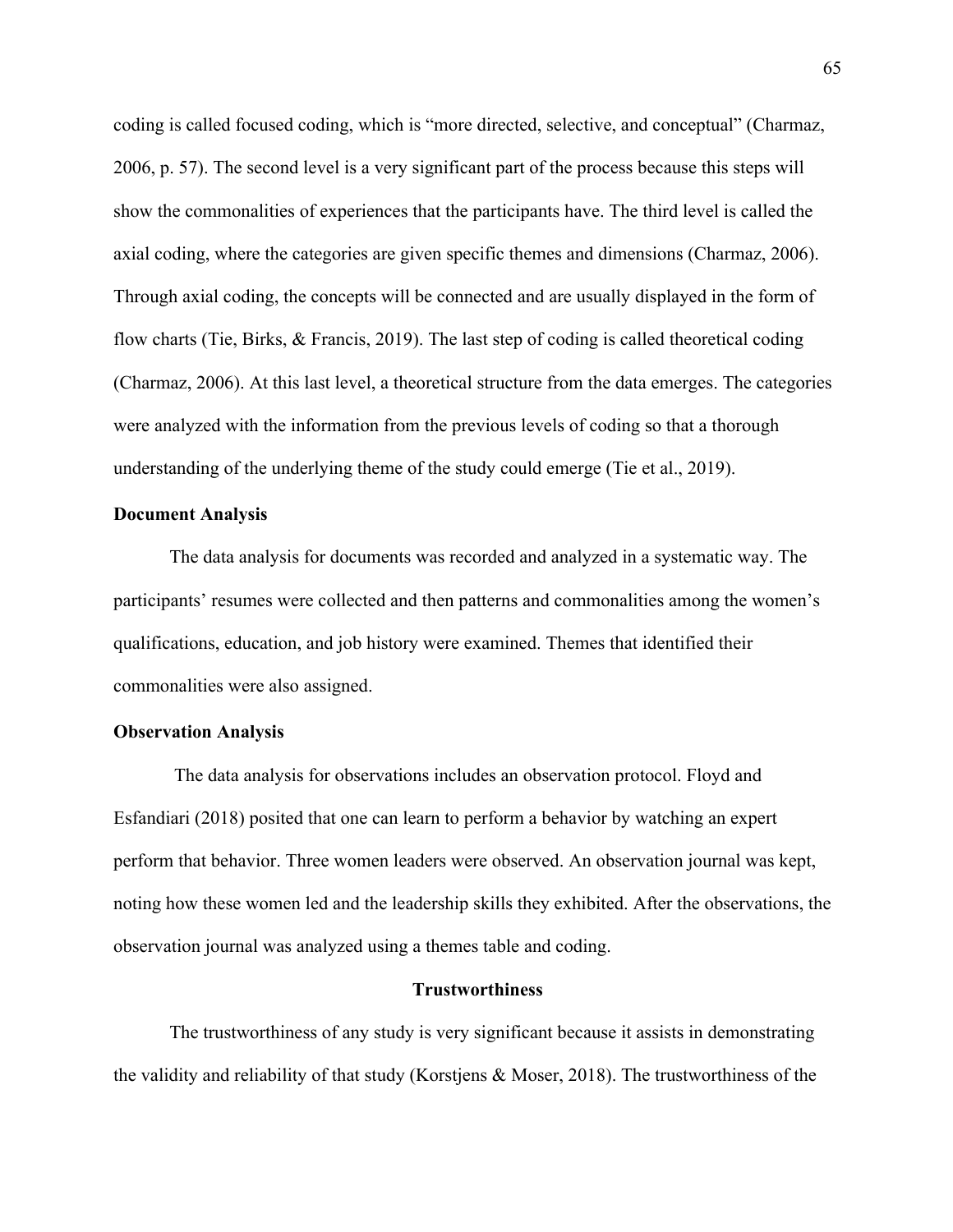coding is called focused coding, which is "more directed, selective, and conceptual" (Charmaz, 2006, p. 57). The second level is a very significant part of the process because this steps will show the commonalities of experiences that the participants have. The third level is called the axial coding, where the categories are given specific themes and dimensions (Charmaz, 2006). Through axial coding, the concepts will be connected and are usually displayed in the form of flow charts (Tie, Birks, & Francis, 2019). The last step of coding is called theoretical coding (Charmaz, 2006). At this last level, a theoretical structure from the data emerges. The categories were analyzed with the information from the previous levels of coding so that a thorough understanding of the underlying theme of the study could emerge (Tie et al., 2019).

### Document Analysis

The data analysis for documents was recorded and analyzed in a systematic way. The participants' resumes were collected and then patterns and commonalities among the women's qualifications, education, and job history were examined. Themes that identified their commonalities were also assigned.

### Observation Analysis

The data analysis for observations includes an observation protocol. Floyd and Esfandiari (2018) posited that one can learn to perform a behavior by watching an expert perform that behavior. Three women leaders were observed. An observation journal was kept, noting how these women led and the leadership skills they exhibited. After the observations, the observation journal was analyzed using a themes table and coding.

## Trustworthiness

The trustworthiness of any study is very significant because it assists in demonstrating the validity and reliability of that study (Korstjens & Moser, 2018). The trustworthiness of the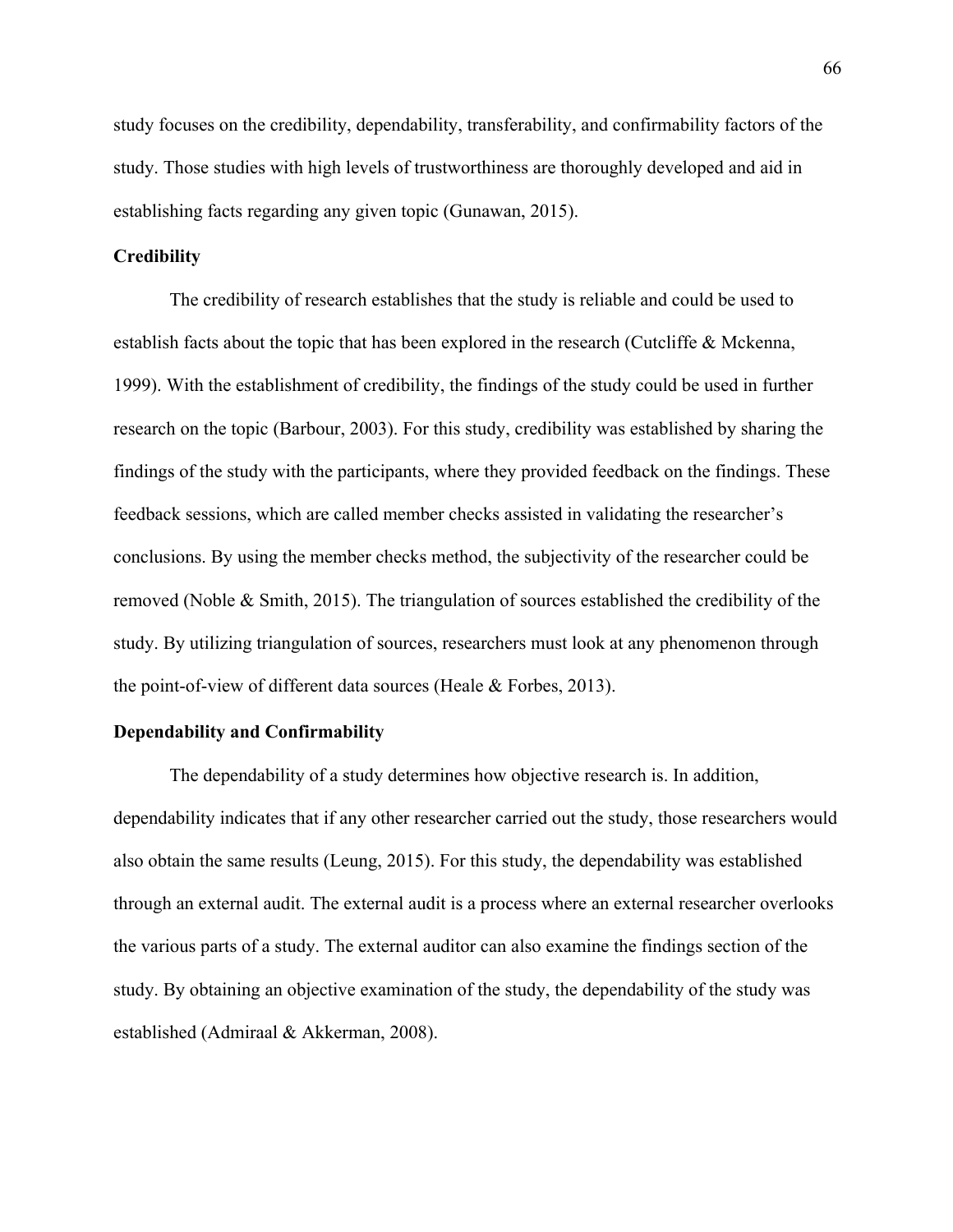study focuses on the credibility, dependability, transferability, and confirmability factors of the study. Those studies with high levels of trustworthiness are thoroughly developed and aid in establishing facts regarding any given topic (Gunawan, 2015).

### Credibility

The credibility of research establishes that the study is reliable and could be used to establish facts about the topic that has been explored in the research (Cutcliffe & Mckenna, 1999). With the establishment of credibility, the findings of the study could be used in further research on the topic (Barbour, 2003). For this study, credibility was established by sharing the findings of the study with the participants, where they provided feedback on the findings. These feedback sessions, which are called member checks assisted in validating the researcher's conclusions. By using the member checks method, the subjectivity of the researcher could be removed (Noble & Smith, 2015). The triangulation of sources established the credibility of the study. By utilizing triangulation of sources, researchers must look at any phenomenon through the point-of-view of different data sources (Heale & Forbes, 2013).

### Dependability and Confirmability

The dependability of a study determines how objective research is. In addition, dependability indicates that if any other researcher carried out the study, those researchers would also obtain the same results (Leung, 2015). For this study, the dependability was established through an external audit. The external audit is a process where an external researcher overlooks the various parts of a study. The external auditor can also examine the findings section of the study. By obtaining an objective examination of the study, the dependability of the study was established (Admiraal & Akkerman, 2008).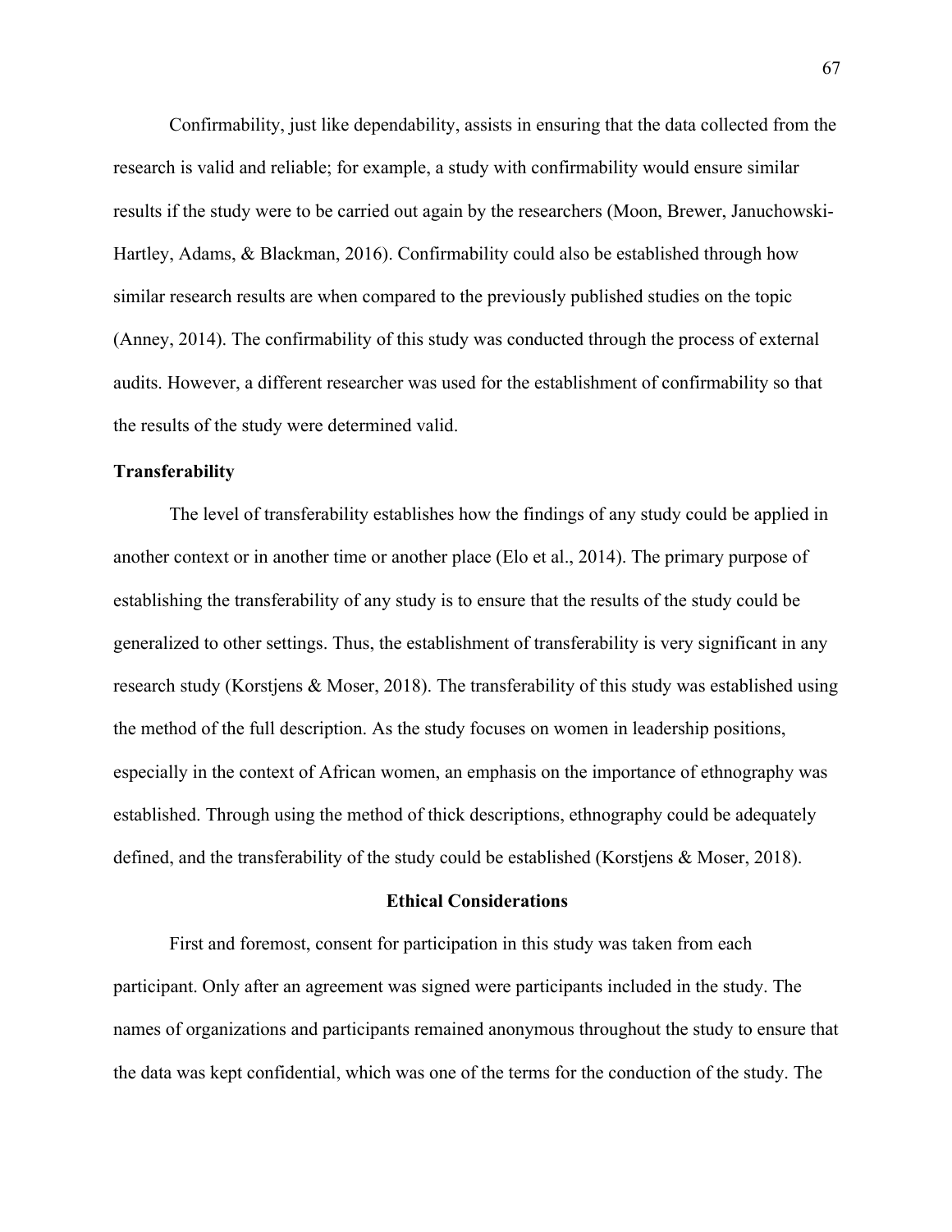Confirmability, just like dependability, assists in ensuring that the data collected from the research is valid and reliable; for example, a study with confirmability would ensure similar results if the study were to be carried out again by the researchers (Moon, Brewer, Januchowski-Hartley, Adams, & Blackman, 2016). Confirmability could also be established through how similar research results are when compared to the previously published studies on the topic (Anney, 2014). The confirmability of this study was conducted through the process of external audits. However, a different researcher was used for the establishment of confirmability so that the results of the study were determined valid.

### Transferability

The level of transferability establishes how the findings of any study could be applied in another context or in another time or another place (Elo et al., 2014). The primary purpose of establishing the transferability of any study is to ensure that the results of the study could be generalized to other settings. Thus, the establishment of transferability is very significant in any research study (Korstjens & Moser, 2018). The transferability of this study was established using the method of the full description. As the study focuses on women in leadership positions, especially in the context of African women, an emphasis on the importance of ethnography was established. Through using the method of thick descriptions, ethnography could be adequately defined, and the transferability of the study could be established (Korstjens & Moser, 2018).

## Ethical Considerations

First and foremost, consent for participation in this study was taken from each participant. Only after an agreement was signed were participants included in the study. The names of organizations and participants remained anonymous throughout the study to ensure that the data was kept confidential, which was one of the terms for the conduction of the study. The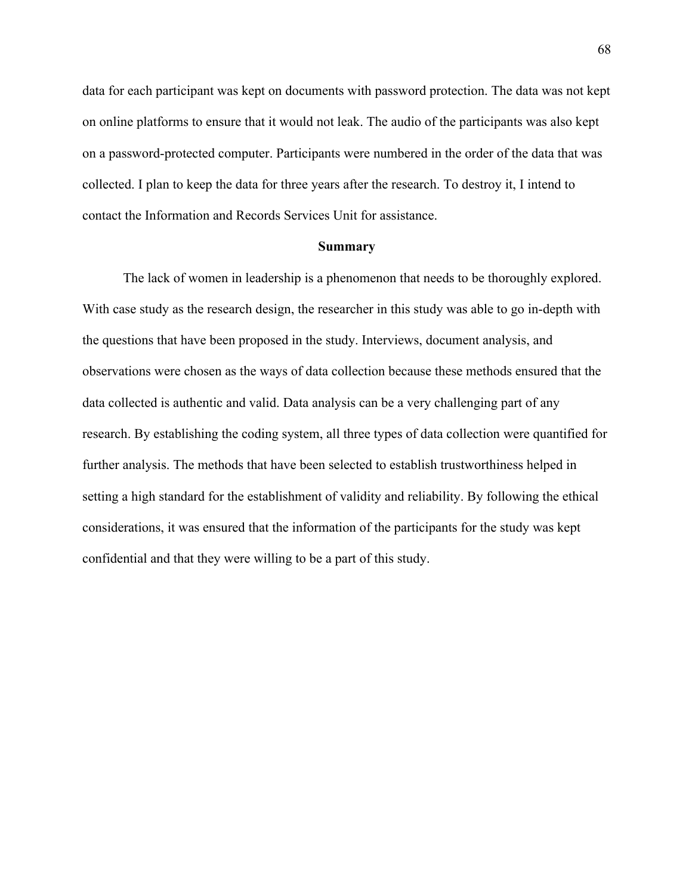data for each participant was kept on documents with password protection. The data was not kept on online platforms to ensure that it would not leak. The audio of the participants was also kept on a password-protected computer. Participants were numbered in the order of the data that was collected. I plan to keep the data for three years after the research. To destroy it, I intend to contact the Information and Records Services Unit for assistance.

## Summary

The lack of women in leadership is a phenomenon that needs to be thoroughly explored. With case study as the research design, the researcher in this study was able to go in-depth with the questions that have been proposed in the study. Interviews, document analysis, and observations were chosen as the ways of data collection because these methods ensured that the data collected is authentic and valid. Data analysis can be a very challenging part of any research. By establishing the coding system, all three types of data collection were quantified for further analysis. The methods that have been selected to establish trustworthiness helped in setting a high standard for the establishment of validity and reliability. By following the ethical considerations, it was ensured that the information of the participants for the study was kept confidential and that they were willing to be a part of this study.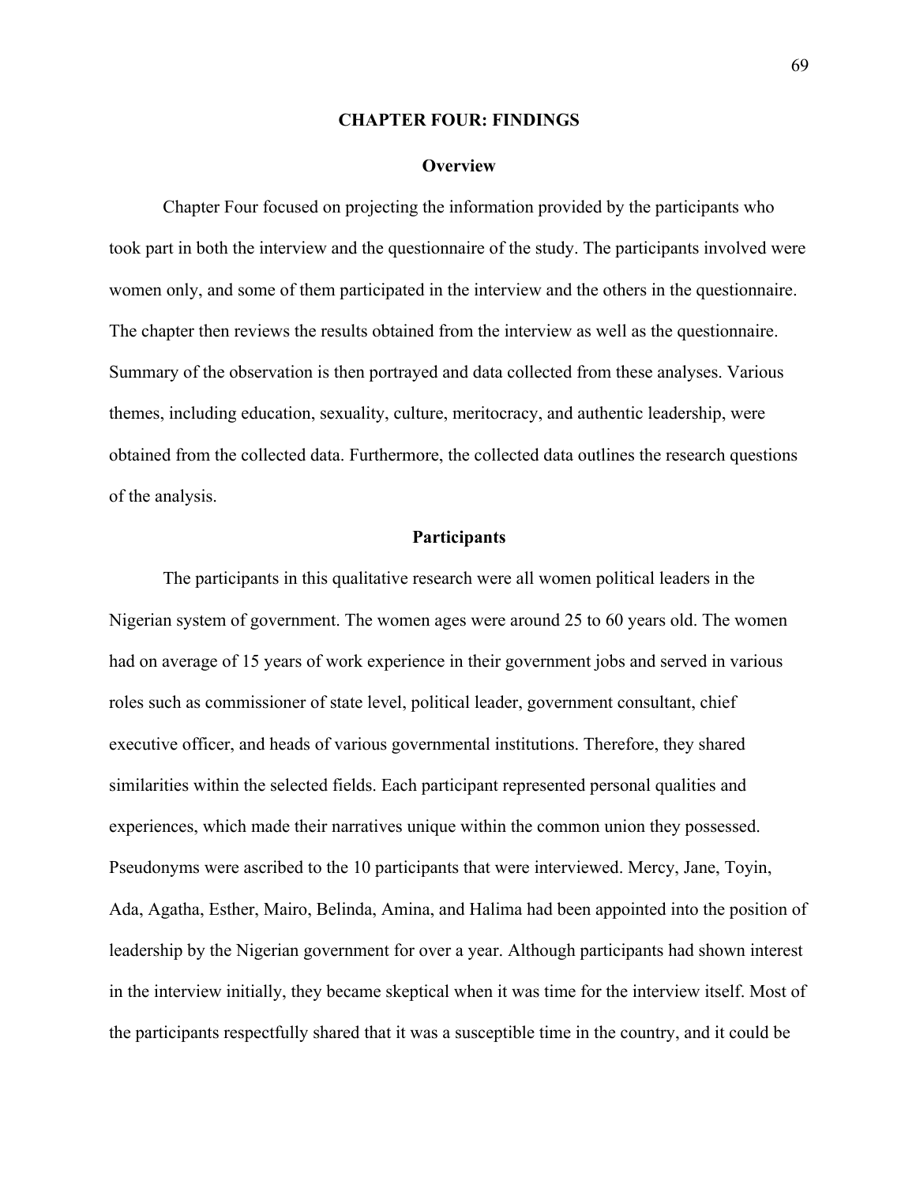# CHAPTER FOUR: FINDINGS

## Overview

Chapter Four focused on projecting the information provided by the participants who took part in both the interview and the questionnaire of the study. The participants involved were women only, and some of them participated in the interview and the others in the questionnaire. The chapter then reviews the results obtained from the interview as well as the questionnaire. Summary of the observation is then portrayed and data collected from these analyses. Various themes, including education, sexuality, culture, meritocracy, and authentic leadership, were obtained from the collected data. Furthermore, the collected data outlines the research questions of the analysis.

## Participants

The participants in this qualitative research were all women political leaders in the Nigerian system of government. The women ages were around 25 to 60 years old. The women had on average of 15 years of work experience in their government jobs and served in various roles such as commissioner of state level, political leader, government consultant, chief executive officer, and heads of various governmental institutions. Therefore, they shared similarities within the selected fields. Each participant represented personal qualities and experiences, which made their narratives unique within the common union they possessed. Pseudonyms were ascribed to the 10 participants that were interviewed. Mercy, Jane, Toyin, Ada, Agatha, Esther, Mairo, Belinda, Amina, and Halima had been appointed into the position of leadership by the Nigerian government for over a year. Although participants had shown interest in the interview initially, they became skeptical when it was time for the interview itself. Most of the participants respectfully shared that it was a susceptible time in the country, and it could be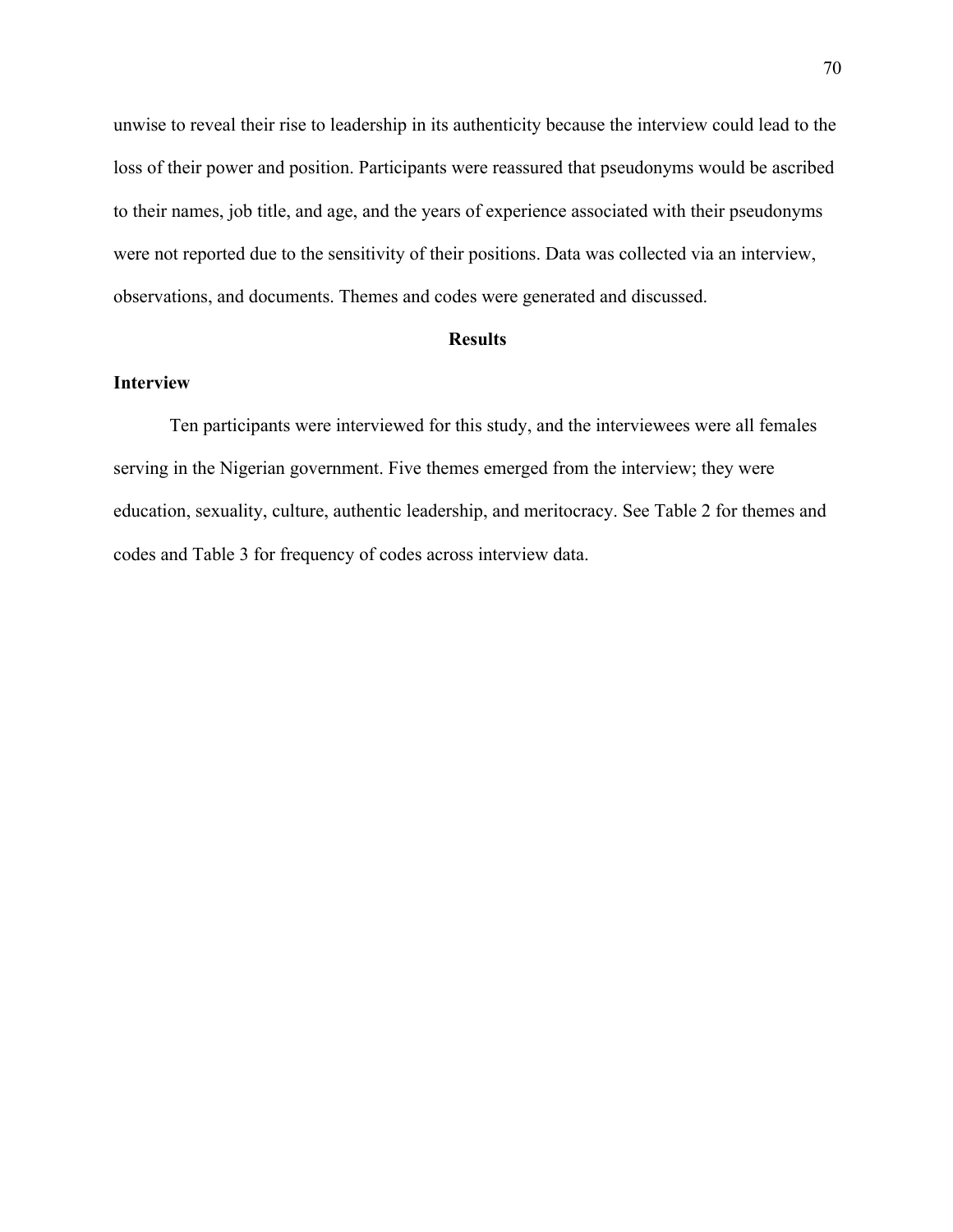unwise to reveal their rise to leadership in its authenticity because the interview could lead to the loss of their power and position. Participants were reassured that pseudonyms would be ascribed to their names, job title, and age, and the years of experience associated with their pseudonyms were not reported due to the sensitivity of their positions. Data was collected via an interview, observations, and documents. Themes and codes were generated and discussed.

## Results

### Interview

Ten participants were interviewed for this study, and the interviewees were all females serving in the Nigerian government. Five themes emerged from the interview; they were education, sexuality, culture, authentic leadership, and meritocracy. See Table 2 for themes and codes and Table 3 for frequency of codes across interview data.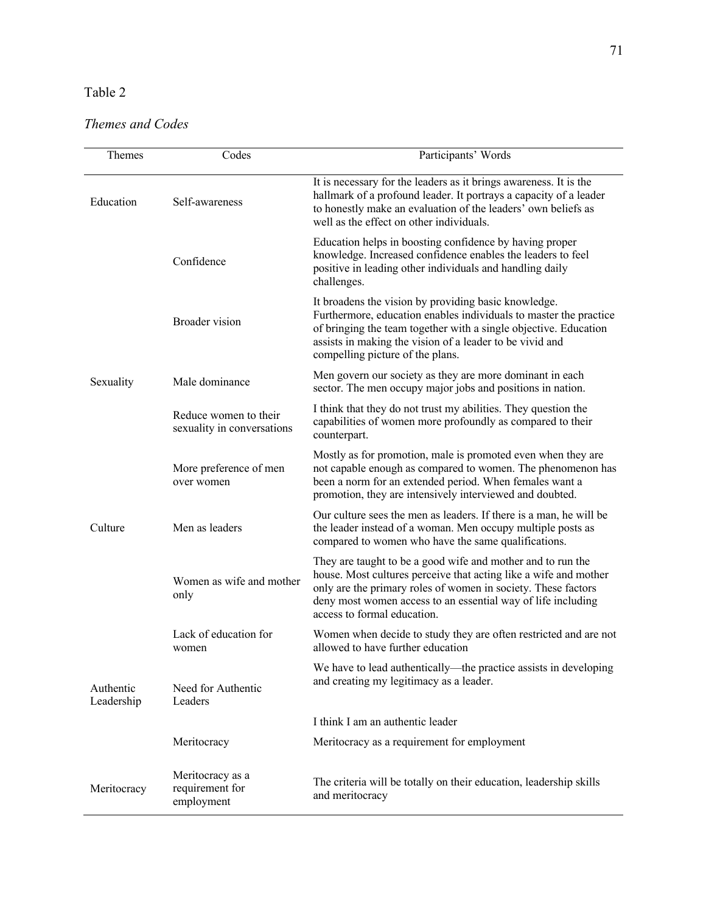Table 2

*Themes and Codes*

| Themes | Codes | Participants' Words |
|---|---|---|
| Education | Self-awareness | It is necessary for the leaders as it brings awareness. It is the hallmark of a profound leader. It portrays a capacity of a leader to honestly make an evaluation of the leaders' own beliefs as well as the effect on other individuals. |
| | Confidence | Education helps in boosting confidence by having proper knowledge. Increased confidence enables the leaders to feel positive in leading other individuals and handling daily challenges. |
| | Broader vision | It broadens the vision by providing basic knowledge. Furthermore, education enables individuals to master the practice of bringing the team together with a single objective. Education assists in making the vision of a leader to be vivid and compelling picture of the plans. |
| Sexuality | Male dominance | Men govern our society as they are more dominant in each sector. The men occupy major jobs and positions in nation. |
| | Reduce women to their sexuality in conversations | I think that they do not trust my abilities. They question the capabilities of women more profoundly as compared to their counterpart. |
| | More preference of men over women | Mostly as for promotion, male is promoted even when they are not capable enough as compared to women. The phenomenon has been a norm for an extended period. When females want a promotion, they are intensively interviewed and doubted. |
| Culture | Men as leaders | Our culture sees the men as leaders. If there is a man, he will be the leader instead of a woman. Men occupy multiple posts as compared to women who have the same qualifications. |
| | Women as wife and mother only | They are taught to be a good wife and mother and to run the house. Most cultures perceive that acting like a wife and mother only are the primary roles of women in society. These factors deny most women access to an essential way of life including access to formal education. |
| | Lack of education for women | Women when decide to study they are often restricted and are not allowed to have further education |
| Authentic Leadership | Need for Authentic Leaders | We have to lead authentically—the practice assists in developing and creating my legitimacy as a leader. |
| | | I think I am an authentic leader |
| | Meritocracy | Meritocracy as a requirement for employment |
| Meritocracy | Meritocracy as a requirement for employment | The criteria will be totally on their education, leadership skills and meritocracy |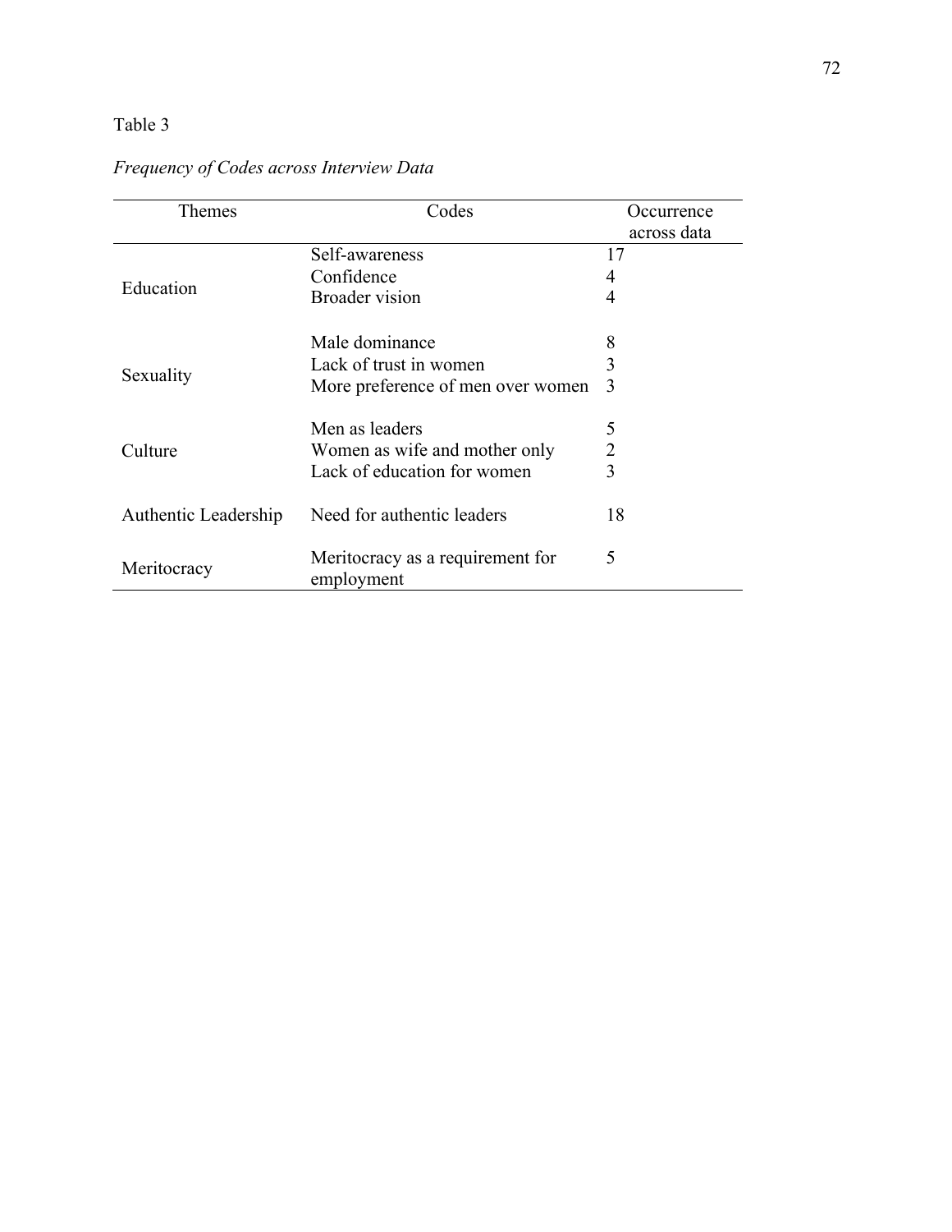Table 3

*Frequency of Codes across Interview Data*

| Themes | Codes | Occurrence across data |
|---|---|---|
| Education | Self-awareness | 17 |
| | Confidence | 4 |
| | Broader vision | 4 |
| Sexuality | Male dominance | 8 |
| | Lack of trust in women | 3 |
| | More preference of men over women | 3 |
| Culture | Men as leaders | 5 |
| | Women as wife and mother only | 2 |
| | Lack of education for women | 3 |
| Authentic Leadership | Need for authentic leaders | 18 |
| Meritocracy | Meritocracy as a requirement for employment | 5 |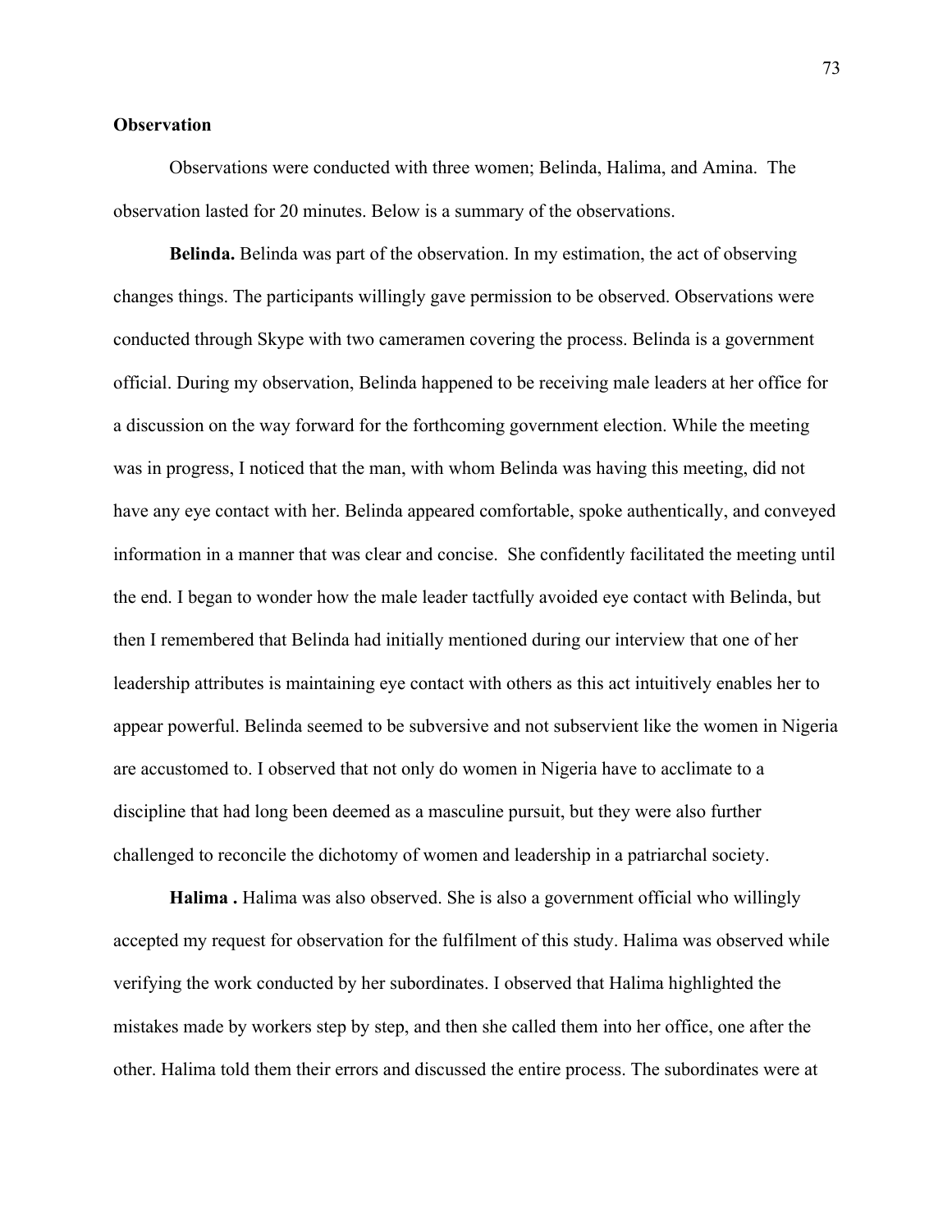**Observation**

Observations were conducted with three women; Belinda, Halima, and Amina.  The observation lasted for 20 minutes. Below is a summary of the observations.

**Belinda.** Belinda was part of the observation. In my estimation, the act of observing changes things. The participants willingly gave permission to be observed. Observations were conducted through Skype with two cameramen covering the process. Belinda is a government official. During my observation, Belinda happened to be receiving male leaders at her office for a discussion on the way forward for the forthcoming government election. While the meeting was in progress, I noticed that the man, with whom Belinda was having this meeting, did not have any eye contact with her. Belinda appeared comfortable, spoke authentically, and conveyed information in a manner that was clear and concise.  She confidently facilitated the meeting until the end. I began to wonder how the male leader tactfully avoided eye contact with Belinda, but then I remembered that Belinda had initially mentioned during our interview that one of her leadership attributes is maintaining eye contact with others as this act intuitively enables her to appear powerful. Belinda seemed to be subversive and not subservient like the women in Nigeria are accustomed to. I observed that not only do women in Nigeria have to acclimate to a discipline that had long been deemed as a masculine pursuit, but they were also further challenged to reconcile the dichotomy of women and leadership in a patriarchal society.

**Halima .** Halima was also observed. She is also a government official who willingly accepted my request for observation for the fulfilment of this study. Halima was observed while verifying the work conducted by her subordinates. I observed that Halima highlighted the mistakes made by workers step by step, and then she called them into her office, one after the other. Halima told them their errors and discussed the entire process. The subordinates were at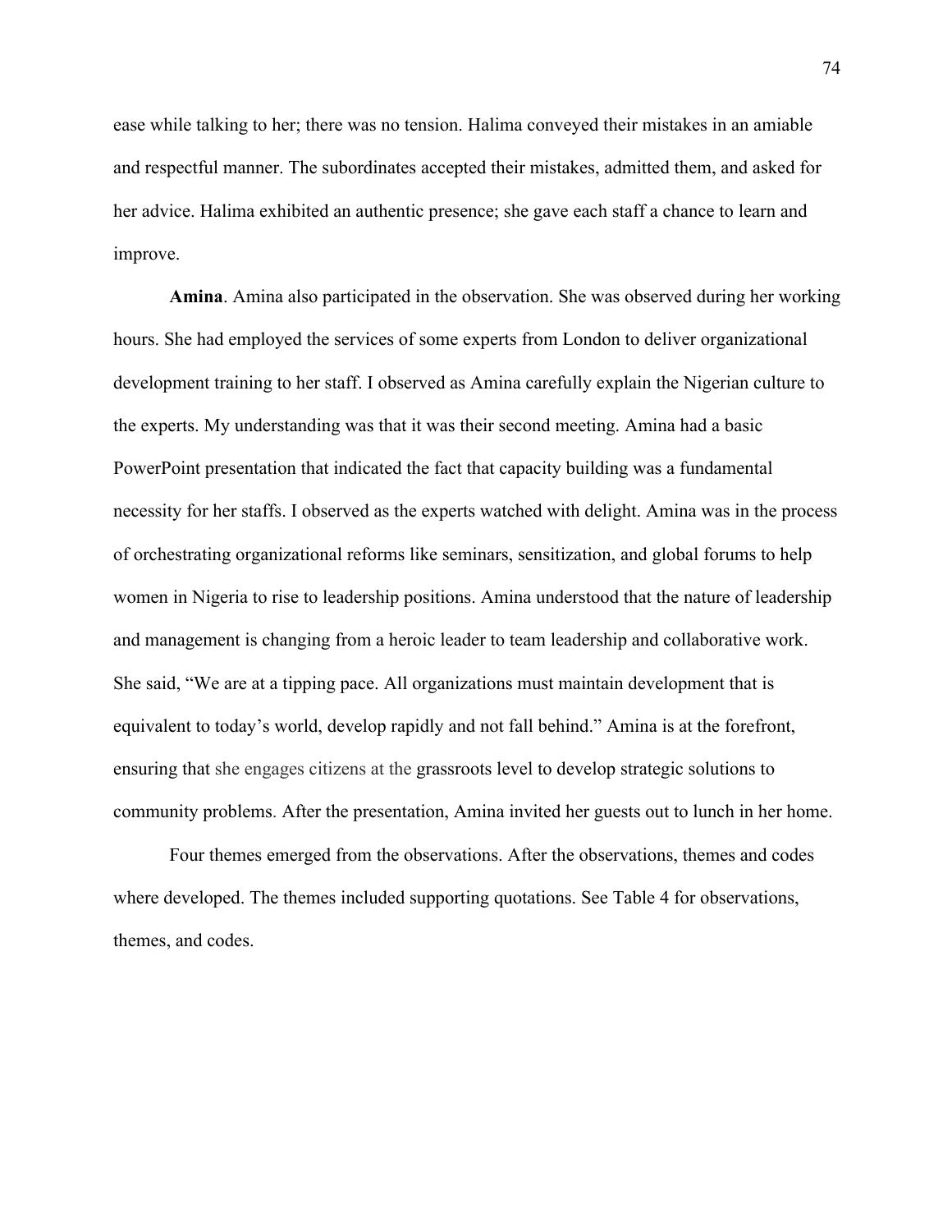ease while talking to her; there was no tension. Halima conveyed their mistakes in an amiable and respectful manner. The subordinates accepted their mistakes, admitted them, and asked for her advice. Halima exhibited an authentic presence; she gave each staff a chance to learn and improve.

**Amina**. Amina also participated in the observation. She was observed during her working hours. She had employed the services of some experts from London to deliver organizational development training to her staff. I observed as Amina carefully explain the Nigerian culture to the experts. My understanding was that it was their second meeting. Amina had a basic PowerPoint presentation that indicated the fact that capacity building was a fundamental necessity for her staffs. I observed as the experts watched with delight. Amina was in the process of orchestrating organizational reforms like seminars, sensitization, and global forums to help women in Nigeria to rise to leadership positions. Amina understood that the nature of leadership and management is changing from a heroic leader to team leadership and collaborative work. She said, "We are at a tipping pace. All organizations must maintain development that is equivalent to today's world, develop rapidly and not fall behind." Amina is at the forefront, ensuring that she engages citizens at the grassroots level to develop strategic solutions to community problems. After the presentation, Amina invited her guests out to lunch in her home.

Four themes emerged from the observations. After the observations, themes and codes where developed. The themes included supporting quotations. See Table 4 for observations, themes, and codes.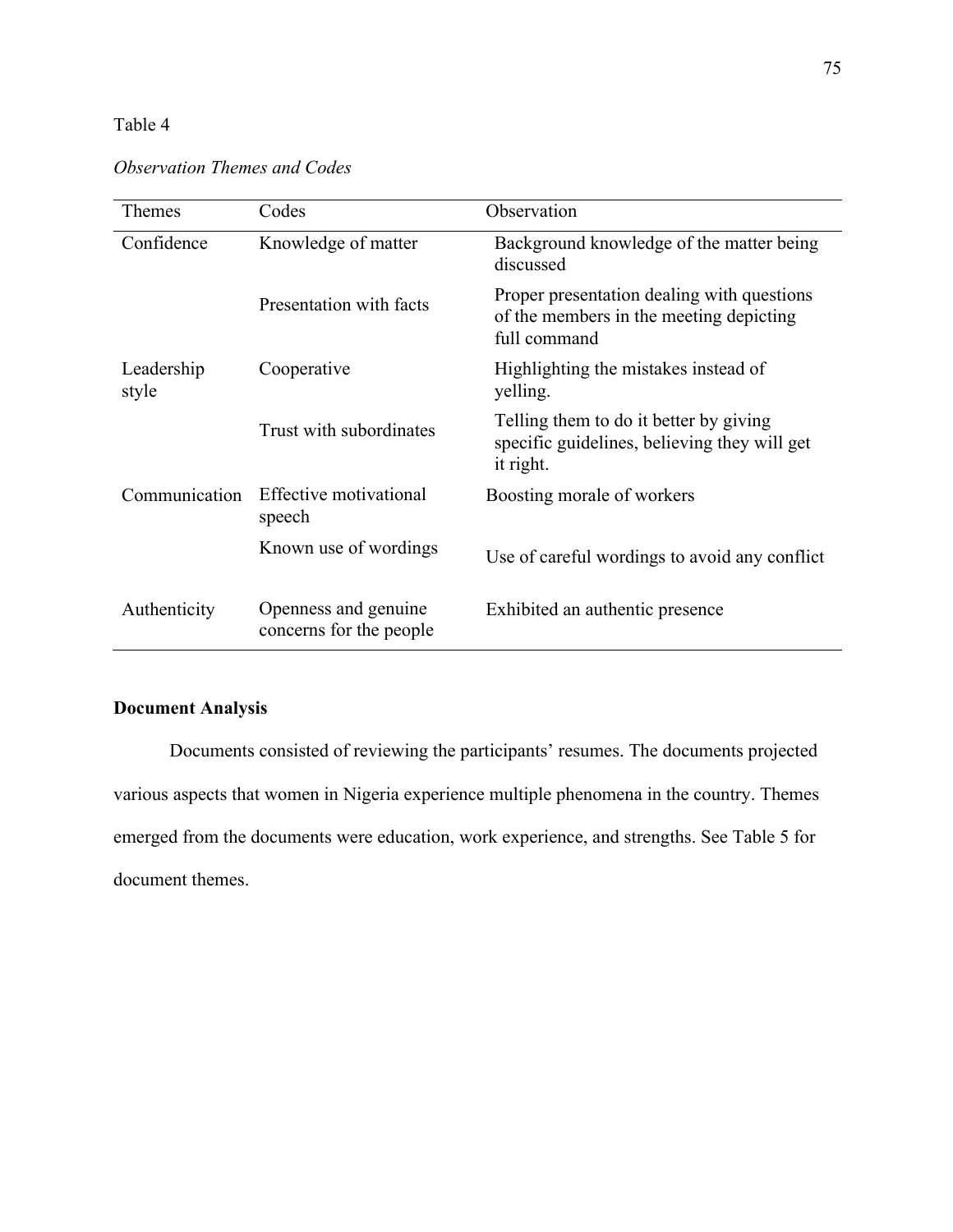Table 4

*Observation Themes and Codes*

| Themes | Codes | Observation |
|---|---|---|
| Confidence | Knowledge of matter | Background knowledge of the matter being discussed |
| | Presentation with facts | Proper presentation dealing with questions of the members in the meeting depicting full command |
| Leadership style | Cooperative | Highlighting the mistakes instead of yelling. |
| | Trust with subordinates | Telling them to do it better by giving specific guidelines, believing they will get it right. |
| Communication | Effective motivational speech | Boosting morale of workers |
| | Known use of wordings | Use of careful wordings to avoid any conflict |
| Authenticity | Openness and genuine concerns for the people | Exhibited an authentic presence |

**Document Analysis**

Documents consisted of reviewing the participants' resumes. The documents projected various aspects that women in Nigeria experience multiple phenomena in the country. Themes emerged from the documents were education, work experience, and strengths. See Table 5 for document themes.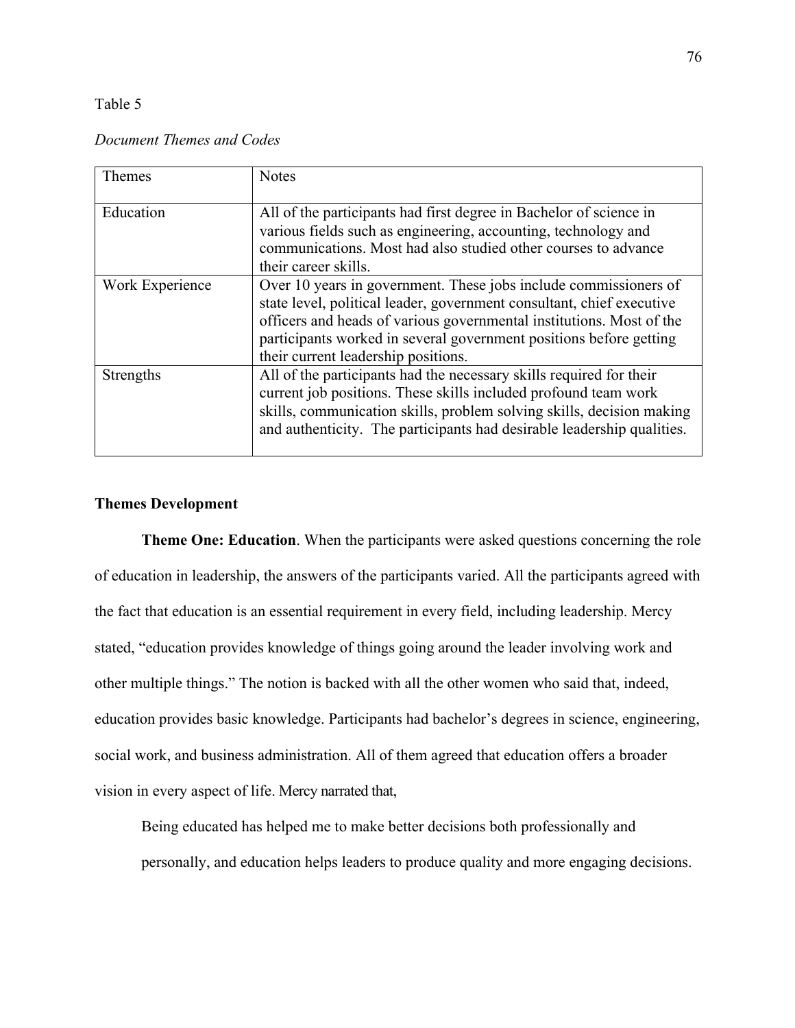Table 5

*Document Themes and Codes*

| Themes | Notes |
| --- | --- |
| Education | All of the participants had first degree in Bachelor of science in various fields such as engineering, accounting, technology and communications. Most had also studied other courses to advance their career skills. |
| Work Experience | Over 10 years in government. These jobs include commissioners of state level, political leader, government consultant, chief executive officers and heads of various governmental institutions. Most of the participants worked in several government positions before getting their current leadership positions. |
| Strengths | All of the participants had the necessary skills required for their current job positions. These skills included profound team work skills, communication skills, problem solving skills, decision making and authenticity. The participants had desirable leadership qualities. |

## Themes Development

**Theme One: Education**. When the participants were asked questions concerning the role of education in leadership, the answers of the participants varied. All the participants agreed with the fact that education is an essential requirement in every field, including leadership. Mercy stated, "education provides knowledge of things going around the leader involving work and other multiple things." The notion is backed with all the other women who said that, indeed, education provides basic knowledge. Participants had bachelor's degrees in science, engineering, social work, and business administration. All of them agreed that education offers a broader vision in every aspect of life. Mercy narrated that,

> Being educated has helped me to make better decisions both professionally and personally, and education helps leaders to produce quality and more engaging decisions.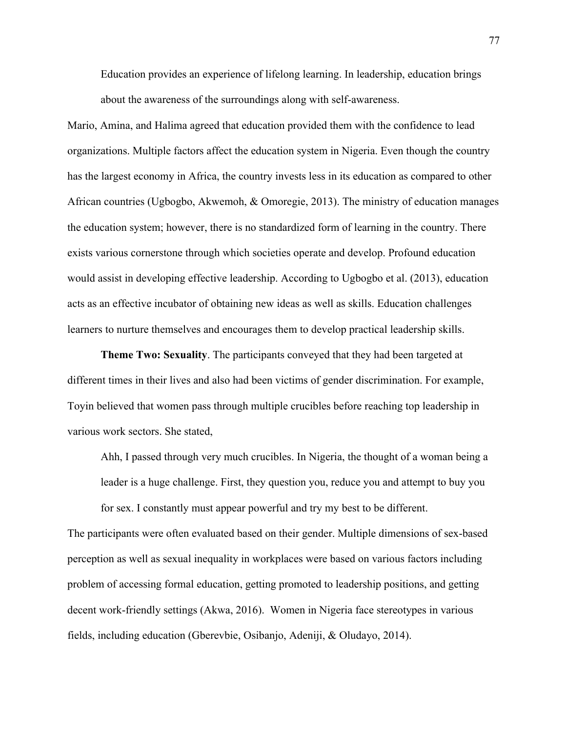> Education provides an experience of lifelong learning. In leadership, education brings about the awareness of the surroundings along with self-awareness.

Mario, Amina, and Halima agreed that education provided them with the confidence to lead organizations. Multiple factors affect the education system in Nigeria. Even though the country has the largest economy in Africa, the country invests less in its education as compared to other African countries (Ugbogbo, Akwemoh, & Omoregie, 2013). The ministry of education manages the education system; however, there is no standardized form of learning in the country. There exists various cornerstone through which societies operate and develop. Profound education would assist in developing effective leadership. According to Ugbogbo et al. (2013), education acts as an effective incubator of obtaining new ideas as well as skills. Education challenges learners to nurture themselves and encourages them to develop practical leadership skills.

**Theme Two: Sexuality**. The participants conveyed that they had been targeted at different times in their lives and also had been victims of gender discrimination. For example, Toyin believed that women pass through multiple crucibles before reaching top leadership in various work sectors. She stated,

> Ahh, I passed through very much crucibles. In Nigeria, the thought of a woman being a leader is a huge challenge. First, they question you, reduce you and attempt to buy you for sex. I constantly must appear powerful and try my best to be different.

The participants were often evaluated based on their gender. Multiple dimensions of sex-based perception as well as sexual inequality in workplaces were based on various factors including problem of accessing formal education, getting promoted to leadership positions, and getting decent work-friendly settings (Akwa, 2016). Women in Nigeria face stereotypes in various fields, including education (Gberevbie, Osibanjo, Adeniji, & Oludayo, 2014).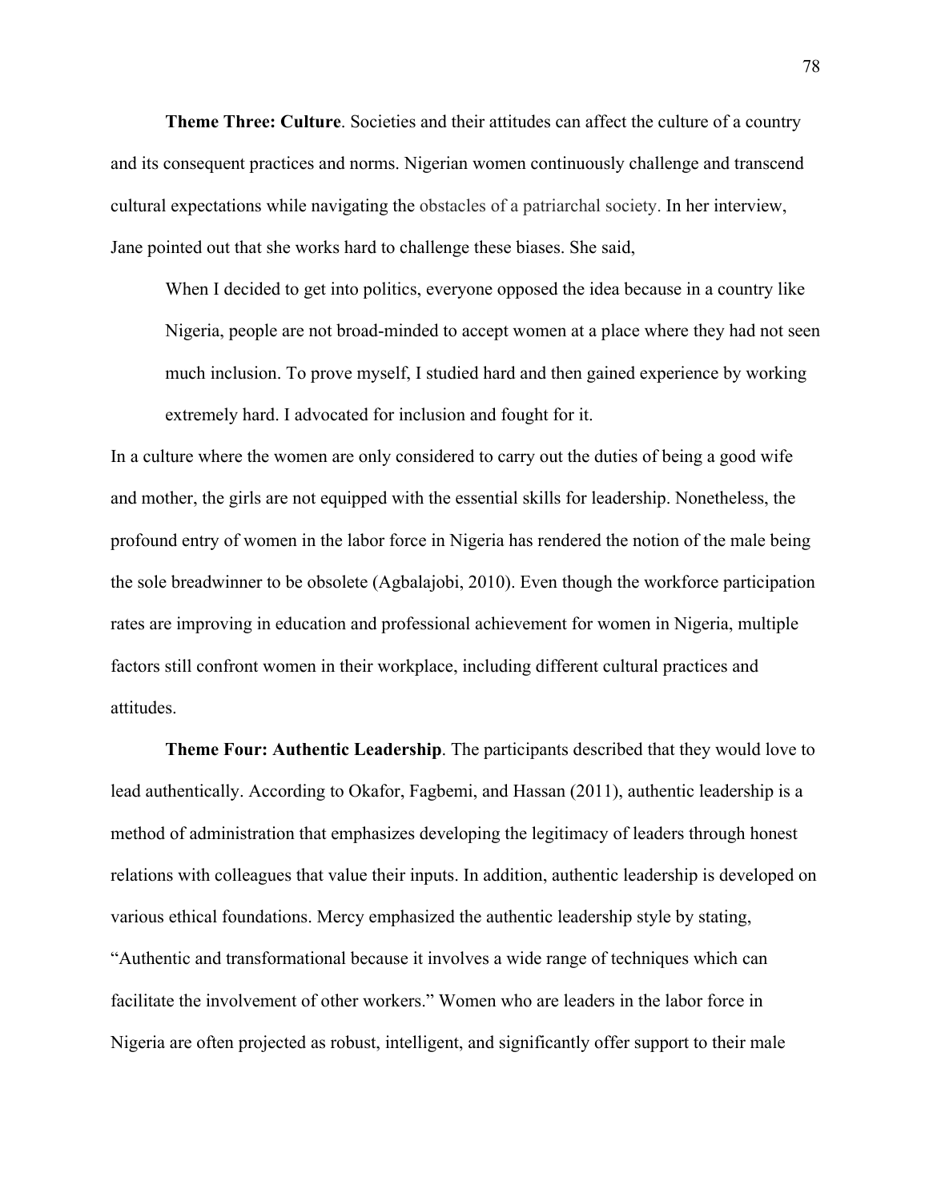**Theme Three: Culture**. Societies and their attitudes can affect the culture of a country and its consequent practices and norms. Nigerian women continuously challenge and transcend cultural expectations while navigating the obstacles of a patriarchal society. In her interview, Jane pointed out that she works hard to challenge these biases. She said,

> When I decided to get into politics, everyone opposed the idea because in a country like Nigeria, people are not broad-minded to accept women at a place where they had not seen much inclusion. To prove myself, I studied hard and then gained experience by working extremely hard. I advocated for inclusion and fought for it.

In a culture where the women are only considered to carry out the duties of being a good wife and mother, the girls are not equipped with the essential skills for leadership. Nonetheless, the profound entry of women in the labor force in Nigeria has rendered the notion of the male being the sole breadwinner to be obsolete (Agbalajobi, 2010). Even though the workforce participation rates are improving in education and professional achievement for women in Nigeria, multiple factors still confront women in their workplace, including different cultural practices and attitudes.

**Theme Four: Authentic Leadership**. The participants described that they would love to lead authentically. According to Okafor, Fagbemi, and Hassan (2011), authentic leadership is a method of administration that emphasizes developing the legitimacy of leaders through honest relations with colleagues that value their inputs. In addition, authentic leadership is developed on various ethical foundations. Mercy emphasized the authentic leadership style by stating, "Authentic and transformational because it involves a wide range of techniques which can facilitate the involvement of other workers." Women who are leaders in the labor force in Nigeria are often projected as robust, intelligent, and significantly offer support to their male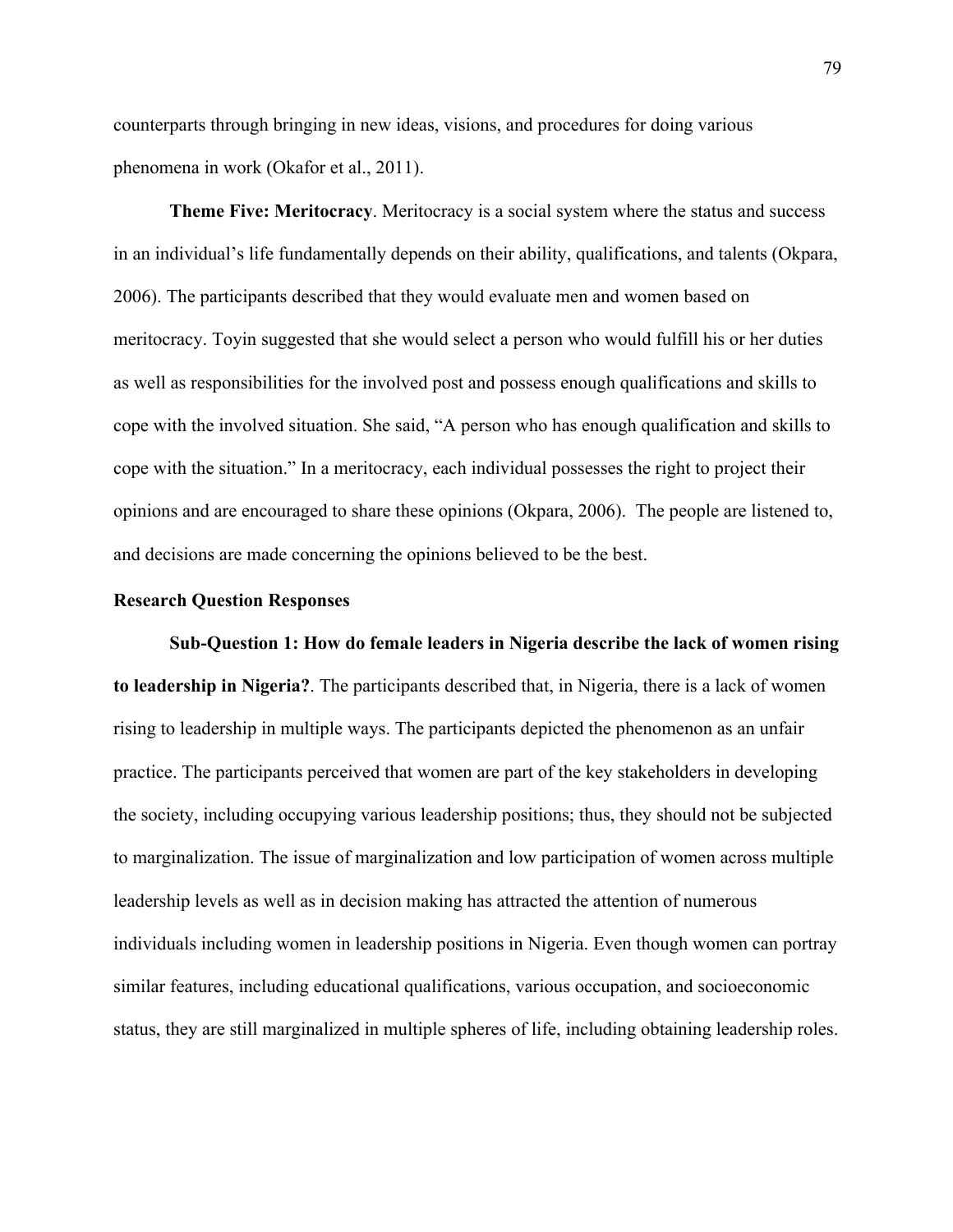counterparts through bringing in new ideas, visions, and procedures for doing various phenomena in work (Okafor et al., 2011).

**Theme Five: Meritocracy**. Meritocracy is a social system where the status and success in an individual's life fundamentally depends on their ability, qualifications, and talents (Okpara, 2006). The participants described that they would evaluate men and women based on meritocracy. Toyin suggested that she would select a person who would fulfill his or her duties as well as responsibilities for the involved post and possess enough qualifications and skills to cope with the involved situation. She said, "A person who has enough qualification and skills to cope with the situation." In a meritocracy, each individual possesses the right to project their opinions and are encouraged to share these opinions (Okpara, 2006). The people are listened to, and decisions are made concerning the opinions believed to be the best.

### Research Question Responses

**Sub-Question 1: How do female leaders in Nigeria describe the lack of women rising to leadership in Nigeria?**. The participants described that, in Nigeria, there is a lack of women rising to leadership in multiple ways. The participants depicted the phenomenon as an unfair practice. The participants perceived that women are part of the key stakeholders in developing the society, including occupying various leadership positions; thus, they should not be subjected to marginalization. The issue of marginalization and low participation of women across multiple leadership levels as well as in decision making has attracted the attention of numerous individuals including women in leadership positions in Nigeria. Even though women can portray similar features, including educational qualifications, various occupation, and socioeconomic status, they are still marginalized in multiple spheres of life, including obtaining leadership roles.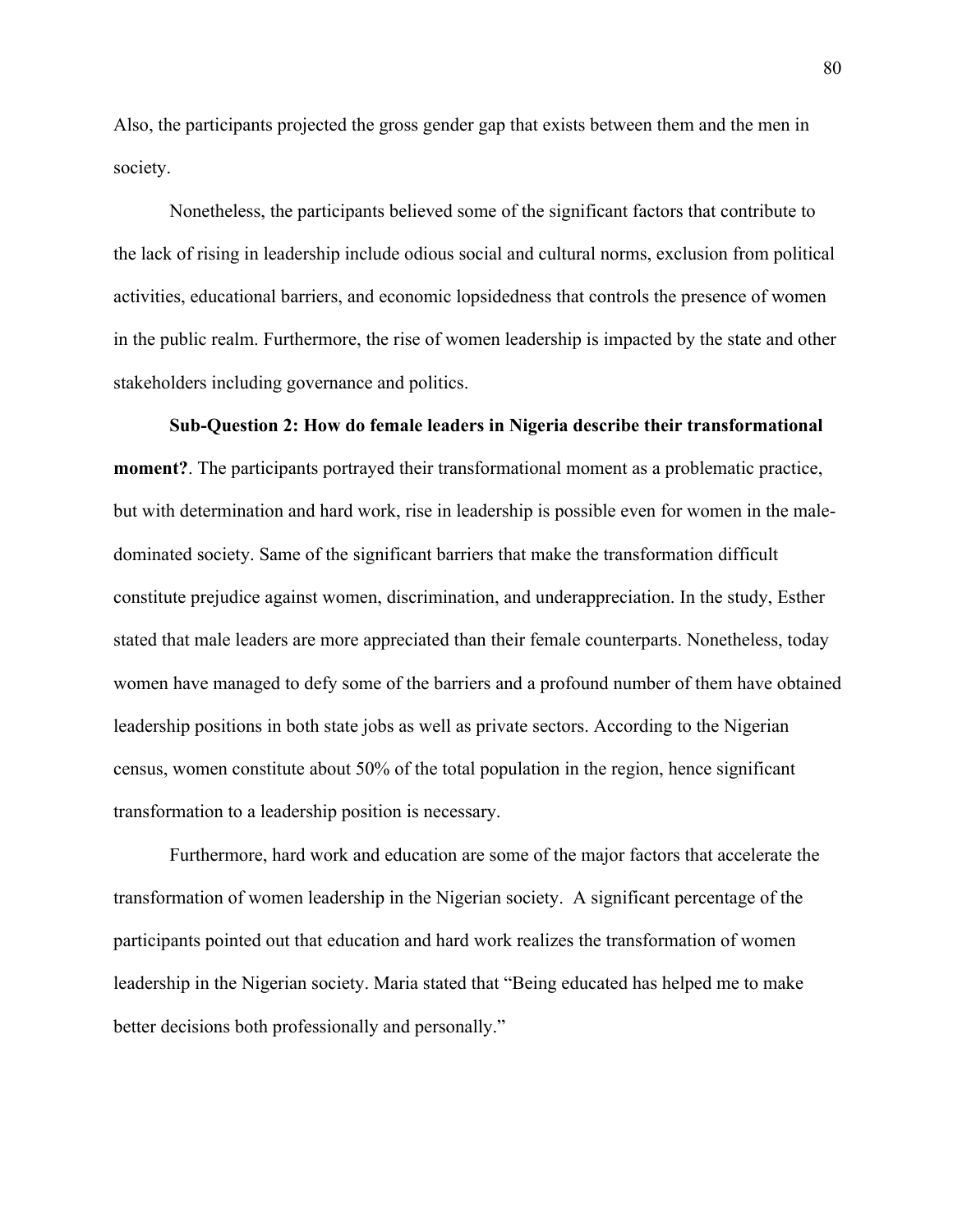Also, the participants projected the gross gender gap that exists between them and the men in society.

Nonetheless, the participants believed some of the significant factors that contribute to the lack of rising in leadership include odious social and cultural norms, exclusion from political activities, educational barriers, and economic lopsidedness that controls the presence of women in the public realm. Furthermore, the rise of women leadership is impacted by the state and other stakeholders including governance and politics.

**Sub-Question 2: How do female leaders in Nigeria describe their transformational moment?**. The participants portrayed their transformational moment as a problematic practice, but with determination and hard work, rise in leadership is possible even for women in the male-dominated society. Same of the significant barriers that make the transformation difficult constitute prejudice against women, discrimination, and underappreciation. In the study, Esther stated that male leaders are more appreciated than their female counterparts. Nonetheless, today women have managed to defy some of the barriers and a profound number of them have obtained leadership positions in both state jobs as well as private sectors. According to the Nigerian census, women constitute about 50% of the total population in the region, hence significant transformation to a leadership position is necessary.

Furthermore, hard work and education are some of the major factors that accelerate the transformation of women leadership in the Nigerian society. A significant percentage of the participants pointed out that education and hard work realizes the transformation of women leadership in the Nigerian society. Maria stated that "Being educated has helped me to make better decisions both professionally and personally."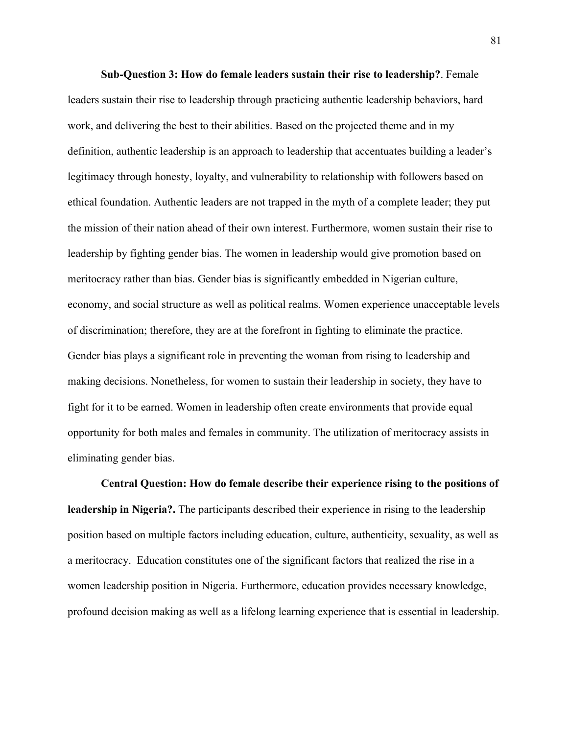**Sub-Question 3: How do female leaders sustain their rise to leadership?**. Female leaders sustain their rise to leadership through practicing authentic leadership behaviors, hard work, and delivering the best to their abilities. Based on the projected theme and in my definition, authentic leadership is an approach to leadership that accentuates building a leader's legitimacy through honesty, loyalty, and vulnerability to relationship with followers based on ethical foundation. Authentic leaders are not trapped in the myth of a complete leader; they put the mission of their nation ahead of their own interest. Furthermore, women sustain their rise to leadership by fighting gender bias. The women in leadership would give promotion based on meritocracy rather than bias. Gender bias is significantly embedded in Nigerian culture, economy, and social structure as well as political realms. Women experience unacceptable levels of discrimination; therefore, they are at the forefront in fighting to eliminate the practice. Gender bias plays a significant role in preventing the woman from rising to leadership and making decisions. Nonetheless, for women to sustain their leadership in society, they have to fight for it to be earned. Women in leadership often create environments that provide equal opportunity for both males and females in community. The utilization of meritocracy assists in eliminating gender bias.

**Central Question: How do female describe their experience rising to the positions of leadership in Nigeria?.** The participants described their experience in rising to the leadership position based on multiple factors including education, culture, authenticity, sexuality, as well as a meritocracy. Education constitutes one of the significant factors that realized the rise in a women leadership position in Nigeria. Furthermore, education provides necessary knowledge, profound decision making as well as a lifelong learning experience that is essential in leadership.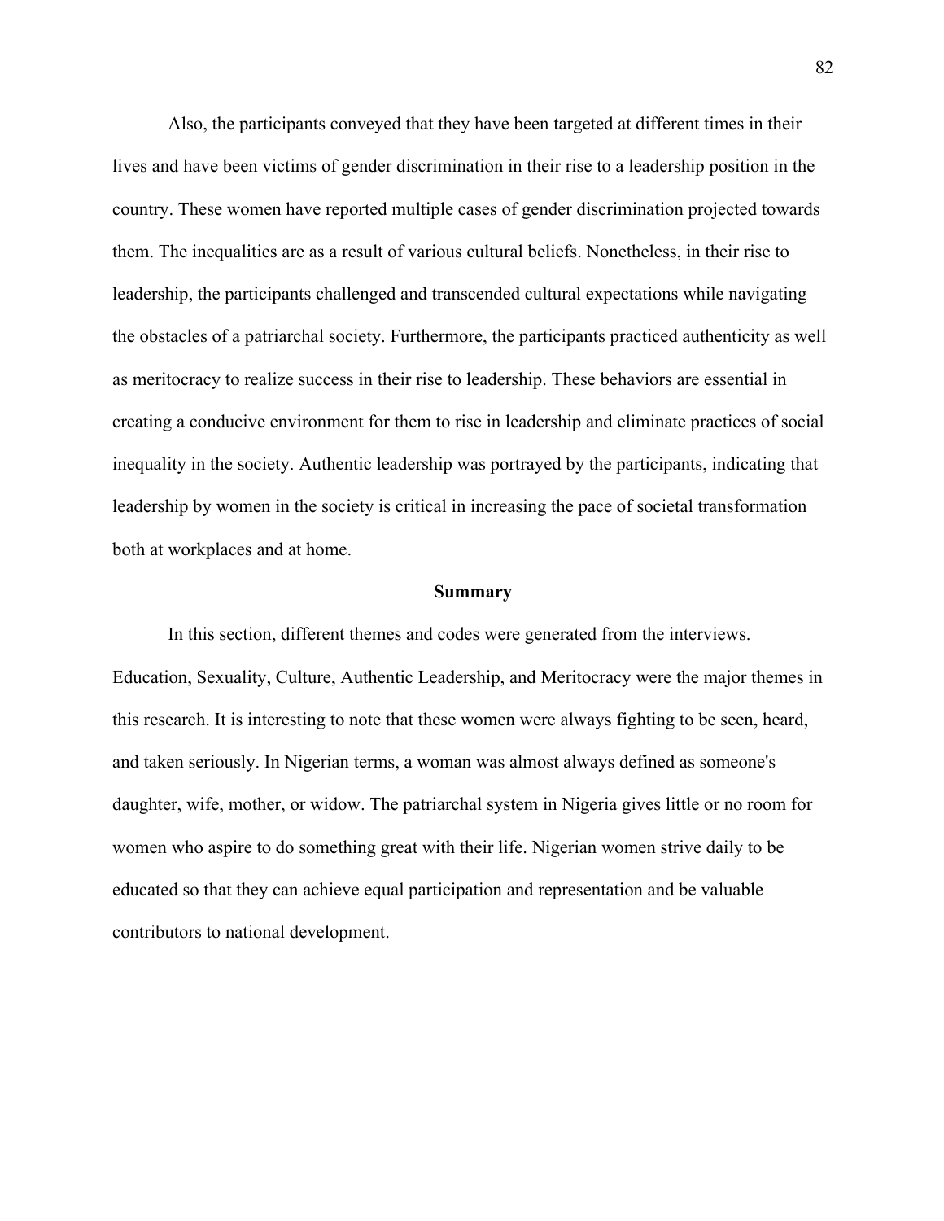Also, the participants conveyed that they have been targeted at different times in their lives and have been victims of gender discrimination in their rise to a leadership position in the country. These women have reported multiple cases of gender discrimination projected towards them. The inequalities are as a result of various cultural beliefs. Nonetheless, in their rise to leadership, the participants challenged and transcended cultural expectations while navigating the obstacles of a patriarchal society. Furthermore, the participants practiced authenticity as well as meritocracy to realize success in their rise to leadership. These behaviors are essential in creating a conducive environment for them to rise in leadership and eliminate practices of social inequality in the society. Authentic leadership was portrayed by the participants, indicating that leadership by women in the society is critical in increasing the pace of societal transformation both at workplaces and at home.

## Summary

In this section, different themes and codes were generated from the interviews. Education, Sexuality, Culture, Authentic Leadership, and Meritocracy were the major themes in this research. It is interesting to note that these women were always fighting to be seen, heard, and taken seriously. In Nigerian terms, a woman was almost always defined as someone's daughter, wife, mother, or widow. The patriarchal system in Nigeria gives little or no room for women who aspire to do something great with their life. Nigerian women strive daily to be educated so that they can achieve equal participation and representation and be valuable contributors to national development.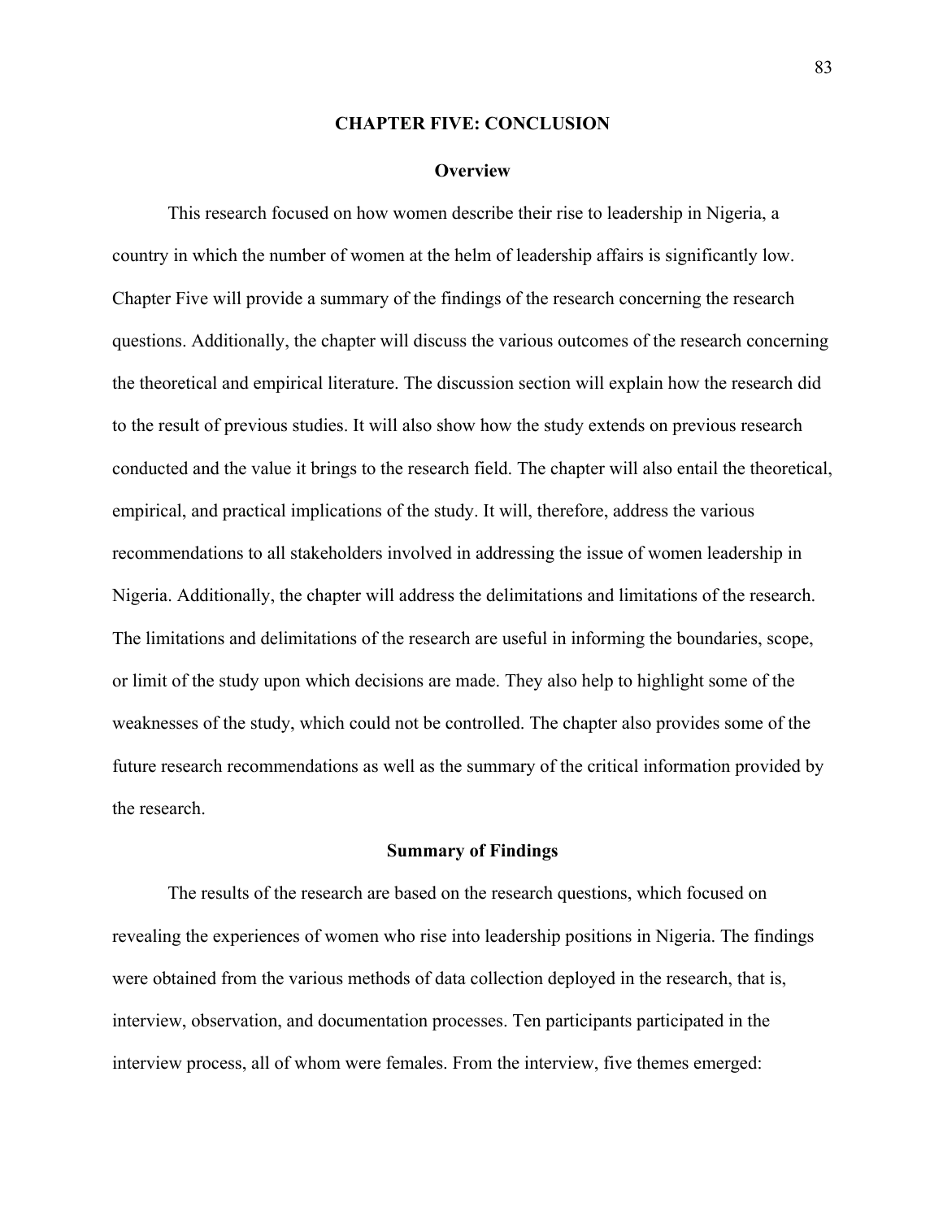# CHAPTER FIVE: CONCLUSION

## Overview

This research focused on how women describe their rise to leadership in Nigeria, a country in which the number of women at the helm of leadership affairs is significantly low. Chapter Five will provide a summary of the findings of the research concerning the research questions. Additionally, the chapter will discuss the various outcomes of the research concerning the theoretical and empirical literature. The discussion section will explain how the research did to the result of previous studies. It will also show how the study extends on previous research conducted and the value it brings to the research field. The chapter will also entail the theoretical, empirical, and practical implications of the study. It will, therefore, address the various recommendations to all stakeholders involved in addressing the issue of women leadership in Nigeria. Additionally, the chapter will address the delimitations and limitations of the research. The limitations and delimitations of the research are useful in informing the boundaries, scope, or limit of the study upon which decisions are made. They also help to highlight some of the weaknesses of the study, which could not be controlled. The chapter also provides some of the future research recommendations as well as the summary of the critical information provided by the research.

## Summary of Findings

The results of the research are based on the research questions, which focused on revealing the experiences of women who rise into leadership positions in Nigeria. The findings were obtained from the various methods of data collection deployed in the research, that is, interview, observation, and documentation processes. Ten participants participated in the interview process, all of whom were females. From the interview, five themes emerged: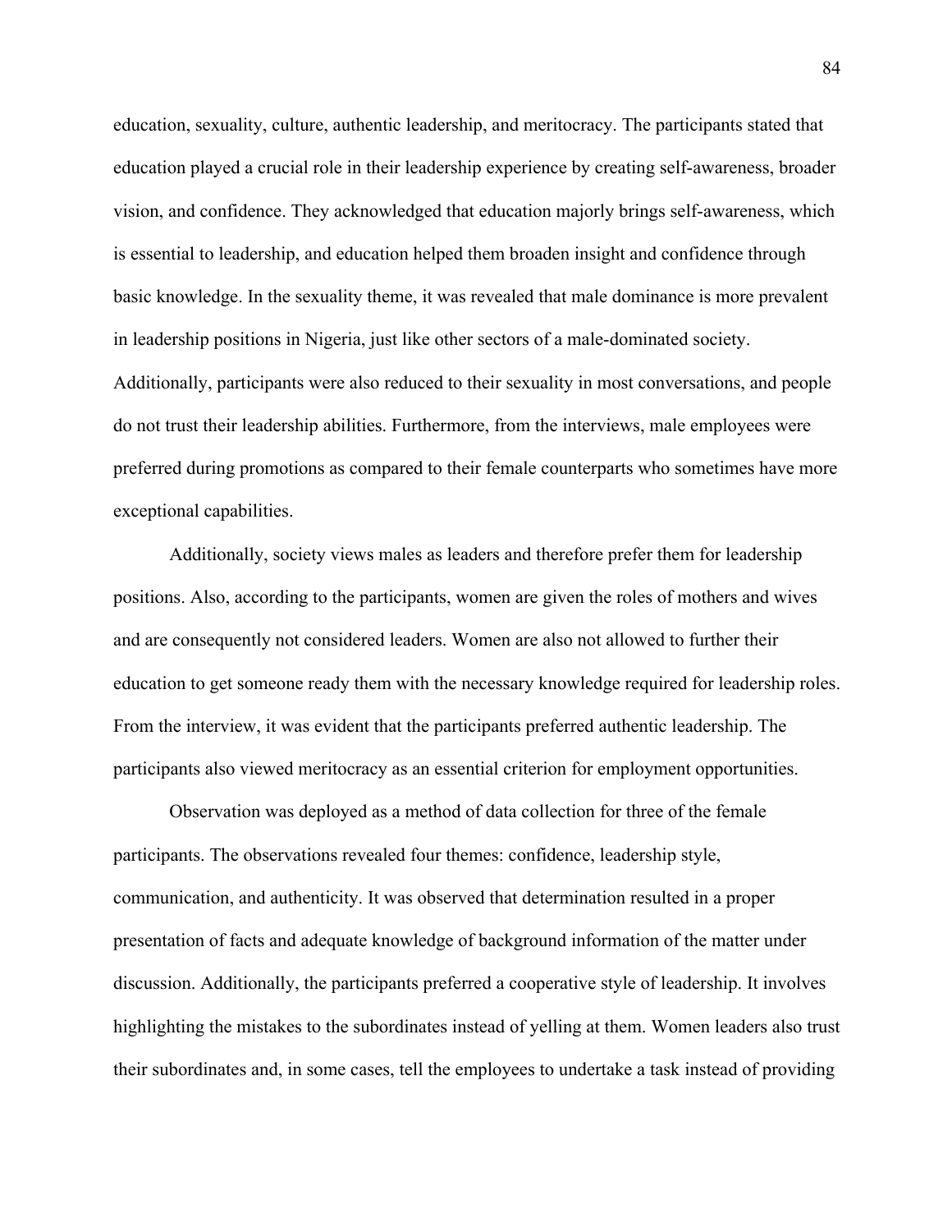education, sexuality, culture, authentic leadership, and meritocracy. The participants stated that education played a crucial role in their leadership experience by creating self-awareness, broader vision, and confidence. They acknowledged that education majorly brings self-awareness, which is essential to leadership, and education helped them broaden insight and confidence through basic knowledge. In the sexuality theme, it was revealed that male dominance is more prevalent in leadership positions in Nigeria, just like other sectors of a male-dominated society. Additionally, participants were also reduced to their sexuality in most conversations, and people do not trust their leadership abilities. Furthermore, from the interviews, male employees were preferred during promotions as compared to their female counterparts who sometimes have more exceptional capabilities.

Additionally, society views males as leaders and therefore prefer them for leadership positions. Also, according to the participants, women are given the roles of mothers and wives and are consequently not considered leaders. Women are also not allowed to further their education to get someone ready them with the necessary knowledge required for leadership roles. From the interview, it was evident that the participants preferred authentic leadership. The participants also viewed meritocracy as an essential criterion for employment opportunities.

Observation was deployed as a method of data collection for three of the female participants. The observations revealed four themes: confidence, leadership style, communication, and authenticity. It was observed that determination resulted in a proper presentation of facts and adequate knowledge of background information of the matter under discussion. Additionally, the participants preferred a cooperative style of leadership. It involves highlighting the mistakes to the subordinates instead of yelling at them. Women leaders also trust their subordinates and, in some cases, tell the employees to undertake a task instead of providing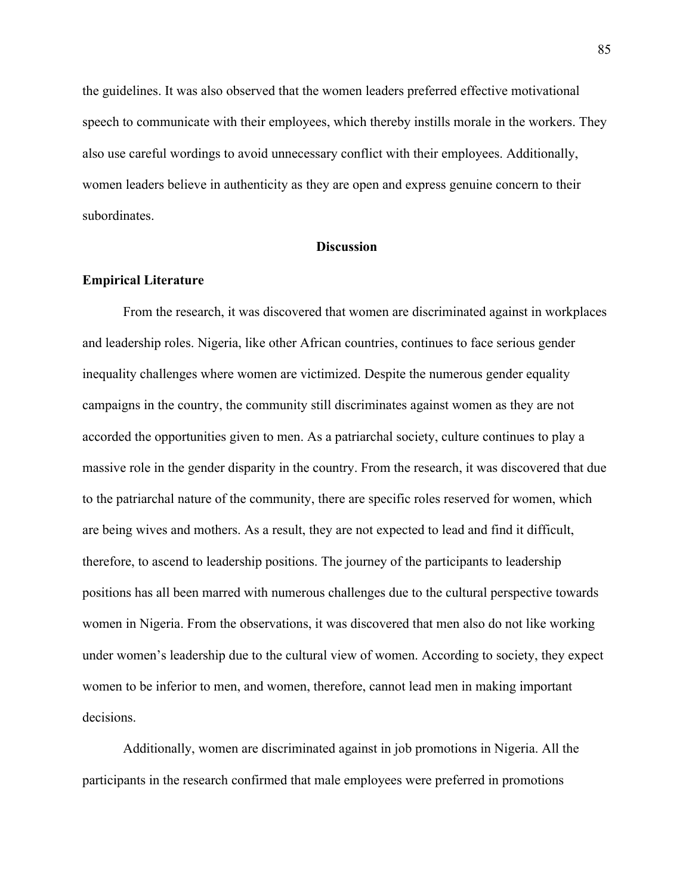the guidelines. It was also observed that the women leaders preferred effective motivational speech to communicate with their employees, which thereby instills morale in the workers. They also use careful wordings to avoid unnecessary conflict with their employees. Additionally, women leaders believe in authenticity as they are open and express genuine concern to their subordinates.

## Discussion

### Empirical Literature

From the research, it was discovered that women are discriminated against in workplaces and leadership roles. Nigeria, like other African countries, continues to face serious gender inequality challenges where women are victimized. Despite the numerous gender equality campaigns in the country, the community still discriminates against women as they are not accorded the opportunities given to men. As a patriarchal society, culture continues to play a massive role in the gender disparity in the country. From the research, it was discovered that due to the patriarchal nature of the community, there are specific roles reserved for women, which are being wives and mothers. As a result, they are not expected to lead and find it difficult, therefore, to ascend to leadership positions. The journey of the participants to leadership positions has all been marred with numerous challenges due to the cultural perspective towards women in Nigeria. From the observations, it was discovered that men also do not like working under women's leadership due to the cultural view of women. According to society, they expect women to be inferior to men, and women, therefore, cannot lead men in making important decisions.

Additionally, women are discriminated against in job promotions in Nigeria. All the participants in the research confirmed that male employees were preferred in promotions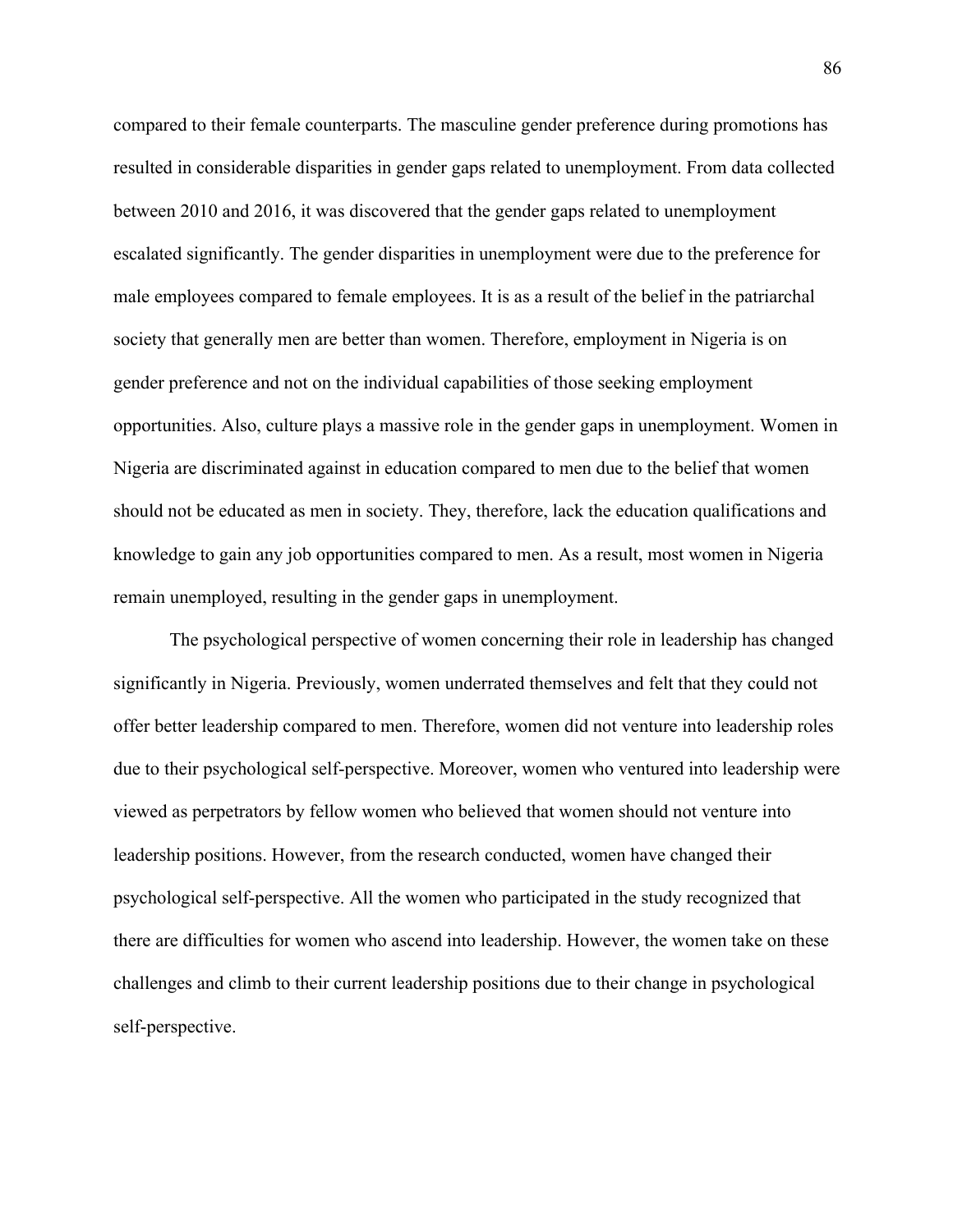compared to their female counterparts. The masculine gender preference during promotions has resulted in considerable disparities in gender gaps related to unemployment. From data collected between 2010 and 2016, it was discovered that the gender gaps related to unemployment escalated significantly. The gender disparities in unemployment were due to the preference for male employees compared to female employees. It is as a result of the belief in the patriarchal society that generally men are better than women. Therefore, employment in Nigeria is on gender preference and not on the individual capabilities of those seeking employment opportunities. Also, culture plays a massive role in the gender gaps in unemployment. Women in Nigeria are discriminated against in education compared to men due to the belief that women should not be educated as men in society. They, therefore, lack the education qualifications and knowledge to gain any job opportunities compared to men. As a result, most women in Nigeria remain unemployed, resulting in the gender gaps in unemployment.

The psychological perspective of women concerning their role in leadership has changed significantly in Nigeria. Previously, women underrated themselves and felt that they could not offer better leadership compared to men. Therefore, women did not venture into leadership roles due to their psychological self-perspective. Moreover, women who ventured into leadership were viewed as perpetrators by fellow women who believed that women should not venture into leadership positions. However, from the research conducted, women have changed their psychological self-perspective. All the women who participated in the study recognized that there are difficulties for women who ascend into leadership. However, the women take on these challenges and climb to their current leadership positions due to their change in psychological self-perspective.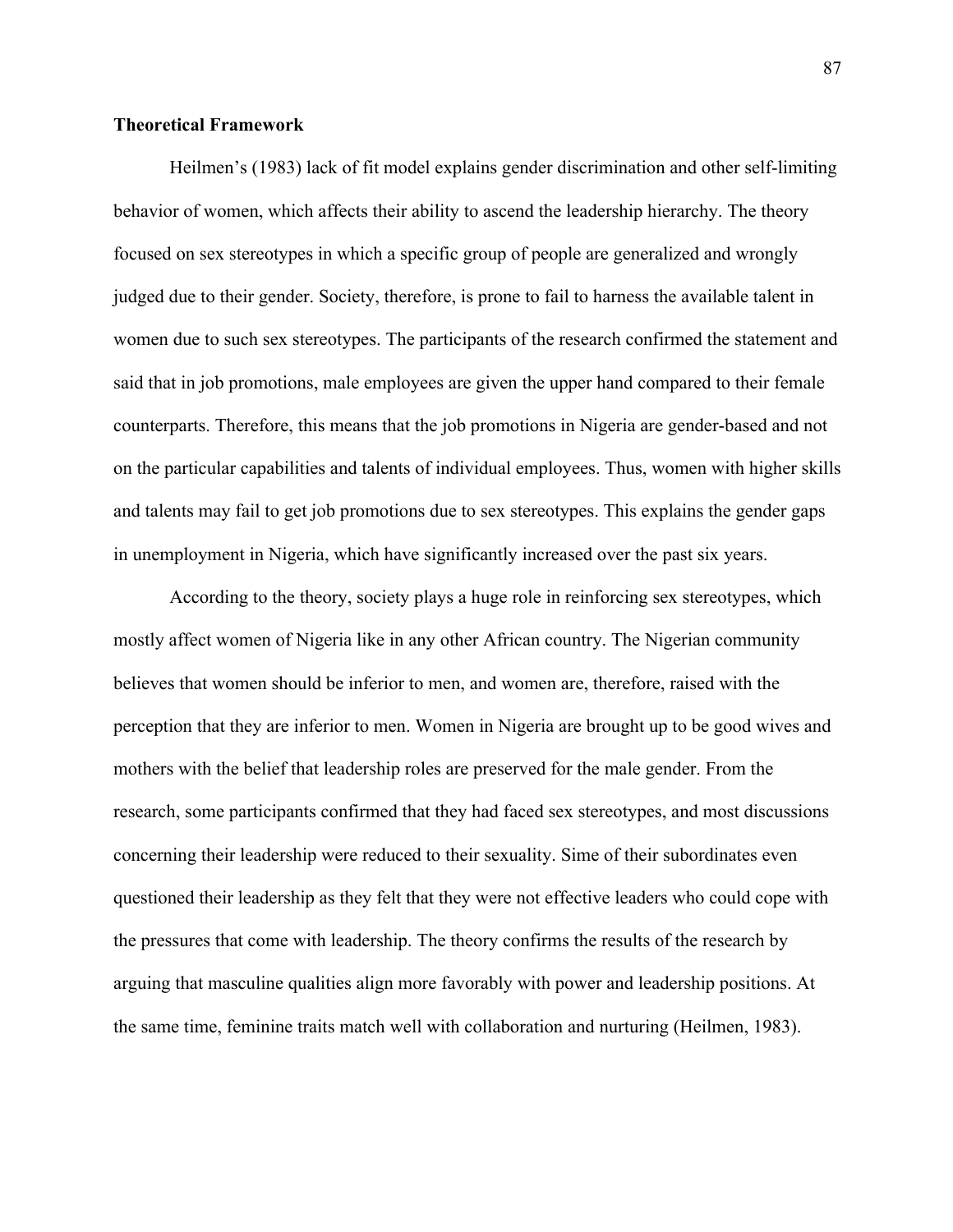**Theoretical Framework**

Heilmen's (1983) lack of fit model explains gender discrimination and other self-limiting behavior of women, which affects their ability to ascend the leadership hierarchy. The theory focused on sex stereotypes in which a specific group of people are generalized and wrongly judged due to their gender. Society, therefore, is prone to fail to harness the available talent in women due to such sex stereotypes. The participants of the research confirmed the statement and said that in job promotions, male employees are given the upper hand compared to their female counterparts. Therefore, this means that the job promotions in Nigeria are gender-based and not on the particular capabilities and talents of individual employees. Thus, women with higher skills and talents may fail to get job promotions due to sex stereotypes. This explains the gender gaps in unemployment in Nigeria, which have significantly increased over the past six years.

According to the theory, society plays a huge role in reinforcing sex stereotypes, which mostly affect women of Nigeria like in any other African country. The Nigerian community believes that women should be inferior to men, and women are, therefore, raised with the perception that they are inferior to men. Women in Nigeria are brought up to be good wives and mothers with the belief that leadership roles are preserved for the male gender. From the research, some participants confirmed that they had faced sex stereotypes, and most discussions concerning their leadership were reduced to their sexuality. Sime of their subordinates even questioned their leadership as they felt that they were not effective leaders who could cope with the pressures that come with leadership. The theory confirms the results of the research by arguing that masculine qualities align more favorably with power and leadership positions. At the same time, feminine traits match well with collaboration and nurturing (Heilmen, 1983).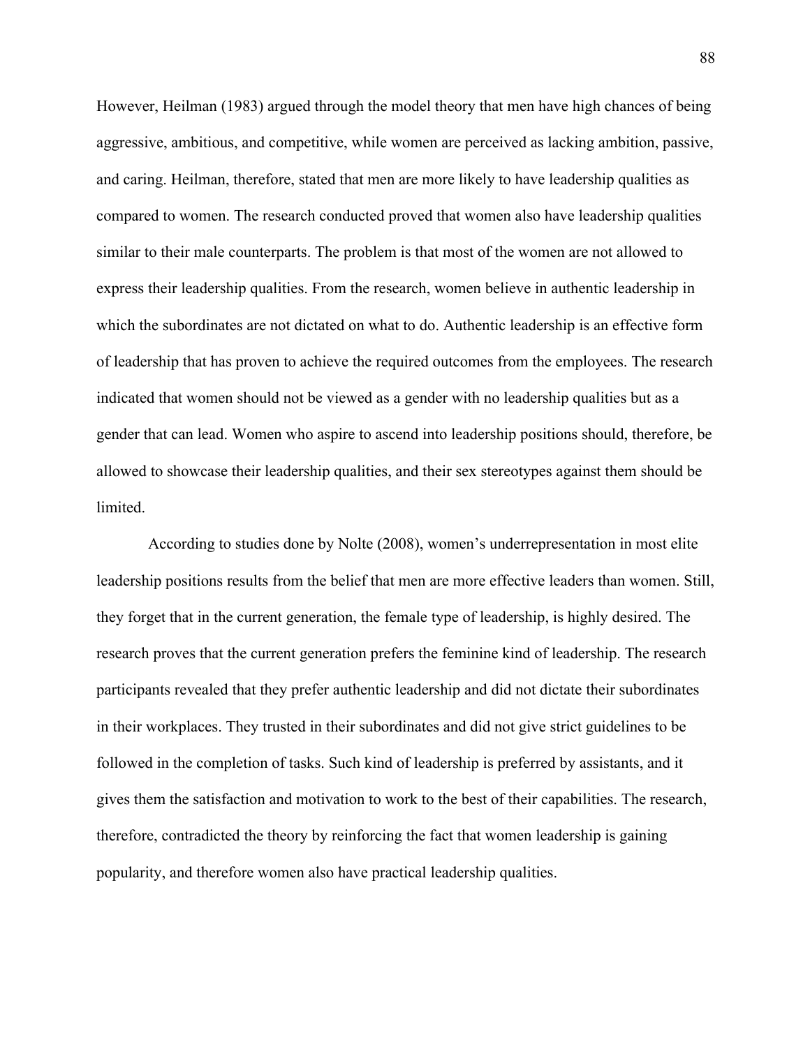However, Heilman (1983) argued through the model theory that men have high chances of being aggressive, ambitious, and competitive, while women are perceived as lacking ambition, passive, and caring. Heilman, therefore, stated that men are more likely to have leadership qualities as compared to women. The research conducted proved that women also have leadership qualities similar to their male counterparts. The problem is that most of the women are not allowed to express their leadership qualities. From the research, women believe in authentic leadership in which the subordinates are not dictated on what to do. Authentic leadership is an effective form of leadership that has proven to achieve the required outcomes from the employees. The research indicated that women should not be viewed as a gender with no leadership qualities but as a gender that can lead. Women who aspire to ascend into leadership positions should, therefore, be allowed to showcase their leadership qualities, and their sex stereotypes against them should be limited.

According to studies done by Nolte (2008), women's underrepresentation in most elite leadership positions results from the belief that men are more effective leaders than women. Still, they forget that in the current generation, the female type of leadership, is highly desired. The research proves that the current generation prefers the feminine kind of leadership. The research participants revealed that they prefer authentic leadership and did not dictate their subordinates in their workplaces. They trusted in their subordinates and did not give strict guidelines to be followed in the completion of tasks. Such kind of leadership is preferred by assistants, and it gives them the satisfaction and motivation to work to the best of their capabilities. The research, therefore, contradicted the theory by reinforcing the fact that women leadership is gaining popularity, and therefore women also have practical leadership qualities.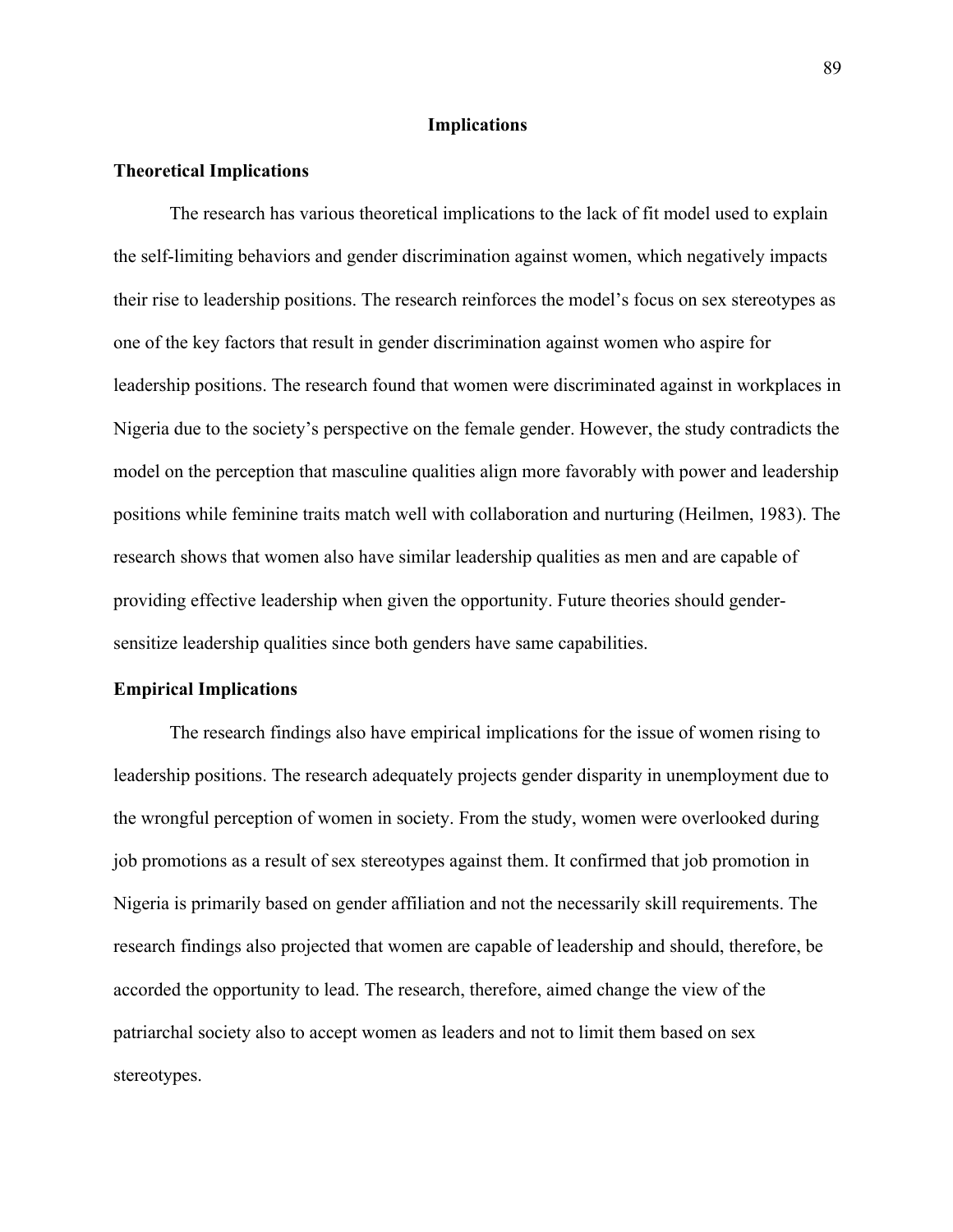## Implications

### Theoretical Implications

The research has various theoretical implications to the lack of fit model used to explain the self-limiting behaviors and gender discrimination against women, which negatively impacts their rise to leadership positions. The research reinforces the model's focus on sex stereotypes as one of the key factors that result in gender discrimination against women who aspire for leadership positions. The research found that women were discriminated against in workplaces in Nigeria due to the society's perspective on the female gender. However, the study contradicts the model on the perception that masculine qualities align more favorably with power and leadership positions while feminine traits match well with collaboration and nurturing (Heilmen, 1983). The research shows that women also have similar leadership qualities as men and are capable of providing effective leadership when given the opportunity. Future theories should gender-sensitize leadership qualities since both genders have same capabilities.

### Empirical Implications

The research findings also have empirical implications for the issue of women rising to leadership positions. The research adequately projects gender disparity in unemployment due to the wrongful perception of women in society. From the study, women were overlooked during job promotions as a result of sex stereotypes against them. It confirmed that job promotion in Nigeria is primarily based on gender affiliation and not the necessarily skill requirements. The research findings also projected that women are capable of leadership and should, therefore, be accorded the opportunity to lead. The research, therefore, aimed change the view of the patriarchal society also to accept women as leaders and not to limit them based on sex stereotypes.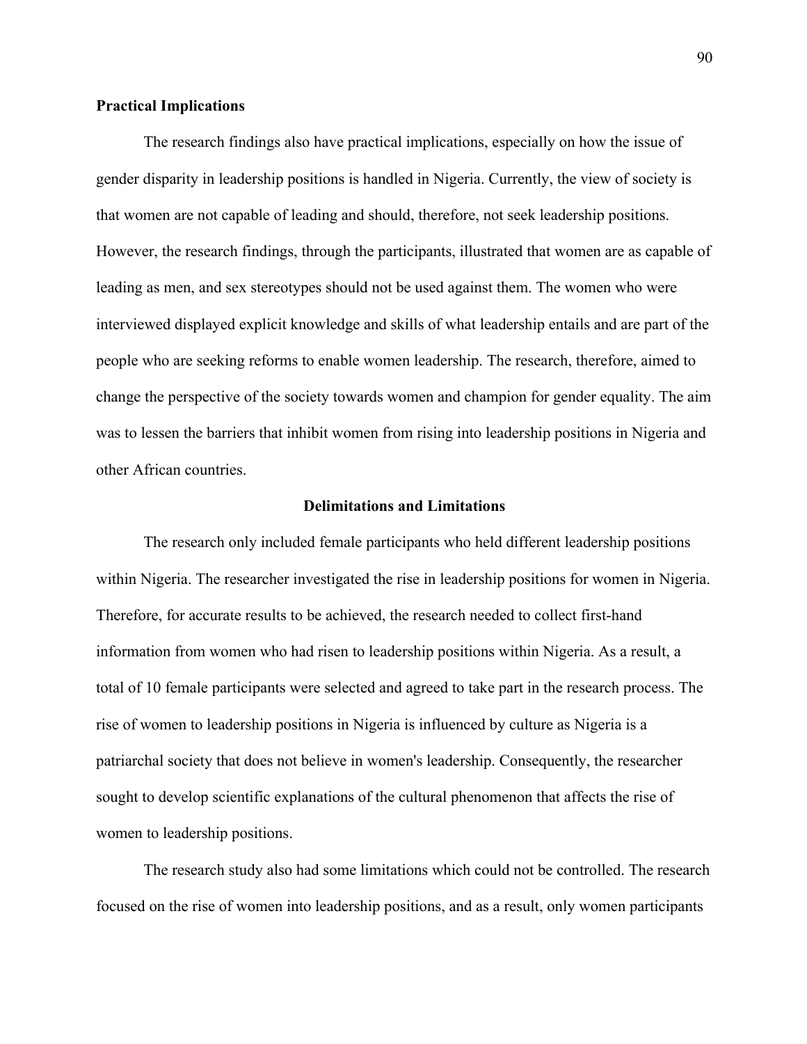**Practical Implications**

The research findings also have practical implications, especially on how the issue of gender disparity in leadership positions is handled in Nigeria. Currently, the view of society is that women are not capable of leading and should, therefore, not seek leadership positions. However, the research findings, through the participants, illustrated that women are as capable of leading as men, and sex stereotypes should not be used against them. The women who were interviewed displayed explicit knowledge and skills of what leadership entails and are part of the people who are seeking reforms to enable women leadership. The research, therefore, aimed to change the perspective of the society towards women and champion for gender equality. The aim was to lessen the barriers that inhibit women from rising into leadership positions in Nigeria and other African countries.

## Delimitations and Limitations

The research only included female participants who held different leadership positions within Nigeria. The researcher investigated the rise in leadership positions for women in Nigeria. Therefore, for accurate results to be achieved, the research needed to collect first-hand information from women who had risen to leadership positions within Nigeria. As a result, a total of 10 female participants were selected and agreed to take part in the research process. The rise of women to leadership positions in Nigeria is influenced by culture as Nigeria is a patriarchal society that does not believe in women's leadership. Consequently, the researcher sought to develop scientific explanations of the cultural phenomenon that affects the rise of women to leadership positions.

The research study also had some limitations which could not be controlled. The research focused on the rise of women into leadership positions, and as a result, only women participants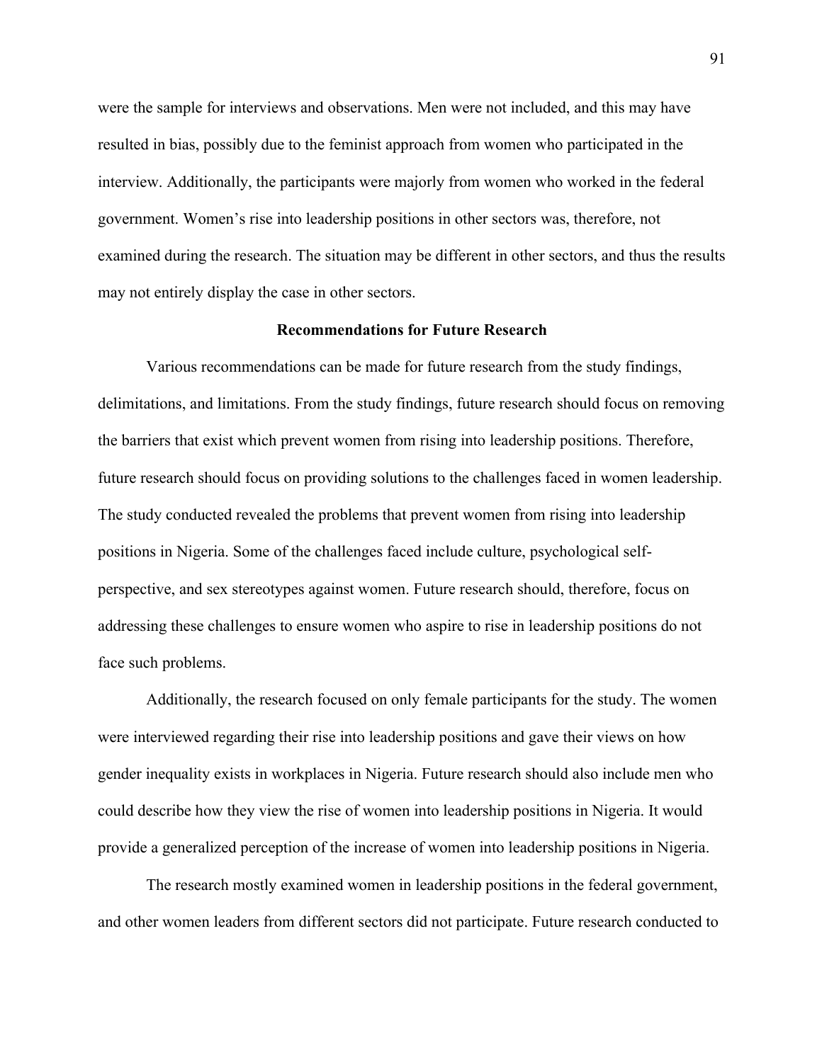were the sample for interviews and observations. Men were not included, and this may have resulted in bias, possibly due to the feminist approach from women who participated in the interview. Additionally, the participants were majorly from women who worked in the federal government. Women's rise into leadership positions in other sectors was, therefore, not examined during the research. The situation may be different in other sectors, and thus the results may not entirely display the case in other sectors.

## Recommendations for Future Research

Various recommendations can be made for future research from the study findings, delimitations, and limitations. From the study findings, future research should focus on removing the barriers that exist which prevent women from rising into leadership positions. Therefore, future research should focus on providing solutions to the challenges faced in women leadership. The study conducted revealed the problems that prevent women from rising into leadership positions in Nigeria. Some of the challenges faced include culture, psychological self-perspective, and sex stereotypes against women. Future research should, therefore, focus on addressing these challenges to ensure women who aspire to rise in leadership positions do not face such problems.

Additionally, the research focused on only female participants for the study. The women were interviewed regarding their rise into leadership positions and gave their views on how gender inequality exists in workplaces in Nigeria. Future research should also include men who could describe how they view the rise of women into leadership positions in Nigeria. It would provide a generalized perception of the increase of women into leadership positions in Nigeria.

The research mostly examined women in leadership positions in the federal government, and other women leaders from different sectors did not participate. Future research conducted to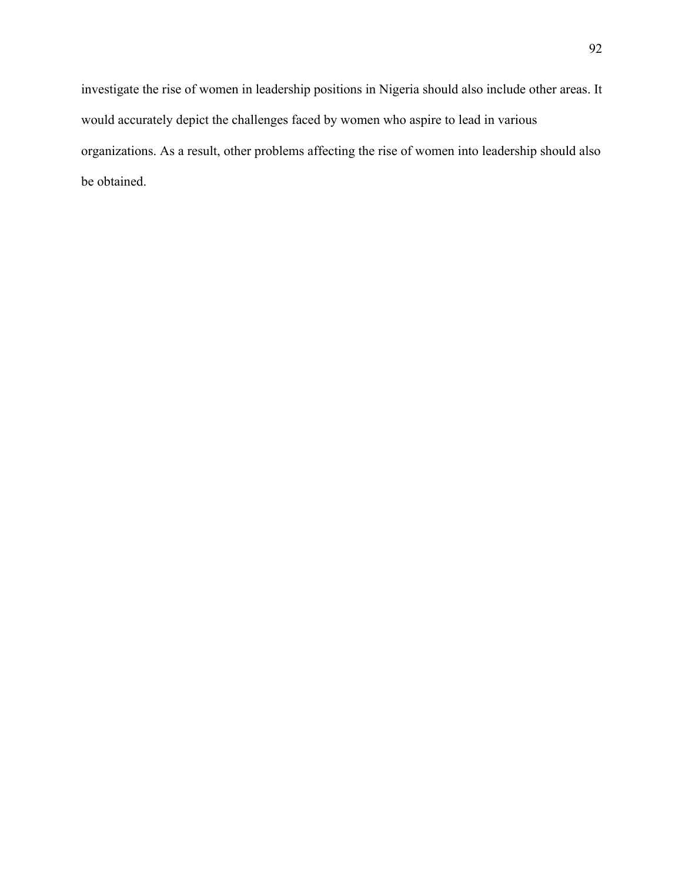investigate the rise of women in leadership positions in Nigeria should also include other areas. It would accurately depict the challenges faced by women who aspire to lead in various organizations. As a result, other problems affecting the rise of women into leadership should also be obtained.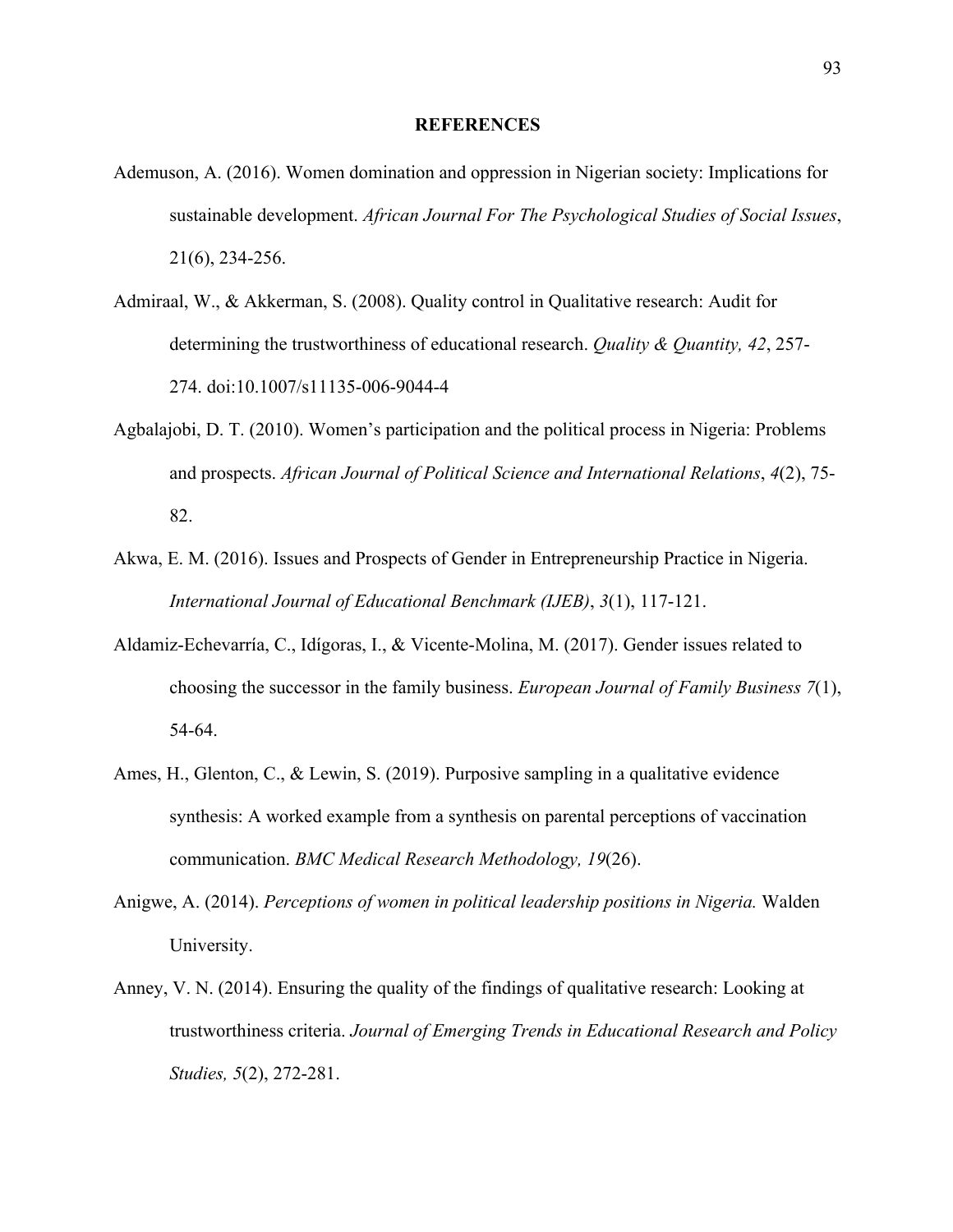**REFERENCES**

Ademuson, A. (2016). Women domination and oppression in Nigerian society: Implications for sustainable development. *African Journal For The Psychological Studies of Social Issues*, 21(6), 234-256.

Admiraal, W., & Akkerman, S. (2008). Quality control in Qualitative research: Audit for determining the trustworthiness of educational research. *Quality & Quantity, 42*, 257-274. doi:10.1007/s11135-006-9044-4

Agbalajobi, D. T. (2010). Women's participation and the political process in Nigeria: Problems and prospects. *African Journal of Political Science and International Relations*, *4*(2), 75-82.

Akwa, E. M. (2016). Issues and Prospects of Gender in Entrepreneurship Practice in Nigeria. *International Journal of Educational Benchmark (IJEB)*, *3*(1), 117-121.

Aldamiz-Echevarría, C., Idígoras, I., & Vicente-Molina, M. (2017). Gender issues related to choosing the successor in the family business. *European Journal of Family Business 7*(1), 54-64.

Ames, H., Glenton, C., & Lewin, S. (2019). Purposive sampling in a qualitative evidence synthesis: A worked example from a synthesis on parental perceptions of vaccination communication. *BMC Medical Research Methodology, 19*(26).

Anigwe, A. (2014). *Perceptions of women in political leadership positions in Nigeria.* Walden University.

Anney, V. N. (2014). Ensuring the quality of the findings of qualitative research: Looking at trustworthiness criteria. *Journal of Emerging Trends in Educational Research and Policy Studies, 5*(2), 272-281.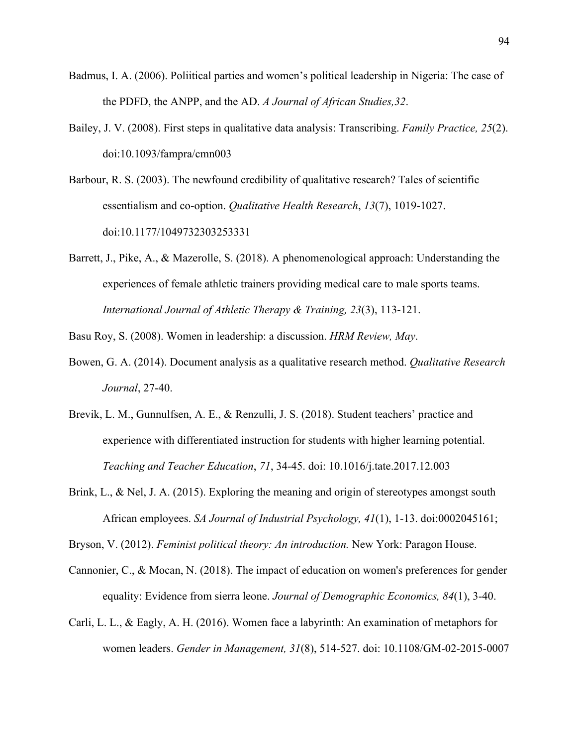Badmus, I. A. (2006). Poliitical parties and women's political leadership in Nigeria: The case of the PDFD, the ANPP, and the AD. *A Journal of African Studies,32*.

Bailey, J. V. (2008). First steps in qualitative data analysis: Transcribing. *Family Practice, 25*(2). doi:10.1093/fampra/cmn003

Barbour, R. S. (2003). The newfound credibility of qualitative research? Tales of scientific essentialism and co-option. *Qualitative Health Research*, *13*(7), 1019-1027. doi:10.1177/1049732303253331

Barrett, J., Pike, A., & Mazerolle, S. (2018). A phenomenological approach: Understanding the experiences of female athletic trainers providing medical care to male sports teams. *International Journal of Athletic Therapy & Training, 23*(3), 113-121.

Basu Roy, S. (2008). Women in leadership: a discussion. *HRM Review, May*.

Bowen, G. A. (2014). Document analysis as a qualitative research method. *Qualitative Research Journal*, 27-40.

Brevik, L. M., Gunnulfsen, A. E., & Renzulli, J. S. (2018). Student teachers' practice and experience with differentiated instruction for students with higher learning potential. *Teaching and Teacher Education*, *71*, 34-45. doi: 10.1016/j.tate.2017.12.003

Brink, L., & Nel, J. A. (2015). Exploring the meaning and origin of stereotypes amongst south African employees. *SA Journal of Industrial Psychology, 41*(1), 1-13. doi:0002045161;

Bryson, V. (2012). *Feminist political theory: An introduction.* New York: Paragon House.

Cannonier, C., & Mocan, N. (2018). The impact of education on women's preferences for gender equality: Evidence from sierra leone. *Journal of Demographic Economics, 84*(1), 3-40.

Carli, L. L., & Eagly, A. H. (2016). Women face a labyrinth: An examination of metaphors for women leaders. *Gender in Management, 31*(8), 514-527. doi: 10.1108/GM-02-2015-0007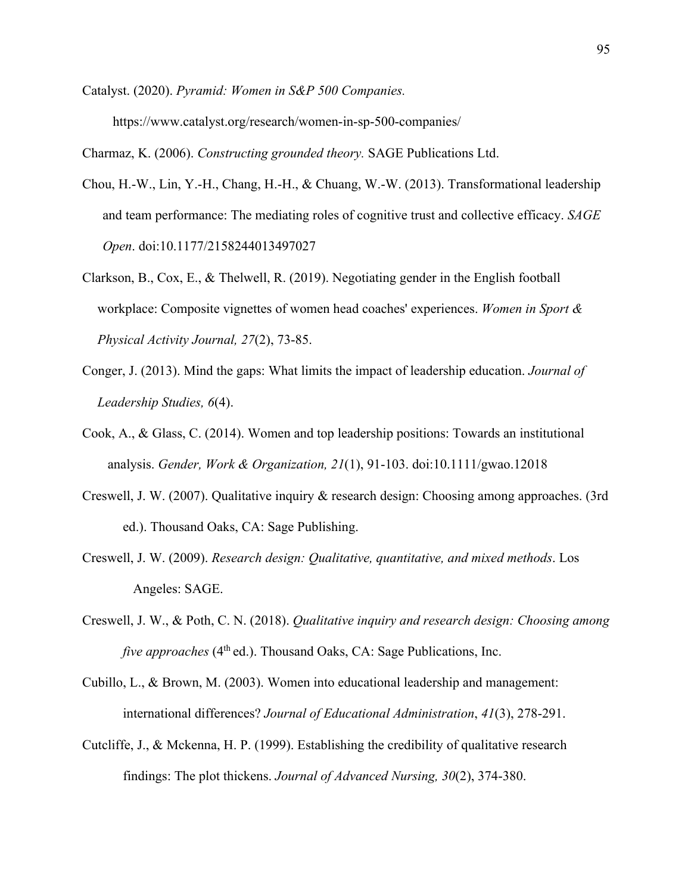Catalyst. (2020). *Pyramid: Women in S&P 500 Companies.* https://www.catalyst.org/research/women-in-sp-500-companies/

Charmaz, K. (2006). *Constructing grounded theory.* SAGE Publications Ltd.

Chou, H.-W., Lin, Y.-H., Chang, H.-H., & Chuang, W.-W. (2013). Transformational leadership and team performance: The mediating roles of cognitive trust and collective efficacy. *SAGE Open*. doi:10.1177/2158244013497027

Clarkson, B., Cox, E., & Thelwell, R. (2019). Negotiating gender in the English football workplace: Composite vignettes of women head coaches' experiences. *Women in Sport & Physical Activity Journal, 27*(2), 73-85.

Conger, J. (2013). Mind the gaps: What limits the impact of leadership education. *Journal of Leadership Studies, 6*(4).

Cook, A., & Glass, C. (2014). Women and top leadership positions: Towards an institutional analysis. *Gender, Work & Organization, 21*(1), 91-103. doi:10.1111/gwao.12018

Creswell, J. W. (2007). Qualitative inquiry & research design: Choosing among approaches. (3rd ed.). Thousand Oaks, CA: Sage Publishing.

Creswell, J. W. (2009). *Research design: Qualitative, quantitative, and mixed methods*. Los Angeles: SAGE.

Creswell, J. W., & Poth, C. N. (2018). *Qualitative inquiry and research design: Choosing among five approaches* (4th ed.). Thousand Oaks, CA: Sage Publications, Inc.

Cubillo, L., & Brown, M. (2003). Women into educational leadership and management: international differences? *Journal of Educational Administration*, *41*(3), 278-291.

Cutcliffe, J., & Mckenna, H. P. (1999). Establishing the credibility of qualitative research findings: The plot thickens. *Journal of Advanced Nursing, 30*(2), 374-380.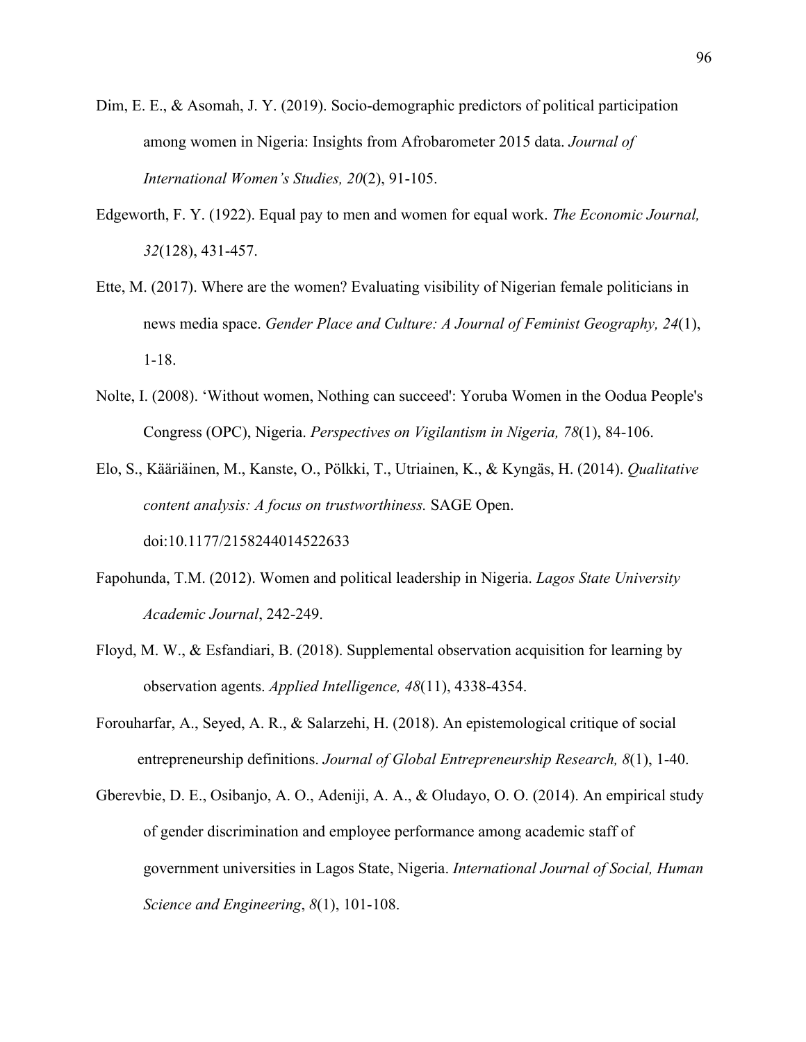Dim, E. E., & Asomah, J. Y. (2019). Socio-demographic predictors of political participation among women in Nigeria: Insights from Afrobarometer 2015 data. *Journal of International Women's Studies, 20*(2), 91-105.

Edgeworth, F. Y. (1922). Equal pay to men and women for equal work. *The Economic Journal, 32*(128), 431-457.

Ette, M. (2017). Where are the women? Evaluating visibility of Nigerian female politicians in news media space. *Gender Place and Culture: A Journal of Feminist Geography, 24*(1), 1-18.

Nolte, I. (2008). 'Without women, Nothing can succeed': Yoruba Women in the Oodua People's Congress (OPC), Nigeria. *Perspectives on Vigilantism in Nigeria, 78*(1), 84-106.

Elo, S., Kääriäinen, M., Kanste, O., Pölkki, T., Utriainen, K., & Kyngäs, H. (2014). *Qualitative content analysis: A focus on trustworthiness.* SAGE Open. doi:10.1177/2158244014522633

Fapohunda, T.M. (2012). Women and political leadership in Nigeria. *Lagos State University Academic Journal*, 242-249.

Floyd, M. W., & Esfandiari, B. (2018). Supplemental observation acquisition for learning by observation agents. *Applied Intelligence, 48*(11), 4338-4354.

Forouharfar, A., Seyed, A. R., & Salarzehi, H. (2018). An epistemological critique of social entrepreneurship definitions. *Journal of Global Entrepreneurship Research, 8*(1), 1-40.

Gberevbie, D. E., Osibanjo, A. O., Adeniji, A. A., & Oludayo, O. O. (2014). An empirical study of gender discrimination and employee performance among academic staff of government universities in Lagos State, Nigeria. *International Journal of Social, Human Science and Engineering*, *8*(1), 101-108.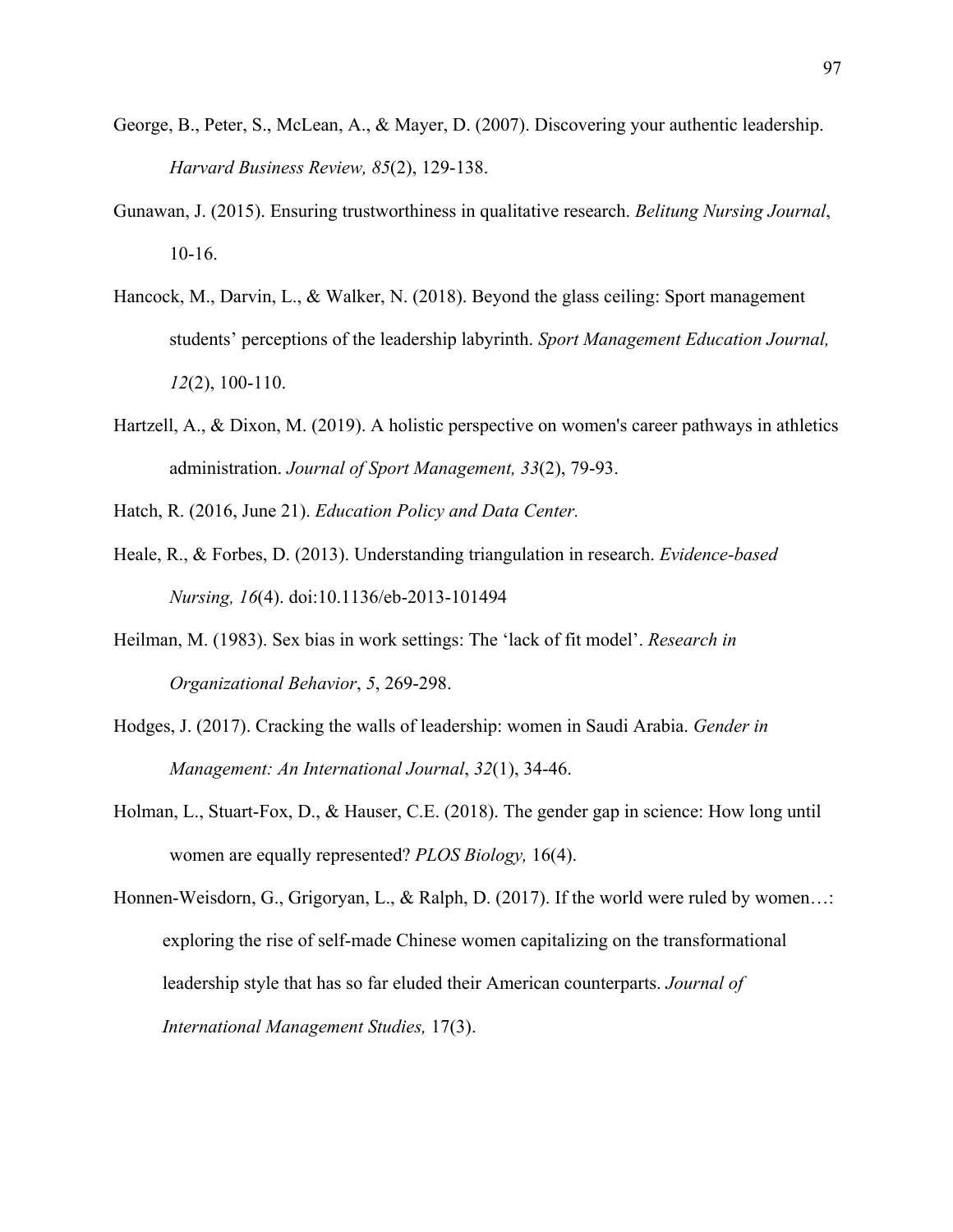George, B., Peter, S., McLean, A., & Mayer, D. (2007). Discovering your authentic leadership. *Harvard Business Review, 85*(2), 129-138.

Gunawan, J. (2015). Ensuring trustworthiness in qualitative research. *Belitung Nursing Journal*, 10-16.

Hancock, M., Darvin, L., & Walker, N. (2018). Beyond the glass ceiling: Sport management students' perceptions of the leadership labyrinth. *Sport Management Education Journal, 12*(2), 100-110.

Hartzell, A., & Dixon, M. (2019). A holistic perspective on women's career pathways in athletics administration. *Journal of Sport Management, 33*(2), 79-93.

Hatch, R. (2016, June 21). *Education Policy and Data Center.*

Heale, R., & Forbes, D. (2013). Understanding triangulation in research. *Evidence-based Nursing, 16*(4). doi:10.1136/eb-2013-101494

Heilman, M. (1983). Sex bias in work settings: The 'lack of fit model'. *Research in Organizational Behavior*, *5*, 269-298.

Hodges, J. (2017). Cracking the walls of leadership: women in Saudi Arabia. *Gender in Management: An International Journal*, *32*(1), 34-46.

Holman, L., Stuart-Fox, D., & Hauser, C.E. (2018). The gender gap in science: How long until women are equally represented? *PLOS Biology,* 16(4).

Honnen-Weisdorn, G., Grigoryan, L., & Ralph, D. (2017). If the world were ruled by women…: exploring the rise of self-made Chinese women capitalizing on the transformational leadership style that has so far eluded their American counterparts. *Journal of International Management Studies,* 17(3).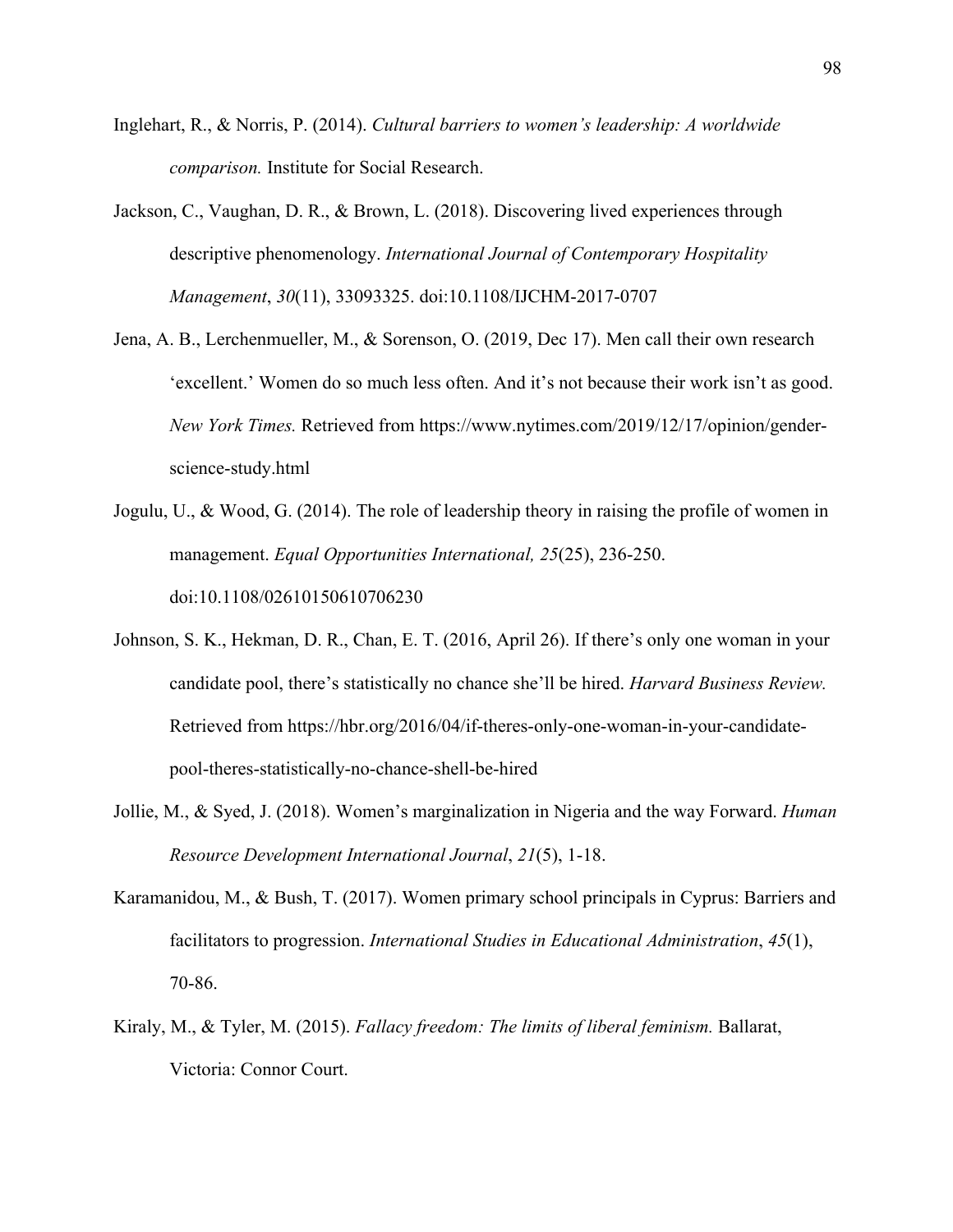Inglehart, R., & Norris, P. (2014). *Cultural barriers to women's leadership: A worldwide comparison.* Institute for Social Research.

Jackson, C., Vaughan, D. R., & Brown, L. (2018). Discovering lived experiences through descriptive phenomenology. *International Journal of Contemporary Hospitality Management*, *30*(11), 33093325. doi:10.1108/IJCHM-2017-0707

Jena, A. B., Lerchenmueller, M., & Sorenson, O. (2019, Dec 17). Men call their own research 'excellent.' Women do so much less often. And it's not because their work isn't as good. *New York Times.* Retrieved from https://www.nytimes.com/2019/12/17/opinion/gender-science-study.html

Jogulu, U., & Wood, G. (2014). The role of leadership theory in raising the profile of women in management. *Equal Opportunities International, 25*(25), 236-250. doi:10.1108/02610150610706230

Johnson, S. K., Hekman, D. R., Chan, E. T. (2016, April 26). If there's only one woman in your candidate pool, there's statistically no chance she'll be hired. *Harvard Business Review.* Retrieved from https://hbr.org/2016/04/if-theres-only-one-woman-in-your-candidate-pool-theres-statistically-no-chance-shell-be-hired

Jollie, M., & Syed, J. (2018). Women's marginalization in Nigeria and the way Forward. *Human Resource Development International Journal*, *21*(5), 1-18.

Karamanidou, M., & Bush, T. (2017). Women primary school principals in Cyprus: Barriers and facilitators to progression. *International Studies in Educational Administration*, *45*(1), 70-86.

Kiraly, M., & Tyler, M. (2015). *Fallacy freedom: The limits of liberal feminism.* Ballarat, Victoria: Connor Court.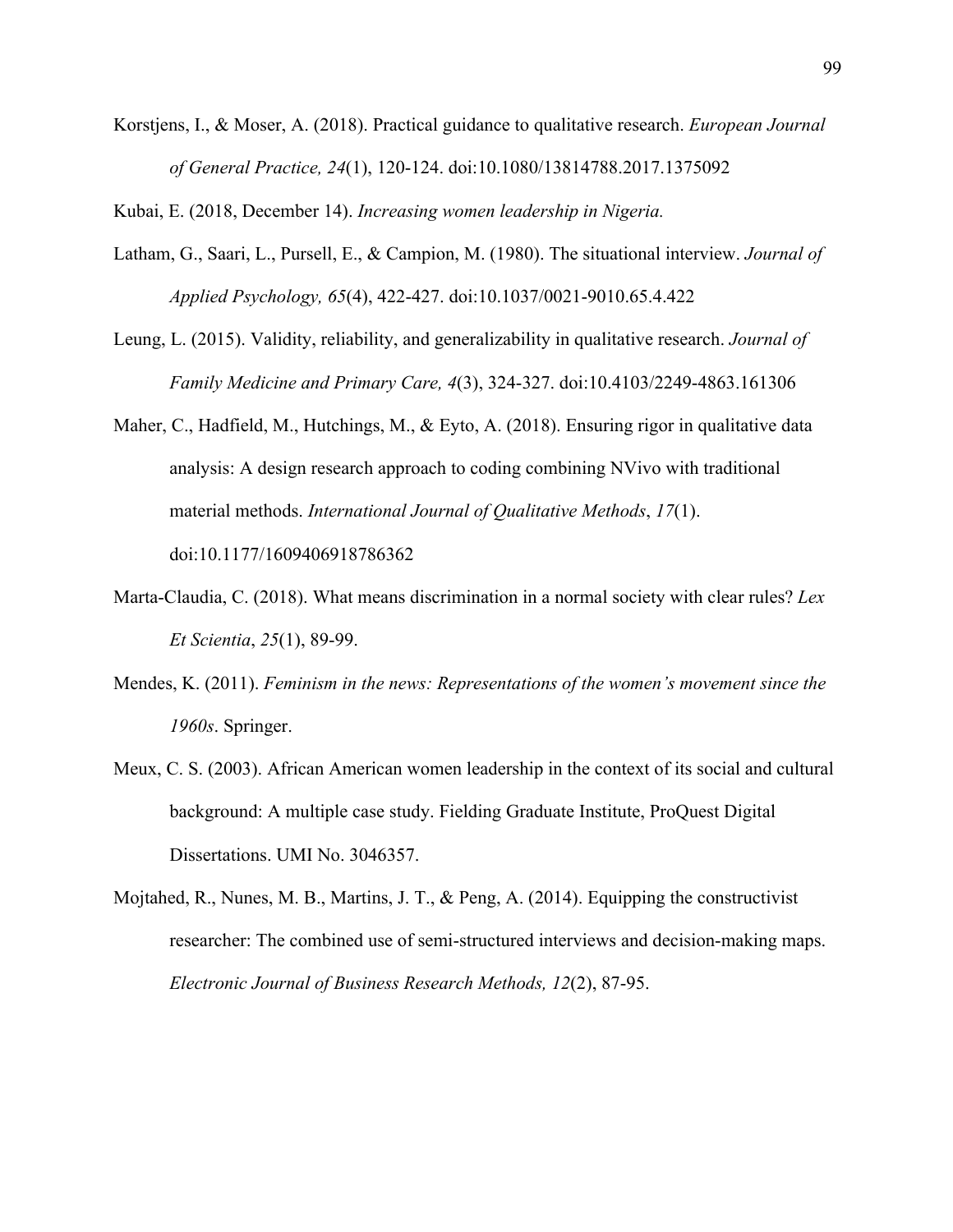Korstjens, I., & Moser, A. (2018). Practical guidance to qualitative research. *European Journal of General Practice, 24*(1), 120-124. doi:10.1080/13814788.2017.1375092

Kubai, E. (2018, December 14). *Increasing women leadership in Nigeria.*

Latham, G., Saari, L., Pursell, E., & Campion, M. (1980). The situational interview. *Journal of Applied Psychology, 65*(4), 422-427. doi:10.1037/0021-9010.65.4.422

Leung, L. (2015). Validity, reliability, and generalizability in qualitative research. *Journal of Family Medicine and Primary Care, 4*(3), 324-327. doi:10.4103/2249-4863.161306

Maher, C., Hadfield, M., Hutchings, M., & Eyto, A. (2018). Ensuring rigor in qualitative data analysis: A design research approach to coding combining NVivo with traditional material methods. *International Journal of Qualitative Methods*, *17*(1). doi:10.1177/1609406918786362

Marta-Claudia, C. (2018). What means discrimination in a normal society with clear rules? *Lex Et Scientia*, *25*(1), 89-99.

Mendes, K. (2011). *Feminism in the news: Representations of the women's movement since the 1960s*. Springer.

Meux, C. S. (2003). African American women leadership in the context of its social and cultural background: A multiple case study. Fielding Graduate Institute, ProQuest Digital Dissertations. UMI No. 3046357.

Mojtahed, R., Nunes, M. B., Martins, J. T., & Peng, A. (2014). Equipping the constructivist researcher: The combined use of semi-structured interviews and decision-making maps. *Electronic Journal of Business Research Methods, 12*(2), 87-95.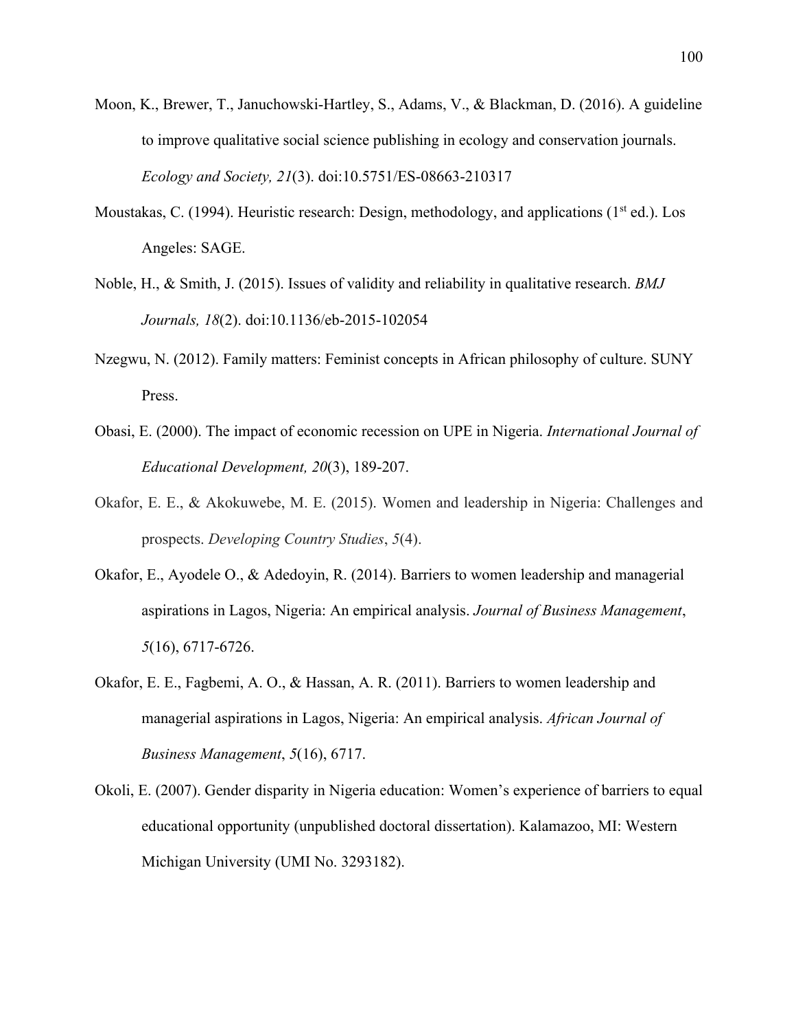Moon, K., Brewer, T., Januchowski-Hartley, S., Adams, V., & Blackman, D. (2016). A guideline to improve qualitative social science publishing in ecology and conservation journals. *Ecology and Society, 21*(3). doi:10.5751/ES-08663-210317

Moustakas, C. (1994). Heuristic research: Design, methodology, and applications (1st ed.). Los Angeles: SAGE.

Noble, H., & Smith, J. (2015). Issues of validity and reliability in qualitative research. *BMJ Journals, 18*(2). doi:10.1136/eb-2015-102054

Nzegwu, N. (2012). Family matters: Feminist concepts in African philosophy of culture. SUNY Press.

Obasi, E. (2000). The impact of economic recession on UPE in Nigeria. *International Journal of Educational Development, 20*(3), 189-207.

Okafor, E. E., & Akokuwebe, M. E. (2015). Women and leadership in Nigeria: Challenges and prospects. *Developing Country Studies*, *5*(4).

Okafor, E., Ayodele O., & Adedoyin, R. (2014). Barriers to women leadership and managerial aspirations in Lagos, Nigeria: An empirical analysis. *Journal of Business Management*, *5*(16), 6717-6726.

Okafor, E. E., Fagbemi, A. O., & Hassan, A. R. (2011). Barriers to women leadership and managerial aspirations in Lagos, Nigeria: An empirical analysis. *African Journal of Business Management*, *5*(16), 6717.

Okoli, E. (2007). Gender disparity in Nigeria education: Women's experience of barriers to equal educational opportunity (unpublished doctoral dissertation). Kalamazoo, MI: Western Michigan University (UMI No. 3293182).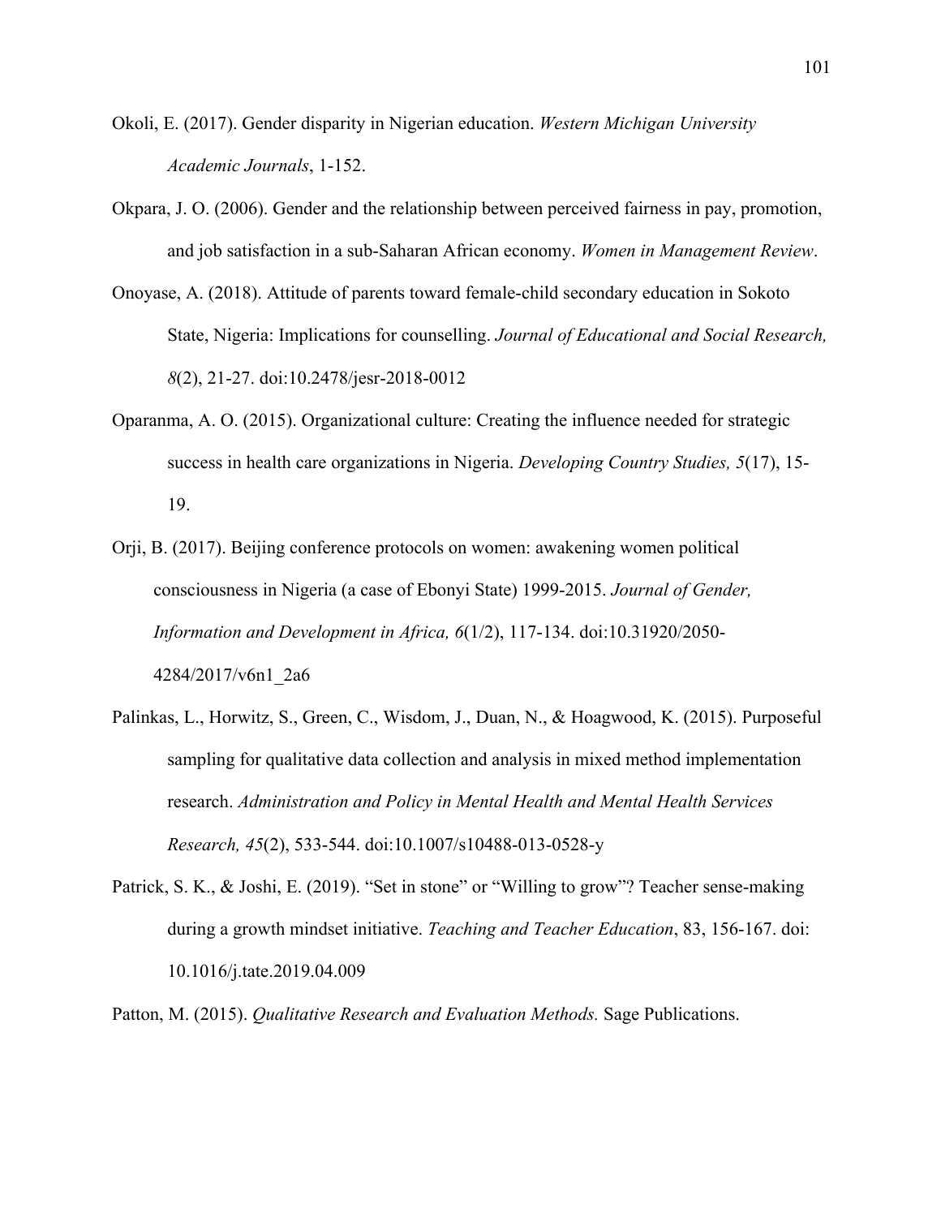Okoli, E. (2017). Gender disparity in Nigerian education. *Western Michigan University Academic Journals*, 1-152.

Okpara, J. O. (2006). Gender and the relationship between perceived fairness in pay, promotion, and job satisfaction in a sub-Saharan African economy. *Women in Management Review*.

Onoyase, A. (2018). Attitude of parents toward female-child secondary education in Sokoto State, Nigeria: Implications for counselling. *Journal of Educational and Social Research, 8*(2), 21-27. doi:10.2478/jesr-2018-0012

Oparanma, A. O. (2015). Organizational culture: Creating the influence needed for strategic success in health care organizations in Nigeria. *Developing Country Studies, 5*(17), 15-19.

Orji, B. (2017). Beijing conference protocols on women: awakening women political consciousness in Nigeria (a case of Ebonyi State) 1999-2015. *Journal of Gender, Information and Development in Africa, 6*(1/2), 117-134. doi:10.31920/2050-4284/2017/v6n1_2a6

Palinkas, L., Horwitz, S., Green, C., Wisdom, J., Duan, N., & Hoagwood, K. (2015). Purposeful sampling for qualitative data collection and analysis in mixed method implementation research. *Administration and Policy in Mental Health and Mental Health Services Research, 45*(2), 533-544. doi:10.1007/s10488-013-0528-y

Patrick, S. K., & Joshi, E. (2019). "Set in stone" or "Willing to grow"? Teacher sense-making during a growth mindset initiative. *Teaching and Teacher Education*, 83, 156-167. doi: 10.1016/j.tate.2019.04.009

Patton, M. (2015). *Qualitative Research and Evaluation Methods.* Sage Publications.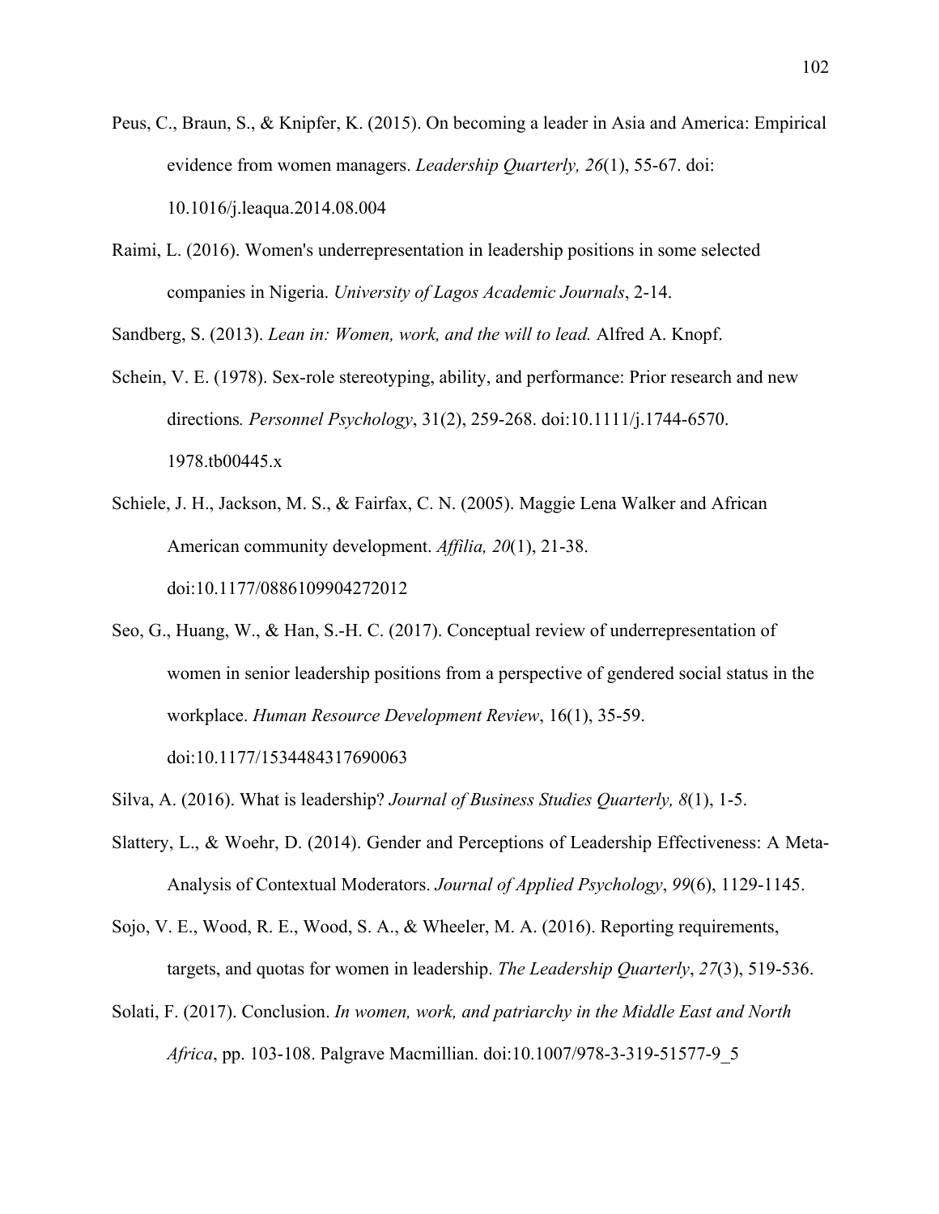Peus, C., Braun, S., & Knipfer, K. (2015). On becoming a leader in Asia and America: Empirical evidence from women managers. *Leadership Quarterly, 26*(1), 55-67. doi: 10.1016/j.leaqua.2014.08.004

Raimi, L. (2016). Women's underrepresentation in leadership positions in some selected companies in Nigeria. *University of Lagos Academic Journals*, 2-14.

Sandberg, S. (2013). *Lean in: Women, work, and the will to lead.* Alfred A. Knopf.

Schein, V. E. (1978). Sex-role stereotyping, ability, and performance: Prior research and new directions*. Personnel Psychology*, 31(2), 259-268. doi:10.1111/j.1744-6570. 1978.tb00445.x

Schiele, J. H., Jackson, M. S., & Fairfax, C. N. (2005). Maggie Lena Walker and African American community development. *Affilia, 20*(1), 21-38. doi:10.1177/0886109904272012

Seo, G., Huang, W., & Han, S.-H. C. (2017). Conceptual review of underrepresentation of women in senior leadership positions from a perspective of gendered social status in the workplace. *Human Resource Development Review*, 16(1), 35-59. doi:10.1177/1534484317690063

Silva, A. (2016). What is leadership? *Journal of Business Studies Quarterly, 8*(1), 1-5.

Slattery, L., & Woehr, D. (2014). Gender and Perceptions of Leadership Effectiveness: A Meta-Analysis of Contextual Moderators. *Journal of Applied Psychology*, *99*(6), 1129-1145.

Sojo, V. E., Wood, R. E., Wood, S. A., & Wheeler, M. A. (2016). Reporting requirements, targets, and quotas for women in leadership. *The Leadership Quarterly*, *27*(3), 519-536.

Solati, F. (2017). Conclusion. *In women, work, and patriarchy in the Middle East and North Africa*, pp. 103-108. Palgrave Macmillian. doi:10.1007/978-3-319-51577-9_5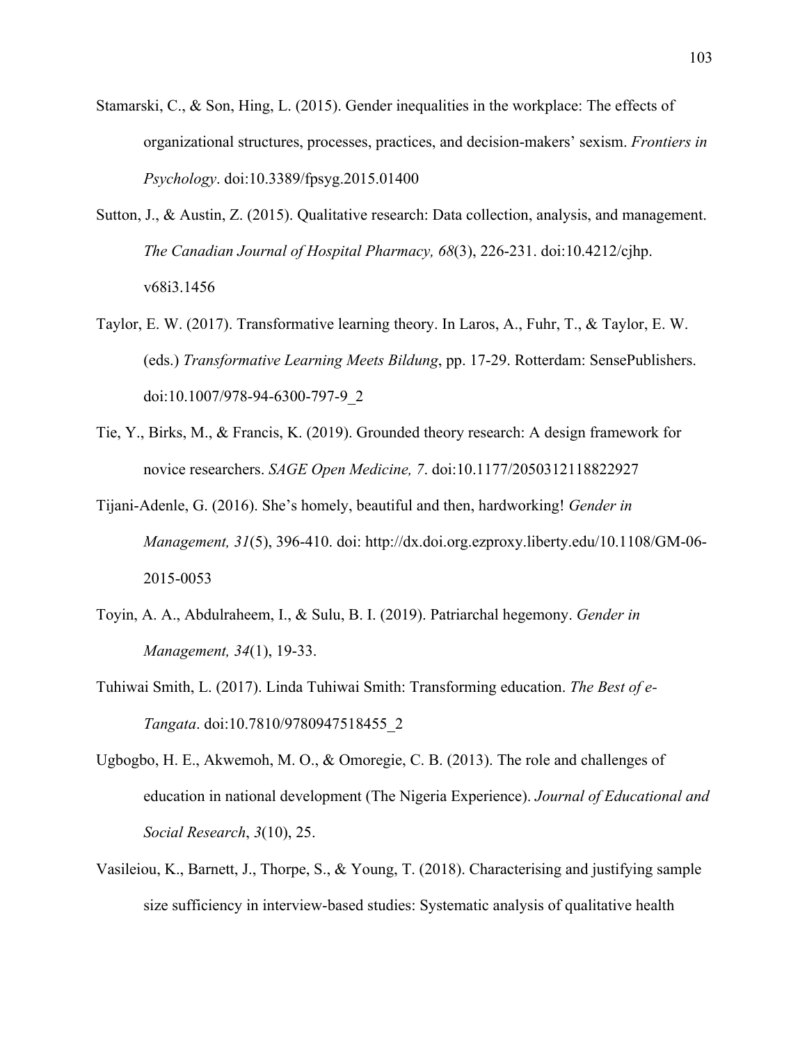Stamarski, C., & Son, Hing, L. (2015). Gender inequalities in the workplace: The effects of organizational structures, processes, practices, and decision-makers' sexism. *Frontiers in Psychology*. doi:10.3389/fpsyg.2015.01400

Sutton, J., & Austin, Z. (2015). Qualitative research: Data collection, analysis, and management. *The Canadian Journal of Hospital Pharmacy, 68*(3), 226-231. doi:10.4212/cjhp. v68i3.1456

Taylor, E. W. (2017). Transformative learning theory. In Laros, A., Fuhr, T., & Taylor, E. W. (eds.) *Transformative Learning Meets Bildung*, pp. 17-29. Rotterdam: SensePublishers. doi:10.1007/978-94-6300-797-9_2

Tie, Y., Birks, M., & Francis, K. (2019). Grounded theory research: A design framework for novice researchers. *SAGE Open Medicine, 7*. doi:10.1177/2050312118822927

Tijani-Adenle, G. (2016). She's homely, beautiful and then, hardworking! *Gender in Management, 31*(5), 396-410. doi: http://dx.doi.org.ezproxy.liberty.edu/10.1108/GM-06-2015-0053

Toyin, A. A., Abdulraheem, I., & Sulu, B. I. (2019). Patriarchal hegemony. *Gender in Management, 34*(1), 19-33.

Tuhiwai Smith, L. (2017). Linda Tuhiwai Smith: Transforming education. *The Best of e-Tangata*. doi:10.7810/9780947518455_2

Ugbogbo, H. E., Akwemoh, M. O., & Omoregie, C. B. (2013). The role and challenges of education in national development (The Nigeria Experience). *Journal of Educational and Social Research*, *3*(10), 25.

Vasileiou, K., Barnett, J., Thorpe, S., & Young, T. (2018). Characterising and justifying sample size sufficiency in interview-based studies: Systematic analysis of qualitative health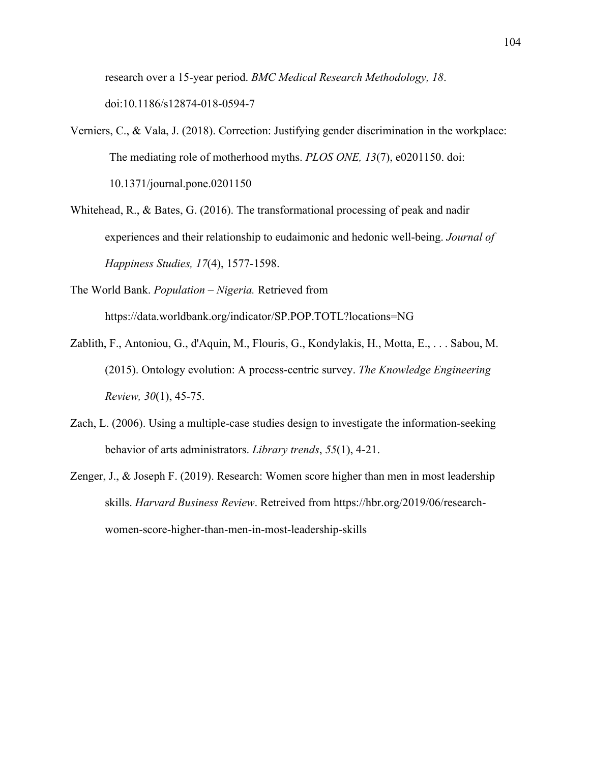research over a 15-year period. *BMC Medical Research Methodology, 18*. doi:10.1186/s12874-018-0594-7

Verniers, C., & Vala, J. (2018). Correction: Justifying gender discrimination in the workplace: The mediating role of motherhood myths. *PLOS ONE, 13*(7), e0201150. doi: 10.1371/journal.pone.0201150

Whitehead, R., & Bates, G. (2016). The transformational processing of peak and nadir experiences and their relationship to eudaimonic and hedonic well-being. *Journal of Happiness Studies, 17*(4), 1577-1598.

The World Bank. *Population – Nigeria.* Retrieved from https://data.worldbank.org/indicator/SP.POP.TOTL?locations=NG

Zablith, F., Antoniou, G., d'Aquin, M., Flouris, G., Kondylakis, H., Motta, E., . . . Sabou, M. (2015). Ontology evolution: A process-centric survey. *The Knowledge Engineering Review, 30*(1), 45-75.

Zach, L. (2006). Using a multiple-case studies design to investigate the information-seeking behavior of arts administrators. *Library trends*, *55*(1), 4-21.

Zenger, J., & Joseph F. (2019). Research: Women score higher than men in most leadership skills. *Harvard Business Review*. Retreived from https://hbr.org/2019/06/research-women-score-higher-than-men-in-most-leadership-skills